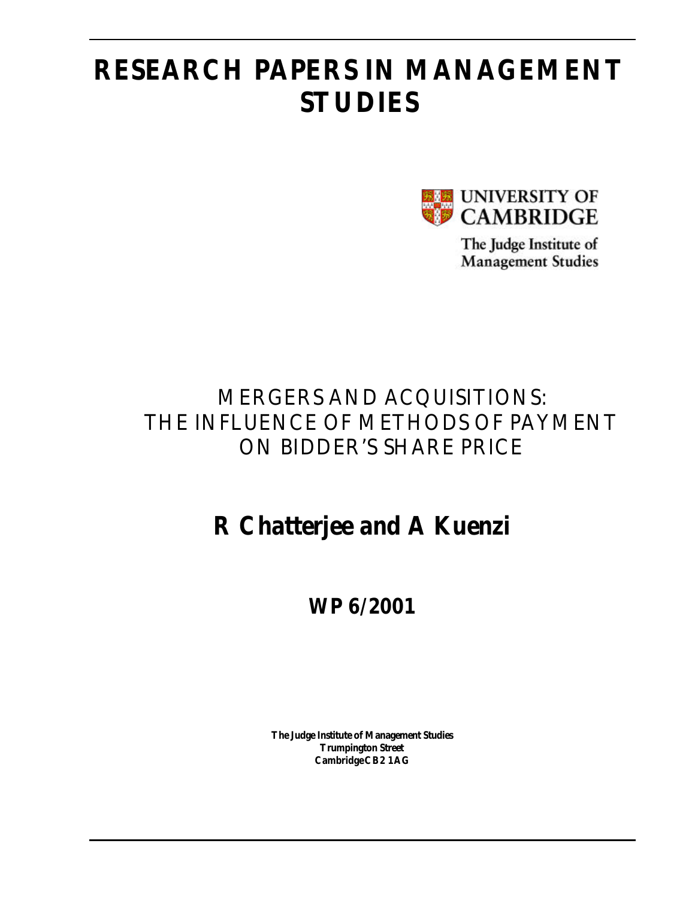# RESEARCH PAPERS IN MANAGEMENT STUDIES

UNIVERSITY OF CAMBRIDGE

The Judge Institute of Management Studies

## MERGERS AND ACQUISITIONS: THE INFLUENCE OF METHODS OF PAYMENT ON BIDDER'S SHARE PRICE

## R Chatterjee and A Kuenzi

## WP 6/2001

**The Judge Institute of Management Studies**
**Trumpington Street**
**Cambridge CB2 1AG**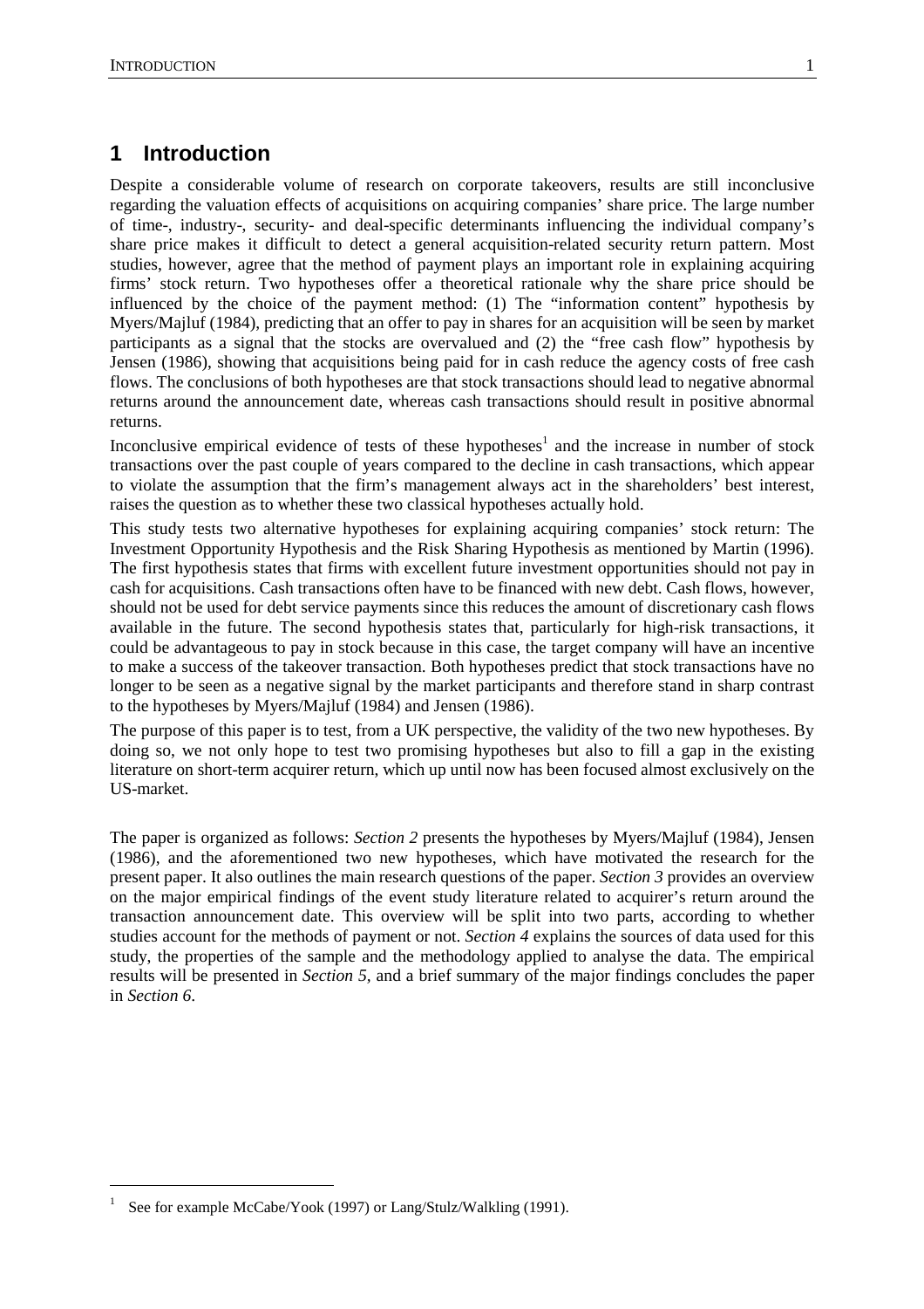# 1 Introduction

Despite a considerable volume of research on corporate takeovers, results are still inconclusive regarding the valuation effects of acquisitions on acquiring companies' share price. The large number of time-, industry-, security- and deal-specific determinants influencing the individual company's share price makes it difficult to detect a general acquisition-related security return pattern. Most studies, however, agree that the method of payment plays an important role in explaining acquiring firms' stock return. Two hypotheses offer a theoretical rationale why the share price should be influenced by the choice of the payment method: (1) The "information content" hypothesis by Myers/Majluf (1984), predicting that an offer to pay in shares for an acquisition will be seen by market participants as a signal that the stocks are overvalued and (2) the "free cash flow" hypothesis by Jensen (1986), showing that acquisitions being paid for in cash reduce the agency costs of free cash flows. The conclusions of both hypotheses are that stock transactions should lead to negative abnormal returns around the announcement date, whereas cash transactions should result in positive abnormal returns.

Inconclusive empirical evidence of tests of these hypotheses[1] and the increase in number of stock transactions over the past couple of years compared to the decline in cash transactions, which appear to violate the assumption that the firm's management always act in the shareholders' best interest, raises the question as to whether these two classical hypotheses actually hold.

This study tests two alternative hypotheses for explaining acquiring companies' stock return: The Investment Opportunity Hypothesis and the Risk Sharing Hypothesis as mentioned by Martin (1996). The first hypothesis states that firms with excellent future investment opportunities should not pay in cash for acquisitions. Cash transactions often have to be financed with new debt. Cash flows, however, should not be used for debt service payments since this reduces the amount of discretionary cash flows available in the future. The second hypothesis states that, particularly for high-risk transactions, it could be advantageous to pay in stock because in this case, the target company will have an incentive to make a success of the takeover transaction. Both hypotheses predict that stock transactions have no longer to be seen as a negative signal by the market participants and therefore stand in sharp contrast to the hypotheses by Myers/Majluf (1984) and Jensen (1986).

The purpose of this paper is to test, from a UK perspective, the validity of the two new hypotheses. By doing so, we not only hope to test two promising hypotheses but also to fill a gap in the existing literature on short-term acquirer return, which up until now has been focused almost exclusively on the US-market.

The paper is organized as follows: *Section 2* presents the hypotheses by Myers/Majluf (1984), Jensen (1986), and the aforementioned two new hypotheses, which have motivated the research for the present paper. It also outlines the main research questions of the paper. *Section 3* provides an overview on the major empirical findings of the event study literature related to acquirer's return around the transaction announcement date. This overview will be split into two parts, according to whether studies account for the methods of payment or not. *Section 4* explains the sources of data used for this study, the properties of the sample and the methodology applied to analyse the data. The empirical results will be presented in *Section 5*, and a brief summary of the major findings concludes the paper in *Section 6*.

[1] See for example McCabe/Yook (1997) or Lang/Stulz/Walkling (1991).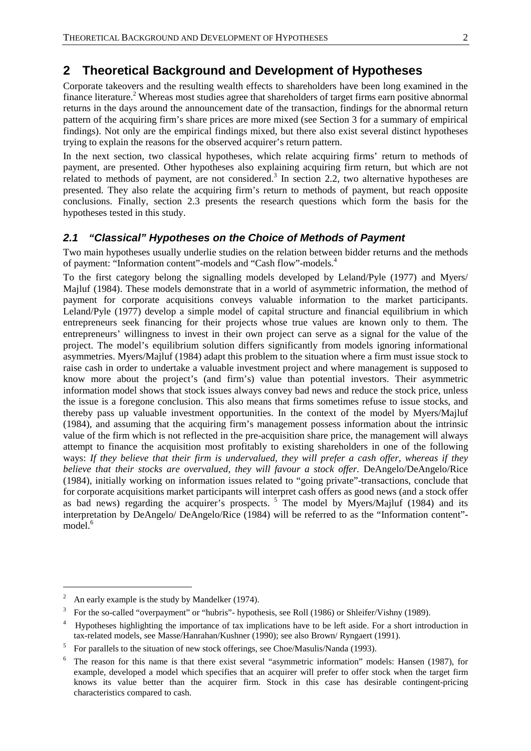# 2 Theoretical Background and Development of Hypotheses

Corporate takeovers and the resulting wealth effects to shareholders have been long examined in the finance literature.[2] Whereas most studies agree that shareholders of target firms earn positive abnormal returns in the days around the announcement date of the transaction, findings for the abnormal return pattern of the acquiring firm's share prices are more mixed (see Section 3 for a summary of empirical findings). Not only are the empirical findings mixed, but there also exist several distinct hypotheses trying to explain the reasons for the observed acquirer's return pattern.

In the next section, two classical hypotheses, which relate acquiring firms' return to methods of payment, are presented. Other hypotheses also explaining acquiring firm return, but which are not related to methods of payment, are not considered.[3] In section 2.2, two alternative hypotheses are presented. They also relate the acquiring firm's return to methods of payment, but reach opposite conclusions. Finally, section 2.3 presents the research questions which form the basis for the hypotheses tested in this study.

## *2.1 "Classical" Hypotheses on the Choice of Methods of Payment*

Two main hypotheses usually underlie studies on the relation between bidder returns and the methods of payment: "Information content"-models and "Cash flow"-models.[4]

To the first category belong the signalling models developed by Leland/Pyle (1977) and Myers/ Majluf (1984). These models demonstrate that in a world of asymmetric information, the method of payment for corporate acquisitions conveys valuable information to the market participants. Leland/Pyle (1977) develop a simple model of capital structure and financial equilibrium in which entrepreneurs seek financing for their projects whose true values are known only to them. The entrepreneurs' willingness to invest in their own project can serve as a signal for the value of the project. The model's equilibrium solution differs significantly from models ignoring informational asymmetries. Myers/Majluf (1984) adapt this problem to the situation where a firm must issue stock to raise cash in order to undertake a valuable investment project and where management is supposed to know more about the project's (and firm's) value than potential investors. Their asymmetric information model shows that stock issues always convey bad news and reduce the stock price, unless the issue is a foregone conclusion. This also means that firms sometimes refuse to issue stocks, and thereby pass up valuable investment opportunities. In the context of the model by Myers/Majluf (1984), and assuming that the acquiring firm's management possess information about the intrinsic value of the firm which is not reflected in the pre-acquisition share price, the management will always attempt to finance the acquisition most profitably to existing shareholders in one of the following ways: *If they believe that their firm is undervalued, they will prefer a cash offer, whereas if they believe that their stocks are overvalued, they will favour a stock offer.* DeAngelo/DeAngelo/Rice (1984), initially working on information issues related to "going private"-transactions, conclude that for corporate acquisitions market participants will interpret cash offers as good news (and a stock offer as bad news) regarding the acquirer's prospects.[5] The model by Myers/Majluf (1984) and its interpretation by DeAngelo/ DeAngelo/Rice (1984) will be referred to as the "Information content"-model.[6]

---

[2] An early example is the study by Mandelker (1974).

[3] For the so-called "overpayment" or "hubris"- hypothesis, see Roll (1986) or Shleifer/Vishny (1989).

[4] Hypotheses highlighting the importance of tax implications have to be left aside. For a short introduction in tax-related models, see Masse/Hanrahan/Kushner (1990); see also Brown/ Ryngaert (1991).

[5] For parallels to the situation of new stock offerings, see Choe/Masulis/Nanda (1993).

[6] The reason for this name is that there exist several "asymmetric information" models: Hansen (1987), for example, developed a model which specifies that an acquirer will prefer to offer stock when the target firm knows its value better than the acquirer firm. Stock in this case has desirable contingent-pricing characteristics compared to cash.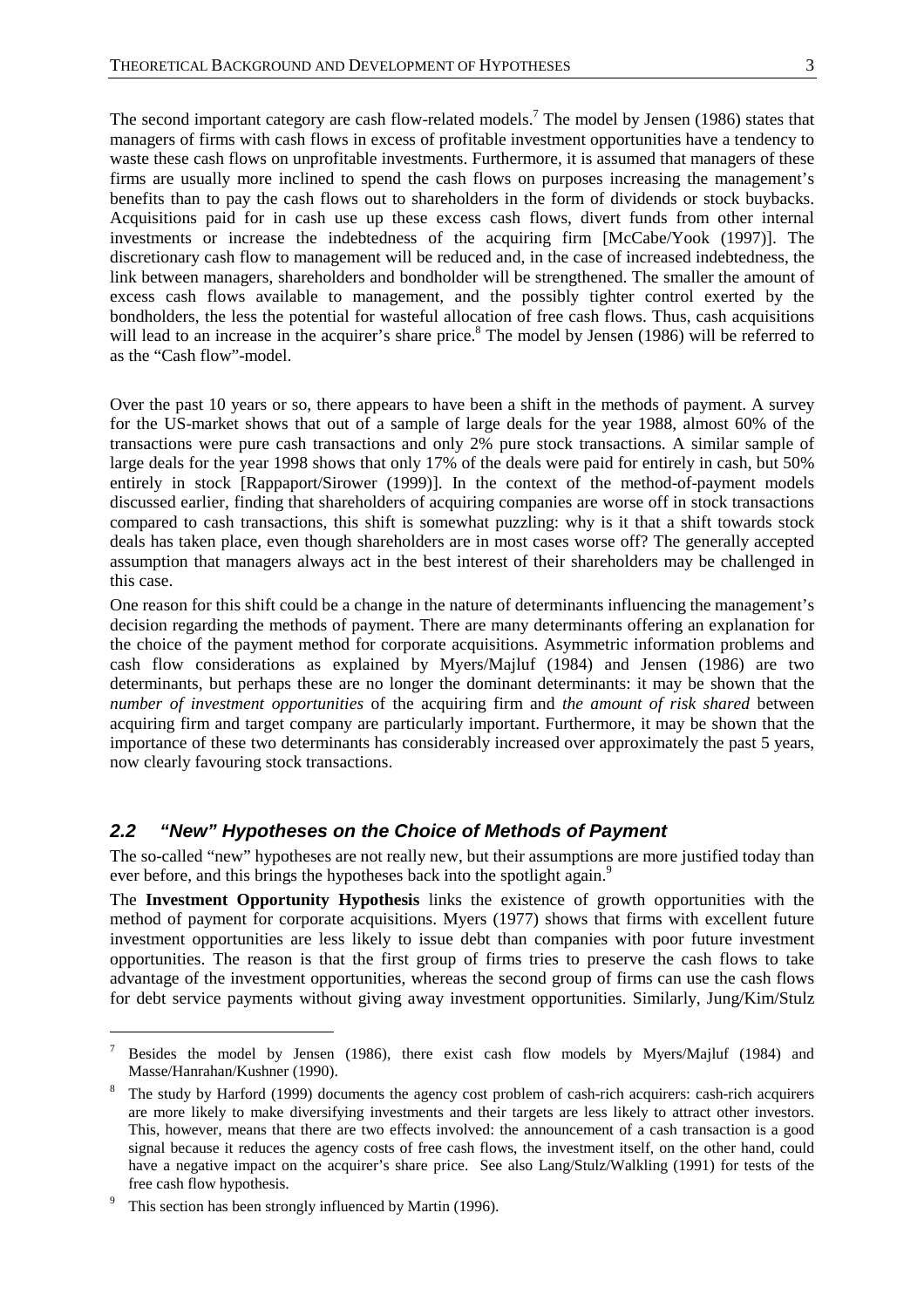The second important category are cash flow-related models.[7] The model by Jensen (1986) states that managers of firms with cash flows in excess of profitable investment opportunities have a tendency to waste these cash flows on unprofitable investments. Furthermore, it is assumed that managers of these firms are usually more inclined to spend the cash flows on purposes increasing the management's benefits than to pay the cash flows out to shareholders in the form of dividends or stock buybacks. Acquisitions paid for in cash use up these excess cash flows, divert funds from other internal investments or increase the indebtedness of the acquiring firm [McCabe/Yook (1997)]. The discretionary cash flow to management will be reduced and, in the case of increased indebtedness, the link between managers, shareholders and bondholder will be strengthened. The smaller the amount of excess cash flows available to management, and the possibly tighter control exerted by the bondholders, the less the potential for wasteful allocation of free cash flows. Thus, cash acquisitions will lead to an increase in the acquirer's share price.[8] The model by Jensen (1986) will be referred to as the "Cash flow"-model.

Over the past 10 years or so, there appears to have been a shift in the methods of payment. A survey for the US-market shows that out of a sample of large deals for the year 1988, almost 60% of the transactions were pure cash transactions and only 2% pure stock transactions. A similar sample of large deals for the year 1998 shows that only 17% of the deals were paid for entirely in cash, but 50% entirely in stock [Rappaport/Sirower (1999)]. In the context of the method-of-payment models discussed earlier, finding that shareholders of acquiring companies are worse off in stock transactions compared to cash transactions, this shift is somewhat puzzling: why is it that a shift towards stock deals has taken place, even though shareholders are in most cases worse off? The generally accepted assumption that managers always act in the best interest of their shareholders may be challenged in this case.

One reason for this shift could be a change in the nature of determinants influencing the management's decision regarding the methods of payment. There are many determinants offering an explanation for the choice of the payment method for corporate acquisitions. Asymmetric information problems and cash flow considerations as explained by Myers/Majluf (1984) and Jensen (1986) are two determinants, but perhaps these are no longer the dominant determinants: it may be shown that the *number of investment opportunities* of the acquiring firm and *the amount of risk shared* between acquiring firm and target company are particularly important. Furthermore, it may be shown that the importance of these two determinants has considerably increased over approximately the past 5 years, now clearly favouring stock transactions.

## 2.2 "New" Hypotheses on the Choice of Methods of Payment

The so-called "new" hypotheses are not really new, but their assumptions are more justified today than ever before, and this brings the hypotheses back into the spotlight again.[9]

The **Investment Opportunity Hypothesis** links the existence of growth opportunities with the method of payment for corporate acquisitions. Myers (1977) shows that firms with excellent future investment opportunities are less likely to issue debt than companies with poor future investment opportunities. The reason is that the first group of firms tries to preserve the cash flows to take advantage of the investment opportunities, whereas the second group of firms can use the cash flows for debt service payments without giving away investment opportunities. Similarly, Jung/Kim/Stulz

---

[7] Besides the model by Jensen (1986), there exist cash flow models by Myers/Majluf (1984) and Masse/Hanrahan/Kushner (1990).

[8] The study by Harford (1999) documents the agency cost problem of cash-rich acquirers: cash-rich acquirers are more likely to make diversifying investments and their targets are less likely to attract other investors. This, however, means that there are two effects involved: the announcement of a cash transaction is a good signal because it reduces the agency costs of free cash flows, the investment itself, on the other hand, could have a negative impact on the acquirer's share price. See also Lang/Stulz/Walkling (1991) for tests of the free cash flow hypothesis.

[9] This section has been strongly influenced by Martin (1996).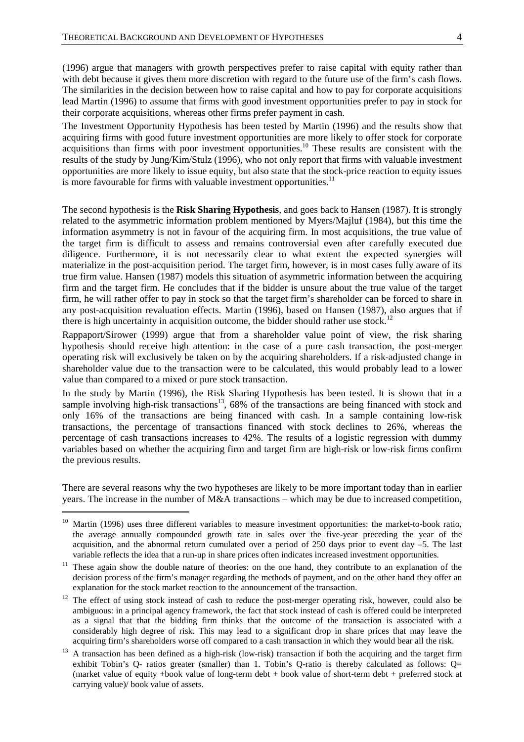(1996) argue that managers with growth perspectives prefer to raise capital with equity rather than with debt because it gives them more discretion with regard to the future use of the firm's cash flows. The similarities in the decision between how to raise capital and how to pay for corporate acquisitions lead Martin (1996) to assume that firms with good investment opportunities prefer to pay in stock for their corporate acquisitions, whereas other firms prefer payment in cash.

The Investment Opportunity Hypothesis has been tested by Martin (1996) and the results show that acquiring firms with good future investment opportunities are more likely to offer stock for corporate acquisitions than firms with poor investment opportunities.[10] These results are consistent with the results of the study by Jung/Kim/Stulz (1996), who not only report that firms with valuable investment opportunities are more likely to issue equity, but also state that the stock-price reaction to equity issues is more favourable for firms with valuable investment opportunities.[11]

The second hypothesis is the **Risk Sharing Hypothesis**, and goes back to Hansen (1987). It is strongly related to the asymmetric information problem mentioned by Myers/Majluf (1984), but this time the information asymmetry is not in favour of the acquiring firm. In most acquisitions, the true value of the target firm is difficult to assess and remains controversial even after carefully executed due diligence. Furthermore, it is not necessarily clear to what extent the expected synergies will materialize in the post-acquisition period. The target firm, however, is in most cases fully aware of its true firm value. Hansen (1987) models this situation of asymmetric information between the acquiring firm and the target firm. He concludes that if the bidder is unsure about the true value of the target firm, he will rather offer to pay in stock so that the target firm's shareholder can be forced to share in any post-acquisition revaluation effects. Martin (1996), based on Hansen (1987), also argues that if there is high uncertainty in acquisition outcome, the bidder should rather use stock.[12]

Rappaport/Sirower (1999) argue that from a shareholder value point of view, the risk sharing hypothesis should receive high attention: in the case of a pure cash transaction, the post-merger operating risk will exclusively be taken on by the acquiring shareholders. If a risk-adjusted change in shareholder value due to the transaction were to be calculated, this would probably lead to a lower value than compared to a mixed or pure stock transaction.

In the study by Martin (1996), the Risk Sharing Hypothesis has been tested. It is shown that in a sample involving high-risk transactions[13], 68% of the transactions are being financed with stock and only 16% of the transactions are being financed with cash. In a sample containing low-risk transactions, the percentage of transactions financed with stock declines to 26%, whereas the percentage of cash transactions increases to 42%. The results of a logistic regression with dummy variables based on whether the acquiring firm and target firm are high-risk or low-risk firms confirm the previous results.

There are several reasons why the two hypotheses are likely to be more important today than in earlier years. The increase in the number of M&A transactions – which may be due to increased competition,

---

[10] Martin (1996) uses three different variables to measure investment opportunities: the market-to-book ratio, the average annually compounded growth rate in sales over the five-year preceding the year of the acquisition, and the abnormal return cumulated over a period of 250 days prior to event day –5. The last variable reflects the idea that a run-up in share prices often indicates increased investment opportunities.

[11] These again show the double nature of theories: on the one hand, they contribute to an explanation of the decision process of the firm's manager regarding the methods of payment, and on the other hand they offer an explanation for the stock market reaction to the announcement of the transaction.

[12] The effect of using stock instead of cash to reduce the post-merger operating risk, however, could also be ambiguous: in a principal agency framework, the fact that stock instead of cash is offered could be interpreted as a signal that that the bidding firm thinks that the outcome of the transaction is associated with a considerably high degree of risk. This may lead to a significant drop in share prices that may leave the acquiring firm's shareholders worse off compared to a cash transaction in which they would bear all the risk.

[13] A transaction has been defined as a high-risk (low-risk) transaction if both the acquiring and the target firm exhibit Tobin's Q- ratios greater (smaller) than 1. Tobin's Q-ratio is thereby calculated as follows: Q= (market value of equity +book value of long-term debt + book value of short-term debt + preferred stock at carrying value)/ book value of assets.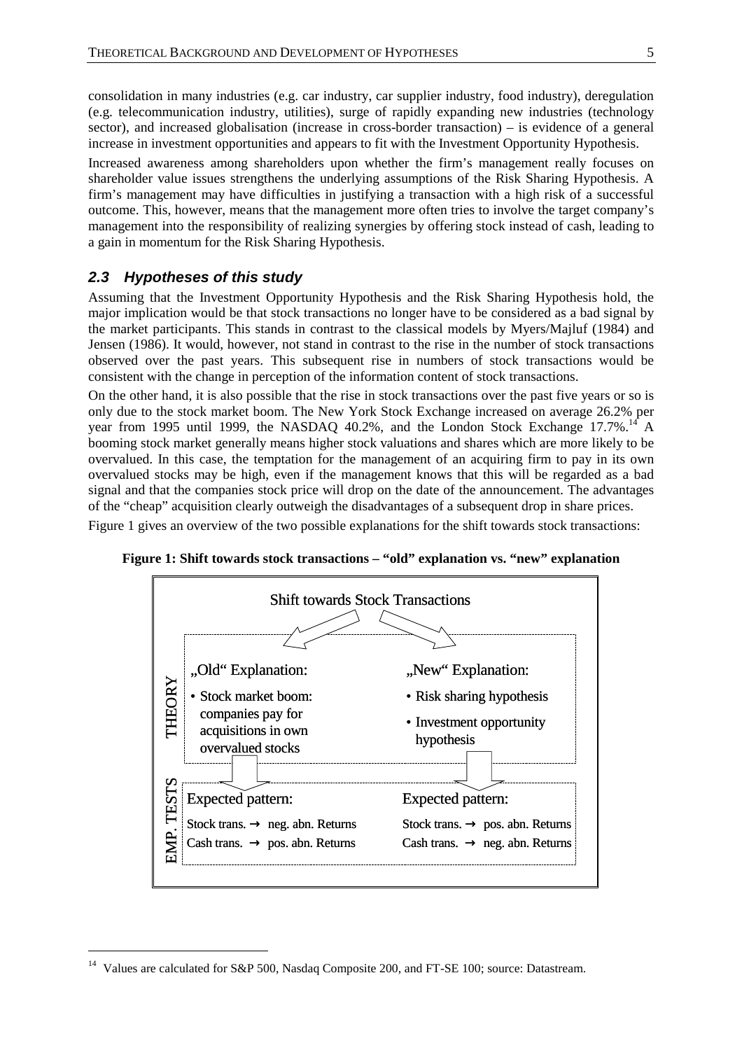consolidation in many industries (e.g. car industry, car supplier industry, food industry), deregulation (e.g. telecommunication industry, utilities), surge of rapidly expanding new industries (technology sector), and increased globalisation (increase in cross-border transaction) – is evidence of a general increase in investment opportunities and appears to fit with the Investment Opportunity Hypothesis.

Increased awareness among shareholders upon whether the firm's management really focuses on shareholder value issues strengthens the underlying assumptions of the Risk Sharing Hypothesis. A firm's management may have difficulties in justifying a transaction with a high risk of a successful outcome. This, however, means that the management more often tries to involve the target company's management into the responsibility of realizing synergies by offering stock instead of cash, leading to a gain in momentum for the Risk Sharing Hypothesis.

## 2.3 Hypotheses of this study

Assuming that the Investment Opportunity Hypothesis and the Risk Sharing Hypothesis hold, the major implication would be that stock transactions no longer have to be considered as a bad signal by the market participants. This stands in contrast to the classical models by Myers/Majluf (1984) and Jensen (1986). It would, however, not stand in contrast to the rise in the number of stock transactions observed over the past years. This subsequent rise in numbers of stock transactions would be consistent with the change in perception of the information content of stock transactions.

On the other hand, it is also possible that the rise in stock transactions over the past five years or so is only due to the stock market boom. The New York Stock Exchange increased on average 26.2% per year from 1995 until 1999, the NASDAQ 40.2%, and the London Stock Exchange 17.7%.[14] A booming stock market generally means higher stock valuations and shares which are more likely to be overvalued. In this case, the temptation for the management of an acquiring firm to pay in its own overvalued stocks may be high, even if the management knows that this will be regarded as a bad signal and that the companies stock price will drop on the date of the announcement. The advantages of the "cheap" acquisition clearly outweigh the disadvantages of a subsequent drop in share prices.

Figure 1 gives an overview of the two possible explanations for the shift towards stock transactions:

**Figure 1: Shift towards stock transactions – "old" explanation vs. "new" explanation**

Shift towards Stock Transactions

| | „Old" Explanation: | „New" Explanation: |
|---|---|---|
| THEORY | • Stock market boom: companies pay for acquisitions in own overvalued stocks | • Risk sharing hypothesis<br>• Investment opportunity hypothesis |
| EMP. TESTS | Expected pattern:<br>Stock trans. → neg. abn. Returns<br>Cash trans. → pos. abn. Returns | Expected pattern:<br>Stock trans. → pos. abn. Returns<br>Cash trans. → neg. abn. Returns |

---

[14] Values are calculated for S&P 500, Nasdaq Composite 200, and FT-SE 100; source: Datastream.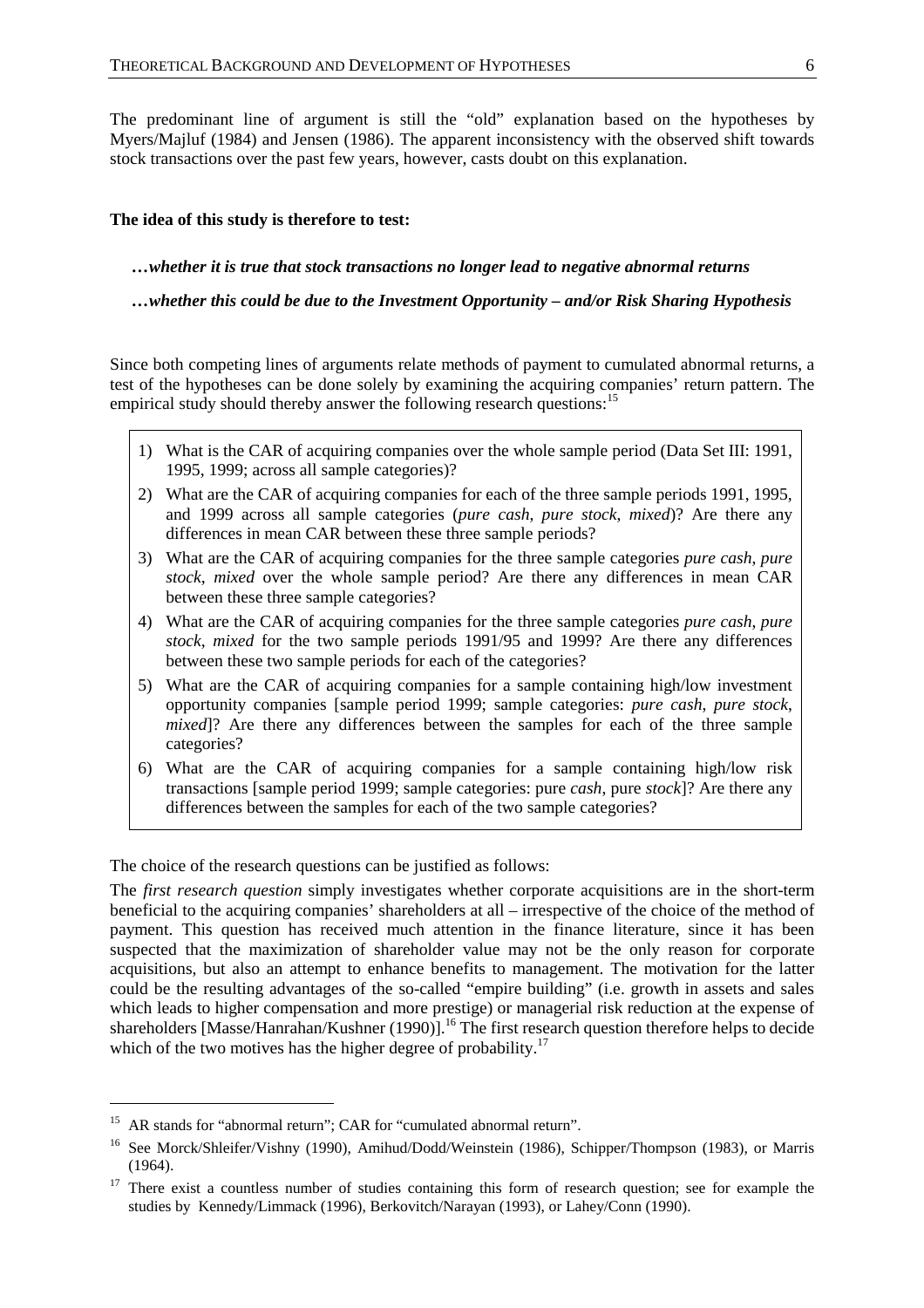The predominant line of argument is still the "old" explanation based on the hypotheses by Myers/Majluf (1984) and Jensen (1986). The apparent inconsistency with the observed shift towards stock transactions over the past few years, however, casts doubt on this explanation.

**The idea of this study is therefore to test:**

***…whether it is true that stock transactions no longer lead to negative abnormal returns***

***…whether this could be due to the Investment Opportunity – and/or Risk Sharing Hypothesis***

Since both competing lines of arguments relate methods of payment to cumulated abnormal returns, a test of the hypotheses can be done solely by examining the acquiring companies' return pattern. The empirical study should thereby answer the following research questions:[15]

1) What is the CAR of acquiring companies over the whole sample period (Data Set III: 1991, 1995, 1999; across all sample categories)?
2) What are the CAR of acquiring companies for each of the three sample periods 1991, 1995, and 1999 across all sample categories (*pure cash*, *pure stock*, *mixed*)? Are there any differences in mean CAR between these three sample periods?
3) What are the CAR of acquiring companies for the three sample categories *pure cash*, *pure stock*, *mixed* over the whole sample period? Are there any differences in mean CAR between these three sample categories?
4) What are the CAR of acquiring companies for the three sample categories *pure cash*, *pure stock*, *mixed* for the two sample periods 1991/95 and 1999? Are there any differences between these two sample periods for each of the categories?
5) What are the CAR of acquiring companies for a sample containing high/low investment opportunity companies [sample period 1999; sample categories: *pure cash*, *pure stock*, *mixed*]? Are there any differences between the samples for each of the three sample categories?
6) What are the CAR of acquiring companies for a sample containing high/low risk transactions [sample period 1999; sample categories: pure *cash*, pure *stock*]? Are there any differences between the samples for each of the two sample categories?

The choice of the research questions can be justified as follows:

The *first research question* simply investigates whether corporate acquisitions are in the short-term beneficial to the acquiring companies' shareholders at all – irrespective of the choice of the method of payment. This question has received much attention in the finance literature, since it has been suspected that the maximization of shareholder value may not be the only reason for corporate acquisitions, but also an attempt to enhance benefits to management. The motivation for the latter could be the resulting advantages of the so-called "empire building" (i.e. growth in assets and sales which leads to higher compensation and more prestige) or managerial risk reduction at the expense of shareholders [Masse/Hanrahan/Kushner (1990)].[16] The first research question therefore helps to decide which of the two motives has the higher degree of probability.[17]

---

[15] AR stands for "abnormal return"; CAR for "cumulated abnormal return".

[16] See Morck/Shleifer/Vishny (1990), Amihud/Dodd/Weinstein (1986), Schipper/Thompson (1983), or Marris (1964).

[17] There exist a countless number of studies containing this form of research question; see for example the studies by Kennedy/Limmack (1996), Berkovitch/Narayan (1993), or Lahey/Conn (1990).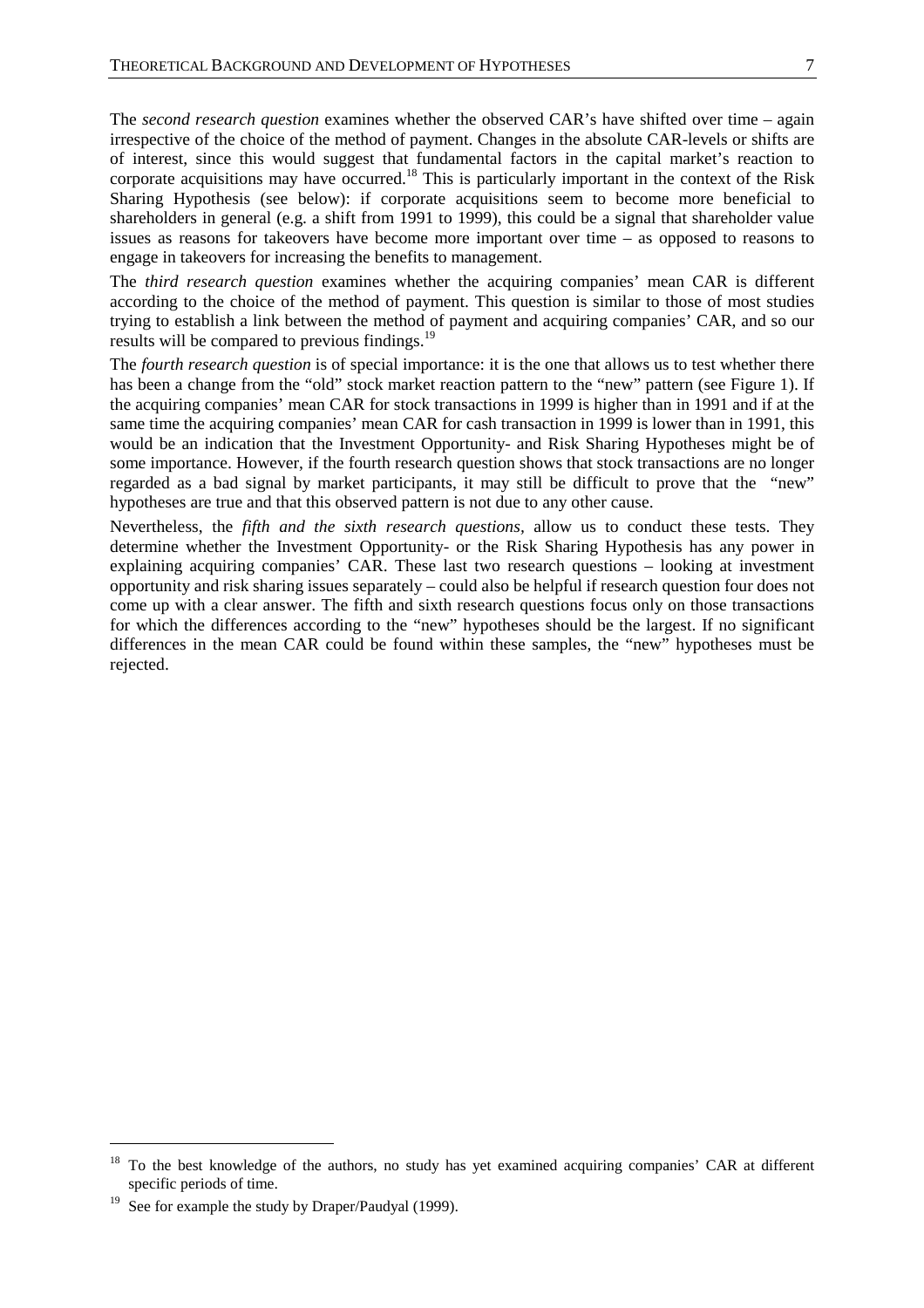The *second research question* examines whether the observed CAR's have shifted over time – again irrespective of the choice of the method of payment. Changes in the absolute CAR-levels or shifts are of interest, since this would suggest that fundamental factors in the capital market's reaction to corporate acquisitions may have occurred.[18] This is particularly important in the context of the Risk Sharing Hypothesis (see below): if corporate acquisitions seem to become more beneficial to shareholders in general (e.g. a shift from 1991 to 1999), this could be a signal that shareholder value issues as reasons for takeovers have become more important over time – as opposed to reasons to engage in takeovers for increasing the benefits to management.

The *third research question* examines whether the acquiring companies' mean CAR is different according to the choice of the method of payment. This question is similar to those of most studies trying to establish a link between the method of payment and acquiring companies' CAR, and so our results will be compared to previous findings.[19]

The *fourth research question* is of special importance: it is the one that allows us to test whether there has been a change from the "old" stock market reaction pattern to the "new" pattern (see Figure 1). If the acquiring companies' mean CAR for stock transactions in 1999 is higher than in 1991 and if at the same time the acquiring companies' mean CAR for cash transaction in 1999 is lower than in 1991, this would be an indication that the Investment Opportunity- and Risk Sharing Hypotheses might be of some importance. However, if the fourth research question shows that stock transactions are no longer regarded as a bad signal by market participants, it may still be difficult to prove that the "new" hypotheses are true and that this observed pattern is not due to any other cause.

Nevertheless, the *fifth and the sixth research questions,* allow us to conduct these tests. They determine whether the Investment Opportunity- or the Risk Sharing Hypothesis has any power in explaining acquiring companies' CAR. These last two research questions – looking at investment opportunity and risk sharing issues separately – could also be helpful if research question four does not come up with a clear answer. The fifth and sixth research questions focus only on those transactions for which the differences according to the "new" hypotheses should be the largest. If no significant differences in the mean CAR could be found within these samples, the "new" hypotheses must be rejected.

---

[18] To the best knowledge of the authors, no study has yet examined acquiring companies' CAR at different specific periods of time.

[19] See for example the study by Draper/Paudyal (1999).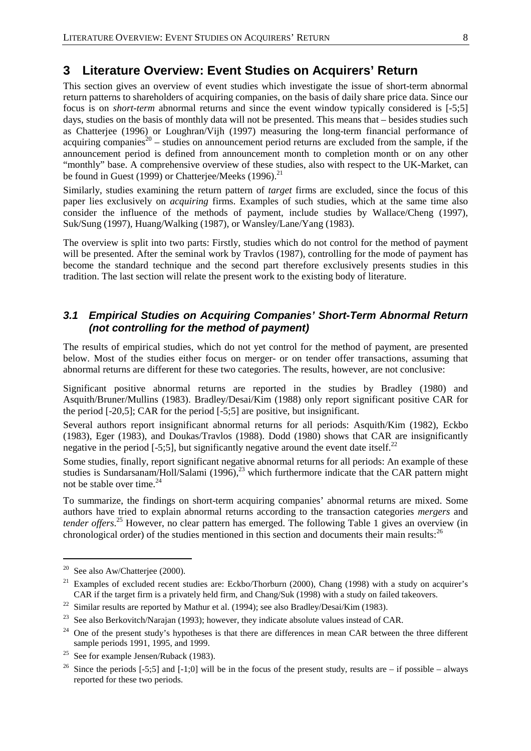# 3 Literature Overview: Event Studies on Acquirers' Return

This section gives an overview of event studies which investigate the issue of short-term abnormal return patterns to shareholders of acquiring companies, on the basis of daily share price data. Since our focus is on *short-term* abnormal returns and since the event window typically considered is [-5;5] days, studies on the basis of monthly data will not be presented. This means that – besides studies such as Chatterjee (1996) or Loughran/Vijh (1997) measuring the long-term financial performance of acquiring companies[20] – studies on announcement period returns are excluded from the sample, if the announcement period is defined from announcement month to completion month or on any other "monthly" base. A comprehensive overview of these studies, also with respect to the UK-Market, can be found in Guest (1999) or Chatterjee/Meeks (1996).[21]

Similarly, studies examining the return pattern of *target* firms are excluded, since the focus of this paper lies exclusively on *acquiring* firms. Examples of such studies, which at the same time also consider the influence of the methods of payment, include studies by Wallace/Cheng (1997), Suk/Sung (1997), Huang/Walking (1987), or Wansley/Lane/Yang (1983).

The overview is split into two parts: Firstly, studies which do not control for the method of payment will be presented. After the seminal work by Travlos (1987), controlling for the mode of payment has become the standard technique and the second part therefore exclusively presents studies in this tradition. The last section will relate the present work to the existing body of literature.

## *3.1 Empirical Studies on Acquiring Companies' Short-Term Abnormal Return (not controlling for the method of payment)*

The results of empirical studies, which do not yet control for the method of payment, are presented below. Most of the studies either focus on merger- or on tender offer transactions, assuming that abnormal returns are different for these two categories. The results, however, are not conclusive:

Significant positive abnormal returns are reported in the studies by Bradley (1980) and Asquith/Bruner/Mullins (1983). Bradley/Desai/Kim (1988) only report significant positive CAR for the period [-20,5]; CAR for the period [-5;5] are positive, but insignificant.

Several authors report insignificant abnormal returns for all periods: Asquith/Kim (1982), Eckbo (1983), Eger (1983), and Doukas/Travlos (1988). Dodd (1980) shows that CAR are insignificantly negative in the period [-5;5], but significantly negative around the event date itself.[22]

Some studies, finally, report significant negative abnormal returns for all periods: An example of these studies is Sundarsanam/Holl/Salami (1996),[23] which furthermore indicate that the CAR pattern might not be stable over time.[24]

To summarize, the findings on short-term acquiring companies' abnormal returns are mixed. Some authors have tried to explain abnormal returns according to the transaction categories *mergers* and *tender offers*.[25] However, no clear pattern has emerged. The following Table 1 gives an overview (in chronological order) of the studies mentioned in this section and documents their main results:[26]

---

[20] See also Aw/Chatterjee (2000).

[21] Examples of excluded recent studies are: Eckbo/Thorburn (2000), Chang (1998) with a study on acquirer's CAR if the target firm is a privately held firm, and Chang/Suk (1998) with a study on failed takeovers.

[22] Similar results are reported by Mathur et al. (1994); see also Bradley/Desai/Kim (1983).

[23] See also Berkovitch/Narajan (1993); however, they indicate absolute values instead of CAR.

[24] One of the present study's hypotheses is that there are differences in mean CAR between the three different sample periods 1991, 1995, and 1999.

[25] See for example Jensen/Ruback (1983).

[26] Since the periods [-5;5] and [-1;0] will be in the focus of the present study, results are – if possible – always reported for these two periods.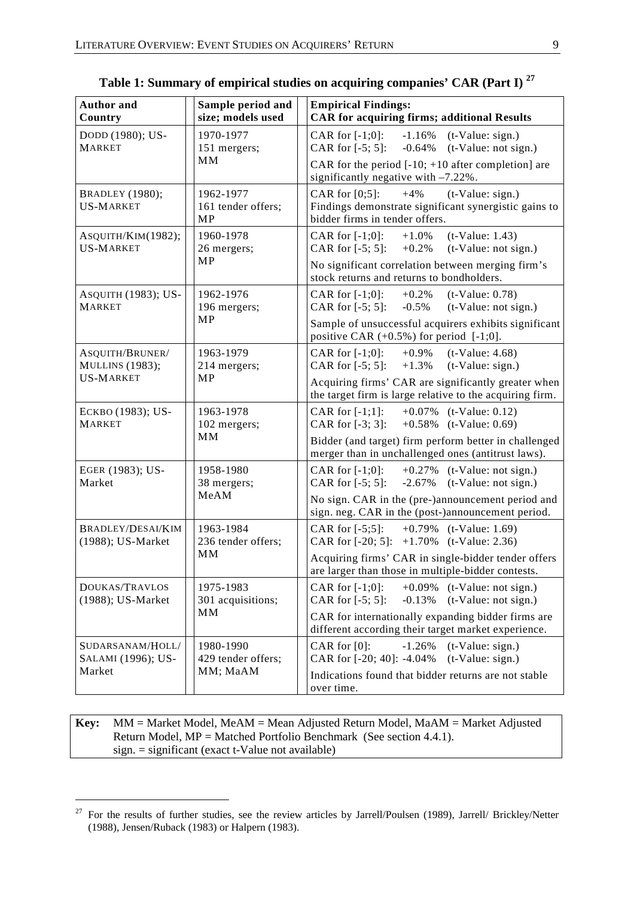**Table 1: Summary of empirical studies on acquiring companies' CAR (Part I)** [27]

| Author and Country | Sample period and size; models used | Empirical Findings: CAR for acquiring firms; additional Results |
|---|---|---|
| DODD (1980); US-MARKET | 1970-1977 151 mergers; MM | CAR for [-1;0]: -1.16% (t-Value: sign.) CAR for [-5; 5]: -0.64% (t-Value: not sign.) CAR for the period [-10; +10 after completion] are significantly negative with –7.22%. |
| BRADLEY (1980); US-MARKET | 1962-1977 161 tender offers; MP | CAR for [0;5]: +4% (t-Value: sign.) Findings demonstrate significant synergistic gains to bidder firms in tender offers. |
| ASQUITH/KIM(1982); US-MARKET | 1960-1978 26 mergers; MP | CAR for [-1;0]: +1.0% (t-Value: 1.43) CAR for [-5; 5]: +0.2% (t-Value: not sign.) No significant correlation between merging firm's stock returns and returns to bondholders. |
| ASQUITH (1983); US-MARKET | 1962-1976 196 mergers; MP | CAR for [-1;0]: +0.2% (t-Value: 0.78) CAR for [-5; 5]: -0.5% (t-Value: not sign.) Sample of unsuccessful acquirers exhibits significant positive CAR (+0.5%) for period [-1;0]. |
| ASQUITH/BRUNER/ MULLINS (1983); US-MARKET | 1963-1979 214 mergers; MP | CAR for [-1;0]: +0.9% (t-Value: 4.68) CAR for [-5; 5]: +1.3% (t-Value: sign.) Acquiring firms' CAR are significantly greater when the target firm is large relative to the acquiring firm. |
| ECKBO (1983); US-MARKET | 1963-1978 102 mergers; MM | CAR for [-1;1]: +0.07% (t-Value: 0.12) CAR for [-3; 3]: +0.58% (t-Value: 0.69) Bidder (and target) firm perform better in challenged merger than in unchallenged ones (antitrust laws). |
| EGER (1983); US-Market | 1958-1980 38 mergers; MeAM | CAR for [-1;0]: +0.27% (t-Value: not sign.) CAR for [-5; 5]: -2.67% (t-Value: not sign.) No sign. CAR in the (pre-)announcement period and sign. neg. CAR in the (post-)announcement period. |
| BRADLEY/DESAI/KIM (1988); US-Market | 1963-1984 236 tender offers; MM | CAR for [-5;5]: +0.79% (t-Value: 1.69) CAR for [-20; 5]: +1.70% (t-Value: 2.36) Acquiring firms' CAR in single-bidder tender offers are larger than those in multiple-bidder contests. |
| DOUKAS/TRAVLOS (1988); US-Market | 1975-1983 301 acquisitions; MM | CAR for [-1;0]: +0.09% (t-Value: not sign.) CAR for [-5; 5]: -0.13% (t-Value: not sign.) CAR for internationally expanding bidder firms are different according their target market experience. |
| SUDARSANAM/HOLL/ SALAMI (1996); US-Market | 1980-1990 429 tender offers; MM; MaAM | CAR for [0]: -1.26% (t-Value: sign.) CAR for [-20; 40]: -4.04% (t-Value: sign.) Indications found that bidder returns are not stable over time. |

**Key:** MM = Market Model, MeAM = Mean Adjusted Return Model, MaAM = Market Adjusted Return Model, MP = Matched Portfolio Benchmark (See section 4.4.1).
sign. = significant (exact t-Value not available)

[27] For the results of further studies, see the review articles by Jarrell/Poulsen (1989), Jarrell/ Brickley/Netter (1988), Jensen/Ruback (1983) or Halpern (1983).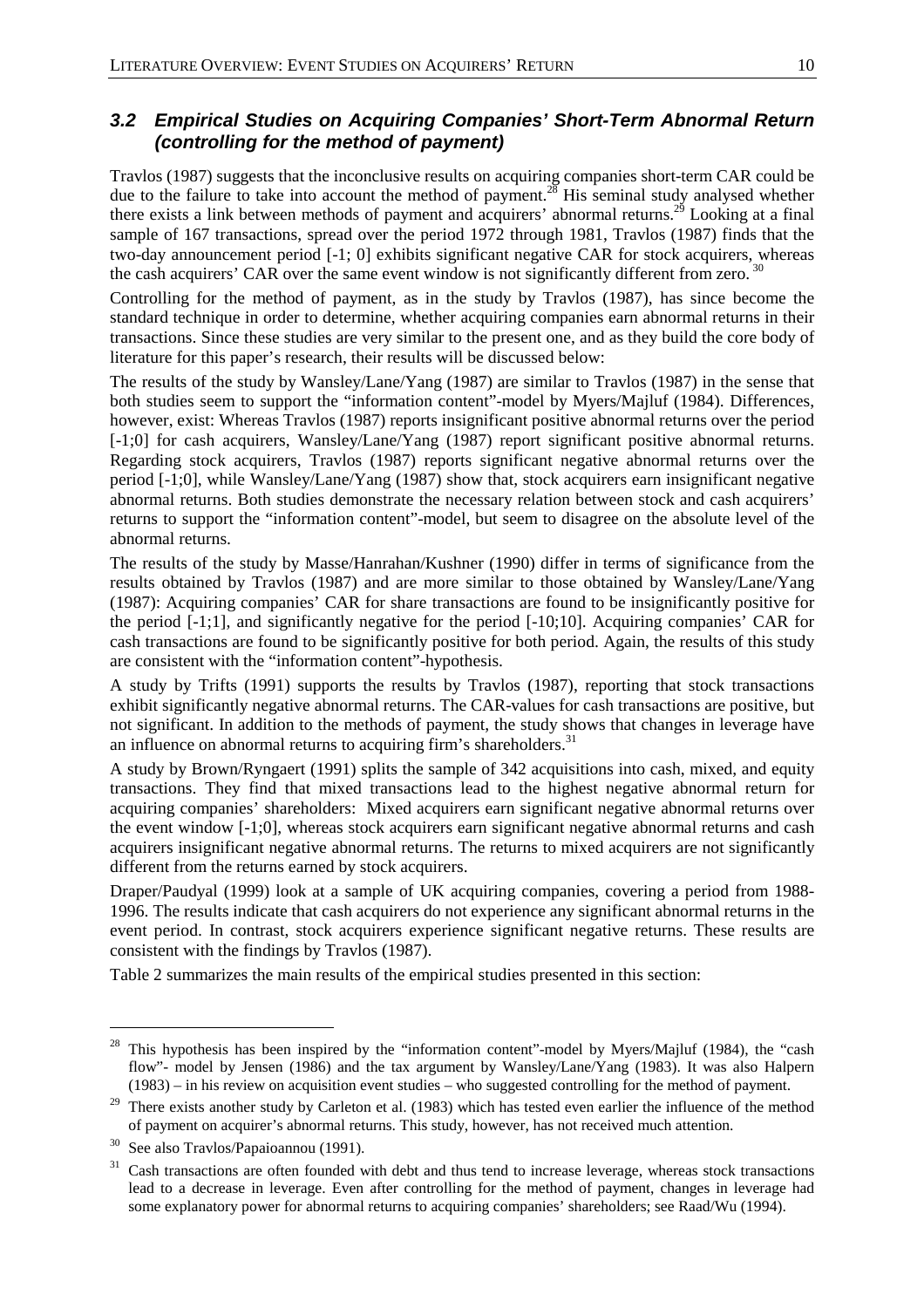## *3.2 Empirical Studies on Acquiring Companies' Short-Term Abnormal Return (controlling for the method of payment)*

Travlos (1987) suggests that the inconclusive results on acquiring companies short-term CAR could be due to the failure to take into account the method of payment.[28] His seminal study analysed whether there exists a link between methods of payment and acquirers' abnormal returns.[29] Looking at a final sample of 167 transactions, spread over the period 1972 through 1981, Travlos (1987) finds that the two-day announcement period [-1; 0] exhibits significant negative CAR for stock acquirers, whereas the cash acquirers' CAR over the same event window is not significantly different from zero.[30]

Controlling for the method of payment, as in the study by Travlos (1987), has since become the standard technique in order to determine, whether acquiring companies earn abnormal returns in their transactions. Since these studies are very similar to the present one, and as they build the core body of literature for this paper's research, their results will be discussed below:

The results of the study by Wansley/Lane/Yang (1987) are similar to Travlos (1987) in the sense that both studies seem to support the "information content"-model by Myers/Majluf (1984). Differences, however, exist: Whereas Travlos (1987) reports insignificant positive abnormal returns over the period [-1;0] for cash acquirers, Wansley/Lane/Yang (1987) report significant positive abnormal returns. Regarding stock acquirers, Travlos (1987) reports significant negative abnormal returns over the period [-1;0], while Wansley/Lane/Yang (1987) show that, stock acquirers earn insignificant negative abnormal returns. Both studies demonstrate the necessary relation between stock and cash acquirers' returns to support the "information content"-model, but seem to disagree on the absolute level of the abnormal returns.

The results of the study by Masse/Hanrahan/Kushner (1990) differ in terms of significance from the results obtained by Travlos (1987) and are more similar to those obtained by Wansley/Lane/Yang (1987): Acquiring companies' CAR for share transactions are found to be insignificantly positive for the period [-1;1], and significantly negative for the period [-10;10]. Acquiring companies' CAR for cash transactions are found to be significantly positive for both period. Again, the results of this study are consistent with the "information content"-hypothesis.

A study by Trifts (1991) supports the results by Travlos (1987), reporting that stock transactions exhibit significantly negative abnormal returns. The CAR-values for cash transactions are positive, but not significant. In addition to the methods of payment, the study shows that changes in leverage have an influence on abnormal returns to acquiring firm's shareholders.[31]

A study by Brown/Ryngaert (1991) splits the sample of 342 acquisitions into cash, mixed, and equity transactions. They find that mixed transactions lead to the highest negative abnormal return for acquiring companies' shareholders: Mixed acquirers earn significant negative abnormal returns over the event window [-1;0], whereas stock acquirers earn significant negative abnormal returns and cash acquirers insignificant negative abnormal returns. The returns to mixed acquirers are not significantly different from the returns earned by stock acquirers.

Draper/Paudyal (1999) look at a sample of UK acquiring companies, covering a period from 1988-1996. The results indicate that cash acquirers do not experience any significant abnormal returns in the event period. In contrast, stock acquirers experience significant negative returns. These results are consistent with the findings by Travlos (1987).

Table 2 summarizes the main results of the empirical studies presented in this section:

---

[28] This hypothesis has been inspired by the "information content"-model by Myers/Majluf (1984), the "cash flow"- model by Jensen (1986) and the tax argument by Wansley/Lane/Yang (1983). It was also Halpern (1983) – in his review on acquisition event studies – who suggested controlling for the method of payment.

[29] There exists another study by Carleton et al. (1983) which has tested even earlier the influence of the method of payment on acquirer's abnormal returns. This study, however, has not received much attention.

[30] See also Travlos/Papaioannou (1991).

[31] Cash transactions are often founded with debt and thus tend to increase leverage, whereas stock transactions lead to a decrease in leverage. Even after controlling for the method of payment, changes in leverage had some explanatory power for abnormal returns to acquiring companies' shareholders; see Raad/Wu (1994).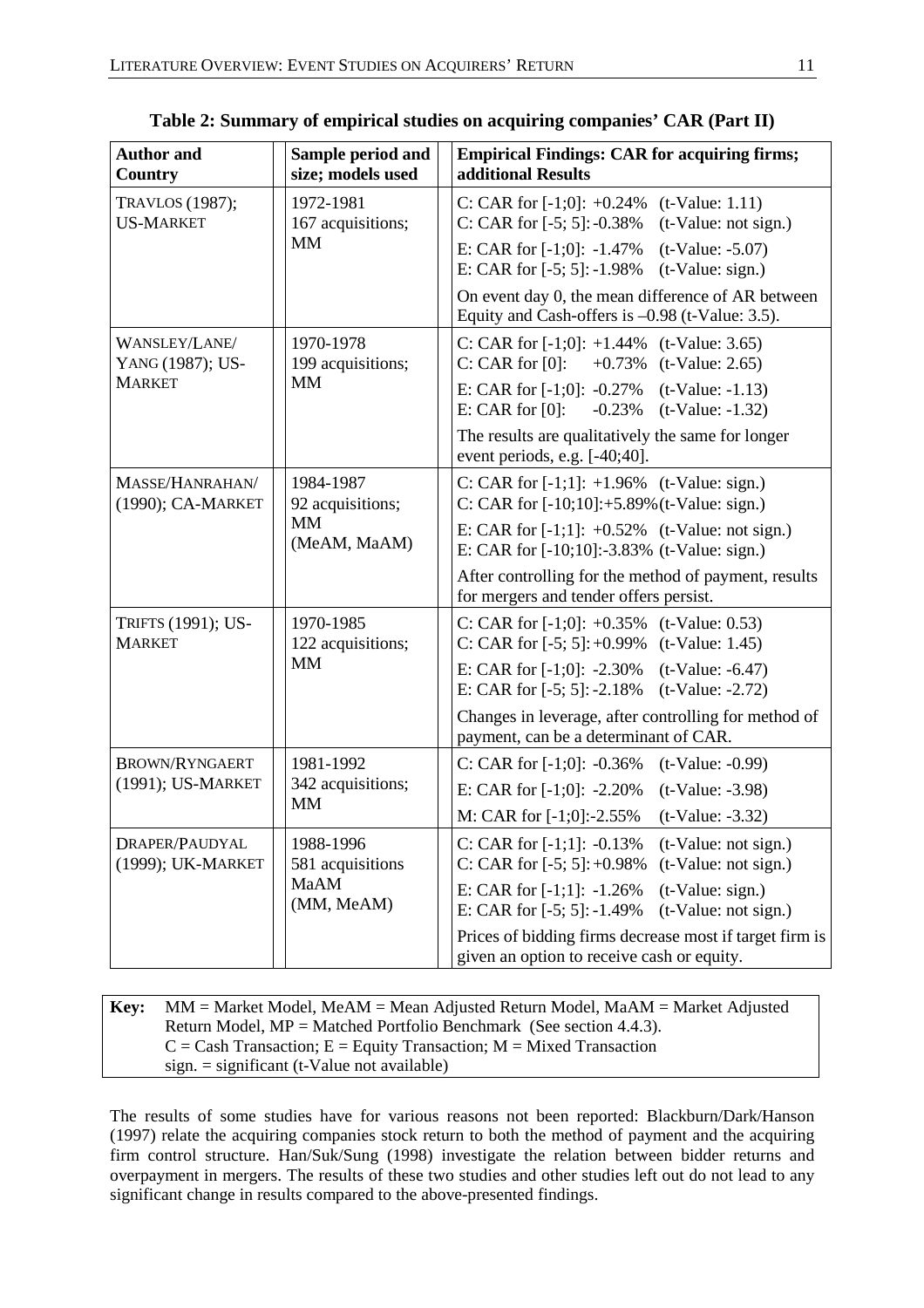**Table 2: Summary of empirical studies on acquiring companies' CAR (Part II)**

| Author and Country | Sample period and size; models used | Empirical Findings: CAR for acquiring firms; additional Results |
|---|---|---|
| TRAVLOS (1987); US-MARKET | 1972-1981<br>167 acquisitions;<br>MM | C: CAR for [-1;0]: +0.24% (t-Value: 1.11)<br>C: CAR for [-5; 5]: -0.38% (t-Value: not sign.)<br>E: CAR for [-1;0]: -1.47% (t-Value: -5.07)<br>E: CAR for [-5; 5]: -1.98% (t-Value: sign.)<br>On event day 0, the mean difference of AR between Equity and Cash-offers is –0.98 (t-Value: 3.5). |
| WANSLEY/LANE/ YANG (1987); US-MARKET | 1970-1978<br>199 acquisitions;<br>MM | C: CAR for [-1;0]: +1.44% (t-Value: 3.65)<br>C: CAR for [0]: +0.73% (t-Value: 2.65)<br>E: CAR for [-1;0]: -0.27% (t-Value: -1.13)<br>E: CAR for [0]: -0.23% (t-Value: -1.32)<br>The results are qualitatively the same for longer event periods, e.g. [-40;40]. |
| MASSE/HANRAHAN/ (1990); CA-MARKET | 1984-1987<br>92 acquisitions;<br>MM<br>(MeAM, MaAM) | C: CAR for [-1;1]: +1.96% (t-Value: sign.)<br>C: CAR for [-10;10]:+5.89%(t-Value: sign.)<br>E: CAR for [-1;1]: +0.52% (t-Value: not sign.)<br>E: CAR for [-10;10]:-3.83% (t-Value: sign.)<br>After controlling for the method of payment, results for mergers and tender offers persist. |
| TRIFTS (1991); US-MARKET | 1970-1985<br>122 acquisitions;<br>MM | C: CAR for [-1;0]: +0.35% (t-Value: 0.53)<br>C: CAR for [-5; 5]: +0.99% (t-Value: 1.45)<br>E: CAR for [-1;0]: -2.30% (t-Value: -6.47)<br>E: CAR for [-5; 5]: -2.18% (t-Value: -2.72)<br>Changes in leverage, after controlling for method of payment, can be a determinant of CAR. |
| BROWN/RYNGAERT (1991); US-MARKET | 1981-1992<br>342 acquisitions;<br>MM | C: CAR for [-1;0]: -0.36% (t-Value: -0.99)<br>E: CAR for [-1;0]: -2.20% (t-Value: -3.98)<br>M: CAR for [-1;0]:-2.55% (t-Value: -3.32) |
| DRAPER/PAUDYAL (1999); UK-MARKET | 1988-1996<br>581 acquisitions<br>MaAM<br>(MM, MeAM) | C: CAR for [-1;1]: -0.13% (t-Value: not sign.)<br>C: CAR for [-5; 5]: +0.98% (t-Value: not sign.)<br>E: CAR for [-1;1]: -1.26% (t-Value: sign.)<br>E: CAR for [-5; 5]: -1.49% (t-Value: not sign.)<br>Prices of bidding firms decrease most if target firm is given an option to receive cash or equity. |

**Key:** MM = Market Model, MeAM = Mean Adjusted Return Model, MaAM = Market Adjusted Return Model, MP = Matched Portfolio Benchmark (See section 4.4.3).
C = Cash Transaction; E = Equity Transaction; M = Mixed Transaction
sign. = significant (t-Value not available)

The results of some studies have for various reasons not been reported: Blackburn/Dark/Hanson (1997) relate the acquiring companies stock return to both the method of payment and the acquiring firm control structure. Han/Suk/Sung (1998) investigate the relation between bidder returns and overpayment in mergers. The results of these two studies and other studies left out do not lead to any significant change in results compared to the above-presented findings.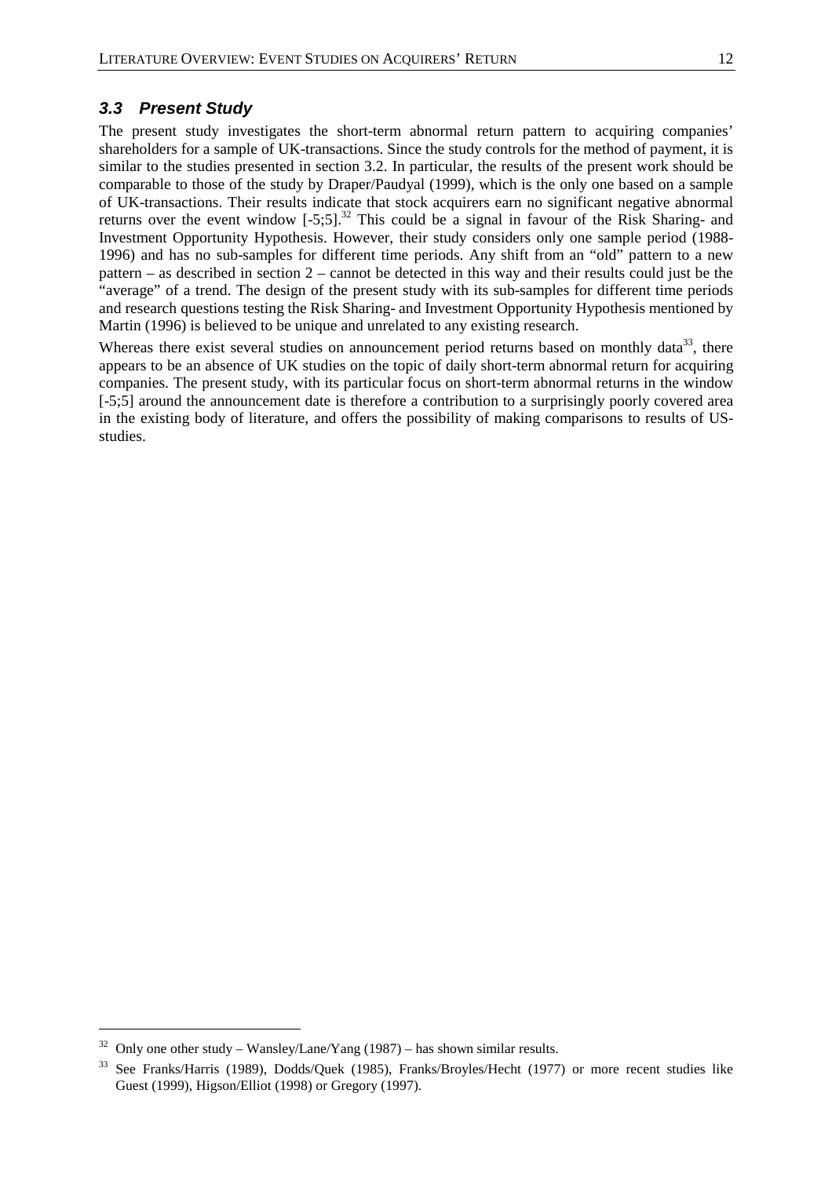### *3.3 Present Study*

The present study investigates the short-term abnormal return pattern to acquiring companies' shareholders for a sample of UK-transactions. Since the study controls for the method of payment, it is similar to the studies presented in section 3.2. In particular, the results of the present work should be comparable to those of the study by Draper/Paudyal (1999), which is the only one based on a sample of UK-transactions. Their results indicate that stock acquirers earn no significant negative abnormal returns over the event window [-5;5].[32] This could be a signal in favour of the Risk Sharing- and Investment Opportunity Hypothesis. However, their study considers only one sample period (1988-1996) and has no sub-samples for different time periods. Any shift from an "old" pattern to a new pattern – as described in section 2 – cannot be detected in this way and their results could just be the "average" of a trend. The design of the present study with its sub-samples for different time periods and research questions testing the Risk Sharing- and Investment Opportunity Hypothesis mentioned by Martin (1996) is believed to be unique and unrelated to any existing research.

Whereas there exist several studies on announcement period returns based on monthly data[33], there appears to be an absence of UK studies on the topic of daily short-term abnormal return for acquiring companies. The present study, with its particular focus on short-term abnormal returns in the window [-5;5] around the announcement date is therefore a contribution to a surprisingly poorly covered area in the existing body of literature, and offers the possibility of making comparisons to results of US-studies.

---

[32] Only one other study – Wansley/Lane/Yang (1987) – has shown similar results.

[33] See Franks/Harris (1989), Dodds/Quek (1985), Franks/Broyles/Hecht (1977) or more recent studies like Guest (1999), Higson/Elliot (1998) or Gregory (1997).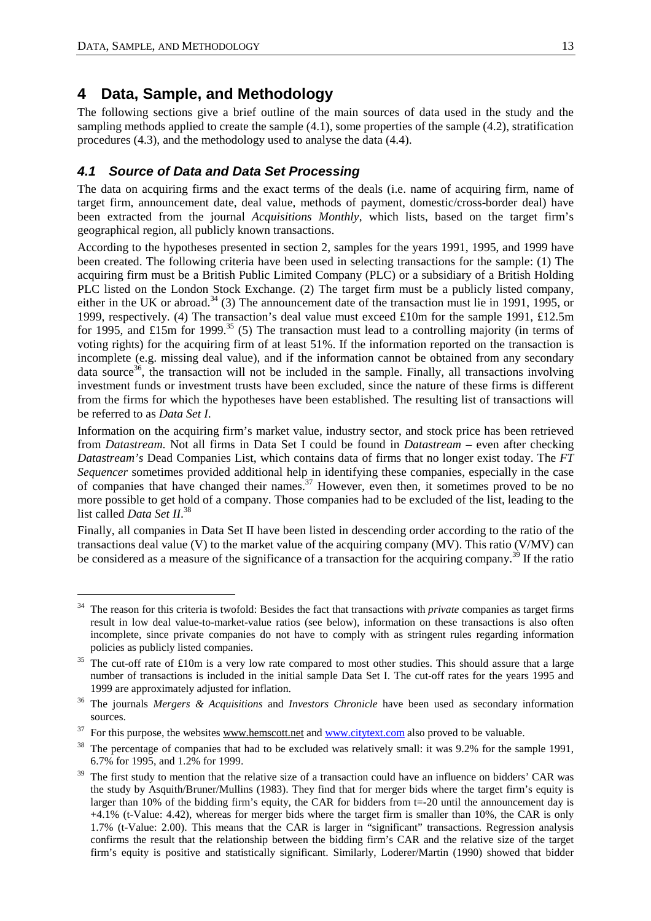# 4 Data, Sample, and Methodology

The following sections give a brief outline of the main sources of data used in the study and the sampling methods applied to create the sample (4.1), some properties of the sample (4.2), stratification procedures (4.3), and the methodology used to analyse the data (4.4).

## *4.1 Source of Data and Data Set Processing*

The data on acquiring firms and the exact terms of the deals (i.e. name of acquiring firm, name of target firm, announcement date, deal value, methods of payment, domestic/cross-border deal) have been extracted from the journal *Acquisitions Monthly*, which lists, based on the target firm's geographical region, all publicly known transactions.

According to the hypotheses presented in section 2, samples for the years 1991, 1995, and 1999 have been created. The following criteria have been used in selecting transactions for the sample: (1) The acquiring firm must be a British Public Limited Company (PLC) or a subsidiary of a British Holding PLC listed on the London Stock Exchange. (2) The target firm must be a publicly listed company, either in the UK or abroad.[34] (3) The announcement date of the transaction must lie in 1991, 1995, or 1999, respectively. (4) The transaction's deal value must exceed £10m for the sample 1991, £12.5m for 1995, and £15m for 1999.[35] (5) The transaction must lead to a controlling majority (in terms of voting rights) for the acquiring firm of at least 51%. If the information reported on the transaction is incomplete (e.g. missing deal value), and if the information cannot be obtained from any secondary data source[36], the transaction will not be included in the sample. Finally, all transactions involving investment funds or investment trusts have been excluded, since the nature of these firms is different from the firms for which the hypotheses have been established. The resulting list of transactions will be referred to as *Data Set I*.

Information on the acquiring firm's market value, industry sector, and stock price has been retrieved from *Datastream*. Not all firms in Data Set I could be found in *Datastream* – even after checking *Datastream's* Dead Companies List, which contains data of firms that no longer exist today. The *FT Sequencer* sometimes provided additional help in identifying these companies, especially in the case of companies that have changed their names.[37] However, even then, it sometimes proved to be no more possible to get hold of a company. Those companies had to be excluded of the list, leading to the list called *Data Set II*.[38]

Finally, all companies in Data Set II have been listed in descending order according to the ratio of the transactions deal value (V) to the market value of the acquiring company (MV). This ratio (V/MV) can be considered as a measure of the significance of a transaction for the acquiring company.[39] If the ratio

---

[34] The reason for this criteria is twofold: Besides the fact that transactions with *private* companies as target firms result in low deal value-to-market-value ratios (see below), information on these transactions is also often incomplete, since private companies do not have to comply with as stringent rules regarding information policies as publicly listed companies.

[35] The cut-off rate of £10m is a very low rate compared to most other studies. This should assure that a large number of transactions is included in the initial sample Data Set I. The cut-off rates for the years 1995 and 1999 are approximately adjusted for inflation.

[36] The journals *Mergers & Acquisitions* and *Investors Chronicle* have been used as secondary information sources.

[37] For this purpose, the websites www.hemscott.net and www.citytext.com also proved to be valuable.

[38] The percentage of companies that had to be excluded was relatively small: it was 9.2% for the sample 1991, 6.7% for 1995, and 1.2% for 1999.

[39] The first study to mention that the relative size of a transaction could have an influence on bidders' CAR was the study by Asquith/Bruner/Mullins (1983). They find that for merger bids where the target firm's equity is larger than 10% of the bidding firm's equity, the CAR for bidders from t=-20 until the announcement day is +4.1% (t-Value: 4.42), whereas for merger bids where the target firm is smaller than 10%, the CAR is only 1.7% (t-Value: 2.00). This means that the CAR is larger in "significant" transactions. Regression analysis confirms the result that the relationship between the bidding firm's CAR and the relative size of the target firm's equity is positive and statistically significant. Similarly, Loderer/Martin (1990) showed that bidder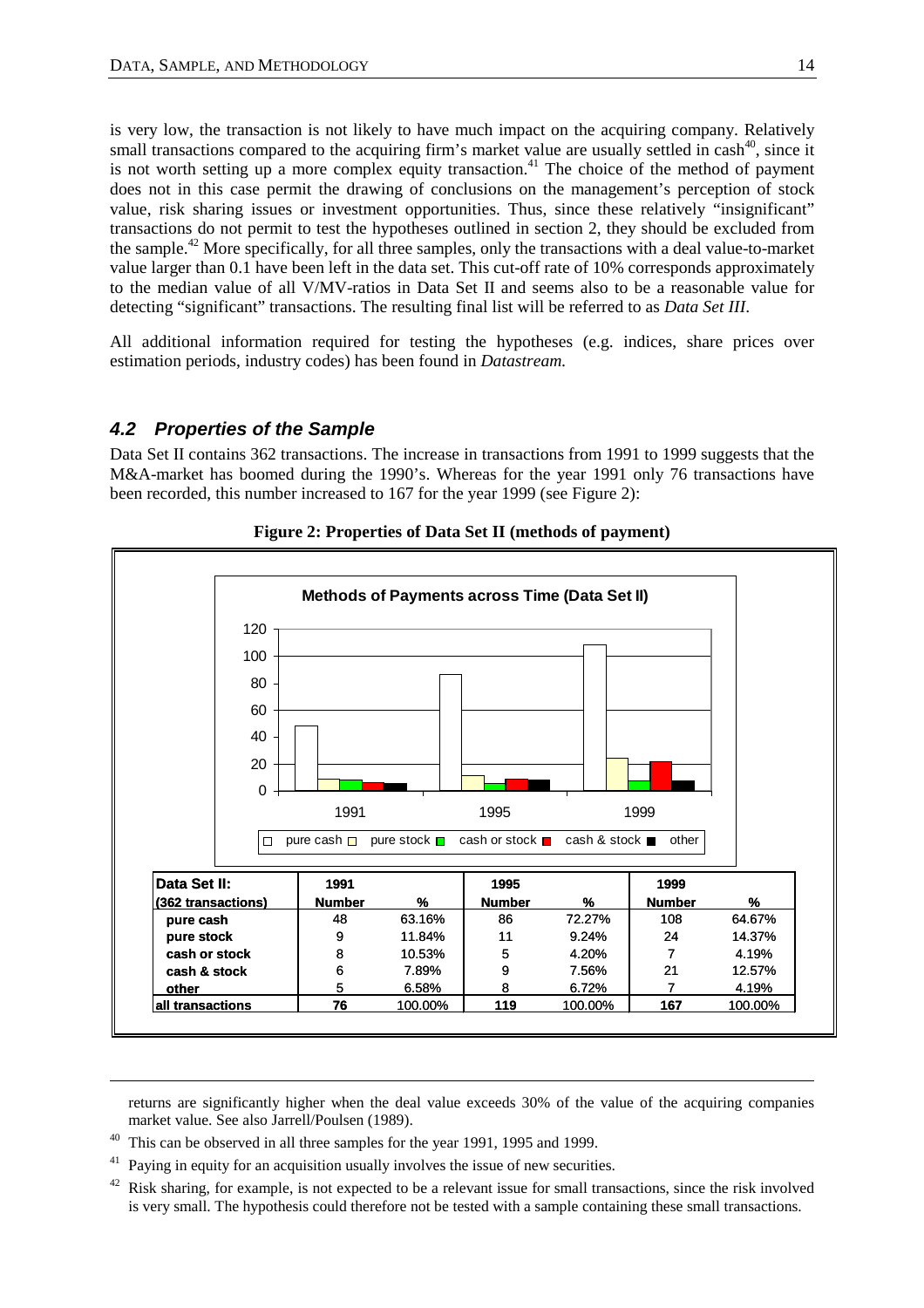is very low, the transaction is not likely to have much impact on the acquiring company. Relatively small transactions compared to the acquiring firm's market value are usually settled in cash[40], since it is not worth setting up a more complex equity transaction.[41] The choice of the method of payment does not in this case permit the drawing of conclusions on the management's perception of stock value, risk sharing issues or investment opportunities. Thus, since these relatively "insignificant" transactions do not permit to test the hypotheses outlined in section 2, they should be excluded from the sample.[42] More specifically, for all three samples, only the transactions with a deal value-to-market value larger than 0.1 have been left in the data set. This cut-off rate of 10% corresponds approximately to the median value of all V/MV-ratios in Data Set II and seems also to be a reasonable value for detecting "significant" transactions. The resulting final list will be referred to as *Data Set III*.

All additional information required for testing the hypotheses (e.g. indices, share prices over estimation periods, industry codes) has been found in *Datastream.*

## *4.2 Properties of the Sample*

Data Set II contains 362 transactions. The increase in transactions from 1991 to 1999 suggests that the M&A-market has boomed during the 1990's. Whereas for the year 1991 only 76 transactions have been recorded, this number increased to 167 for the year 1999 (see Figure 2):

**Figure 2: Properties of Data Set II (methods of payment)**

**Methods of Payments across Time (Data Set II)**

| **Data Set II:** (362 transactions) | **1991** Number | % | **1995** Number | % | **1999** Number | % |
|---|---|---|---|---|---|---|
| **pure cash** | 48 | 63.16% | 86 | 72.27% | 108 | 64.67% |
| **pure stock** | 9 | 11.84% | 11 | 9.24% | 24 | 14.37% |
| **cash or stock** | 8 | 10.53% | 5 | 4.20% | 7 | 4.19% |
| **cash & stock** | 6 | 7.89% | 9 | 7.56% | 21 | 12.57% |
| **other** | 5 | 6.58% | 8 | 6.72% | 7 | 4.19% |
| **all transactions** | **76** | 100.00% | **119** | 100.00% | **167** | 100.00% |

returns are significantly higher when the deal value exceeds 30% of the value of the acquiring companies market value. See also Jarrell/Poulsen (1989).

[40] This can be observed in all three samples for the year 1991, 1995 and 1999.

[41] Paying in equity for an acquisition usually involves the issue of new securities.

[42] Risk sharing, for example, is not expected to be a relevant issue for small transactions, since the risk involved is very small. The hypothesis could therefore not be tested with a sample containing these small transactions.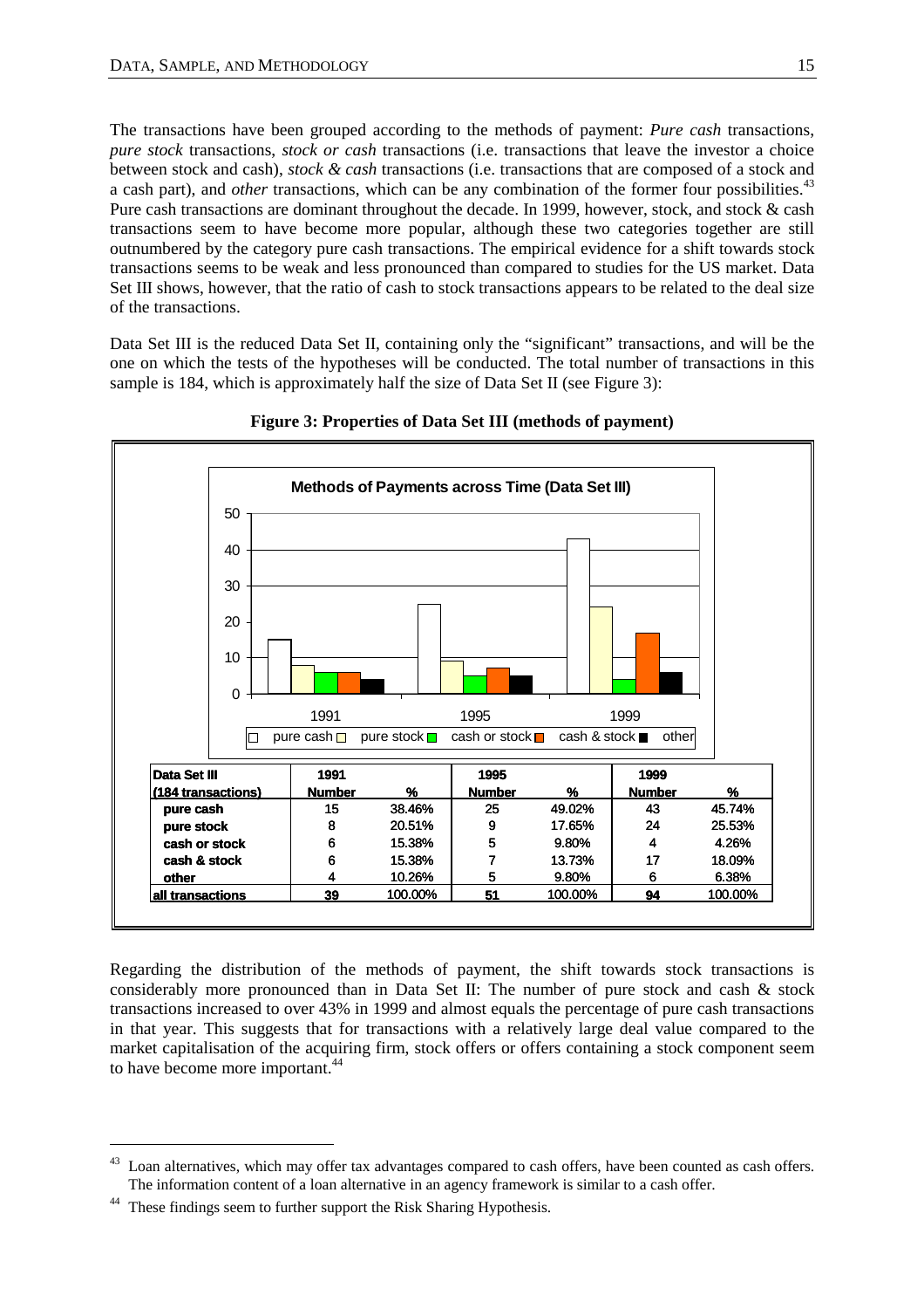The transactions have been grouped according to the methods of payment: *Pure cash* transactions, *pure stock* transactions, *stock or cash* transactions (i.e. transactions that leave the investor a choice between stock and cash), *stock & cash* transactions (i.e. transactions that are composed of a stock and a cash part), and *other* transactions, which can be any combination of the former four possibilities.[43] Pure cash transactions are dominant throughout the decade. In 1999, however, stock, and stock & cash transactions seem to have become more popular, although these two categories together are still outnumbered by the category pure cash transactions. The empirical evidence for a shift towards stock transactions seems to be weak and less pronounced than compared to studies for the US market. Data Set III shows, however, that the ratio of cash to stock transactions appears to be related to the deal size of the transactions.

Data Set III is the reduced Data Set II, containing only the "significant" transactions, and will be the one on which the tests of the hypotheses will be conducted. The total number of transactions in this sample is 184, which is approximately half the size of Data Set II (see Figure 3):

**Figure 3: Properties of Data Set III (methods of payment)**

| Data Set III (184 transactions) | 1991 Number | % | 1995 Number | % | 1999 Number | % |
|---|---|---|---|---|---|---|
| pure cash | 15 | 38.46% | 25 | 49.02% | 43 | 45.74% |
| pure stock | 8 | 20.51% | 9 | 17.65% | 24 | 25.53% |
| cash or stock | 6 | 15.38% | 5 | 9.80% | 4 | 4.26% |
| cash & stock | 6 | 15.38% | 7 | 13.73% | 17 | 18.09% |
| other | 4 | 10.26% | 5 | 9.80% | 6 | 6.38% |
| all transactions | 39 | 100.00% | 51 | 100.00% | 94 | 100.00% |

Regarding the distribution of the methods of payment, the shift towards stock transactions is considerably more pronounced than in Data Set II: The number of pure stock and cash & stock transactions increased to over 43% in 1999 and almost equals the percentage of pure cash transactions in that year. This suggests that for transactions with a relatively large deal value compared to the market capitalisation of the acquiring firm, stock offers or offers containing a stock component seem to have become more important.[44]

---

[43] Loan alternatives, which may offer tax advantages compared to cash offers, have been counted as cash offers. The information content of a loan alternative in an agency framework is similar to a cash offer.

[44] These findings seem to further support the Risk Sharing Hypothesis.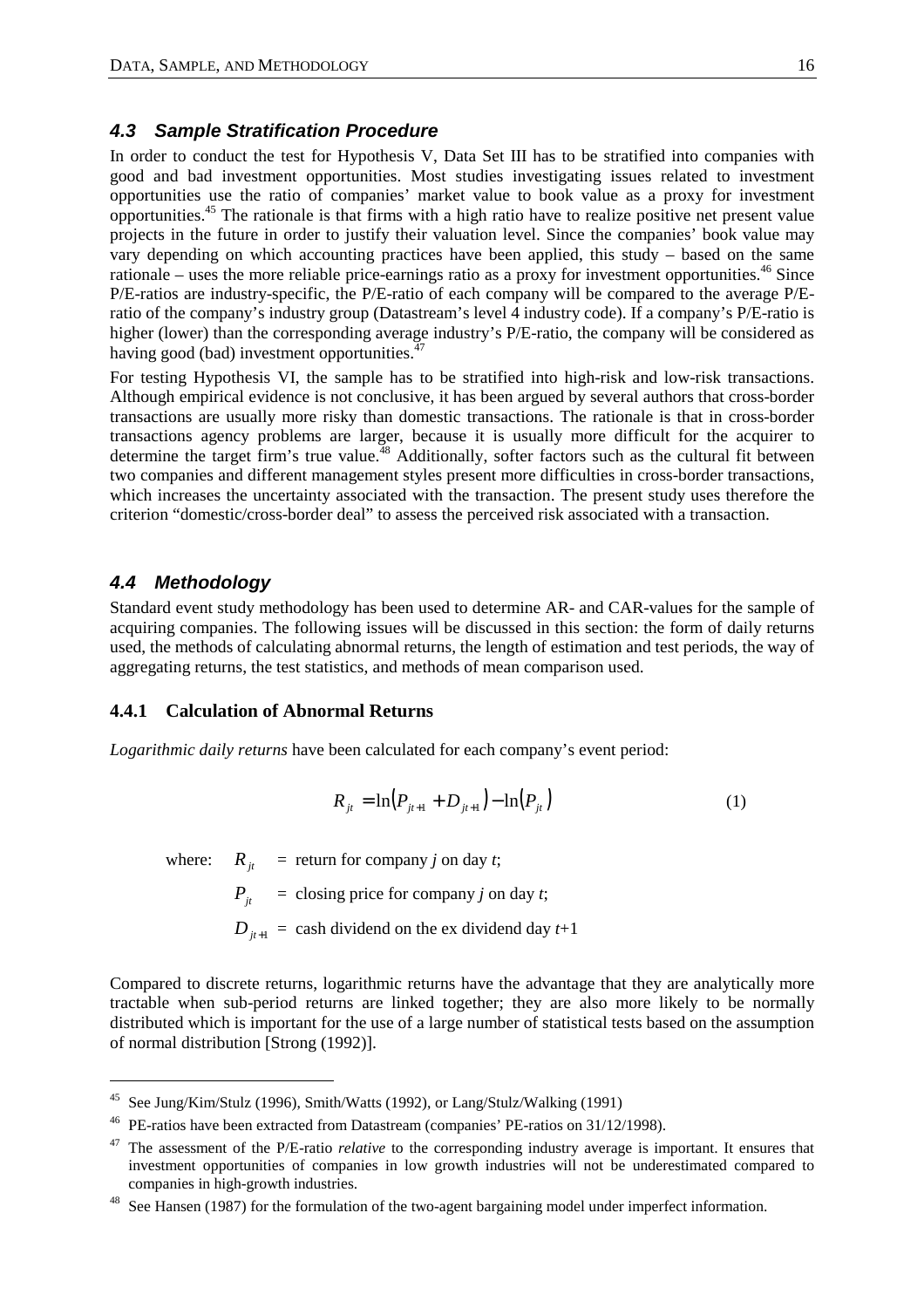### *4.3 Sample Stratification Procedure*

In order to conduct the test for Hypothesis V, Data Set III has to be stratified into companies with good and bad investment opportunities. Most studies investigating issues related to investment opportunities use the ratio of companies' market value to book value as a proxy for investment opportunities.[45] The rationale is that firms with a high ratio have to realize positive net present value projects in the future in order to justify their valuation level. Since the companies' book value may vary depending on which accounting practices have been applied, this study – based on the same rationale – uses the more reliable price-earnings ratio as a proxy for investment opportunities.[46] Since P/E-ratios are industry-specific, the P/E-ratio of each company will be compared to the average P/E-ratio of the company's industry group (Datastream's level 4 industry code). If a company's P/E-ratio is higher (lower) than the corresponding average industry's P/E-ratio, the company will be considered as having good (bad) investment opportunities.[47]

For testing Hypothesis VI, the sample has to be stratified into high-risk and low-risk transactions. Although empirical evidence is not conclusive, it has been argued by several authors that cross-border transactions are usually more risky than domestic transactions. The rationale is that in cross-border transactions agency problems are larger, because it is usually more difficult for the acquirer to determine the target firm's true value.[48] Additionally, softer factors such as the cultural fit between two companies and different management styles present more difficulties in cross-border transactions, which increases the uncertainty associated with the transaction. The present study uses therefore the criterion "domestic/cross-border deal" to assess the perceived risk associated with a transaction.

### *4.4 Methodology*

Standard event study methodology has been used to determine AR- and CAR-values for the sample of acquiring companies. The following issues will be discussed in this section: the form of daily returns used, the methods of calculating abnormal returns, the length of estimation and test periods, the way of aggregating returns, the test statistics, and methods of mean comparison used.

#### 4.4.1 Calculation of Abnormal Returns

*Logarithmic daily returns* have been calculated for each company's event period:

$$R_{jt} = \ln\left(P_{jt+1} + D_{jt+1}\right) - \ln\left(P_{jt}\right) \tag{1}$$

where: $R_{jt}$ = return for company *j* on day *t*;

$P_{jt}$ = closing price for company *j* on day *t*;

$D_{jt+1}$ = cash dividend on the ex dividend day *t*+1

Compared to discrete returns, logarithmic returns have the advantage that they are analytically more tractable when sub-period returns are linked together; they are also more likely to be normally distributed which is important for the use of a large number of statistical tests based on the assumption of normal distribution [Strong (1992)].

---

[45] See Jung/Kim/Stulz (1996), Smith/Watts (1992), or Lang/Stulz/Walking (1991)

[46] PE-ratios have been extracted from Datastream (companies' PE-ratios on 31/12/1998).

[47] The assessment of the P/E-ratio *relative* to the corresponding industry average is important. It ensures that investment opportunities of companies in low growth industries will not be underestimated compared to companies in high-growth industries.

[48] See Hansen (1987) for the formulation of the two-agent bargaining model under imperfect information.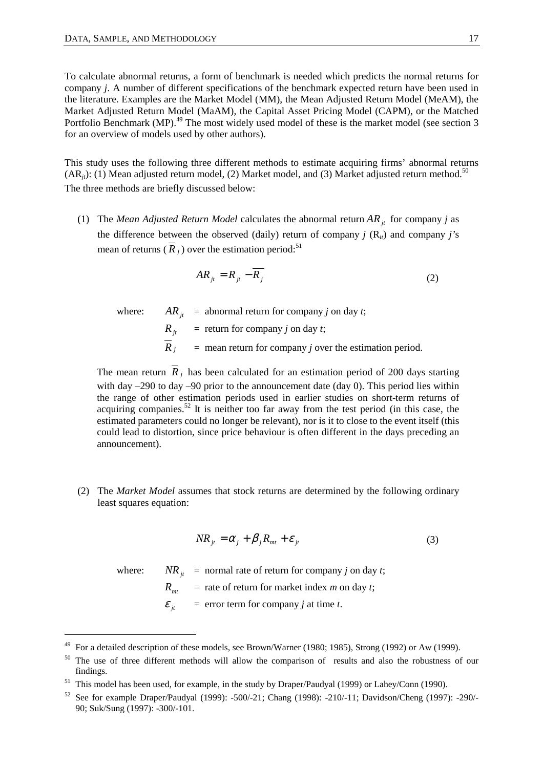To calculate abnormal returns, a form of benchmark is needed which predicts the normal returns for company *j*. A number of different specifications of the benchmark expected return have been used in the literature. Examples are the Market Model (MM), the Mean Adjusted Return Model (MeAM), the Market Adjusted Return Model (MaAM), the Capital Asset Pricing Model (CAPM), or the Matched Portfolio Benchmark (MP).[49] The most widely used model of these is the market model (see section 3 for an overview of models used by other authors).

This study uses the following three different methods to estimate acquiring firms' abnormal returns ($AR_{jt}$): (1) Mean adjusted return model, (2) Market model, and (3) Market adjusted return method.[50] The three methods are briefly discussed below:

(1) The *Mean Adjusted Return Model* calculates the abnormal return $AR_{jt}$ for company *j* as the difference between the observed (daily) return of company *j* ($R_{it}$) and company *j*'s mean of returns ($\overline{R}_j$) over the estimation period:[51]

$$AR_{jt} = R_{jt} - \overline{R_j} \tag{2}$$

where: $AR_{jt}$ = abnormal return for company *j* on day *t*;
$R_{jt}$ = return for company *j* on day *t*;
$\overline{R}_j$ = mean return for company *j* over the estimation period.

The mean return $\overline{R}_j$ has been calculated for an estimation period of 200 days starting with day –290 to day –90 prior to the announcement date (day 0). This period lies within the range of other estimation periods used in earlier studies on short-term returns of acquiring companies.[52] It is neither too far away from the test period (in this case, the estimated parameters could no longer be relevant), nor is it to close to the event itself (this could lead to distortion, since price behaviour is often different in the days preceding an announcement).

(2) The *Market Model* assumes that stock returns are determined by the following ordinary least squares equation:

$$NR_{jt} = \alpha_j + \beta_j R_{mt} + \varepsilon_{jt} \tag{3}$$

where: $NR_{jt}$ = normal rate of return for company *j* on day *t*;
$R_{mt}$ = rate of return for market index *m* on day *t*;
$\varepsilon_{jt}$ = error term for company *j* at time *t*.

---

[49] For a detailed description of these models, see Brown/Warner (1980; 1985), Strong (1992) or Aw (1999).

[50] The use of three different methods will allow the comparison of results and also the robustness of our findings.

[51] This model has been used, for example, in the study by Draper/Paudyal (1999) or Lahey/Conn (1990).

[52] See for example Draper/Paudyal (1999): -500/-21; Chang (1998): -210/-11; Davidson/Cheng (1997): -290/-90; Suk/Sung (1997): -300/-101.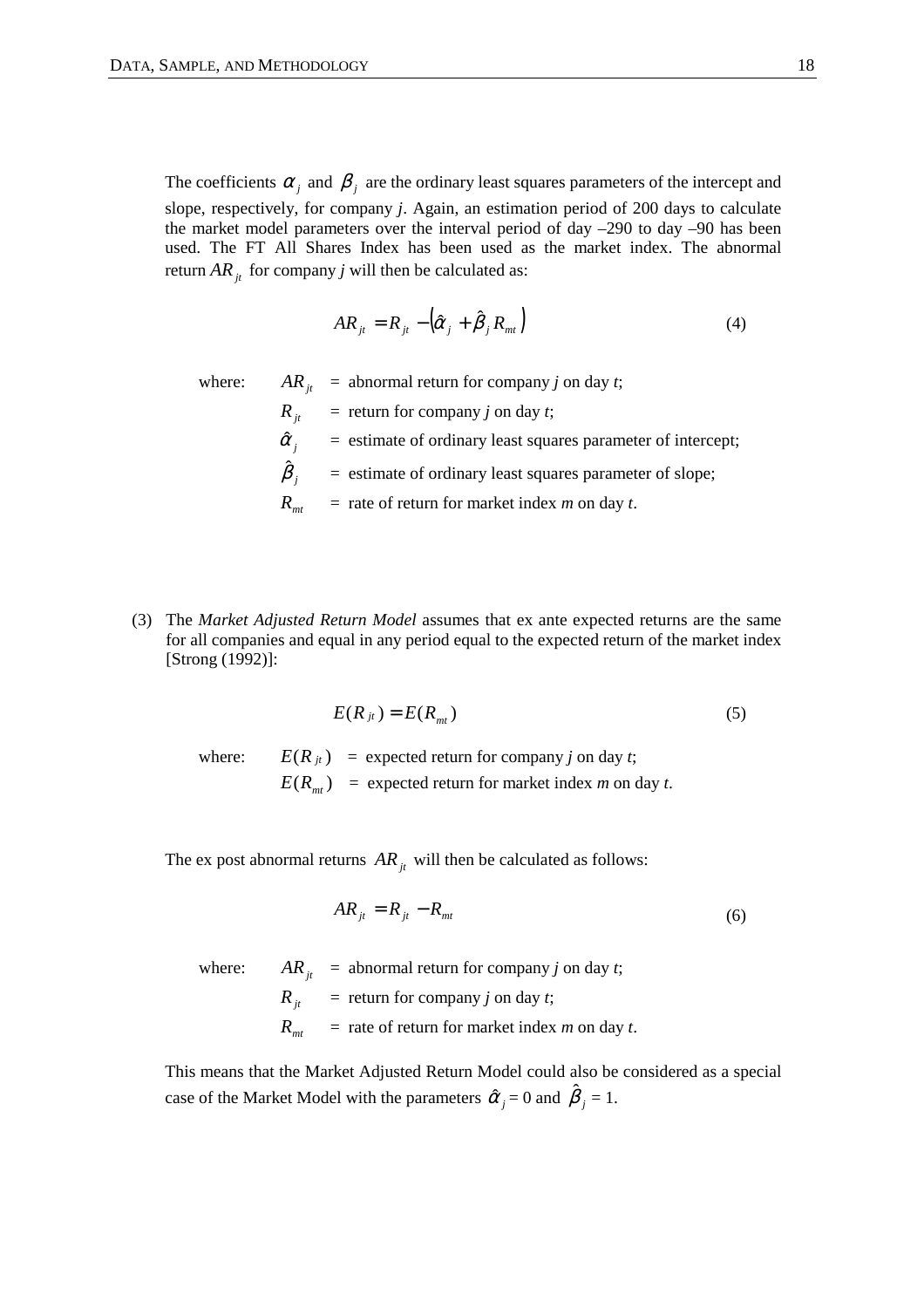The coefficients $\alpha_j$ and $\beta_j$ are the ordinary least squares parameters of the intercept and slope, respectively, for company *j*. Again, an estimation period of 200 days to calculate the market model parameters over the interval period of day –290 to day –90 has been used. The FT All Shares Index has been used as the market index. The abnormal return $AR_{jt}$ for company *j* will then be calculated as:

$$AR_{jt} = R_{jt} - \left(\hat{\alpha}_j + \hat{\beta}_j R_{mt}\right) \tag{4}$$

where:
- $AR_{jt}$ = abnormal return for company *j* on day *t*;
- $R_{jt}$ = return for company *j* on day *t*;
- $\hat{\alpha}_j$ = estimate of ordinary least squares parameter of intercept;
- $\hat{\beta}_j$ = estimate of ordinary least squares parameter of slope;
- $R_{mt}$ = rate of return for market index *m* on day *t*.

(3) The *Market Adjusted Return Model* assumes that ex ante expected returns are the same for all companies and equal in any period equal to the expected return of the market index [Strong (1992)]:

$$E(R_{jt}) = E(R_{mt}) \tag{5}$$

where:
- $E(R_{jt})$ = expected return for company *j* on day *t*;
- $E(R_{mt})$ = expected return for market index *m* on day *t*.

The ex post abnormal returns $AR_{jt}$ will then be calculated as follows:

$$AR_{jt} = R_{jt} - R_{mt} \tag{6}$$

where:
- $AR_{jt}$ = abnormal return for company *j* on day *t*;
- $R_{jt}$ = return for company *j* on day *t*;
- $R_{mt}$ = rate of return for market index *m* on day *t*.

This means that the Market Adjusted Return Model could also be considered as a special case of the Market Model with the parameters $\hat{\alpha}_j = 0$ and $\hat{\beta}_j = 1$.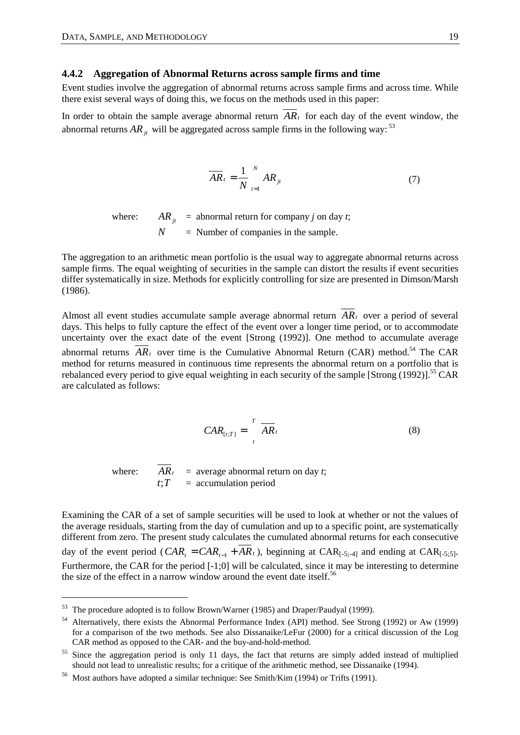### 4.4.2 Aggregation of Abnormal Returns across sample firms and time

Event studies involve the aggregation of abnormal returns across sample firms and across time. While there exist several ways of doing this, we focus on the methods used in this paper:

In order to obtain the sample average abnormal return $\overline{AR}_t$ for each day of the event window, the abnormal returns $AR_{jt}$ will be aggregated across sample firms in the following way: [53]

$$\overline{AR}_t = \frac{1}{N} \sum_{t=1}^{N} AR_{jt} \tag{7}$$

where: $AR_{jt}$ = abnormal return for company *j* on day *t*;
$N$ = Number of companies in the sample.

The aggregation to an arithmetic mean portfolio is the usual way to aggregate abnormal returns across sample firms. The equal weighting of securities in the sample can distort the results if event securities differ systematically in size. Methods for explicitly controlling for size are presented in Dimson/Marsh (1986).

Almost all event studies accumulate sample average abnormal return $\overline{AR}_t$ over a period of several days. This helps to fully capture the effect of the event over a longer time period, or to accommodate uncertainty over the exact date of the event [Strong (1992)]. One method to accumulate average abnormal returns $\overline{AR}_t$ over time is the Cumulative Abnormal Return (CAR) method.[54] The CAR method for returns measured in continuous time represents the abnormal return on a portfolio that is rebalanced every period to give equal weighting in each security of the sample [Strong (1992)].[55] CAR are calculated as follows:

$$CAR_{[t;T]} = \sum_{t}^{T} \overline{AR}_t \tag{8}$$

where: $\overline{AR}_t$ = average abnormal return on day *t*;
$t;T$ = accumulation period

Examining the CAR of a set of sample securities will be used to look at whether or not the values of the average residuals, starting from the day of cumulation and up to a specific point, are systematically different from zero. The present study calculates the cumulated abnormal returns for each consecutive day of the event period ($CAR_t = CAR_{t-1} + \overline{AR}_t$), beginning at $CAR_{[-5;-4]}$ and ending at $CAR_{[-5;5]}$. Furthermore, the CAR for the period [-1;0] will be calculated, since it may be interesting to determine the size of the effect in a narrow window around the event date itself.[56]

---

[53] The procedure adopted is to follow Brown/Warner (1985) and Draper/Paudyal (1999).

[54] Alternatively, there exists the Abnormal Performance Index (API) method. See Strong (1992) or Aw (1999) for a comparison of the two methods. See also Dissanaike/LeFur (2000) for a critical discussion of the Log CAR method as opposed to the CAR- and the buy-and-hold-method.

[55] Since the aggregation period is only 11 days, the fact that returns are simply added instead of multiplied should not lead to unrealistic results; for a critique of the arithmetic method, see Dissanaike (1994).

[56] Most authors have adopted a similar technique: See Smith/Kim (1994) or Trifts (1991).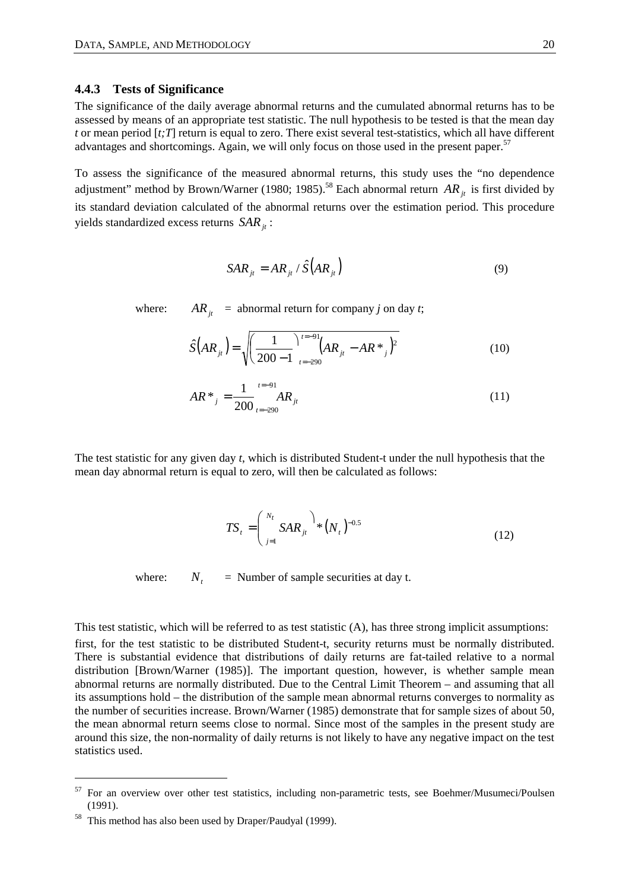### 4.4.3 Tests of Significance

The significance of the daily average abnormal returns and the cumulated abnormal returns has to be assessed by means of an appropriate test statistic. The null hypothesis to be tested is that the mean day *t* or mean period [*t;T*] return is equal to zero. There exist several test-statistics, which all have different advantages and shortcomings. Again, we will only focus on those used in the present paper.[57]

To assess the significance of the measured abnormal returns, this study uses the "no dependence adjustment" method by Brown/Warner (1980; 1985).[58] Each abnormal return $AR_{jt}$ is first divided by its standard deviation calculated of the abnormal returns over the estimation period. This procedure yields standardized excess returns $SAR_{jt}$:

$$SAR_{jt} = AR_{jt} / \hat{S}(AR_{jt}) \tag{9}$$

where: $AR_{jt}$ = abnormal return for company *j* on day *t*;

$$\hat{S}(AR_{jt}) = \sqrt{\left(\frac{1}{200-1}\right)\sum_{t=-290}^{t=-91}(AR_{jt} - AR^*_j)^2} \tag{10}$$

$$AR^*_j = \frac{1}{200}\sum_{t=-290}^{t=-91} AR_{jt} \tag{11}$$

The test statistic for any given day *t*, which is distributed Student-t under the null hypothesis that the mean day abnormal return is equal to zero, will then be calculated as follows:

$$TS_t = \left(\sum_{j=1}^{N_t} SAR_{jt}\right) * (N_t)^{-0.5} \tag{12}$$

where: $N_t$ = Number of sample securities at day t.

This test statistic, which will be referred to as test statistic (A), has three strong implicit assumptions: first, for the test statistic to be distributed Student-t, security returns must be normally distributed. There is substantial evidence that distributions of daily returns are fat-tailed relative to a normal distribution [Brown/Warner (1985)]. The important question, however, is whether sample mean abnormal returns are normally distributed. Due to the Central Limit Theorem – and assuming that all its assumptions hold – the distribution of the sample mean abnormal returns converges to normality as the number of securities increase. Brown/Warner (1985) demonstrate that for sample sizes of about 50, the mean abnormal return seems close to normal. Since most of the samples in the present study are around this size, the non-normality of daily returns is not likely to have any negative impact on the test statistics used.

---

[57] For an overview over other test statistics, including non-parametric tests, see Boehmer/Musumeci/Poulsen (1991).

[58] This method has also been used by Draper/Paudyal (1999).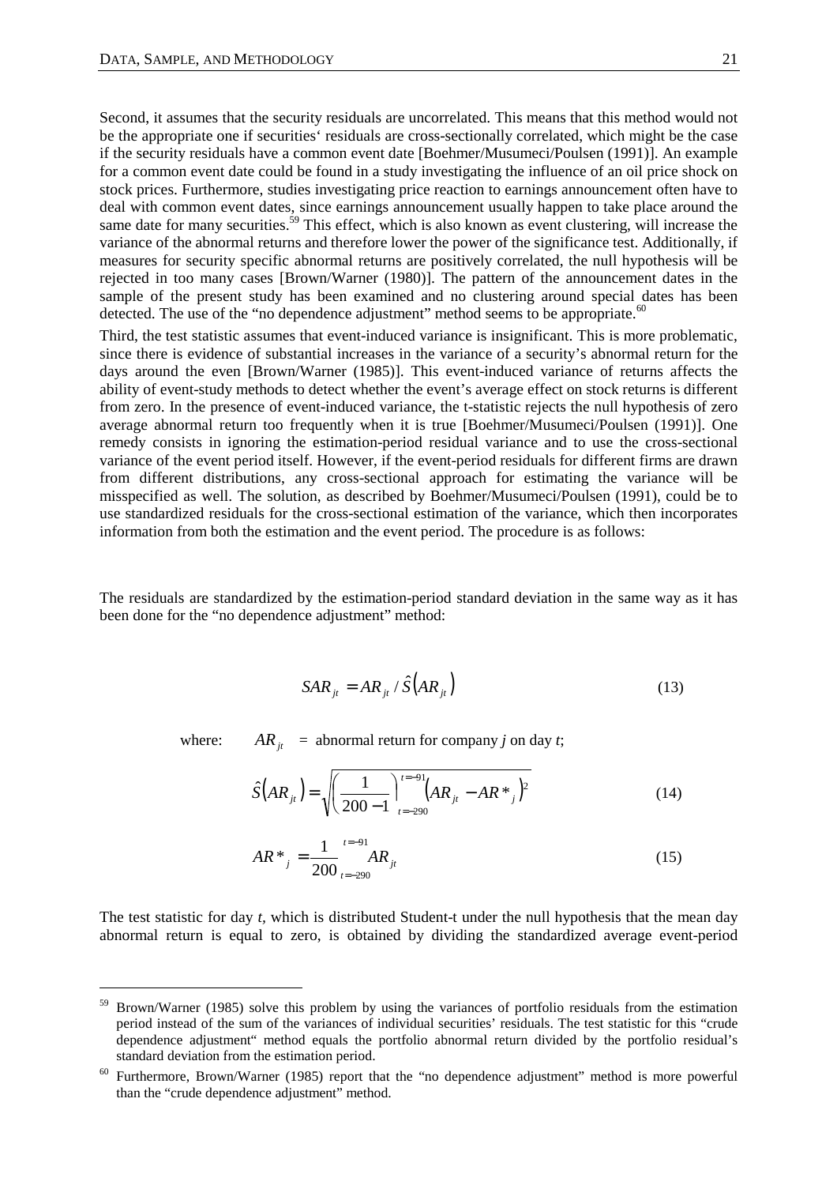Second, it assumes that the security residuals are uncorrelated. This means that this method would not be the appropriate one if securities' residuals are cross-sectionally correlated, which might be the case if the security residuals have a common event date [Boehmer/Musumeci/Poulsen (1991)]. An example for a common event date could be found in a study investigating the influence of an oil price shock on stock prices. Furthermore, studies investigating price reaction to earnings announcement often have to deal with common event dates, since earnings announcement usually happen to take place around the same date for many securities.[59] This effect, which is also known as event clustering, will increase the variance of the abnormal returns and therefore lower the power of the significance test. Additionally, if measures for security specific abnormal returns are positively correlated, the null hypothesis will be rejected in too many cases [Brown/Warner (1980)]. The pattern of the announcement dates in the sample of the present study has been examined and no clustering around special dates has been detected. The use of the "no dependence adjustment" method seems to be appropriate.[60]

Third, the test statistic assumes that event-induced variance is insignificant. This is more problematic, since there is evidence of substantial increases in the variance of a security's abnormal return for the days around the even [Brown/Warner (1985)]. This event-induced variance of returns affects the ability of event-study methods to detect whether the event's average effect on stock returns is different from zero. In the presence of event-induced variance, the t-statistic rejects the null hypothesis of zero average abnormal return too frequently when it is true [Boehmer/Musumeci/Poulsen (1991)]. One remedy consists in ignoring the estimation-period residual variance and to use the cross-sectional variance of the event period itself. However, if the event-period residuals for different firms are drawn from different distributions, any cross-sectional approach for estimating the variance will be misspecified as well. The solution, as described by Boehmer/Musumeci/Poulsen (1991), could be to use standardized residuals for the cross-sectional estimation of the variance, which then incorporates information from both the estimation and the event period. The procedure is as follows:

The residuals are standardized by the estimation-period standard deviation in the same way as it has been done for the "no dependence adjustment" method:

$$SAR_{jt} = AR_{jt} / \hat{S}\left(AR_{jt}\right) \tag{13}$$

where: $AR_{jt}$ = abnormal return for company *j* on day *t*;

$$\hat{S}\left(AR_{jt}\right) = \sqrt{\left(\frac{1}{200-1}\right)\sum_{t=-290}^{t=-91}\left(AR_{jt} - AR^*_{j}\right)^2} \tag{14}$$

$$AR^*_{j} = \frac{1}{200}\sum_{t=-290}^{t=-91} AR_{jt} \tag{15}$$

The test statistic for day *t*, which is distributed Student-t under the null hypothesis that the mean day abnormal return is equal to zero, is obtained by dividing the standardized average event-period

---

[59] Brown/Warner (1985) solve this problem by using the variances of portfolio residuals from the estimation period instead of the sum of the variances of individual securities' residuals. The test statistic for this "crude dependence adjustment" method equals the portfolio abnormal return divided by the portfolio residual's standard deviation from the estimation period.

[60] Furthermore, Brown/Warner (1985) report that the "no dependence adjustment" method is more powerful than the "crude dependence adjustment" method.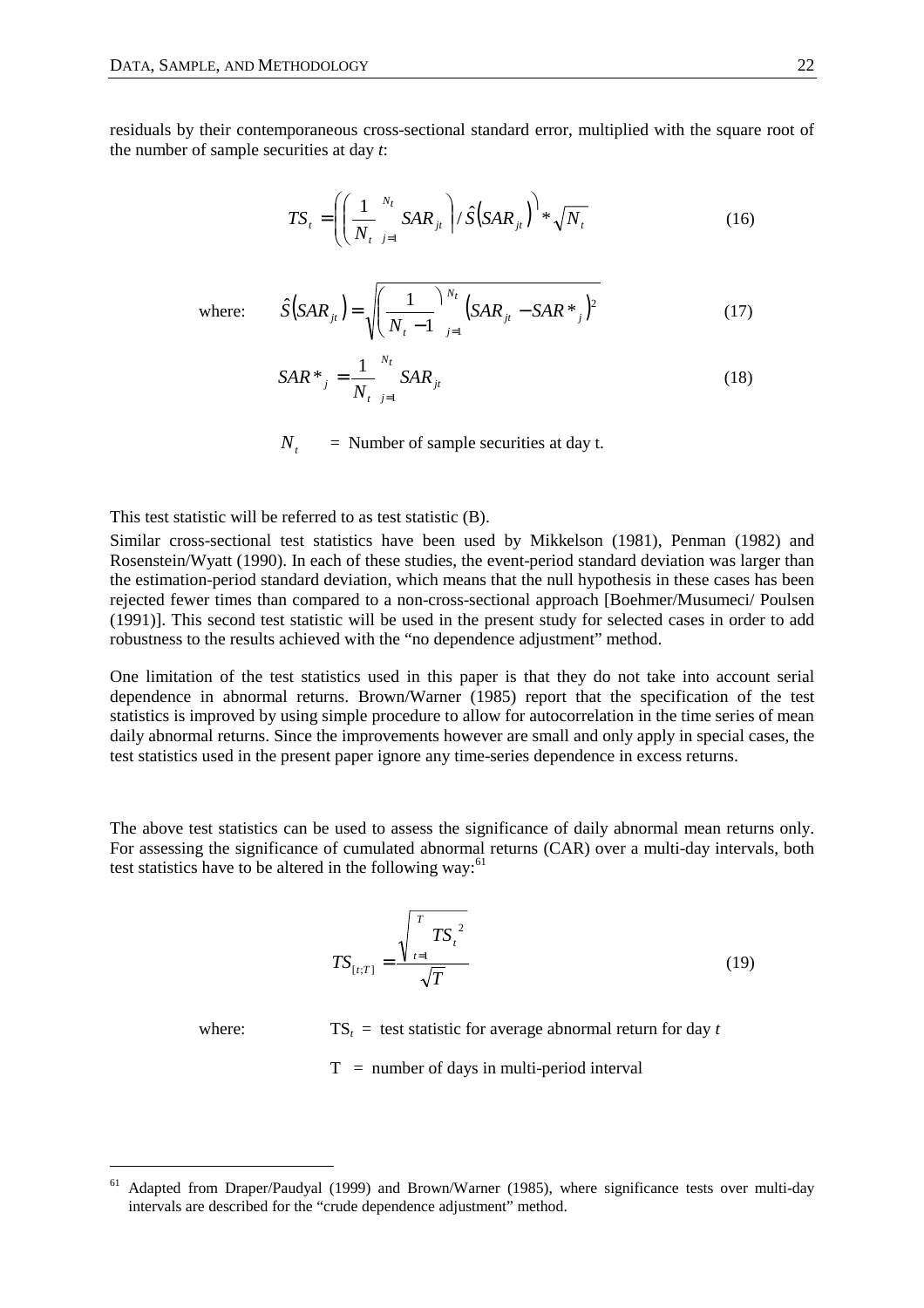residuals by their contemporaneous cross-sectional standard error, multiplied with the square root of the number of sample securities at day *t*:

$$TS_t = \left( \left( \frac{1}{N_t} \sum_{j=1}^{N_t} SAR_{jt} \right) / \hat{S}\left(SAR_{jt}\right) \right) * \sqrt{N_t} \tag{16}$$

where:

$$\hat{S}\left(SAR_{jt}\right) = \sqrt{\left( \frac{1}{N_t - 1} \right) \sum_{j=1}^{N_t} \left(SAR_{jt} - SAR*_j\right)^2} \tag{17}$$

$$SAR*_j = \frac{1}{N_t} \sum_{j=1}^{N_t} SAR_{jt} \tag{18}$$

$N_t$ = Number of sample securities at day t.

This test statistic will be referred to as test statistic (B).

Similar cross-sectional test statistics have been used by Mikkelson (1981), Penman (1982) and Rosenstein/Wyatt (1990). In each of these studies, the event-period standard deviation was larger than the estimation-period standard deviation, which means that the null hypothesis in these cases has been rejected fewer times than compared to a non-cross-sectional approach [Boehmer/Musumeci/ Poulsen (1991)]. This second test statistic will be used in the present study for selected cases in order to add robustness to the results achieved with the "no dependence adjustment" method.

One limitation of the test statistics used in this paper is that they do not take into account serial dependence in abnormal returns. Brown/Warner (1985) report that the specification of the test statistics is improved by using simple procedure to allow for autocorrelation in the time series of mean daily abnormal returns. Since the improvements however are small and only apply in special cases, the test statistics used in the present paper ignore any time-series dependence in excess returns.

The above test statistics can be used to assess the significance of daily abnormal mean returns only. For assessing the significance of cumulated abnormal returns (CAR) over a multi-day intervals, both test statistics have to be altered in the following way:[61]

$$TS_{[t;T]} = \frac{\sqrt{\sum_{t=1}^{T} TS_t^{\,2}}}{\sqrt{T}} \tag{19}$$

where: $TS_t$ = test statistic for average abnormal return for day *t*

T = number of days in multi-period interval

[61] Adapted from Draper/Paudyal (1999) and Brown/Warner (1985), where significance tests over multi-day intervals are described for the "crude dependence adjustment" method.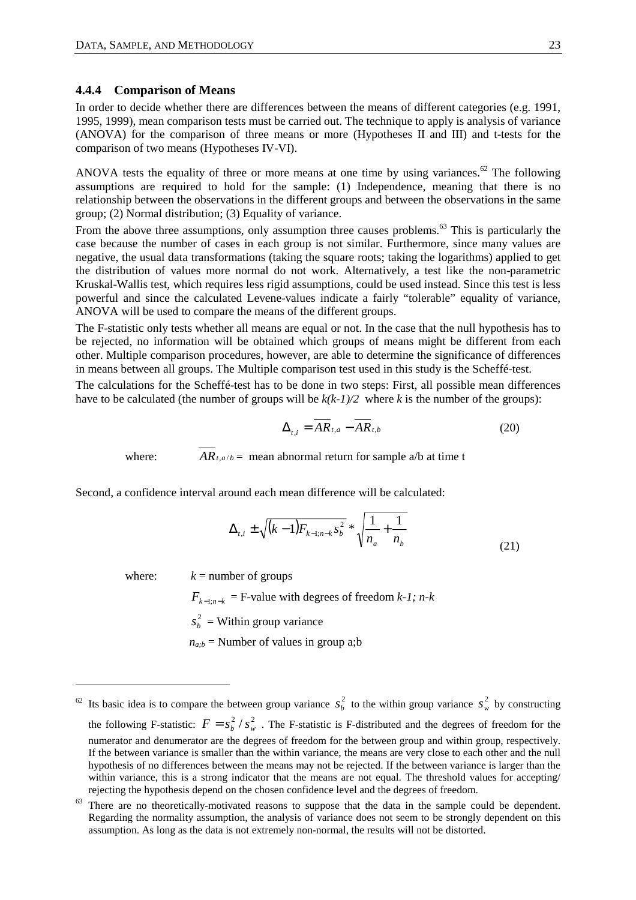### 4.4.4 Comparison of Means

In order to decide whether there are differences between the means of different categories (e.g. 1991, 1995, 1999), mean comparison tests must be carried out. The technique to apply is analysis of variance (ANOVA) for the comparison of three means or more (Hypotheses II and III) and t-tests for the comparison of two means (Hypotheses IV-VI).

ANOVA tests the equality of three or more means at one time by using variances.[62] The following assumptions are required to hold for the sample: (1) Independence, meaning that there is no relationship between the observations in the different groups and between the observations in the same group; (2) Normal distribution; (3) Equality of variance.

From the above three assumptions, only assumption three causes problems.[63] This is particularly the case because the number of cases in each group is not similar. Furthermore, since many values are negative, the usual data transformations (taking the square roots; taking the logarithms) applied to get the distribution of values more normal do not work. Alternatively, a test like the non-parametric Kruskal-Wallis test, which requires less rigid assumptions, could be used instead. Since this test is less powerful and since the calculated Levene-values indicate a fairly "tolerable" equality of variance, ANOVA will be used to compare the means of the different groups.

The F-statistic only tests whether all means are equal or not. In the case that the null hypothesis has to be rejected, no information will be obtained which groups of means might be different from each other. Multiple comparison procedures, however, are able to determine the significance of differences in means between all groups. The Multiple comparison test used in this study is the Scheffé-test.

The calculations for the Scheffé-test has to be done in two steps: First, all possible mean differences have to be calculated (the number of groups will be $k(k-1)/2$ where $k$ is the number of the groups):

$$\Delta_{t,i} = \overline{AR}_{t,a} - \overline{AR}_{t,b} \tag{20}$$

where: $\overline{AR}_{t,a/b}$ = mean abnormal return for sample a/b at time t

Second, a confidence interval around each mean difference will be calculated:

$$\Delta_{t,i} \pm \sqrt{(k-1)F_{k-1;n-k}s_b^2} * \sqrt{\frac{1}{n_a} + \frac{1}{n_b}} \tag{21}$$

where: $k$ = number of groups

$F_{k-1;n-k}$ = F-value with degrees of freedom $k$-1; $n$-$k$

$s_b^2$ = Within group variance

$n_{a;b}$ = Number of values in group a;b

---

[62] Its basic idea is to compare the between group variance $s_b^2$ to the within group variance $s_w^2$ by constructing the following F-statistic: $F = s_b^2 / s_w^2$ . The F-statistic is F-distributed and the degrees of freedom for the numerator and denumerator are the degrees of freedom for the between group and within group, respectively. If the between variance is smaller than the within variance, the means are very close to each other and the null hypothesis of no differences between the means may not be rejected. If the between variance is larger than the within variance, this is a strong indicator that the means are not equal. The threshold values for accepting/ rejecting the hypothesis depend on the chosen confidence level and the degrees of freedom.

[63] There are no theoretically-motivated reasons to suppose that the data in the sample could be dependent. Regarding the normality assumption, the analysis of variance does not seem to be strongly dependent on this assumption. As long as the data is not extremely non-normal, the results will not be distorted.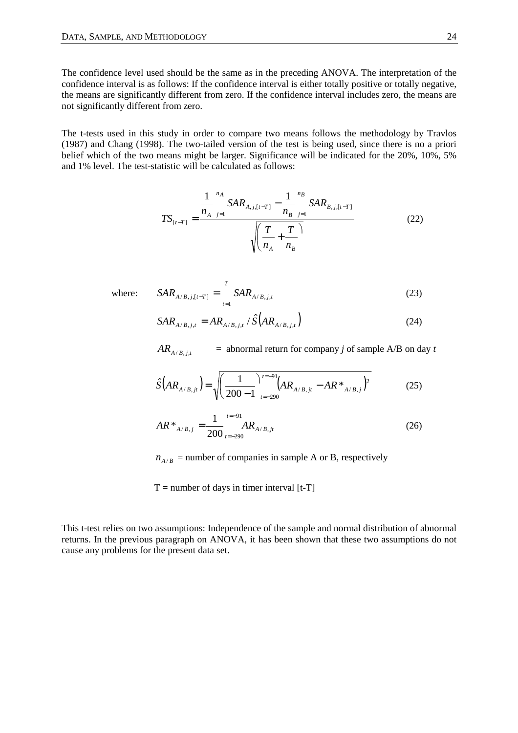The confidence level used should be the same as in the preceding ANOVA. The interpretation of the confidence interval is as follows: If the confidence interval is either totally positive or totally negative, the means are significantly different from zero. If the confidence interval includes zero, the means are not significantly different from zero.

The t-tests used in this study in order to compare two means follows the methodology by Travlos (1987) and Chang (1998). The two-tailed version of the test is being used, since there is no a priori belief which of the two means might be larger. Significance will be indicated for the 20%, 10%, 5% and 1% level. The test-statistic will be calculated as follows:

$$TS_{[t-T]} = \frac{\frac{1}{n_A}\sum_{j=1}^{n_A} SAR_{A,j,[t-T]} - \frac{1}{n_B}\sum_{j=1}^{n_B} SAR_{B,j,[t-T]}}{\sqrt{\left(\frac{T}{n_A} + \frac{T}{n_B}\right)}} \tag{22}$$

where:

$$SAR_{A/B,j,[t-T]} = \sum_{t=1}^{T} SAR_{A/B,j,t} \tag{23}$$

$$SAR_{A/B,j,t} = AR_{A/B,j,t} / \hat{S}\left(AR_{A/B,j,t}\right) \tag{24}$$

$AR_{A/B,j,t}$ = abnormal return for company *j* of sample A/B on day *t*

$$\hat{S}\left(AR_{A/B,jt}\right) = \sqrt{\left(\frac{1}{200-1}\right)\sum_{t=-290}^{t=-91}\left(AR_{A/B,jt} - AR*_{A/B,j}\right)^2} \tag{25}$$

$$AR*_{A/B,j} = \frac{1}{200}\sum_{t=-290}^{t=-91} AR_{A/B,jt} \tag{26}$$

$n_{A/B}$ = number of companies in sample A or B, respectively

T = number of days in timer interval [t-T]

This t-test relies on two assumptions: Independence of the sample and normal distribution of abnormal returns. In the previous paragraph on ANOVA, it has been shown that these two assumptions do not cause any problems for the present data set.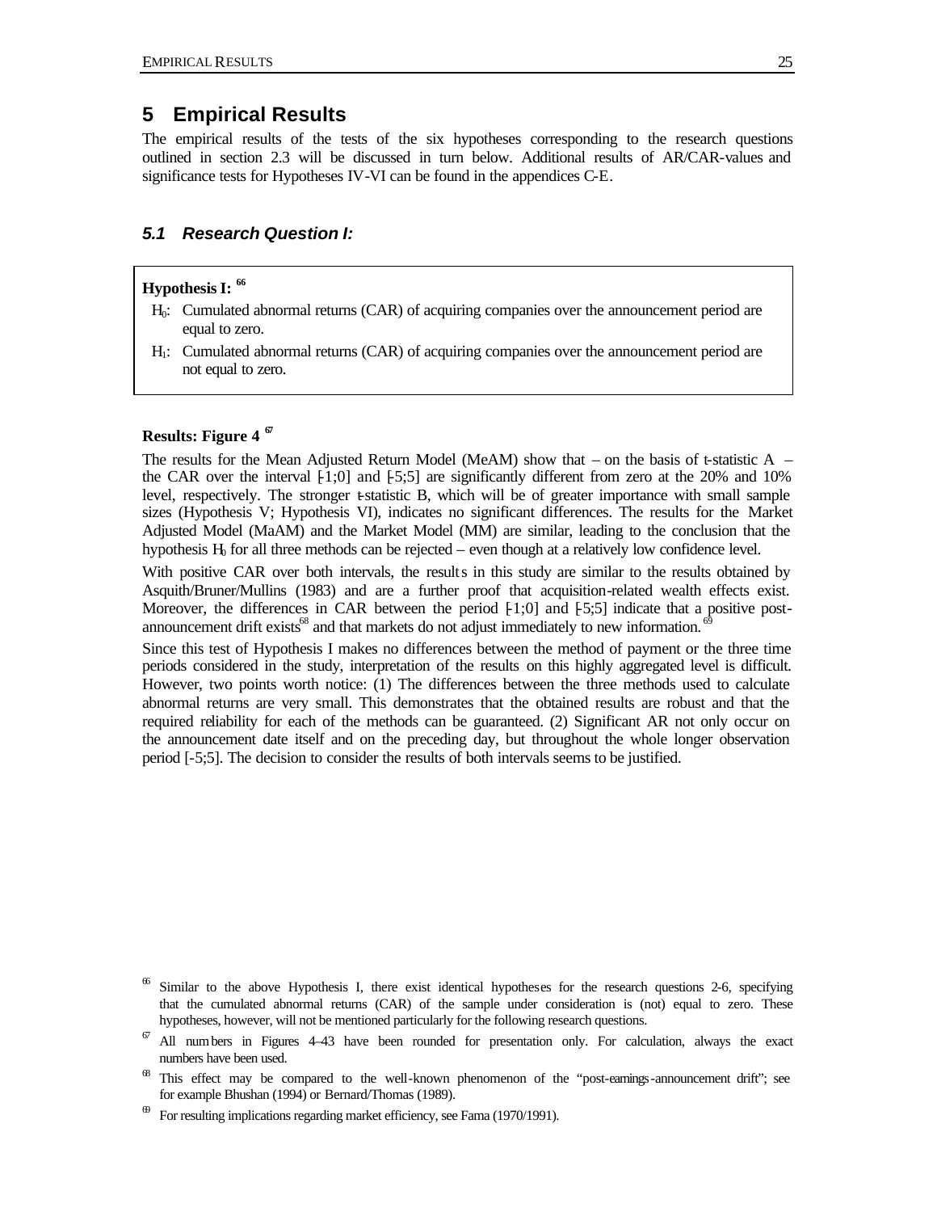# 5 Empirical Results

The empirical results of the tests of the six hypotheses corresponding to the research questions outlined in section 2.3 will be discussed in turn below. Additional results of AR/CAR-values and significance tests for Hypotheses IV-VI can be found in the appendices C-E.

## 5.1 Research Question I:

**Hypothesis I:** [66]

$H_0$: Cumulated abnormal returns (CAR) of acquiring companies over the announcement period are equal to zero.

$H_1$: Cumulated abnormal returns (CAR) of acquiring companies over the announcement period are not equal to zero.

**Results: Figure 4** [67]

The results for the Mean Adjusted Return Model (MeAM) show that – on the basis of t-statistic A – the CAR over the interval [-1;0] and [-5;5] are significantly different from zero at the 20% and 10% level, respectively. The stronger t-statistic B, which will be of greater importance with small sample sizes (Hypothesis V; Hypothesis VI), indicates no significant differences. The results for the Market Adjusted Model (MaAM) and the Market Model (MM) are similar, leading to the conclusion that the hypothesis $H_0$ for all three methods can be rejected – even though at a relatively low confidence level.

With positive CAR over both intervals, the results in this study are similar to the results obtained by Asquith/Bruner/Mullins (1983) and are a further proof that acquisition-related wealth effects exist. Moreover, the differences in CAR between the period [-1;0] and [-5;5] indicate that a positive post-announcement drift exists[68] and that markets do not adjust immediately to new information.[69]

Since this test of Hypothesis I makes no differences between the method of payment or the three time periods considered in the study, interpretation of the results on this highly aggregated level is difficult. However, two points worth notice: (1) The differences between the three methods used to calculate abnormal returns are very small. This demonstrates that the obtained results are robust and that the required reliability for each of the methods can be guaranteed. (2) Significant AR not only occur on the announcement date itself and on the preceding day, but throughout the whole longer observation period [-5;5]. The decision to consider the results of both intervals seems to be justified.

---

[66] Similar to the above Hypothesis I, there exist identical hypotheses for the research questions 2-6, specifying that the cumulated abnormal returns (CAR) of the sample under consideration is (not) equal to zero. These hypotheses, however, will not be mentioned particularly for the following research questions.

[67] All numbers in Figures 4–43 have been rounded for presentation only. For calculation, always the exact numbers have been used.

[68] This effect may be compared to the well-known phenomenon of the "post-earnings-announcement drift"; see for example Bhushan (1994) or Bernard/Thomas (1989).

[69] For resulting implications regarding market efficiency, see Fama (1970/1991).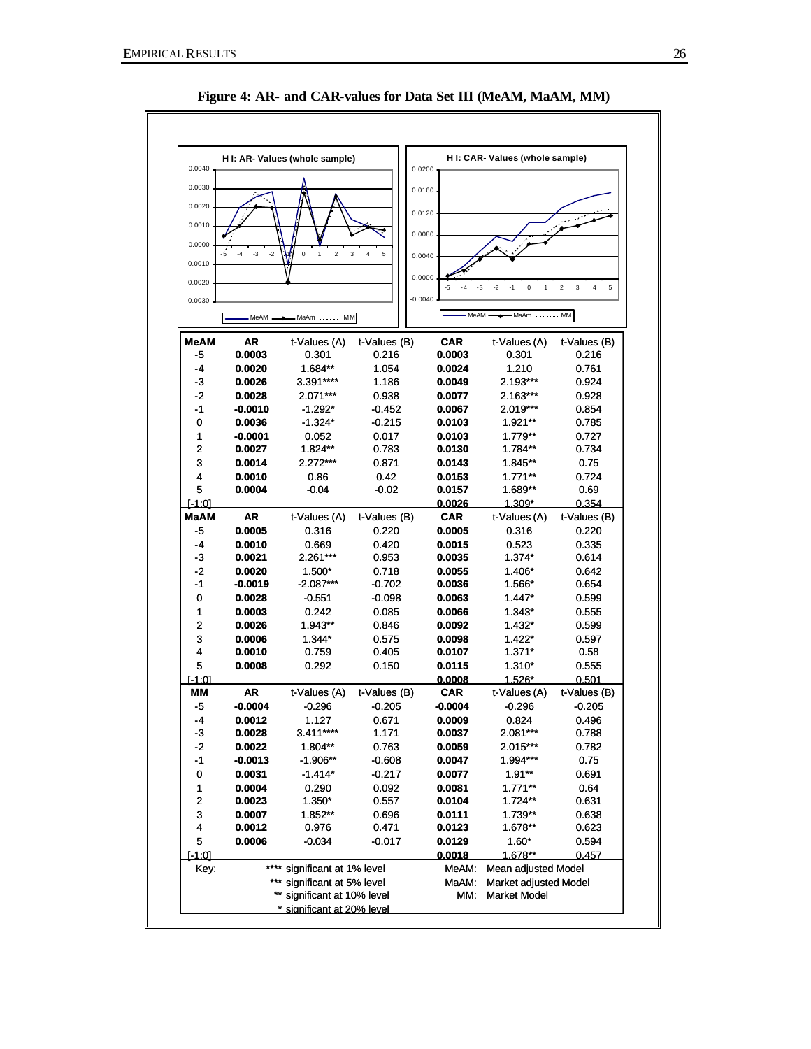**Figure 4: AR- and CAR-values for Data Set III (MeAM, MaAM, MM)**

| MeAM | AR | t-Values (A) | t-Values (B) | CAR | t-Values (A) | t-Values (B) |
|---|---|---|---|---|---|---|
| -5 | **0.0003** | 0.301 | 0.216 | **0.0003** | 0.301 | 0.216 |
| -4 | **0.0020** | 1.684** | 1.054 | **0.0024** | 1.210 | 0.761 |
| -3 | **0.0026** | 3.391**** | 1.186 | **0.0049** | 2.193*** | 0.924 |
| -2 | **0.0028** | 2.071*** | 0.938 | **0.0077** | 2.163*** | 0.928 |
| -1 | **-0.0010** | -1.292* | -0.452 | **0.0067** | 2.019*** | 0.854 |
| 0 | **0.0036** | -1.324* | -0.215 | **0.0103** | 1.921** | 0.785 |
| 1 | **-0.0001** | 0.052 | 0.017 | **0.0103** | 1.779** | 0.727 |
| 2 | **0.0027** | 1.824** | 0.783 | **0.0130** | 1.784** | 0.734 |
| 3 | **0.0014** | 2.272*** | 0.871 | **0.0143** | 1.845** | 0.75 |
| 4 | **0.0010** | 0.86 | 0.42 | **0.0153** | 1.771** | 0.724 |
| 5 | **0.0004** | -0.04 | -0.02 | **0.0157** | 1.689** | 0.69 |
| [-1;0] | | | | **0.0026** | 1.309* | 0.354 |
| **MaAM** | **AR** | t-Values (A) | t-Values (B) | **CAR** | t-Values (A) | t-Values (B) |
| -5 | **0.0005** | 0.316 | 0.220 | **0.0005** | 0.316 | 0.220 |
| -4 | **0.0010** | 0.669 | 0.420 | **0.0015** | 0.523 | 0.335 |
| -3 | **0.0021** | 2.261*** | 0.953 | **0.0035** | 1.374* | 0.614 |
| -2 | **0.0020** | 1.500* | 0.718 | **0.0055** | 1.406* | 0.642 |
| -1 | **-0.0019** | -2.087*** | -0.702 | **0.0036** | 1.566* | 0.654 |
| 0 | **0.0028** | -0.551 | -0.098 | **0.0063** | 1.447* | 0.599 |
| 1 | **0.0003** | 0.242 | 0.085 | **0.0066** | 1.343* | 0.555 |
| 2 | **0.0026** | 1.943** | 0.846 | **0.0092** | 1.432* | 0.599 |
| 3 | **0.0006** | 1.344* | 0.575 | **0.0098** | 1.422* | 0.597 |
| 4 | **0.0010** | 0.759 | 0.405 | **0.0107** | 1.371* | 0.58 |
| 5 | **0.0008** | 0.292 | 0.150 | **0.0115** | 1.310* | 0.555 |
| [-1;0] | | | | **0.0008** | 1.526* | 0.501 |
| **MM** | **AR** | t-Values (A) | t-Values (B) | **CAR** | t-Values (A) | t-Values (B) |
| -5 | **-0.0004** | -0.296 | -0.205 | **-0.0004** | -0.296 | -0.205 |
| -4 | **0.0012** | 1.127 | 0.671 | **0.0009** | 0.824 | 0.496 |
| -3 | **0.0028** | 3.411**** | 1.171 | **0.0037** | 2.081*** | 0.788 |
| -2 | **0.0022** | 1.804** | 0.763 | **0.0059** | 2.015*** | 0.782 |
| -1 | **-0.0013** | -1.906** | -0.608 | **0.0047** | 1.994*** | 0.75 |
| 0 | **0.0031** | -1.414* | -0.217 | **0.0077** | 1.91** | 0.691 |
| 1 | **0.0004** | 0.290 | 0.092 | **0.0081** | 1.771** | 0.64 |
| 2 | **0.0023** | 1.350* | 0.557 | **0.0104** | 1.724** | 0.631 |
| 3 | **0.0007** | 1.852** | 0.696 | **0.0111** | 1.739** | 0.638 |
| 4 | **0.0012** | 0.976 | 0.471 | **0.0123** | 1.678** | 0.623 |
| 5 | **0.0006** | -0.034 | -0.017 | **0.0129** | 1.60* | 0.594 |
| [-1;0] | | | | **0.0018** | 1.678** | 0.457 |

Key:
**** significant at 1% level
*** significant at 5% level
** significant at 10% level
* significant at 20% level

MeAM: Mean adjusted Model
MaAM: Market adjusted Model
MM: Market Model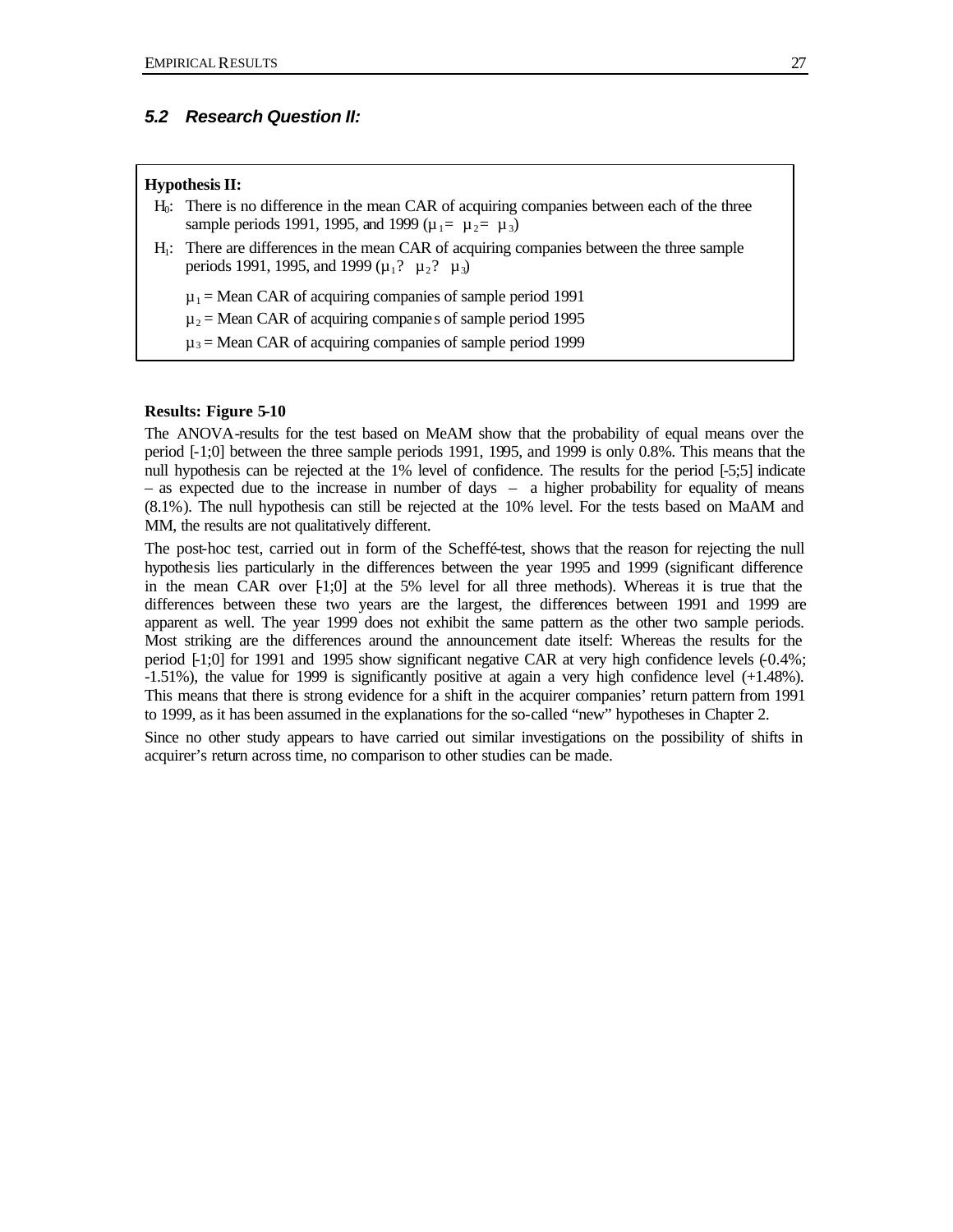## *5.2 Research Question II:*

**Hypothesis II:**

$H_0$: There is no difference in the mean CAR of acquiring companies between each of the three sample periods 1991, 1995, and 1999 ($\mu_1 = \mu_2 = \mu_3$)

$H_1$: There are differences in the mean CAR of acquiring companies between the three sample periods 1991, 1995, and 1999 ($\mu_1 ? \mu_2 ? \mu_3$)

$\mu_1$ = Mean CAR of acquiring companies of sample period 1991

$\mu_2$ = Mean CAR of acquiring companies of sample period 1995

$\mu_3$ = Mean CAR of acquiring companies of sample period 1999

**Results: Figure 5-10**

The ANOVA-results for the test based on MeAM show that the probability of equal means over the period [-1;0] between the three sample periods 1991, 1995, and 1999 is only 0.8%. This means that the null hypothesis can be rejected at the 1% level of confidence. The results for the period [-5;5] indicate – as expected due to the increase in number of days – a higher probability for equality of means (8.1%). The null hypothesis can still be rejected at the 10% level. For the tests based on MaAM and MM, the results are not qualitatively different.

The post-hoc test, carried out in form of the Scheffé-test, shows that the reason for rejecting the null hypothesis lies particularly in the differences between the year 1995 and 1999 (significant difference in the mean CAR over [-1;0] at the 5% level for all three methods). Whereas it is true that the differences between these two years are the largest, the differences between 1991 and 1999 are apparent as well. The year 1999 does not exhibit the same pattern as the other two sample periods. Most striking are the differences around the announcement date itself: Whereas the results for the period [-1;0] for 1991 and 1995 show significant negative CAR at very high confidence levels (-0.4%; -1.51%), the value for 1999 is significantly positive at again a very high confidence level (+1.48%). This means that there is strong evidence for a shift in the acquirer companies' return pattern from 1991 to 1999, as it has been assumed in the explanations for the so-called "new" hypotheses in Chapter 2.

Since no other study appears to have carried out similar investigations on the possibility of shifts in acquirer's return across time, no comparison to other studies can be made.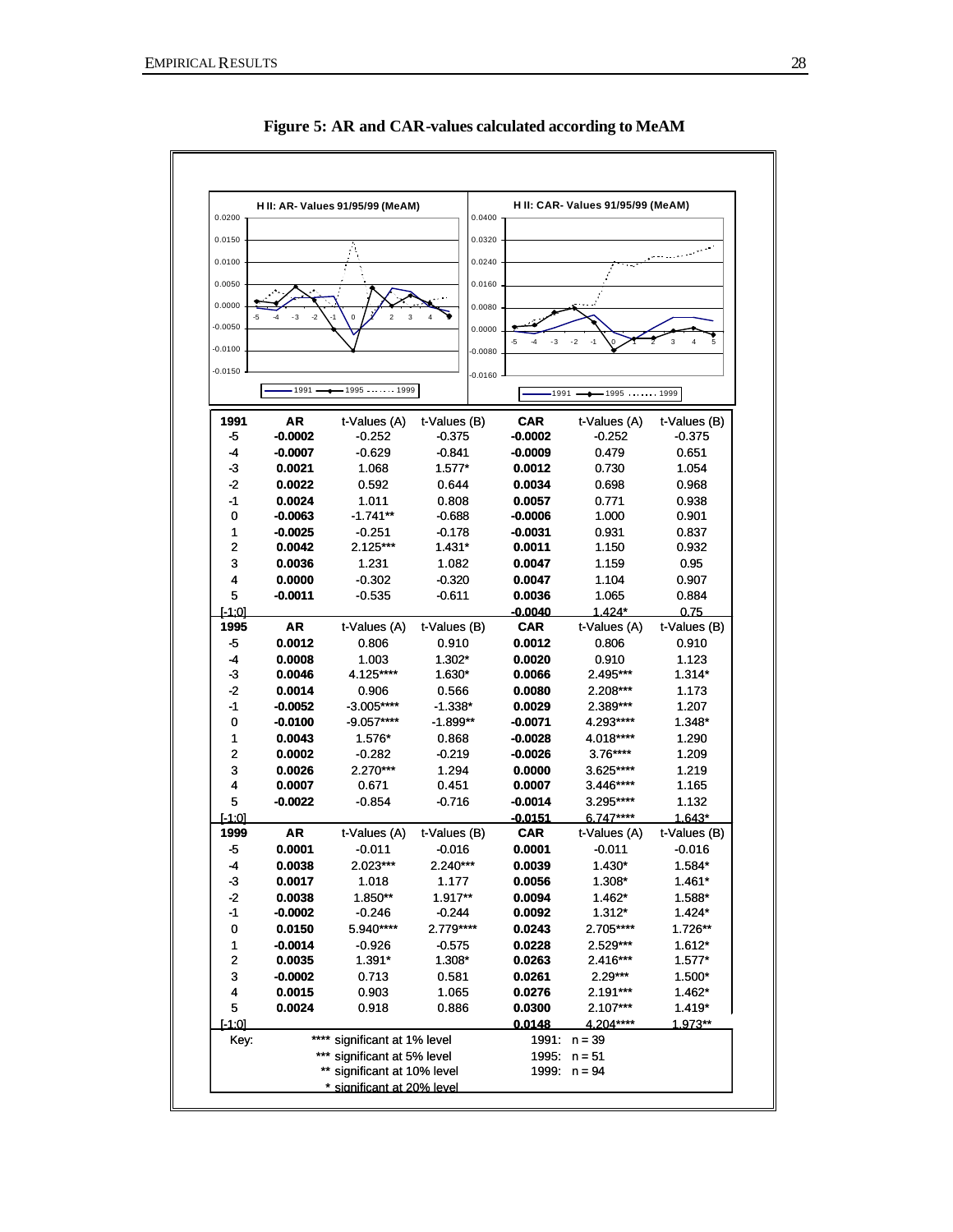**Figure 5: AR and CAR-values calculated according to MeAM**

| 1991 | AR | t-Values (A) | t-Values (B) | CAR | t-Values (A) | t-Values (B) |
|---|---|---|---|---|---|---|
| -5 | **-0.0002** | -0.252 | -0.375 | **-0.0002** | -0.252 | -0.375 |
| -4 | **-0.0007** | -0.629 | -0.841 | **-0.0009** | 0.479 | 0.651 |
| -3 | **0.0021** | 1.068 | 1.577* | **0.0012** | 0.730 | 1.054 |
| -2 | **0.0022** | 0.592 | 0.644 | **0.0034** | 0.698 | 0.968 |
| -1 | **0.0024** | 1.011 | 0.808 | **0.0057** | 0.771 | 0.938 |
| 0 | **-0.0063** | -1.741** | -0.688 | **-0.0006** | 1.000 | 0.901 |
| 1 | **-0.0025** | -0.251 | -0.178 | **-0.0031** | 0.931 | 0.837 |
| 2 | **0.0042** | 2.125*** | 1.431* | **0.0011** | 1.150 | 0.932 |
| 3 | **0.0036** | 1.231 | 1.082 | **0.0047** | 1.159 | 0.95 |
| 4 | **0.0000** | -0.302 | -0.320 | **0.0047** | 1.104 | 0.907 |
| 5 | **-0.0011** | -0.535 | -0.611 | **0.0036** | 1.065 | 0.884 |
| [-1;0] | | | | **-0.0040** | 1.424* | 0.75 |
| **1995** | **AR** | t-Values (A) | t-Values (B) | **CAR** | t-Values (A) | t-Values (B) |
| -5 | **0.0012** | 0.806 | 0.910 | **0.0012** | 0.806 | 0.910 |
| -4 | **0.0008** | 1.003 | 1.302* | **0.0020** | 0.910 | 1.123 |
| -3 | **0.0046** | 4.125**** | 1.630* | **0.0066** | 2.495*** | 1.314* |
| -2 | **0.0014** | 0.906 | 0.566 | **0.0080** | 2.208*** | 1.173 |
| -1 | **-0.0052** | -3.005**** | -1.338* | **0.0029** | 2.389*** | 1.207 |
| 0 | **-0.0100** | -9.057**** | -1.899** | **-0.0071** | 4.293**** | 1.348* |
| 1 | **0.0043** | 1.576* | 0.868 | **-0.0028** | 4.018**** | 1.290 |
| 2 | **0.0002** | -0.282 | -0.219 | **-0.0026** | 3.76**** | 1.209 |
| 3 | **0.0026** | 2.270*** | 1.294 | **0.0000** | 3.625**** | 1.219 |
| 4 | **0.0007** | 0.671 | 0.451 | **0.0007** | 3.446**** | 1.165 |
| 5 | **-0.0022** | -0.854 | -0.716 | **-0.0014** | 3.295**** | 1.132 |
| [-1;0] | | | | **-0.0151** | 6.747**** | 1.643* |
| **1999** | **AR** | t-Values (A) | t-Values (B) | **CAR** | t-Values (A) | t-Values (B) |
| -5 | **0.0001** | -0.011 | -0.016 | **0.0001** | -0.011 | -0.016 |
| -4 | **0.0038** | 2.023*** | 2.240*** | **0.0039** | 1.430* | 1.584* |
| -3 | **0.0017** | 1.018 | 1.177 | **0.0056** | 1.308* | 1.461* |
| -2 | **0.0038** | 1.850** | 1.917** | **0.0094** | 1.462* | 1.588* |
| -1 | **-0.0002** | -0.246 | -0.244 | **0.0092** | 1.312* | 1.424* |
| 0 | **0.0150** | 5.940**** | 2.779**** | **0.0243** | 2.705**** | 1.726** |
| 1 | **-0.0014** | -0.926 | -0.575 | **0.0228** | 2.529*** | 1.612* |
| 2 | **0.0035** | 1.391* | 1.308* | **0.0263** | 2.416*** | 1.577* |
| 3 | **-0.0002** | 0.713 | 0.581 | **0.0261** | 2.29*** | 1.500* |
| 4 | **0.0015** | 0.903 | 1.065 | **0.0276** | 2.191*** | 1.462* |
| 5 | **0.0024** | 0.918 | 0.886 | **0.0300** | 2.107*** | 1.419* |
| [-1;0] | | | | **0.0148** | 4.204**** | 1.973** |

Key:
- **** significant at 1% level
- *** significant at 5% level
- ** significant at 10% level
- * significant at 20% level

1991: n = 39
1995: n = 51
1999: n = 94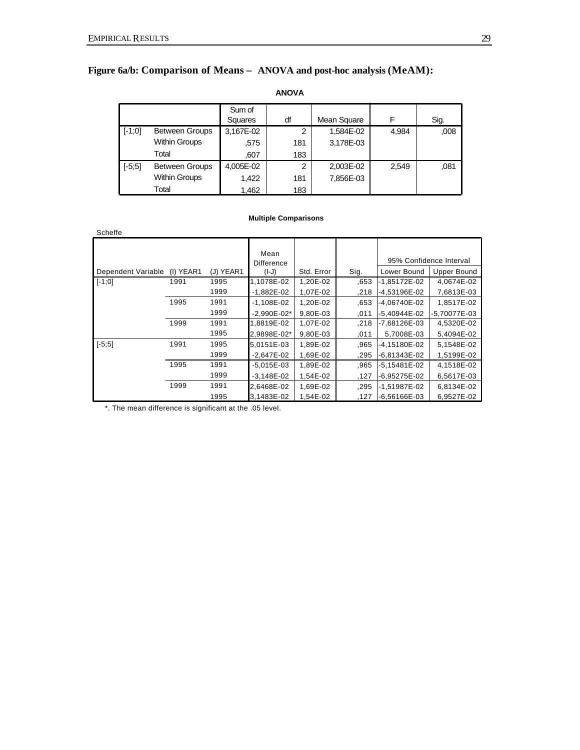**Figure 6a/b: Comparison of Means – ANOVA and post-hoc analysis (MeAM):**

**ANOVA**

| | | Sum of Squares | df | Mean Square | F | Sig. |
|---|---|---|---|---|---|---|
| [-1;0] | Between Groups | 3,167E-02 | 2 | 1,584E-02 | 4,984 | ,008 |
| | Within Groups | ,575 | 181 | 3,178E-03 | | |
| | Total | ,607 | 183 | | | |
| [-5;5] | Between Groups | 4,005E-02 | 2 | 2,003E-02 | 2,549 | ,081 |
| | Within Groups | 1,422 | 181 | 7,856E-03 | | |
| | Total | 1,462 | 183 | | | |

**Multiple Comparisons**

Scheffe

| Dependent Variable | (I) YEAR1 | (J) YEAR1 | Mean Difference (I-J) | Std. Error | Sig. | 95% Confidence Interval | |
|---|---|---|---|---|---|---|---|
| | | | | | | Lower Bound | Upper Bound |
| [-1;0] | 1991 | 1995 | 1,1078E-02 | 1,20E-02 | ,653 | -1,85172E-02 | 4,0674E-02 |
| | | 1999 | -1,882E-02 | 1,07E-02 | ,218 | -4,53196E-02 | 7,6813E-03 |
| | 1995 | 1991 | -1,108E-02 | 1,20E-02 | ,653 | -4,06740E-02 | 1,8517E-02 |
| | | 1999 | -2,990E-02* | 9,80E-03 | ,011 | -5,40944E-02 | -5,70077E-03 |
| | 1999 | 1991 | 1,8819E-02 | 1,07E-02 | ,218 | -7,68126E-03 | 4,5320E-02 |
| | | 1995 | 2,9898E-02* | 9,80E-03 | ,011 | 5,7008E-03 | 5,4094E-02 |
| [-5;5] | 1991 | 1995 | 5,0151E-03 | 1,89E-02 | ,965 | -4,15180E-02 | 5,1548E-02 |
| | | 1999 | -2,647E-02 | 1,69E-02 | ,295 | -6,81343E-02 | 1,5199E-02 |
| | 1995 | 1991 | -5,015E-03 | 1,89E-02 | ,965 | -5,15481E-02 | 4,1518E-02 |
| | | 1999 | -3,148E-02 | 1,54E-02 | ,127 | -6,95275E-02 | 6,5617E-03 |
| | 1999 | 1991 | 2,6468E-02 | 1,69E-02 | ,295 | -1,51987E-02 | 6,8134E-02 |
| | | 1995 | 3,1483E-02 | 1,54E-02 | ,127 | -6,56166E-03 | 6,9527E-02 |

*. The mean difference is significant at the .05 level.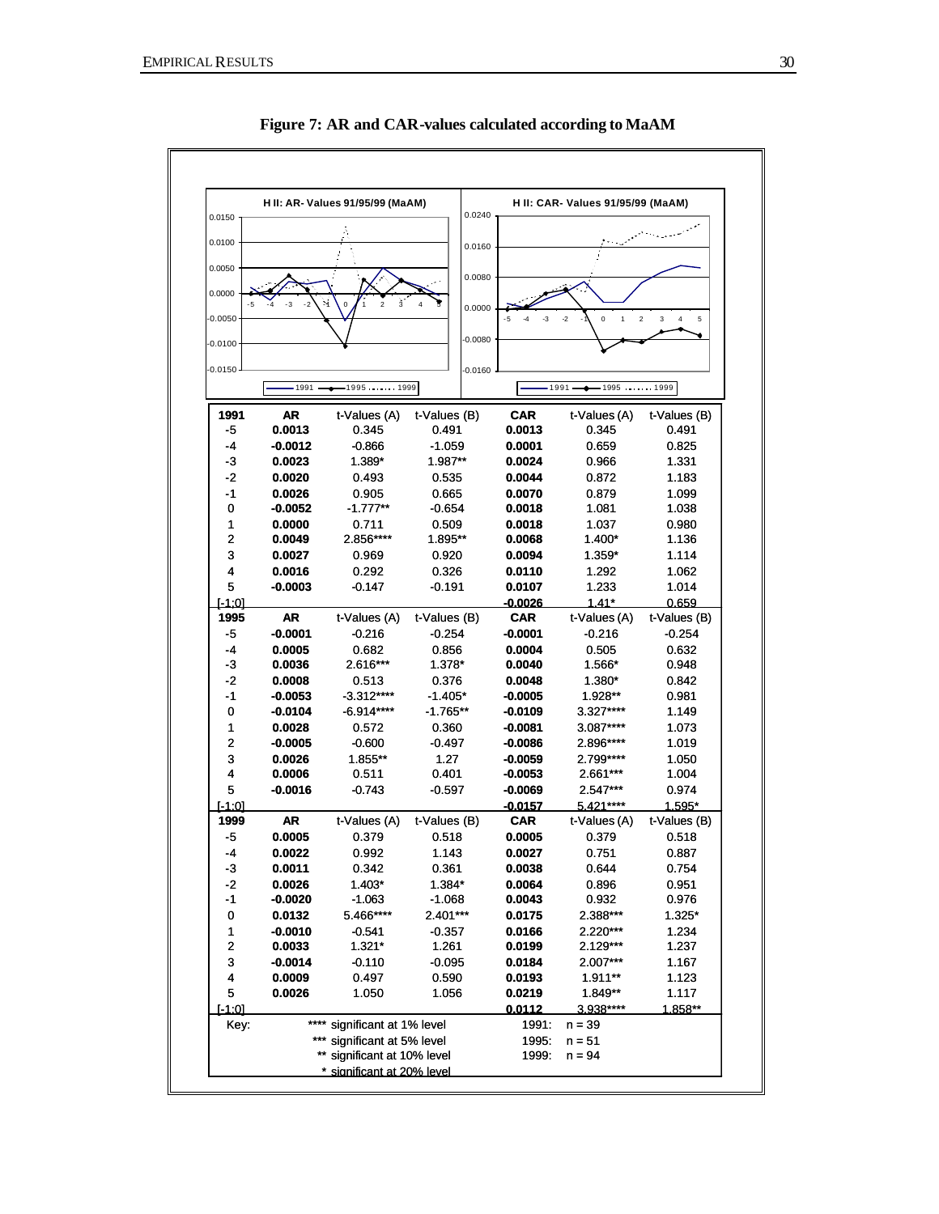**Figure 7: AR and CAR-values calculated according to MaAM**

| 1991 | AR | t-Values (A) | t-Values (B) | CAR | t-Values (A) | t-Values (B) |
|---|---|---|---|---|---|---|
| -5 | **0.0013** | 0.345 | 0.491 | **0.0013** | 0.345 | 0.491 |
| -4 | **-0.0012** | -0.866 | -1.059 | **0.0001** | 0.659 | 0.825 |
| -3 | **0.0023** | 1.389* | 1.987** | **0.0024** | 0.966 | 1.331 |
| -2 | **0.0020** | 0.493 | 0.535 | **0.0044** | 0.872 | 1.183 |
| -1 | **0.0026** | 0.905 | 0.665 | **0.0070** | 0.879 | 1.099 |
| 0 | **-0.0052** | -1.777** | -0.654 | **0.0018** | 1.081 | 1.038 |
| 1 | **0.0000** | 0.711 | 0.509 | **0.0018** | 1.037 | 0.980 |
| 2 | **0.0049** | 2.856**** | 1.895** | **0.0068** | 1.400* | 1.136 |
| 3 | **0.0027** | 0.969 | 0.920 | **0.0094** | 1.359* | 1.114 |
| 4 | **0.0016** | 0.292 | 0.326 | **0.0110** | 1.292 | 1.062 |
| 5 | **-0.0003** | -0.147 | -0.191 | **0.0107** | 1.233 | 1.014 |
| [-1;0] | | | | **-0.0026** | 1.41* | 0.659 |
| **1995** | **AR** | t-Values (A) | t-Values (B) | **CAR** | t-Values (A) | t-Values (B) |
| -5 | **-0.0001** | -0.216 | -0.254 | **-0.0001** | -0.216 | -0.254 |
| -4 | **0.0005** | 0.682 | 0.856 | **0.0004** | 0.505 | 0.632 |
| -3 | **0.0036** | 2.616*** | 1.378* | **0.0040** | 1.566* | 0.948 |
| -2 | **0.0008** | 0.513 | 0.376 | **0.0048** | 1.380* | 0.842 |
| -1 | **-0.0053** | -3.312**** | -1.405* | **-0.0005** | 1.928** | 0.981 |
| 0 | **-0.0104** | -6.914**** | -1.765** | **-0.0109** | 3.327**** | 1.149 |
| 1 | **0.0028** | 0.572 | 0.360 | **-0.0081** | 3.087**** | 1.073 |
| 2 | **-0.0005** | -0.600 | -0.497 | **-0.0086** | 2.896**** | 1.019 |
| 3 | **0.0026** | 1.855** | 1.27 | **-0.0059** | 2.799**** | 1.050 |
| 4 | **0.0006** | 0.511 | 0.401 | **-0.0053** | 2.661*** | 1.004 |
| 5 | **-0.0016** | -0.743 | -0.597 | **-0.0069** | 2.547*** | 0.974 |
| [-1;0] | | | | **-0.0157** | 5.421**** | 1.595* |
| **1999** | **AR** | t-Values (A) | t-Values (B) | **CAR** | t-Values (A) | t-Values (B) |
| -5 | **0.0005** | 0.379 | 0.518 | **0.0005** | 0.379 | 0.518 |
| -4 | **0.0022** | 0.992 | 1.143 | **0.0027** | 0.751 | 0.887 |
| -3 | **0.0011** | 0.342 | 0.361 | **0.0038** | 0.644 | 0.754 |
| -2 | **0.0026** | 1.403* | 1.384* | **0.0064** | 0.896 | 0.951 |
| -1 | **-0.0020** | -1.063 | -1.068 | **0.0043** | 0.932 | 0.976 |
| 0 | **0.0132** | 5.466**** | 2.401*** | **0.0175** | 2.388*** | 1.325* |
| 1 | **-0.0010** | -0.541 | -0.357 | **0.0166** | 2.220*** | 1.234 |
| 2 | **0.0033** | 1.321* | 1.261 | **0.0199** | 2.129*** | 1.237 |
| 3 | **-0.0014** | -0.110 | -0.095 | **0.0184** | 2.007*** | 1.167 |
| 4 | **0.0009** | 0.497 | 0.590 | **0.0193** | 1.911** | 1.123 |
| 5 | **0.0026** | 1.050 | 1.056 | **0.0219** | 1.849** | 1.117 |
| [-1;0] | | | | **0.0112** | 3.938**** | 1.858** |

Key:
- **** significant at 1% level
- *** significant at 5% level
- ** significant at 10% level
- * significant at 20% level

1991: n = 39
1995: n = 51
1999: n = 94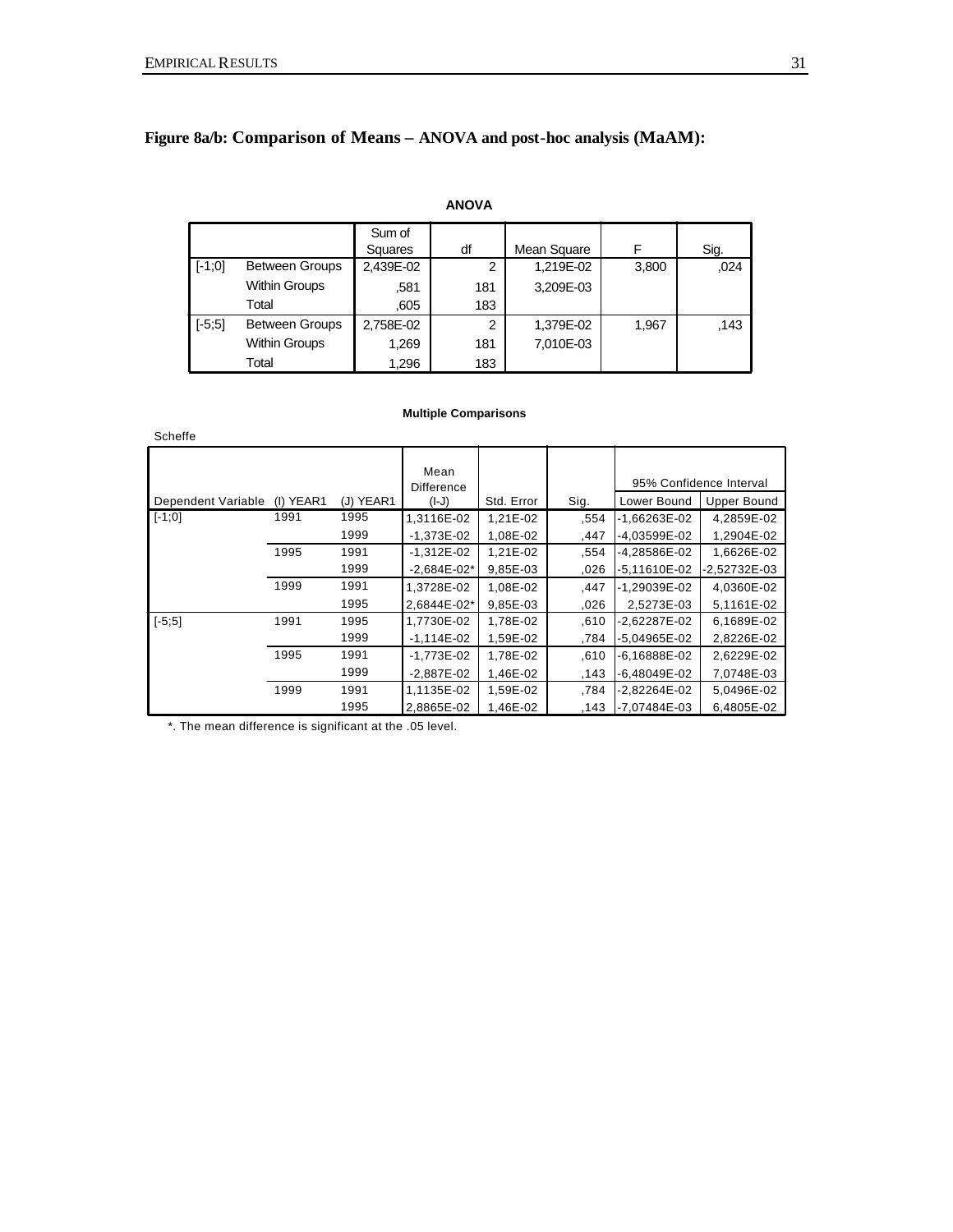## Figure 8a/b: Comparison of Means – ANOVA and post-hoc analysis (MaAM):

**ANOVA**

| | | Sum of Squares | df | Mean Square | F | Sig. |
|---|---|---|---|---|---|---|
| [-1;0] | Between Groups | 2,439E-02 | 2 | 1,219E-02 | 3,800 | ,024 |
| | Within Groups | ,581 | 181 | 3,209E-03 | | |
| | Total | ,605 | 183 | | | |
| [-5;5] | Between Groups | 2,758E-02 | 2 | 1,379E-02 | 1,967 | ,143 |
| | Within Groups | 1,269 | 181 | 7,010E-03 | | |
| | Total | 1,296 | 183 | | | |

**Multiple Comparisons**

Scheffe

| Dependent Variable | (I) YEAR1 | (J) YEAR1 | Mean Difference (I-J) | Std. Error | Sig. | 95% Confidence Interval | |
|---|---|---|---|---|---|---|---|
| | | | | | | Lower Bound | Upper Bound |
| [-1;0] | 1991 | 1995 | 1,3116E-02 | 1,21E-02 | ,554 | -1,66263E-02 | 4,2859E-02 |
| | | 1999 | -1,373E-02 | 1,08E-02 | ,447 | -4,03599E-02 | 1,2904E-02 |
| | 1995 | 1991 | -1,312E-02 | 1,21E-02 | ,554 | -4,28586E-02 | 1,6626E-02 |
| | | 1999 | -2,684E-02* | 9,85E-03 | ,026 | -5,11610E-02 | -2,52732E-03 |
| | 1999 | 1991 | 1,3728E-02 | 1,08E-02 | ,447 | -1,29039E-02 | 4,0360E-02 |
| | | 1995 | 2,6844E-02* | 9,85E-03 | ,026 | 2,5273E-03 | 5,1161E-02 |
| [-5;5] | 1991 | 1995 | 1,7730E-02 | 1,78E-02 | ,610 | -2,62287E-02 | 6,1689E-02 |
| | | 1999 | -1,114E-02 | 1,59E-02 | ,784 | -5,04965E-02 | 2,8226E-02 |
| | 1995 | 1991 | -1,773E-02 | 1,78E-02 | ,610 | -6,16888E-02 | 2,6229E-02 |
| | | 1999 | -2,887E-02 | 1,46E-02 | ,143 | -6,48049E-02 | 7,0748E-03 |
| | 1999 | 1991 | 1,1135E-02 | 1,59E-02 | ,784 | -2,82264E-02 | 5,0496E-02 |
| | | 1995 | 2,8865E-02 | 1,46E-02 | ,143 | -7,07484E-03 | 6,4805E-02 |

*. The mean difference is significant at the .05 level.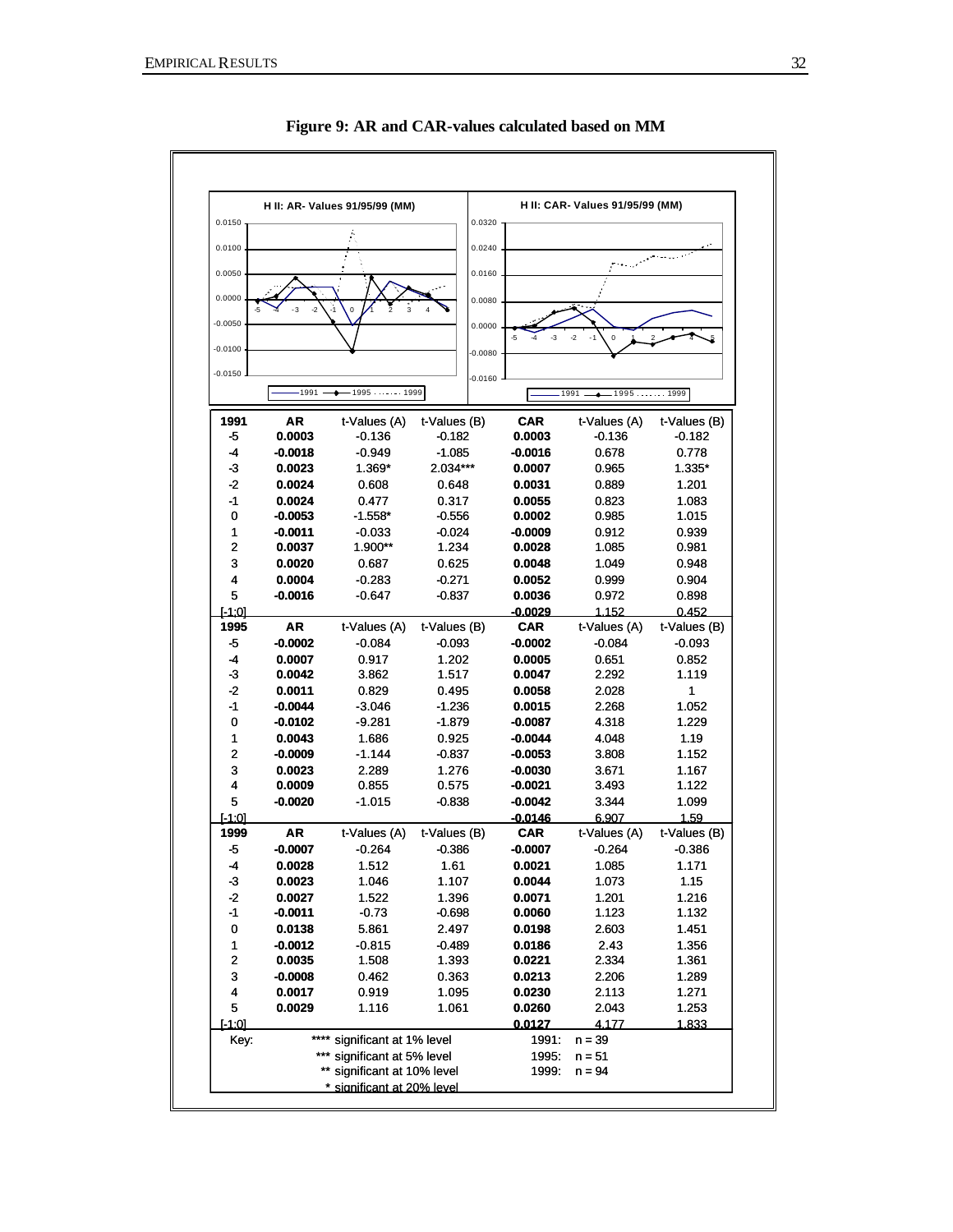**Figure 9: AR and CAR-values calculated based on MM**

H II: AR- Values 91/95/99 (MM)

H II: CAR- Values 91/95/99 (MM)

| 1991 | AR | t-Values (A) | t-Values (B) | CAR | t-Values (A) | t-Values (B) |
|---|---|---|---|---|---|---|
| -5 | **0.0003** | -0.136 | -0.182 | **0.0003** | -0.136 | -0.182 |
| -4 | **-0.0018** | -0.949 | -1.085 | **-0.0016** | 0.678 | 0.778 |
| -3 | **0.0023** | 1.369* | 2.034*** | **0.0007** | 0.965 | 1.335* |
| -2 | **0.0024** | 0.608 | 0.648 | **0.0031** | 0.889 | 1.201 |
| -1 | **0.0024** | 0.477 | 0.317 | **0.0055** | 0.823 | 1.083 |
| 0 | **-0.0053** | -1.558* | -0.556 | **0.0002** | 0.985 | 1.015 |
| 1 | **-0.0011** | -0.033 | -0.024 | **-0.0009** | 0.912 | 0.939 |
| 2 | **0.0037** | 1.900** | 1.234 | **0.0028** | 1.085 | 0.981 |
| 3 | **0.0020** | 0.687 | 0.625 | **0.0048** | 1.049 | 0.948 |
| 4 | **0.0004** | -0.283 | -0.271 | **0.0052** | 0.999 | 0.904 |
| 5 | **-0.0016** | -0.647 | -0.837 | **0.0036** | 0.972 | 0.898 |
| [-1;0] | | | | **-0.0029** | 1.152 | 0.452 |
| **1995** | **AR** | t-Values (A) | t-Values (B) | **CAR** | t-Values (A) | t-Values (B) |
| -5 | **-0.0002** | -0.084 | -0.093 | **-0.0002** | -0.084 | -0.093 |
| -4 | **0.0007** | 0.917 | 1.202 | **0.0005** | 0.651 | 0.852 |
| -3 | **0.0042** | 3.862 | 1.517 | **0.0047** | 2.292 | 1.119 |
| -2 | **0.0011** | 0.829 | 0.495 | **0.0058** | 2.028 | 1 |
| -1 | **-0.0044** | -3.046 | -1.236 | **0.0015** | 2.268 | 1.052 |
| 0 | **-0.0102** | -9.281 | -1.879 | **-0.0087** | 4.318 | 1.229 |
| 1 | **0.0043** | 1.686 | 0.925 | **-0.0044** | 4.048 | 1.19 |
| 2 | **-0.0009** | -1.144 | -0.837 | **-0.0053** | 3.808 | 1.152 |
| 3 | **0.0023** | 2.289 | 1.276 | **-0.0030** | 3.671 | 1.167 |
| 4 | **0.0009** | 0.855 | 0.575 | **-0.0021** | 3.493 | 1.122 |
| 5 | **-0.0020** | -1.015 | -0.838 | **-0.0042** | 3.344 | 1.099 |
| [-1;0] | | | | **-0.0146** | 6.907 | 1.59 |
| **1999** | **AR** | t-Values (A) | t-Values (B) | **CAR** | t-Values (A) | t-Values (B) |
| -5 | **-0.0007** | -0.264 | -0.386 | **-0.0007** | -0.264 | -0.386 |
| -4 | **0.0028** | 1.512 | 1.61 | **0.0021** | 1.085 | 1.171 |
| -3 | **0.0023** | 1.046 | 1.107 | **0.0044** | 1.073 | 1.15 |
| -2 | **0.0027** | 1.522 | 1.396 | **0.0071** | 1.201 | 1.216 |
| -1 | **-0.0011** | -0.73 | -0.698 | **0.0060** | 1.123 | 1.132 |
| 0 | **0.0138** | 5.861 | 2.497 | **0.0198** | 2.603 | 1.451 |
| 1 | **-0.0012** | -0.815 | -0.489 | **0.0186** | 2.43 | 1.356 |
| 2 | **0.0035** | 1.508 | 1.393 | **0.0221** | 2.334 | 1.361 |
| 3 | **-0.0008** | 0.462 | 0.363 | **0.0213** | 2.206 | 1.289 |
| 4 | **0.0017** | 0.919 | 1.095 | **0.0230** | 2.113 | 1.271 |
| 5 | **0.0029** | 1.116 | 1.061 | **0.0260** | 2.043 | 1.253 |
| [-1;0] | | | | **0.0127** | 4.177 | 1.833 |

Key:
**** significant at 1% level
*** significant at 5% level
** significant at 10% level
* significant at 20% level

1991: n = 39
1995: n = 51
1999: n = 94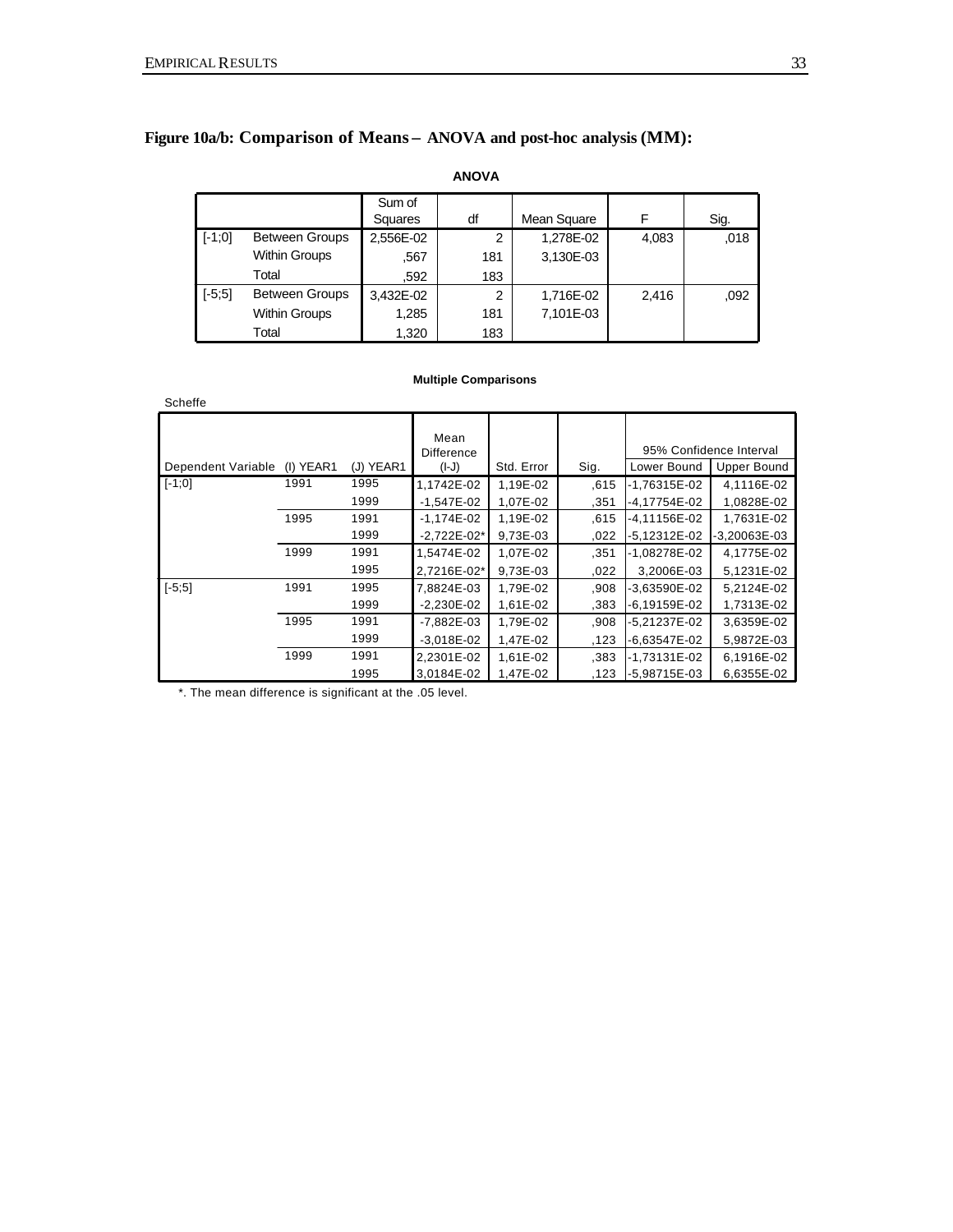**Figure 10a/b: Comparison of Means – ANOVA and post-hoc analysis (MM):**

**ANOVA**

| | | Sum of Squares | df | Mean Square | F | Sig. |
|---|---|---|---|---|---|---|
| [-1;0] | Between Groups | 2,556E-02 | 2 | 1,278E-02 | 4,083 | ,018 |
| | Within Groups | ,567 | 181 | 3,130E-03 | | |
| | Total | ,592 | 183 | | | |
| [-5;5] | Between Groups | 3,432E-02 | 2 | 1,716E-02 | 2,416 | ,092 |
| | Within Groups | 1,285 | 181 | 7,101E-03 | | |
| | Total | 1,320 | 183 | | | |

**Multiple Comparisons**

Scheffe

| Dependent Variable | (I) YEAR1 | (J) YEAR1 | Mean Difference (I-J) | Std. Error | Sig. | 95% Confidence Interval | |
|---|---|---|---|---|---|---|---|
| | | | | | | Lower Bound | Upper Bound |
| [-1;0] | 1991 | 1995 | 1,1742E-02 | 1,19E-02 | ,615 | -1,76315E-02 | 4,1116E-02 |
| | | 1999 | -1,547E-02 | 1,07E-02 | ,351 | -4,17754E-02 | 1,0828E-02 |
| | 1995 | 1991 | -1,174E-02 | 1,19E-02 | ,615 | -4,11156E-02 | 1,7631E-02 |
| | | 1999 | -2,722E-02* | 9,73E-03 | ,022 | -5,12312E-02 | -3,20063E-03 |
| | 1999 | 1991 | 1,5474E-02 | 1,07E-02 | ,351 | -1,08278E-02 | 4,1775E-02 |
| | | 1995 | 2,7216E-02* | 9,73E-03 | ,022 | 3,2006E-03 | 5,1231E-02 |
| [-5;5] | 1991 | 1995 | 7,8824E-03 | 1,79E-02 | ,908 | -3,63590E-02 | 5,2124E-02 |
| | | 1999 | -2,230E-02 | 1,61E-02 | ,383 | -6,19159E-02 | 1,7313E-02 |
| | 1995 | 1991 | -7,882E-03 | 1,79E-02 | ,908 | -5,21237E-02 | 3,6359E-02 |
| | | 1999 | -3,018E-02 | 1,47E-02 | ,123 | -6,63547E-02 | 5,9872E-03 |
| | 1999 | 1991 | 2,2301E-02 | 1,61E-02 | ,383 | -1,73131E-02 | 6,1916E-02 |
| | | 1995 | 3,0184E-02 | 1,47E-02 | ,123 | -5,98715E-03 | 6,6355E-02 |

*. The mean difference is significant at the .05 level.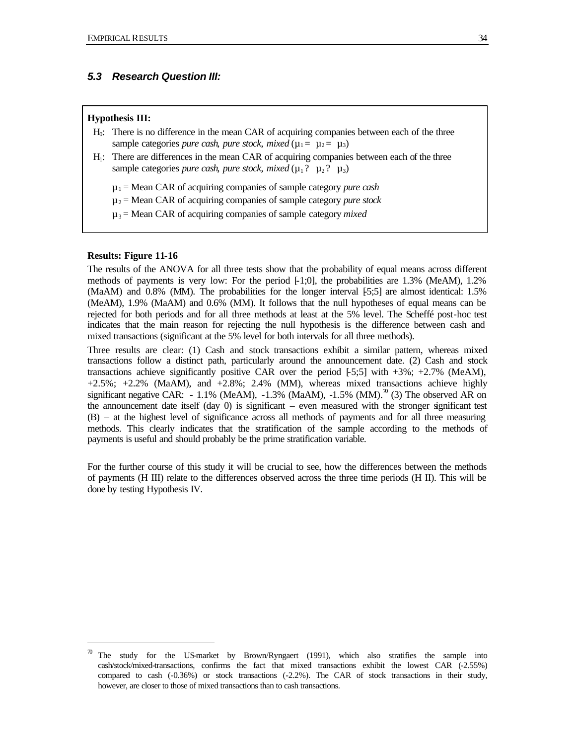### 5.3 Research Question III:

**Hypothesis III:**

$H_0$: There is no difference in the mean CAR of acquiring companies between each of the three sample categories *pure cash*, *pure stock*, *mixed* ($\mu_1 = \mu_2 = \mu_3$)

$H_1$: There are differences in the mean CAR of acquiring companies between each of the three sample categories *pure cash*, *pure stock*, *mixed* ($\mu_1 \neq \mu_2 \neq \mu_3$)

$\mu_1$ = Mean CAR of acquiring companies of sample category *pure cash*

$\mu_2$ = Mean CAR of acquiring companies of sample category *pure stock*

$\mu_3$ = Mean CAR of acquiring companies of sample category *mixed*

**Results: Figure 11-16**

The results of the ANOVA for all three tests show that the probability of equal means across different methods of payments is very low: For the period [-1;0], the probabilities are 1.3% (MeAM), 1.2% (MaAM) and 0.8% (MM). The probabilities for the longer interval [-5;5] are almost identical: 1.5% (MeAM), 1.9% (MaAM) and 0.6% (MM). It follows that the null hypotheses of equal means can be rejected for both periods and for all three methods at least at the 5% level. The Scheffé post-hoc test indicates that the main reason for rejecting the null hypothesis is the difference between cash and mixed transactions (significant at the 5% level for both intervals for all three methods).

Three results are clear: (1) Cash and stock transactions exhibit a similar pattern, whereas mixed transactions follow a distinct path, particularly around the announcement date. (2) Cash and stock transactions achieve significantly positive CAR over the period [-5;5] with +3%; +2.7% (MeAM), +2.5%; +2.2% (MaAM), and +2.8%; 2.4% (MM), whereas mixed transactions achieve highly significant negative CAR: - 1.1% (MeAM), -1.3% (MaAM), -1.5% (MM).[70] (3) The observed AR on the announcement date itself (day 0) is significant – even measured with the stronger significant test (B) – at the highest level of significance across all methods of payments and for all three measuring methods. This clearly indicates that the stratification of the sample according to the methods of payments is useful and should probably be the prime stratification variable.

For the further course of this study it will be crucial to see, how the differences between the methods of payments (H III) relate to the differences observed across the three time periods (H II). This will be done by testing Hypothesis IV.

---

[70] The study for the US-market by Brown/Ryngaert (1991), which also stratifies the sample into cash/stock/mixed-transactions, confirms the fact that mixed transactions exhibit the lowest CAR (-2.55%) compared to cash (-0.36%) or stock transactions (-2.2%). The CAR of stock transactions in their study, however, are closer to those of mixed transactions than to cash transactions.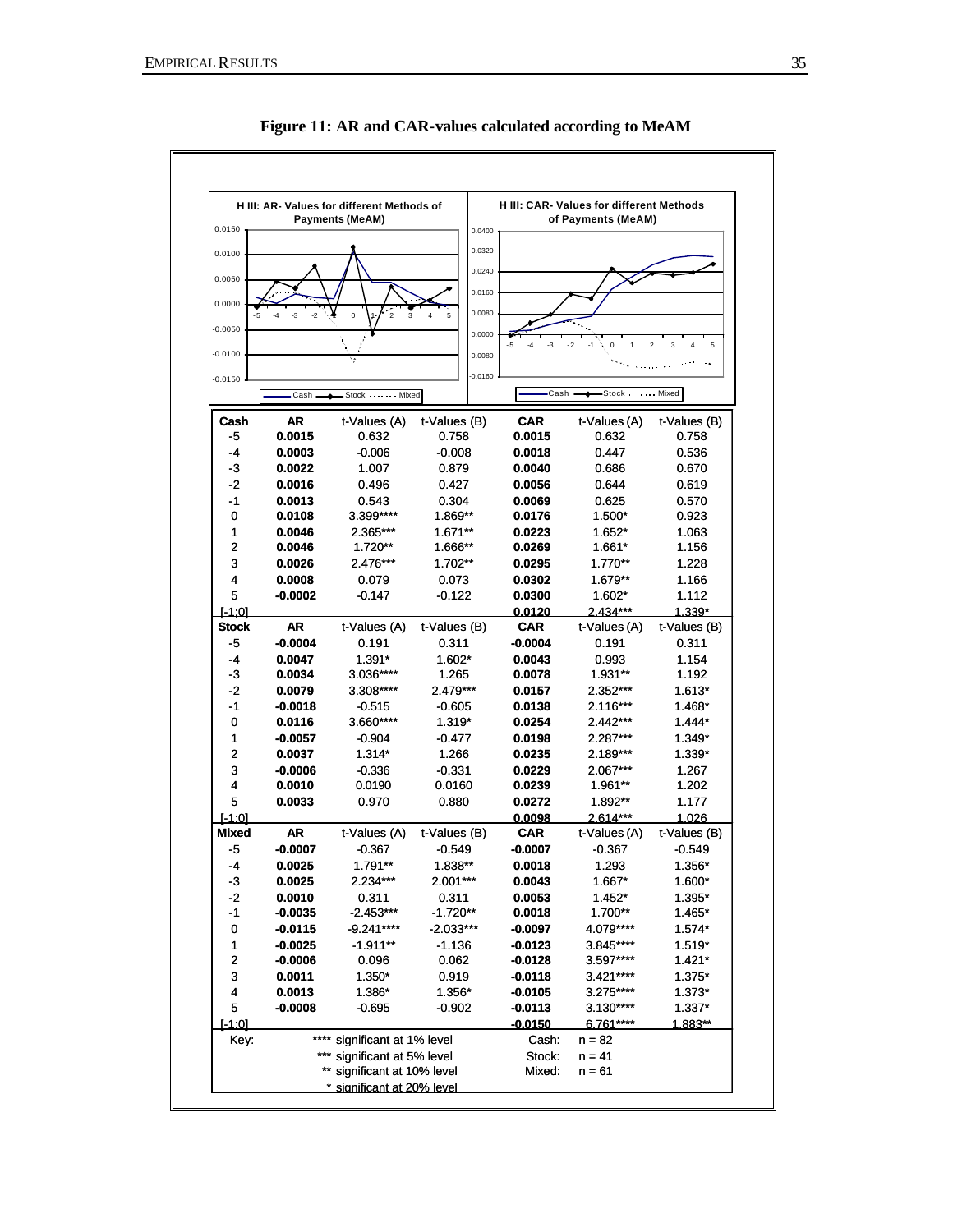**Figure 11: AR and CAR-values calculated according to MeAM**

| Cash | AR | t-Values (A) | t-Values (B) | CAR | t-Values (A) | t-Values (B) |
|---|---|---|---|---|---|---|
| -5 | **0.0015** | 0.632 | 0.758 | **0.0015** | 0.632 | 0.758 |
| -4 | **0.0003** | -0.006 | -0.008 | **0.0018** | 0.447 | 0.536 |
| -3 | **0.0022** | 1.007 | 0.879 | **0.0040** | 0.686 | 0.670 |
| -2 | **0.0016** | 0.496 | 0.427 | **0.0056** | 0.644 | 0.619 |
| -1 | **0.0013** | 0.543 | 0.304 | **0.0069** | 0.625 | 0.570 |
| 0 | **0.0108** | 3.399**** | 1.869** | **0.0176** | 1.500* | 0.923 |
| 1 | **0.0046** | 2.365*** | 1.671** | **0.0223** | 1.652* | 1.063 |
| 2 | **0.0046** | 1.720** | 1.666** | **0.0269** | 1.661* | 1.156 |
| 3 | **0.0026** | 2.476*** | 1.702** | **0.0295** | 1.770** | 1.228 |
| 4 | **0.0008** | 0.079 | 0.073 | **0.0302** | 1.679** | 1.166 |
| 5 | **-0.0002** | -0.147 | -0.122 | **0.0300** | 1.602* | 1.112 |
| [-1;0] | | | | **0.0120** | 2.434*** | 1.339* |
| **Stock** | **AR** | t-Values (A) | t-Values (B) | **CAR** | t-Values (A) | t-Values (B) |
| -5 | **-0.0004** | 0.191 | 0.311 | **-0.0004** | 0.191 | 0.311 |
| -4 | **0.0047** | 1.391* | 1.602* | **0.0043** | 0.993 | 1.154 |
| -3 | **0.0034** | 3.036**** | 1.265 | **0.0078** | 1.931** | 1.192 |
| -2 | **0.0079** | 3.308**** | 2.479*** | **0.0157** | 2.352*** | 1.613* |
| -1 | **-0.0018** | -0.515 | -0.605 | **0.0138** | 2.116*** | 1.468* |
| 0 | **0.0116** | 3.660**** | 1.319* | **0.0254** | 2.442*** | 1.444* |
| 1 | **-0.0057** | -0.904 | -0.477 | **0.0198** | 2.287*** | 1.349* |
| 2 | **0.0037** | 1.314* | 1.266 | **0.0235** | 2.189*** | 1.339* |
| 3 | **-0.0006** | -0.336 | -0.331 | **0.0229** | 2.067*** | 1.267 |
| 4 | **0.0010** | 0.0190 | 0.0160 | **0.0239** | 1.961** | 1.202 |
| 5 | **0.0033** | 0.970 | 0.880 | **0.0272** | 1.892** | 1.177 |
| [-1;0] | | | | **0.0098** | 2.614*** | 1.026 |
| **Mixed** | **AR** | t-Values (A) | t-Values (B) | **CAR** | t-Values (A) | t-Values (B) |
| -5 | **-0.0007** | -0.367 | -0.549 | **-0.0007** | -0.367 | -0.549 |
| -4 | **0.0025** | 1.791** | 1.838** | **0.0018** | 1.293 | 1.356* |
| -3 | **0.0025** | 2.234*** | 2.001*** | **0.0043** | 1.667* | 1.600* |
| -2 | **0.0010** | 0.311 | 0.311 | **0.0053** | 1.452* | 1.395* |
| -1 | **-0.0035** | -2.453*** | -1.720** | **0.0018** | 1.700** | 1.465* |
| 0 | **-0.0115** | -9.241**** | -2.033*** | **-0.0097** | 4.079**** | 1.574* |
| 1 | **-0.0025** | -1.911** | -1.136 | **-0.0123** | 3.845**** | 1.519* |
| 2 | **-0.0006** | 0.096 | 0.062 | **-0.0128** | 3.597**** | 1.421* |
| 3 | **0.0011** | 1.350* | 0.919 | **-0.0118** | 3.421**** | 1.375* |
| 4 | **0.0013** | 1.386* | 1.356* | **-0.0105** | 3.275**** | 1.373* |
| 5 | **-0.0008** | -0.695 | -0.902 | **-0.0113** | 3.130**** | 1.337* |
| [-1;0] | | | | **-0.0150** | 6.761**** | 1.883** |

Key:
- **** significant at 1% level
- *** significant at 5% level
- ** significant at 10% level
- \* significant at 20% level

Cash: n = 82
Stock: n = 41
Mixed: n = 61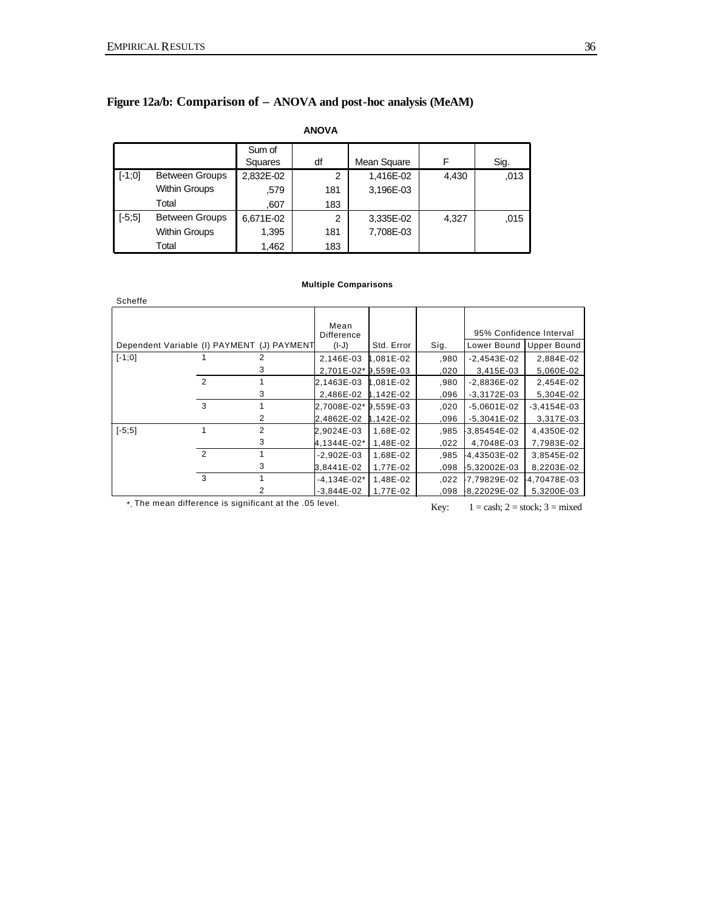## Figure 12a/b: Comparison of – ANOVA and post-hoc analysis (MeAM)

**ANOVA**

| | | Sum of Squares | df | Mean Square | F | Sig. |
|---|---|---|---|---|---|---|
| [-1;0] | Between Groups | 2,832E-02 | 2 | 1,416E-02 | 4,430 | ,013 |
| | Within Groups | ,579 | 181 | 3,196E-03 | | |
| | Total | ,607 | 183 | | | |
| [-5;5] | Between Groups | 6,671E-02 | 2 | 3,335E-02 | 4,327 | ,015 |
| | Within Groups | 1,395 | 181 | 7,708E-03 | | |
| | Total | 1,462 | 183 | | | |

**Multiple Comparisons**

Scheffe

| Dependent Variable | (I) PAYMENT | (J) PAYMENT | Mean Difference (I-J) | Std. Error | Sig. | 95% Confidence Interval | |
|---|---|---|---|---|---|---|---|
| | | | | | | Lower Bound | Upper Bound |
| [-1;0] | 1 | 2 | 2,146E-03 | 1,081E-02 | ,980 | -2,4543E-02 | 2,884E-02 |
| | | 3 | 2,701E-02* | 9,559E-03 | ,020 | 3,415E-03 | 5,060E-02 |
| | 2 | 1 | 2,1463E-03 | 1,081E-02 | ,980 | -2,8836E-02 | 2,454E-02 |
| | | 3 | 2,486E-02 | 1,142E-02 | ,096 | -3,3172E-03 | 5,304E-02 |
| | 3 | 1 | 2,7008E-02* | 9,559E-03 | ,020 | -5,0601E-02 | -3,4154E-03 |
| | | 2 | 2,4862E-02 | 1,142E-02 | ,096 | -5,3041E-02 | 3,317E-03 |
| [-5;5] | 1 | 2 | 2,9024E-03 | 1,68E-02 | ,985 | -3,85454E-02 | 4,4350E-02 |
| | | 3 | 4,1344E-02* | 1,48E-02 | ,022 | 4,7048E-03 | 7,7983E-02 |
| | 2 | 1 | -2,902E-03 | 1,68E-02 | ,985 | -4,43503E-02 | 3,8545E-02 |
| | | 3 | 3,8441E-02 | 1,77E-02 | ,098 | -5,32002E-03 | 8,2203E-02 |
| | 3 | 1 | -4,134E-02* | 1,48E-02 | ,022 | -7,79829E-02 | -4,70478E-03 |
| | | 2 | -3,844E-02 | 1,77E-02 | ,098 | -8,22029E-02 | 5,3200E-03 |

*. The mean difference is significant at the .05 level.

Key: 1 = cash; 2 = stock; 3 = mixed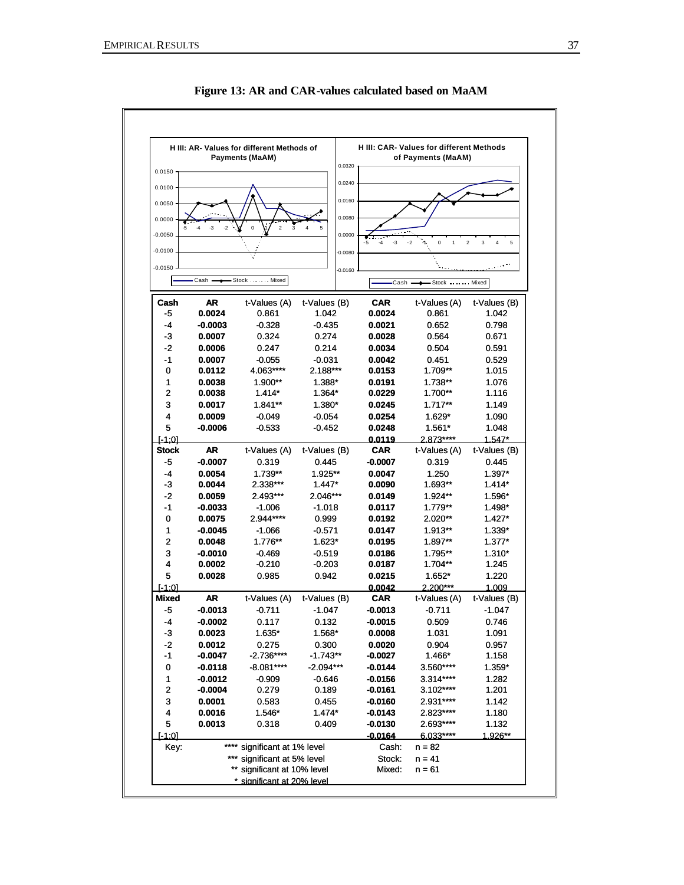**Figure 13: AR and CAR-values calculated based on MaAM**

| Cash | AR | t-Values (A) | t-Values (B) | CAR | t-Values (A) | t-Values (B) |
|---|---|---|---|---|---|---|
| -5 | **0.0024** | 0.861 | 1.042 | **0.0024** | 0.861 | 1.042 |
| -4 | **-0.0003** | -0.328 | -0.435 | **0.0021** | 0.652 | 0.798 |
| -3 | **0.0007** | 0.324 | 0.274 | **0.0028** | 0.564 | 0.671 |
| -2 | **0.0006** | 0.247 | 0.214 | **0.0034** | 0.504 | 0.591 |
| -1 | **0.0007** | -0.055 | -0.031 | **0.0042** | 0.451 | 0.529 |
| 0 | **0.0112** | 4.063**** | 2.188*** | **0.0153** | 1.709** | 1.015 |
| 1 | **0.0038** | 1.900** | 1.388* | **0.0191** | 1.738** | 1.076 |
| 2 | **0.0038** | 1.414* | 1.364* | **0.0229** | 1.700** | 1.116 |
| 3 | **0.0017** | 1.841** | 1.380* | **0.0245** | 1.717** | 1.149 |
| 4 | **0.0009** | -0.049 | -0.054 | **0.0254** | 1.629* | 1.090 |
| 5 | **-0.0006** | -0.533 | -0.452 | **0.0248** | 1.561* | 1.048 |
| [-1;0] | | | | **0.0119** | 2.873**** | 1.547* |
| **Stock** | **AR** | t-Values (A) | t-Values (B) | **CAR** | t-Values (A) | t-Values (B) |
| -5 | **-0.0007** | 0.319 | 0.445 | **-0.0007** | 0.319 | 0.445 |
| -4 | **0.0054** | 1.739** | 1.925** | **0.0047** | 1.250 | 1.397* |
| -3 | **0.0044** | 2.338*** | 1.447* | **0.0090** | 1.693** | 1.414* |
| -2 | **0.0059** | 2.493*** | 2.046*** | **0.0149** | 1.924** | 1.596* |
| -1 | **-0.0033** | -1.006 | -1.018 | **0.0117** | 1.779** | 1.498* |
| 0 | **0.0075** | 2.944**** | 0.999 | **0.0192** | 2.020** | 1.427* |
| 1 | **-0.0045** | -1.066 | -0.571 | **0.0147** | 1.913** | 1.339* |
| 2 | **0.0048** | 1.776** | 1.623* | **0.0195** | 1.897** | 1.377* |
| 3 | **-0.0010** | -0.469 | -0.519 | **0.0186** | 1.795** | 1.310* |
| 4 | **0.0002** | -0.210 | -0.203 | **0.0187** | 1.704** | 1.245 |
| 5 | **0.0028** | 0.985 | 0.942 | **0.0215** | 1.652* | 1.220 |
| [-1;0] | | | | **0.0042** | 2.200*** | 1.009 |
| **Mixed** | **AR** | t-Values (A) | t-Values (B) | **CAR** | t-Values (A) | t-Values (B) |
| -5 | **-0.0013** | -0.711 | -1.047 | **-0.0013** | -0.711 | -1.047 |
| -4 | **-0.0002** | 0.117 | 0.132 | **-0.0015** | 0.509 | 0.746 |
| -3 | **0.0023** | 1.635* | 1.568* | **0.0008** | 1.031 | 1.091 |
| -2 | **0.0012** | 0.275 | 0.300 | **0.0020** | 0.904 | 0.957 |
| -1 | **-0.0047** | -2.736**** | -1.743** | **-0.0027** | 1.466* | 1.158 |
| 0 | **-0.0118** | -8.081**** | -2.094*** | **-0.0144** | 3.560**** | 1.359* |
| 1 | **-0.0012** | -0.909 | -0.646 | **-0.0156** | 3.314**** | 1.282 |
| 2 | **-0.0004** | 0.279 | 0.189 | **-0.0161** | 3.102**** | 1.201 |
| 3 | **0.0001** | 0.583 | 0.455 | **-0.0160** | 2.931**** | 1.142 |
| 4 | **0.0016** | 1.546* | 1.474* | **-0.0143** | 2.823**** | 1.180 |
| 5 | **0.0013** | 0.318 | 0.409 | **-0.0130** | 2.693**** | 1.132 |
| [-1;0] | | | | **-0.0164** | 6.033**** | 1.926** |

Key:
**** significant at 1% level
*** significant at 5% level
** significant at 10% level
* significant at 20% level

Cash: n = 82
Stock: n = 41
Mixed: n = 61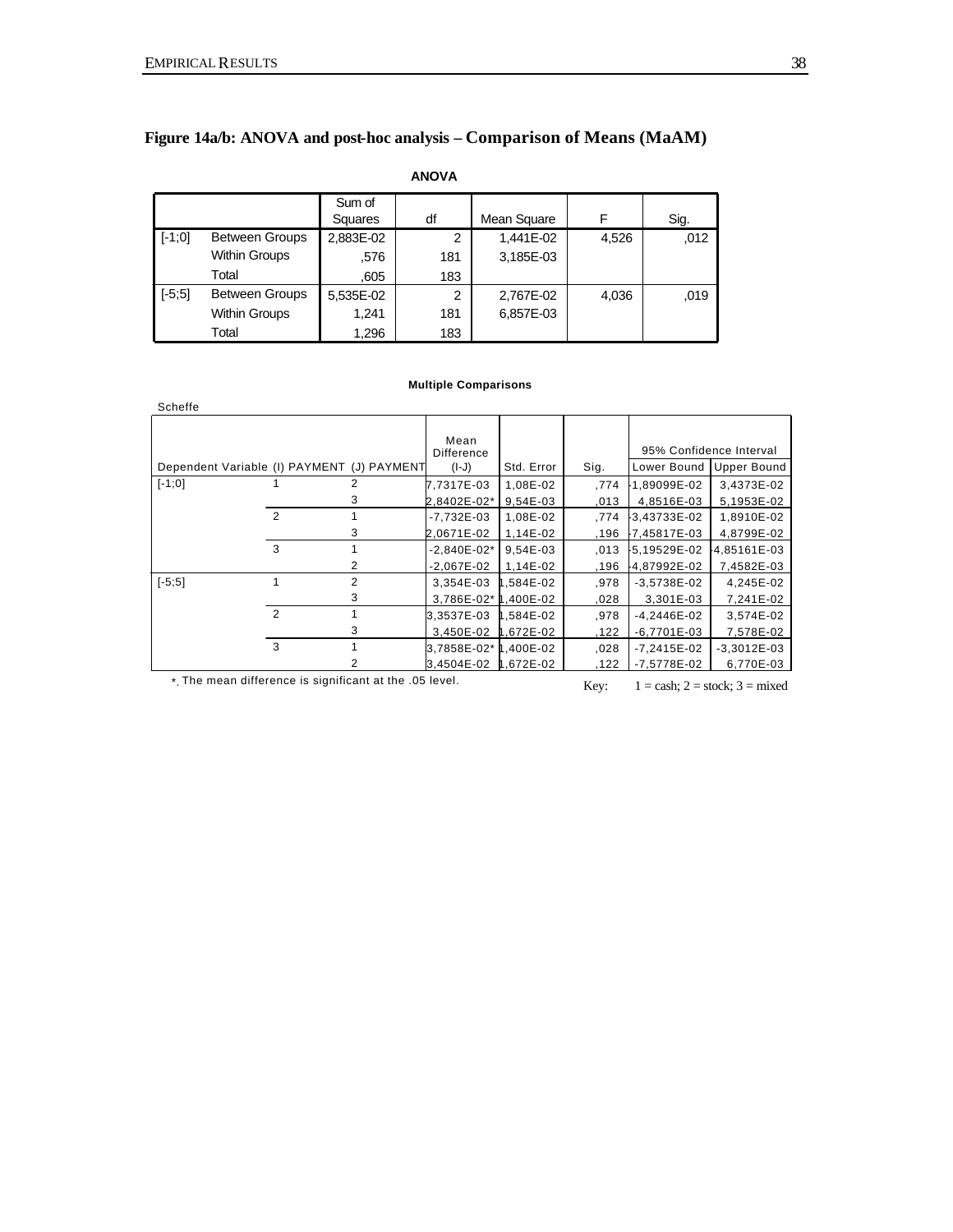## Figure 14a/b: ANOVA and post-hoc analysis – Comparison of Means (MaAM)

**ANOVA**

| | | Sum of Squares | df | Mean Square | F | Sig. |
|---|---|---|---|---|---|---|
| [-1;0] | Between Groups | 2,883E-02 | 2 | 1,441E-02 | 4,526 | ,012 |
| | Within Groups | ,576 | 181 | 3,185E-03 | | |
| | Total | ,605 | 183 | | | |
| [-5;5] | Between Groups | 5,535E-02 | 2 | 2,767E-02 | 4,036 | ,019 |
| | Within Groups | 1,241 | 181 | 6,857E-03 | | |
| | Total | 1,296 | 183 | | | |

**Multiple Comparisons**

Scheffe

| Dependent Variable | (I) PAYMENT | (J) PAYMENT | Mean Difference (I-J) | Std. Error | Sig. | 95% Confidence Interval | |
|---|---|---|---|---|---|---|---|
| | | | | | | Lower Bound | Upper Bound |
| [-1;0] | 1 | 2 | 7,7317E-03 | 1,08E-02 | ,774 | -1,89099E-02 | 3,4373E-02 |
| | | 3 | 2,8402E-02* | 9,54E-03 | ,013 | 4,8516E-03 | 5,1953E-02 |
| | 2 | 1 | -7,732E-03 | 1,08E-02 | ,774 | -3,43733E-02 | 1,8910E-02 |
| | | 3 | 2,0671E-02 | 1,14E-02 | ,196 | -7,45817E-03 | 4,8799E-02 |
| | 3 | 1 | -2,840E-02* | 9,54E-03 | ,013 | -5,19529E-02 | -4,85161E-03 |
| | | 2 | -2,067E-02 | 1,14E-02 | ,196 | -4,87992E-02 | 7,4582E-03 |
| [-5;5] | 1 | 2 | 3,354E-03 | 1,584E-02 | ,978 | -3,5738E-02 | 4,245E-02 |
| | | 3 | 3,786E-02* | 1,400E-02 | ,028 | 3,301E-03 | 7,241E-02 |
| | 2 | 1 | 3,3537E-03 | 1,584E-02 | ,978 | -4,2446E-02 | 3,574E-02 |
| | | 3 | 3,450E-02 | 1,672E-02 | ,122 | -6,7701E-03 | 7,578E-02 |
| | 3 | 1 | 3,7858E-02* | 1,400E-02 | ,028 | -7,2415E-02 | -3,3012E-03 |
| | | 2 | 3,4504E-02 | 1,672E-02 | ,122 | -7,5778E-02 | 6,770E-03 |

*. The mean difference is significant at the .05 level.

Key: 1 = cash; 2 = stock; 3 = mixed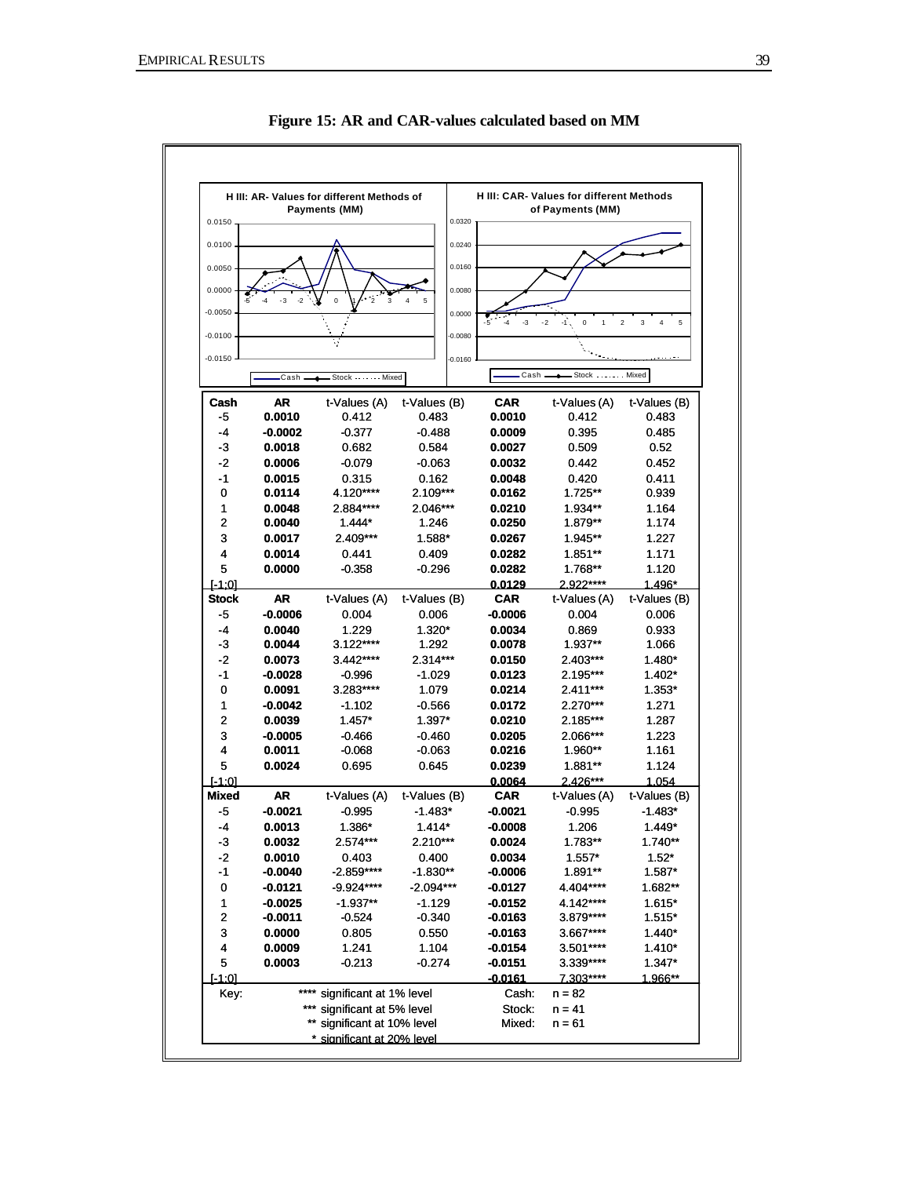**Figure 15: AR and CAR-values calculated based on MM**

| Cash | AR | t-Values (A) | t-Values (B) | CAR | t-Values (A) | t-Values (B) |
|---|---|---|---|---|---|---|
| -5 | **0.0010** | 0.412 | 0.483 | **0.0010** | 0.412 | 0.483 |
| -4 | **-0.0002** | -0.377 | -0.488 | **0.0009** | 0.395 | 0.485 |
| -3 | **0.0018** | 0.682 | 0.584 | **0.0027** | 0.509 | 0.52 |
| -2 | **0.0006** | -0.079 | -0.063 | **0.0032** | 0.442 | 0.452 |
| -1 | **0.0015** | 0.315 | 0.162 | **0.0048** | 0.420 | 0.411 |
| 0 | **0.0114** | 4.120**** | 2.109*** | **0.0162** | 1.725** | 0.939 |
| 1 | **0.0048** | 2.884**** | 2.046*** | **0.0210** | 1.934** | 1.164 |
| 2 | **0.0040** | 1.444* | 1.246 | **0.0250** | 1.879** | 1.174 |
| 3 | **0.0017** | 2.409*** | 1.588* | **0.0267** | 1.945** | 1.227 |
| 4 | **0.0014** | 0.441 | 0.409 | **0.0282** | 1.851** | 1.171 |
| 5 | **0.0000** | -0.358 | -0.296 | **0.0282** | 1.768** | 1.120 |
| [-1;0] | | | | **0.0129** | 2.922**** | 1.496* |
| **Stock** | **AR** | t-Values (A) | t-Values (B) | **CAR** | t-Values (A) | t-Values (B) |
| -5 | **-0.0006** | 0.004 | 0.006 | **-0.0006** | 0.004 | 0.006 |
| -4 | **0.0040** | 1.229 | 1.320* | **0.0034** | 0.869 | 0.933 |
| -3 | **0.0044** | 3.122**** | 1.292 | **0.0078** | 1.937** | 1.066 |
| -2 | **0.0073** | 3.442**** | 2.314*** | **0.0150** | 2.403*** | 1.480* |
| -1 | **-0.0028** | -0.996 | -1.029 | **0.0123** | 2.195*** | 1.402* |
| 0 | **0.0091** | 3.283**** | 1.079 | **0.0214** | 2.411*** | 1.353* |
| 1 | **-0.0042** | -1.102 | -0.566 | **0.0172** | 2.270*** | 1.271 |
| 2 | **0.0039** | 1.457* | 1.397* | **0.0210** | 2.185*** | 1.287 |
| 3 | **-0.0005** | -0.466 | -0.460 | **0.0205** | 2.066*** | 1.223 |
| 4 | **0.0011** | -0.068 | -0.063 | **0.0216** | 1.960** | 1.161 |
| 5 | **0.0024** | 0.695 | 0.645 | **0.0239** | 1.881** | 1.124 |
| [-1;0] | | | | **0.0064** | 2.426*** | 1.054 |
| **Mixed** | **AR** | t-Values (A) | t-Values (B) | **CAR** | t-Values (A) | t-Values (B) |
| -5 | **-0.0021** | -0.995 | -1.483* | **-0.0021** | -0.995 | -1.483* |
| -4 | **0.0013** | 1.386* | 1.414* | **-0.0008** | 1.206 | 1.449* |
| -3 | **0.0032** | 2.574*** | 2.210*** | **0.0024** | 1.783** | 1.740** |
| -2 | **0.0010** | 0.403 | 0.400 | **0.0034** | 1.557* | 1.52* |
| -1 | **-0.0040** | -2.859**** | -1.830** | **-0.0006** | 1.891** | 1.587* |
| 0 | **-0.0121** | -9.924**** | -2.094*** | **-0.0127** | 4.404**** | 1.682** |
| 1 | **-0.0025** | -1.937** | -1.129 | **-0.0152** | 4.142**** | 1.615* |
| 2 | **-0.0011** | -0.524 | -0.340 | **-0.0163** | 3.879**** | 1.515* |
| 3 | **0.0000** | 0.805 | 0.550 | **-0.0163** | 3.667**** | 1.440* |
| 4 | **0.0009** | 1.241 | 1.104 | **-0.0154** | 3.501**** | 1.410* |
| 5 | **0.0003** | -0.213 | -0.274 | **-0.0151** | 3.339**** | 1.347* |
| [-1;0] | | | | **-0.0161** | 7.303**** | 1.966** |

Key:
- **** significant at 1% level
- *** significant at 5% level
- ** significant at 10% level
- * significant at 20% level

Cash: n = 82
Stock: n = 41
Mixed: n = 61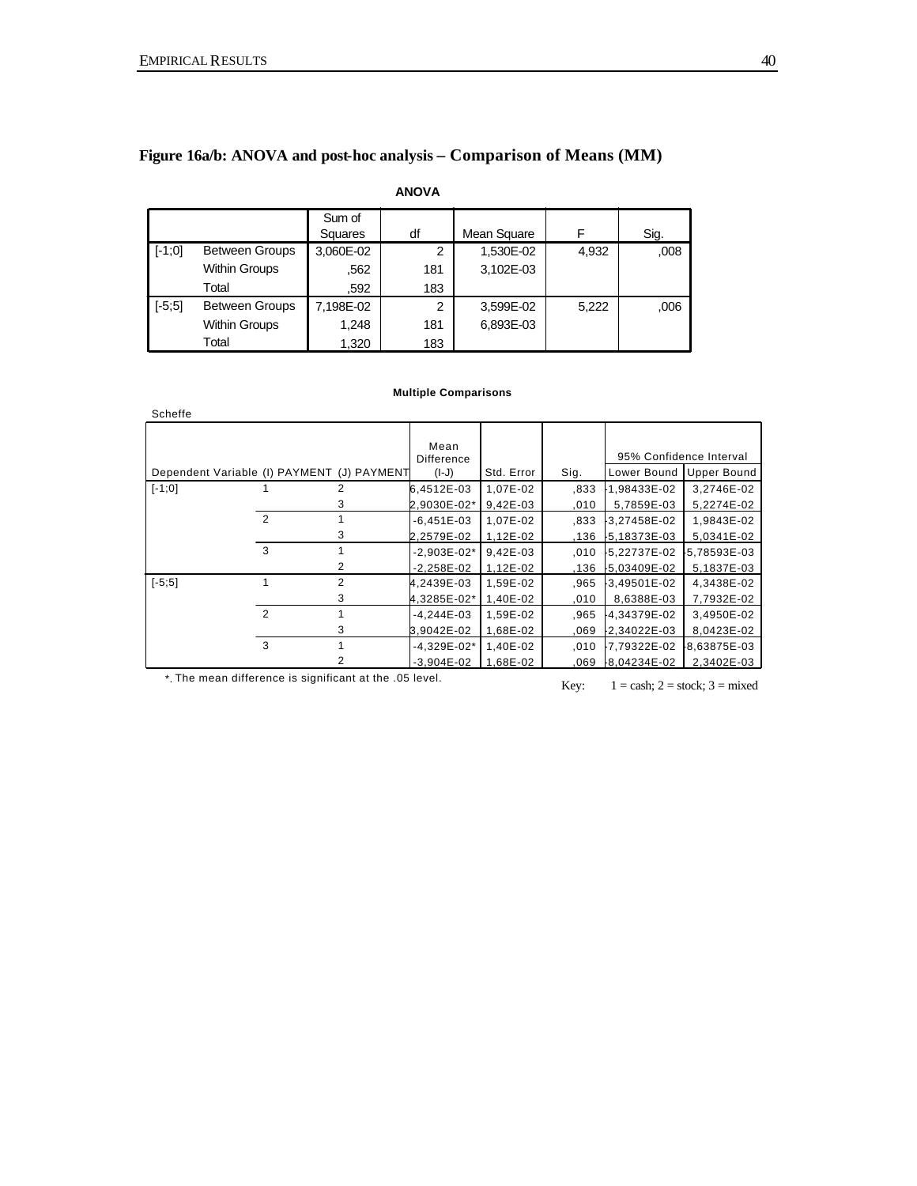## Figure 16a/b: ANOVA and post-hoc analysis – Comparison of Means (MM)

**ANOVA**

| | | Sum of Squares | df | Mean Square | F | Sig. |
|---|---|---|---|---|---|---|
| [-1;0] | Between Groups | 3,060E-02 | 2 | 1,530E-02 | 4,932 | ,008 |
| | Within Groups | ,562 | 181 | 3,102E-03 | | |
| | Total | ,592 | 183 | | | |
| [-5;5] | Between Groups | 7,198E-02 | 2 | 3,599E-02 | 5,222 | ,006 |
| | Within Groups | 1,248 | 181 | 6,893E-03 | | |
| | Total | 1,320 | 183 | | | |

**Multiple Comparisons**

Scheffe

| Dependent Variable | (I) PAYMENT | (J) PAYMENT | Mean Difference (I-J) | Std. Error | Sig. | 95% Confidence Interval | |
|---|---|---|---|---|---|---|---|
| | | | | | | Lower Bound | Upper Bound |
| [-1;0] | 1 | 2 | 6,4512E-03 | 1,07E-02 | ,833 | -1,98433E-02 | 3,2746E-02 |
| | | 3 | 2,9030E-02* | 9,42E-03 | ,010 | 5,7859E-03 | 5,2274E-02 |
| | 2 | 1 | -6,451E-03 | 1,07E-02 | ,833 | -3,27458E-02 | 1,9843E-02 |
| | | 3 | 2,2579E-02 | 1,12E-02 | ,136 | -5,18373E-03 | 5,0341E-02 |
| | 3 | 1 | -2,903E-02* | 9,42E-03 | ,010 | -5,22737E-02 | -5,78593E-03 |
| | | 2 | -2,258E-02 | 1,12E-02 | ,136 | -5,03409E-02 | 5,1837E-03 |
| [-5;5] | 1 | 2 | 4,2439E-03 | 1,59E-02 | ,965 | -3,49501E-02 | 4,3438E-02 |
| | | 3 | 4,3285E-02* | 1,40E-02 | ,010 | 8,6388E-03 | 7,7932E-02 |
| | 2 | 1 | -4,244E-03 | 1,59E-02 | ,965 | -4,34379E-02 | 3,4950E-02 |
| | | 3 | 3,9042E-02 | 1,68E-02 | ,069 | -2,34022E-03 | 8,0423E-02 |
| | 3 | 1 | -4,329E-02* | 1,40E-02 | ,010 | -7,79322E-02 | -8,63875E-03 |
| | | 2 | -3,904E-02 | 1,68E-02 | ,069 | -8,04234E-02 | 2,3402E-03 |

*. The mean difference is significant at the .05 level.

Key: 1 = cash; 2 = stock; 3 = mixed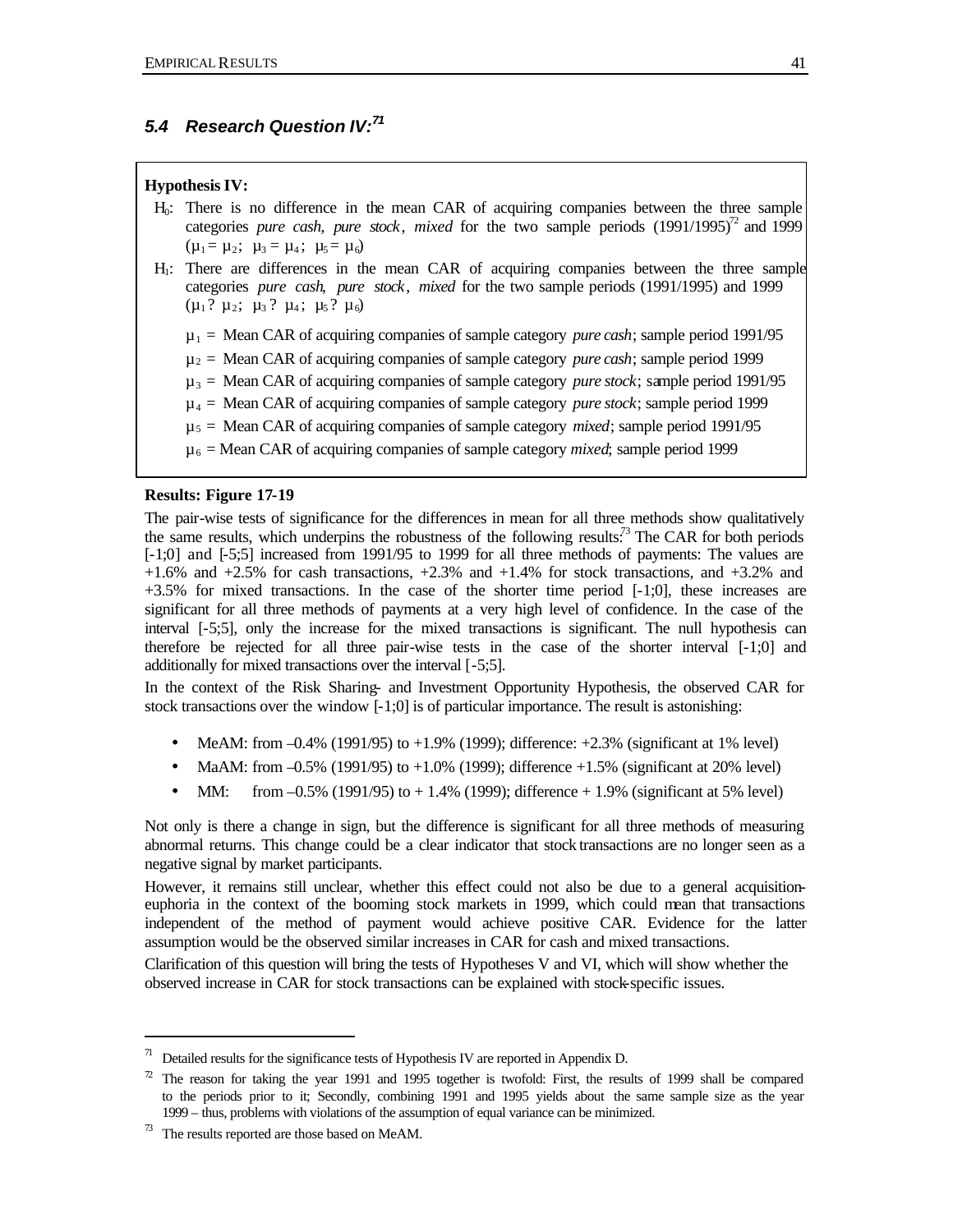### 5.4 Research Question IV:[71]

**Hypothesis IV:**

$H_0$: There is no difference in the mean CAR of acquiring companies between the three sample categories *pure cash*, *pure stock*, *mixed* for the two sample periods (1991/1995)[72] and 1999 ($\mu_1 = \mu_2$; $\mu_3 = \mu_4$; $\mu_5 = \mu_6$)

$H_1$: There are differences in the mean CAR of acquiring companies between the three sample categories *pure cash*, *pure stock*, *mixed* for the two sample periods (1991/1995) and 1999 ($\mu_1 ? \mu_2$; $\mu_3 ? \mu_4$; $\mu_5 ? \mu_6$)

$\mu_1$ = Mean CAR of acquiring companies of sample category *pure cash*; sample period 1991/95

$\mu_2$ = Mean CAR of acquiring companies of sample category *pure cash*; sample period 1999

$\mu_3$ = Mean CAR of acquiring companies of sample category *pure stock*; sample period 1991/95

$\mu_4$ = Mean CAR of acquiring companies of sample category *pure stock*; sample period 1999

$\mu_5$ = Mean CAR of acquiring companies of sample category *mixed*; sample period 1991/95

$\mu_6$ = Mean CAR of acquiring companies of sample category *mixed*; sample period 1999

**Results: Figure 17-19**

The pair-wise tests of significance for the differences in mean for all three methods show qualitatively the same results, which underpins the robustness of the following results:[73] The CAR for both periods [-1;0] and [-5;5] increased from 1991/95 to 1999 for all three methods of payments: The values are +1.6% and +2.5% for cash transactions, +2.3% and +1.4% for stock transactions, and +3.2% and +3.5% for mixed transactions. In the case of the shorter time period [-1;0], these increases are significant for all three methods of payments at a very high level of confidence. In the case of the interval [-5;5], only the increase for the mixed transactions is significant. The null hypothesis can therefore be rejected for all three pair-wise tests in the case of the shorter interval [-1;0] and additionally for mixed transactions over the interval [-5;5].

In the context of the Risk Sharing- and Investment Opportunity Hypothesis, the observed CAR for stock transactions over the window [-1;0] is of particular importance. The result is astonishing:

- MeAM: from –0.4% (1991/95) to +1.9% (1999); difference: +2.3% (significant at 1% level)
- MaAM: from –0.5% (1991/95) to +1.0% (1999); difference +1.5% (significant at 20% level)
- MM: from –0.5% (1991/95) to + 1.4% (1999); difference + 1.9% (significant at 5% level)

Not only is there a change in sign, but the difference is significant for all three methods of measuring abnormal returns. This change could be a clear indicator that stock transactions are no longer seen as a negative signal by market participants.

However, it remains still unclear, whether this effect could not also be due to a general acquisition-euphoria in the context of the booming stock markets in 1999, which could mean that transactions independent of the method of payment would achieve positive CAR. Evidence for the latter assumption would be the observed similar increases in CAR for cash and mixed transactions.

Clarification of this question will bring the tests of Hypotheses V and VI, which will show whether the observed increase in CAR for stock transactions can be explained with stock-specific issues.

---

[71] Detailed results for the significance tests of Hypothesis IV are reported in Appendix D.

[72] The reason for taking the year 1991 and 1995 together is twofold: First, the results of 1999 shall be compared to the periods prior to it; Secondly, combining 1991 and 1995 yields about the same sample size as the year 1999 – thus, problems with violations of the assumption of equal variance can be minimized.

[73] The results reported are those based on MeAM.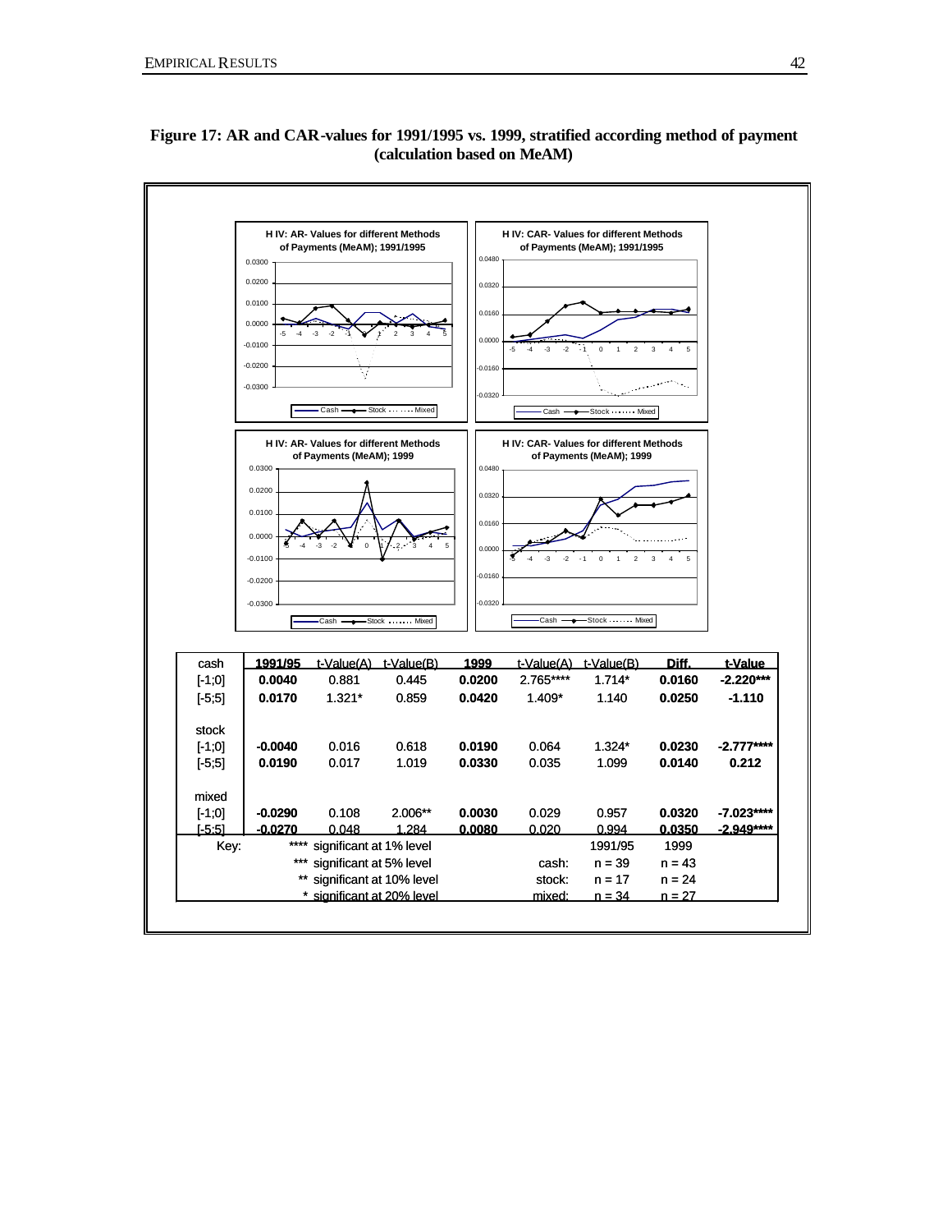**Figure 17: AR and CAR-values for 1991/1995 vs. 1999, stratified according method of payment (calculation based on MeAM)**

| cash | 1991/95 | t-Value(A) | t-Value(B) | 1999 | t-Value(A) | t-Value(B) | Diff. | t-Value |
|---|---|---|---|---|---|---|---|---|
| [-1;0] | **0.0040** | 0.881 | 0.445 | **0.0200** | 2.765**** | 1.714* | **0.0160** | **-2.220*** ** |
| [-5;5] | **0.0170** | 1.321* | 0.859 | **0.0420** | 1.409* | 1.140 | **0.0250** | **-1.110** |
| stock | | | | | | | | |
| [-1;0] | **-0.0040** | 0.016 | 0.618 | **0.0190** | 0.064 | 1.324* | **0.0230** | **-2.777**** ** |
| [-5;5] | **0.0190** | 0.017 | 1.019 | **0.0330** | 0.035 | 1.099 | **0.0140** | **0.212** |
| mixed | | | | | | | | |
| [-1;0] | **-0.0290** | 0.108 | 2.006** | **0.0030** | 0.029 | 0.957 | **0.0320** | **-7.023**** ** |
| [-5;5] | **-0.0270** | 0.048 | 1.284 | **0.0080** | 0.020 | 0.994 | **0.0350** | **-2.949**** ** |

Key:
**** significant at 1% level
*** significant at 5% level
** significant at 10% level
* significant at 20% level

| | 1991/95 | 1999 |
|---|---|---|
| cash: | n = 39 | n = 43 |
| stock: | n = 17 | n = 24 |
| mixed: | n = 34 | n = 27 |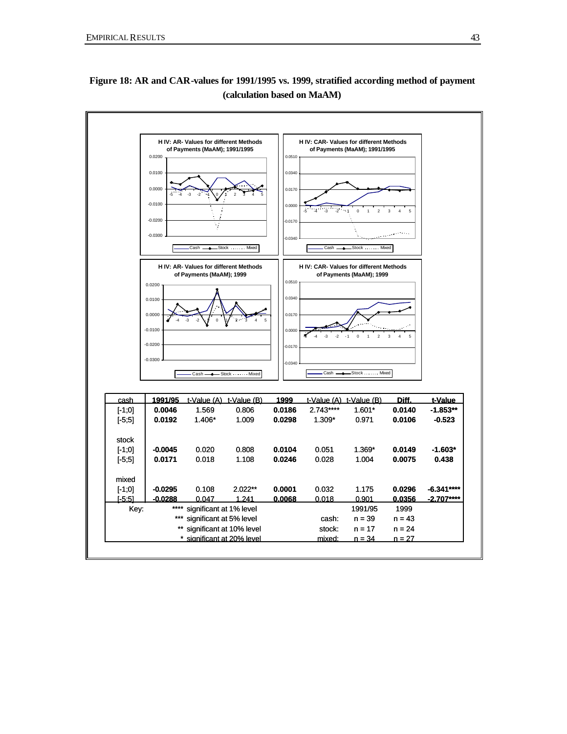**Figure 18: AR and CAR-values for 1991/1995 vs. 1999, stratified according method of payment (calculation based on MaAM)**

| cash | 1991/95 | t-Value (A) | t-Value (B) | 1999 | t-Value (A) | t-Value (B) | Diff. | t-Value |
|---|---|---|---|---|---|---|---|---|
| [-1;0] | **0.0046** | 1.569 | 0.806 | **0.0186** | 2.743**** | 1.601* | **0.0140** | **-1.853**** |
| [-5;5] | **0.0192** | 1.406* | 1.009 | **0.0298** | 1.309* | 0.971 | **0.0106** | **-0.523** |
| stock | | | | | | | | |
| [-1;0] | **-0.0045** | 0.020 | 0.808 | **0.0104** | 0.051 | 1.369* | **0.0149** | **-1.603*** |
| [-5;5] | **0.0171** | 0.018 | 1.108 | **0.0246** | 0.028 | 1.004 | **0.0075** | **0.438** |
| mixed | | | | | | | | |
| [-1;0] | **-0.0295** | 0.108 | 2.022** | **0.0001** | 0.032 | 1.175 | **0.0296** | **-6.341****** |
| [-5;5] | **-0.0288** | 0.047 | 1.241 | **0.0068** | 0.018 | 0.901 | **0.0356** | **-2.707****** |

Key:
**** significant at 1% level
*** significant at 5% level
** significant at 10% level
* significant at 20% level

| | 1991/95 | 1999 |
|---|---|---|
| cash: | n = 39 | n = 43 |
| stock: | n = 17 | n = 24 |
| mixed: | n = 34 | n = 27 |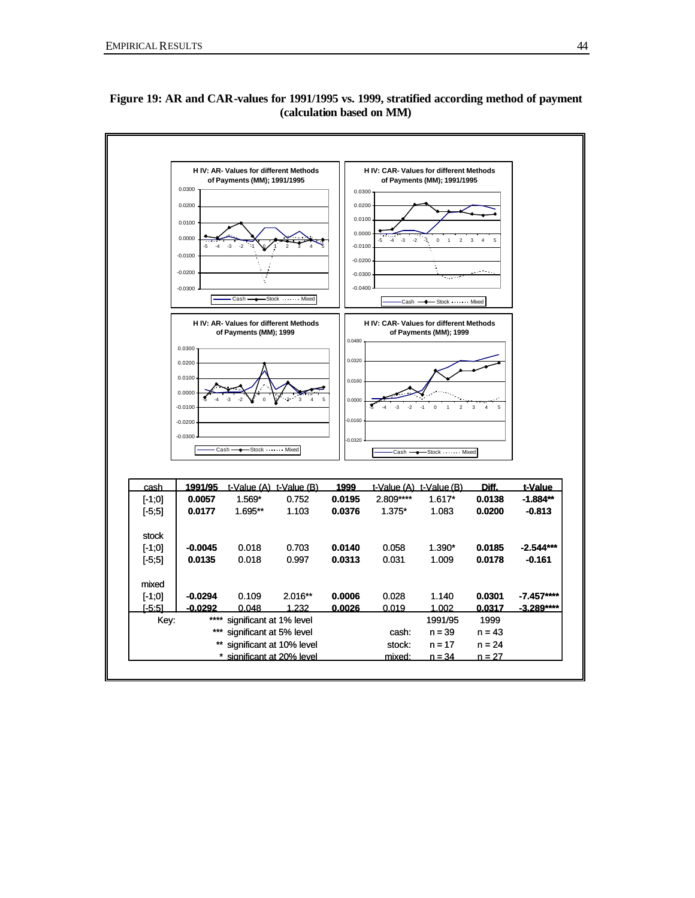**Figure 19: AR and CAR-values for 1991/1995 vs. 1999, stratified according method of payment (calculation based on MM)**

| cash | 1991/95 | t-Value (A) | t-Value (B) | 1999 | t-Value (A) | t-Value (B) | Diff. | t-Value |
|---|---|---|---|---|---|---|---|---|
| [-1;0] | **0.0057** | 1.569* | 0.752 | **0.0195** | 2.809**** | 1.617* | **0.0138** | **-1.884**** |
| [-5;5] | **0.0177** | 1.695** | 1.103 | **0.0376** | 1.375* | 1.083 | **0.0200** | **-0.813** |
| stock | | | | | | | | |
| [-1;0] | **-0.0045** | 0.018 | 0.703 | **0.0140** | 0.058 | 1.390* | **0.0185** | **-2.544***** |
| [-5;5] | **0.0135** | 0.018 | 0.997 | **0.0313** | 0.031 | 1.009 | **0.0178** | **-0.161** |
| mixed | | | | | | | | |
| [-1;0] | **-0.0294** | 0.109 | 2.016** | **0.0006** | 0.028 | 1.140 | **0.0301** | **-7.457****** |
| [-5;5] | **-0.0292** | 0.048 | 1.232 | **0.0026** | 0.019 | 1.002 | **0.0317** | **-3.289****** |

| Key: | | | |
|---|---|---|---|
| **** significant at 1% level | | 1991/95 | 1999 |
| *** significant at 5% level | cash: | n = 39 | n = 43 |
| ** significant at 10% level | stock: | n = 17 | n = 24 |
| * significant at 20% level | mixed: | n = 34 | n = 27 |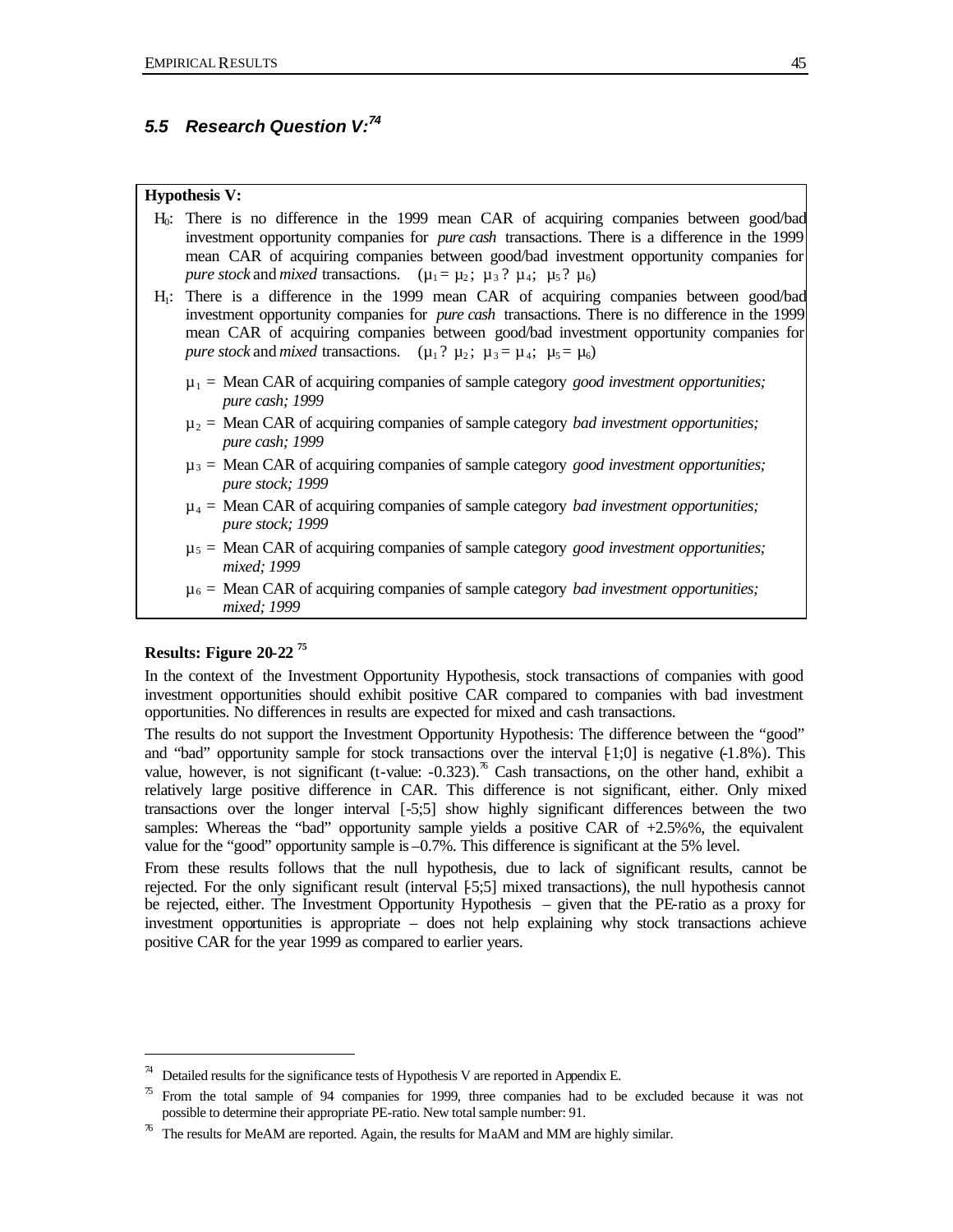### *5.5 Research Question V:*[74]

**Hypothesis V:**

$H_0$: There is no difference in the 1999 mean CAR of acquiring companies between good/bad investment opportunity companies for *pure cash* transactions. There is a difference in the 1999 mean CAR of acquiring companies between good/bad investment opportunity companies for *pure stock* and *mixed* transactions. ($\mu_1 = \mu_2$; $\mu_3$ ? $\mu_4$; $\mu_5$ ? $\mu_6$)

$H_1$: There is a difference in the 1999 mean CAR of acquiring companies between good/bad investment opportunity companies for *pure cash* transactions. There is no difference in the 1999 mean CAR of acquiring companies between good/bad investment opportunity companies for *pure stock* and *mixed* transactions. ($\mu_1$ ? $\mu_2$; $\mu_3 = \mu_4$; $\mu_5 = \mu_6$)

- $\mu_1$ = Mean CAR of acquiring companies of sample category *good investment opportunities; pure cash; 1999*
- $\mu_2$ = Mean CAR of acquiring companies of sample category *bad investment opportunities; pure cash; 1999*
- $\mu_3$ = Mean CAR of acquiring companies of sample category *good investment opportunities; pure stock; 1999*
- $\mu_4$ = Mean CAR of acquiring companies of sample category *bad investment opportunities; pure stock; 1999*
- $\mu_5$ = Mean CAR of acquiring companies of sample category *good investment opportunities; mixed; 1999*
- $\mu_6$ = Mean CAR of acquiring companies of sample category *bad investment opportunities; mixed; 1999*

**Results: Figure 20-22** [75]

In the context of the Investment Opportunity Hypothesis, stock transactions of companies with good investment opportunities should exhibit positive CAR compared to companies with bad investment opportunities. No differences in results are expected for mixed and cash transactions.

The results do not support the Investment Opportunity Hypothesis: The difference between the "good" and "bad" opportunity sample for stock transactions over the interval [-1;0] is negative (-1.8%). This value, however, is not significant (t-value: -0.323).[76] Cash transactions, on the other hand, exhibit a relatively large positive difference in CAR. This difference is not significant, either. Only mixed transactions over the longer interval [-5;5] show highly significant differences between the two samples: Whereas the "bad" opportunity sample yields a positive CAR of +2.5%%, the equivalent value for the "good" opportunity sample is –0.7%. This difference is significant at the 5% level.

From these results follows that the null hypothesis, due to lack of significant results, cannot be rejected. For the only significant result (interval [-5;5] mixed transactions), the null hypothesis cannot be rejected, either. The Investment Opportunity Hypothesis – given that the PE-ratio as a proxy for investment opportunities is appropriate – does not help explaining why stock transactions achieve positive CAR for the year 1999 as compared to earlier years.

---

[74] Detailed results for the significance tests of Hypothesis V are reported in Appendix E.

[75] From the total sample of 94 companies for 1999, three companies had to be excluded because it was not possible to determine their appropriate PE-ratio. New total sample number: 91.

[76] The results for MeAM are reported. Again, the results for MaAM and MM are highly similar.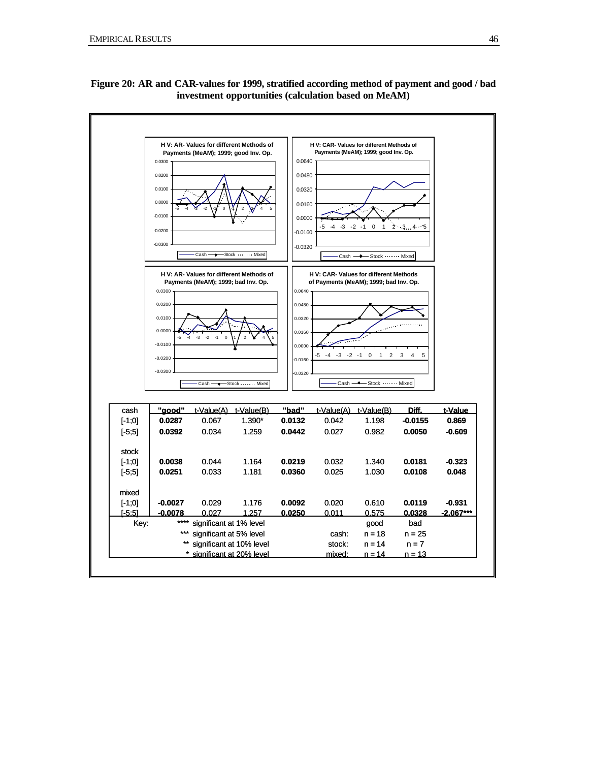**Figure 20: AR and CAR-values for 1999, stratified according method of payment and good / bad investment opportunities (calculation based on MeAM)**

| cash | "good" | t-Value(A) | t-Value(B) | "bad" | t-Value(A) | t-Value(B) | Diff. | t-Value |
|---|---|---|---|---|---|---|---|---|
| [-1;0] | **0.0287** | 0.067 | 1.390* | **0.0132** | 0.042 | 1.198 | **-0.0155** | **0.869** |
| [-5;5] | **0.0392** | 0.034 | 1.259 | **0.0442** | 0.027 | 0.982 | **0.0050** | **-0.609** |
| stock | | | | | | | | |
| [-1;0] | **0.0038** | 0.044 | 1.164 | **0.0219** | 0.032 | 1.340 | **0.0181** | **-0.323** |
| [-5;5] | **0.0251** | 0.033 | 1.181 | **0.0360** | 0.025 | 1.030 | **0.0108** | **0.048** |
| mixed | | | | | | | | |
| [-1;0] | **-0.0027** | 0.029 | 1.176 | **0.0092** | 0.020 | 0.610 | **0.0119** | **-0.931** |
| [-5;5] | **-0.0078** | 0.027 | 1.257 | **0.0250** | 0.011 | 0.575 | **0.0328** | **-2.067*** |

Key:

| | | | good | bad |
|---|---|---|---|---|
| **** | significant at 1% level | | | |
| *** | significant at 5% level | cash: | n = 18 | n = 25 |
| ** | significant at 10% level | stock: | n = 14 | n = 7 |
| * | significant at 20% level | mixed: | n = 14 | n = 13 |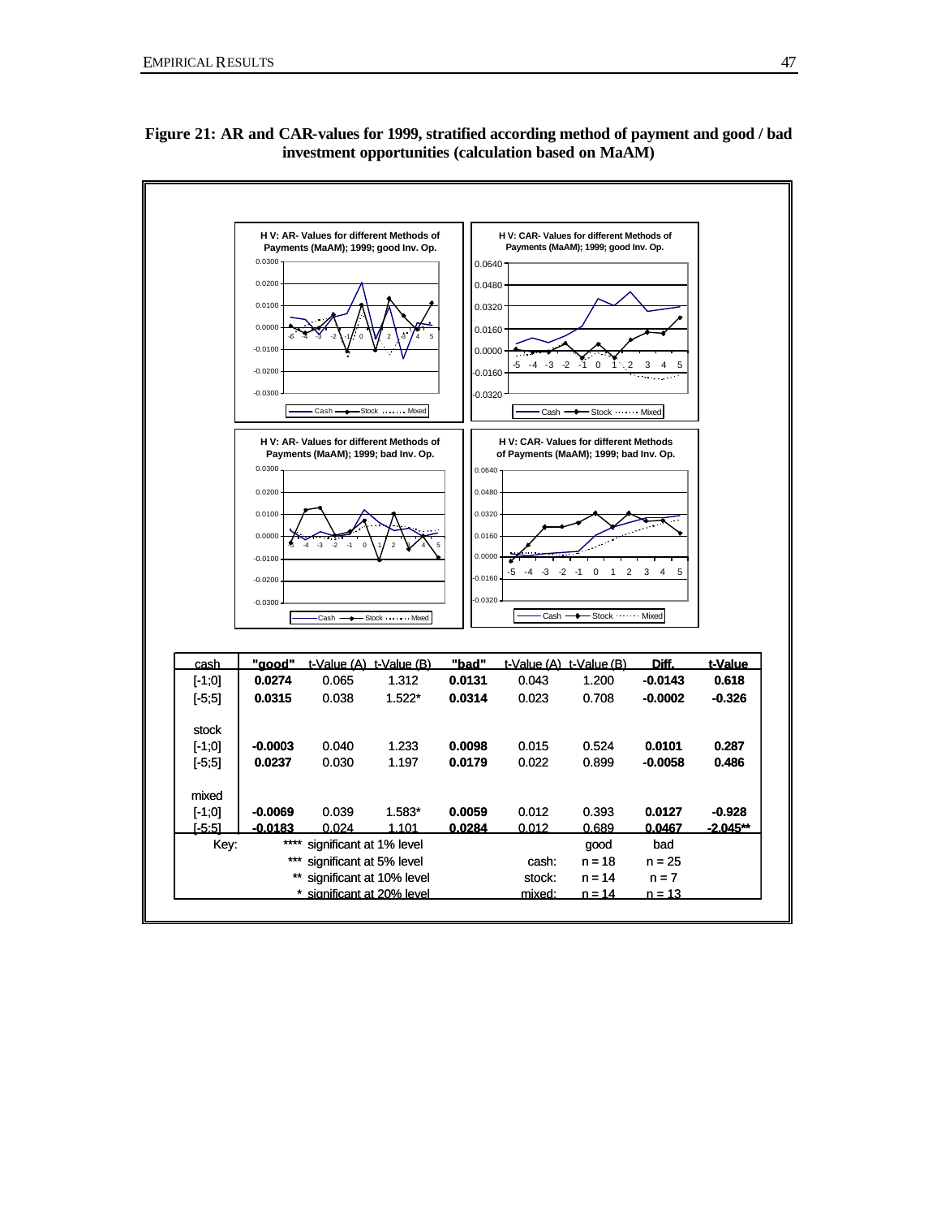**Figure 21: AR and CAR-values for 1999, stratified according method of payment and good / bad investment opportunities (calculation based on MaAM)**

| cash | "good" | t-Value (A) | t-Value (B) | "bad" | t-Value (A) | t-Value (B) | Diff. | t-Value |
|---|---|---|---|---|---|---|---|---|
| [-1;0] | **0.0274** | 0.065 | 1.312 | **0.0131** | 0.043 | 1.200 | **-0.0143** | **0.618** |
| [-5;5] | **0.0315** | 0.038 | 1.522* | **0.0314** | 0.023 | 0.708 | **-0.0002** | **-0.326** |
| stock | | | | | | | | |
| [-1;0] | **-0.0003** | 0.040 | 1.233 | **0.0098** | 0.015 | 0.524 | **0.0101** | **0.287** |
| [-5;5] | **0.0237** | 0.030 | 1.197 | **0.0179** | 0.022 | 0.899 | **-0.0058** | **0.486** |
| mixed | | | | | | | | |
| [-1;0] | **-0.0069** | 0.039 | 1.583* | **0.0059** | 0.012 | 0.393 | **0.0127** | **-0.928** |
| [-5;5] | **-0.0183** | 0.024 | 1.101 | **0.0284** | 0.012 | 0.689 | **0.0467** | **-2.045**** |

| Key: | | | good | bad |
|---|---|---|---|---|
| | **** significant at 1% level | | | |
| | *** significant at 5% level | cash: | n = 18 | n = 25 |
| | ** significant at 10% level | stock: | n = 14 | n = 7 |
| | * significant at 20% level | mixed: | n = 14 | n = 13 |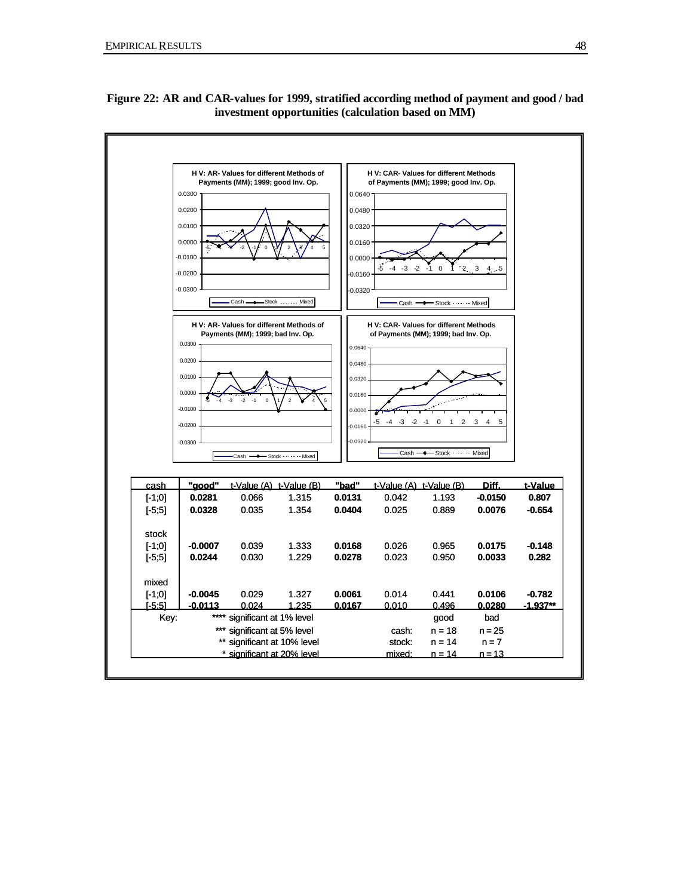**Figure 22: AR and CAR-values for 1999, stratified according method of payment and good / bad investment opportunities (calculation based on MM)**

| cash | "good" | t-Value (A) | t-Value (B) | "bad" | t-Value (A) | t-Value (B) | Diff. | t-Value |
|---|---|---|---|---|---|---|---|---|
| [-1;0] | **0.0281** | 0.066 | 1.315 | **0.0131** | 0.042 | 1.193 | **-0.0150** | **0.807** |
| [-5;5] | **0.0328** | 0.035 | 1.354 | **0.0404** | 0.025 | 0.889 | **0.0076** | **-0.654** |
| stock | | | | | | | | |
| [-1;0] | **-0.0007** | 0.039 | 1.333 | **0.0168** | 0.026 | 0.965 | **0.0175** | **-0.148** |
| [-5;5] | **0.0244** | 0.030 | 1.229 | **0.0278** | 0.023 | 0.950 | **0.0033** | **0.282** |
| mixed | | | | | | | | |
| [-1;0] | **-0.0045** | 0.029 | 1.327 | **0.0061** | 0.014 | 0.441 | **0.0106** | **-0.782** |
| [-5;5] | **-0.0113** | 0.024 | 1.235 | **0.0167** | 0.010 | 0.496 | **0.0280** | **-1.937\*\*** |

| Key: | | | good | bad |
|---|---|---|---|---|
| | \*\*\*\* significant at 1% level | | | |
| | \*\*\* significant at 5% level | cash: | n = 18 | n = 25 |
| | \*\* significant at 10% level | stock: | n = 14 | n = 7 |
| | \* significant at 20% level | mixed: | n = 14 | n = 13 |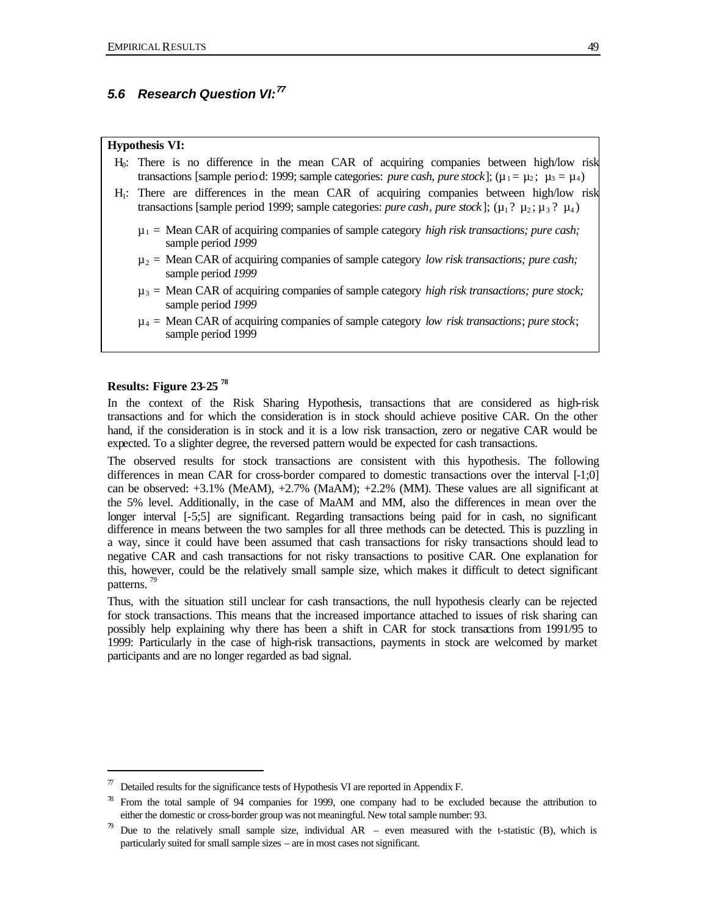### 5.6 Research Question VI:[77]

**Hypothesis VI:**

$H_0$: There is no difference in the mean CAR of acquiring companies between high/low risk transactions [sample period: 1999; sample categories: *pure cash*, *pure stock*]; ($\mu_1 = \mu_2$; $\mu_3 = \mu_4$)

$H_1$: There are differences in the mean CAR of acquiring companies between high/low risk transactions [sample period 1999; sample categories: *pure cash*, *pure stock*]; ($\mu_1 \neq \mu_2$; $\mu_3 \neq \mu_4$)

- $\mu_1$ = Mean CAR of acquiring companies of sample category *high risk transactions; pure cash;* sample period *1999*
- $\mu_2$ = Mean CAR of acquiring companies of sample category *low risk transactions; pure cash;* sample period *1999*
- $\mu_3$ = Mean CAR of acquiring companies of sample category *high risk transactions; pure stock;* sample period *1999*
- $\mu_4$ = Mean CAR of acquiring companies of sample category *low risk transactions*; *pure stock*; sample period 1999

**Results: Figure 23-25** [78]

In the context of the Risk Sharing Hypothesis, transactions that are considered as high-risk transactions and for which the consideration is in stock should achieve positive CAR. On the other hand, if the consideration is in stock and it is a low risk transaction, zero or negative CAR would be expected. To a slighter degree, the reversed pattern would be expected for cash transactions.

The observed results for stock transactions are consistent with this hypothesis. The following differences in mean CAR for cross-border compared to domestic transactions over the interval [-1;0] can be observed: +3.1% (MeAM), +2.7% (MaAM); +2.2% (MM). These values are all significant at the 5% level. Additionally, in the case of MaAM and MM, also the differences in mean over the longer interval [-5;5] are significant. Regarding transactions being paid for in cash, no significant difference in means between the two samples for all three methods can be detected. This is puzzling in a way, since it could have been assumed that cash transactions for risky transactions should lead to negative CAR and cash transactions for not risky transactions to positive CAR. One explanation for this, however, could be the relatively small sample size, which makes it difficult to detect significant patterns. [79]

Thus, with the situation still unclear for cash transactions, the null hypothesis clearly can be rejected for stock transactions. This means that the increased importance attached to issues of risk sharing can possibly help explaining why there has been a shift in CAR for stock transactions from 1991/95 to 1999: Particularly in the case of high-risk transactions, payments in stock are welcomed by market participants and are no longer regarded as bad signal.

---

[77] Detailed results for the significance tests of Hypothesis VI are reported in Appendix F.

[78] From the total sample of 94 companies for 1999, one company had to be excluded because the attribution to either the domestic or cross-border group was not meaningful. New total sample number: 93.

[79] Due to the relatively small sample size, individual AR – even measured with the t-statistic (B), which is particularly suited for small sample sizes – are in most cases not significant.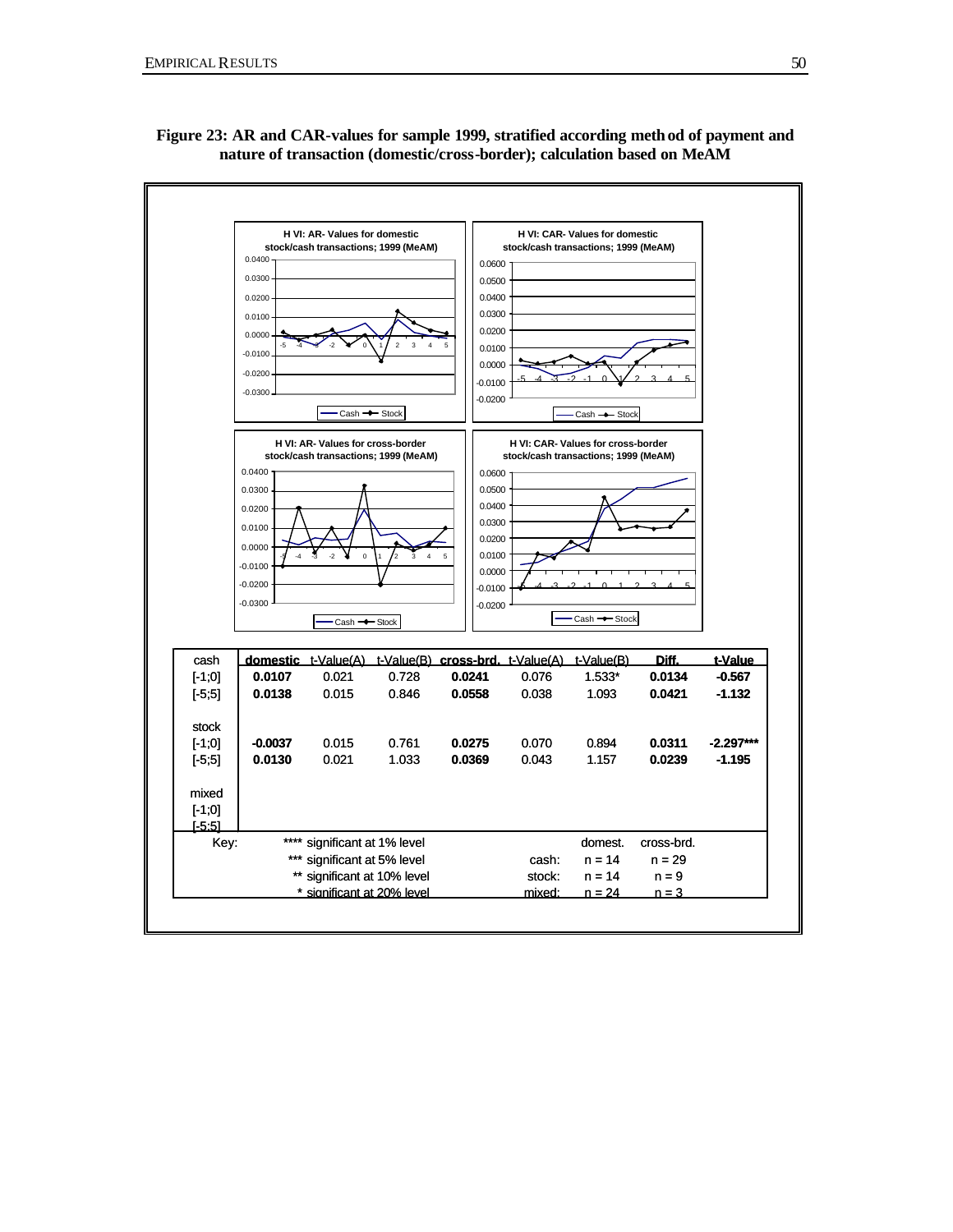**Figure 23: AR and CAR-values for sample 1999, stratified according method of payment and nature of transaction (domestic/cross-border); calculation based on MeAM**

| cash | domestic | t-Value(A) | t-Value(B) | cross-brd. | t-Value(A) | t-Value(B) | Diff. | t-Value |
|---|---|---|---|---|---|---|---|---|
| [-1;0] | **0.0107** | 0.021 | 0.728 | **0.0241** | 0.076 | 1.533* | **0.0134** | **-0.567** |
| [-5;5] | **0.0138** | 0.015 | 0.846 | **0.0558** | 0.038 | 1.093 | **0.0421** | **-1.132** |
| stock | | | | | | | | |
| [-1;0] | **-0.0037** | 0.015 | 0.761 | **0.0275** | 0.070 | 0.894 | **0.0311** | **-2.297*** ** |
| [-5;5] | **0.0130** | 0.021 | 1.033 | **0.0369** | 0.043 | 1.157 | **0.0239** | **-1.195** |
| mixed | | | | | | | | |
| [-1;0] | | | | | | | | |
| [-5;5] | | | | | | | | |

Key:
**** significant at 1% level
*** significant at 5% level
** significant at 10% level
* significant at 20% level

| | domest. | cross-brd. |
|---|---|---|
| cash: | n = 14 | n = 29 |
| stock: | n = 14 | n = 9 |
| mixed: | n = 24 | n = 3 |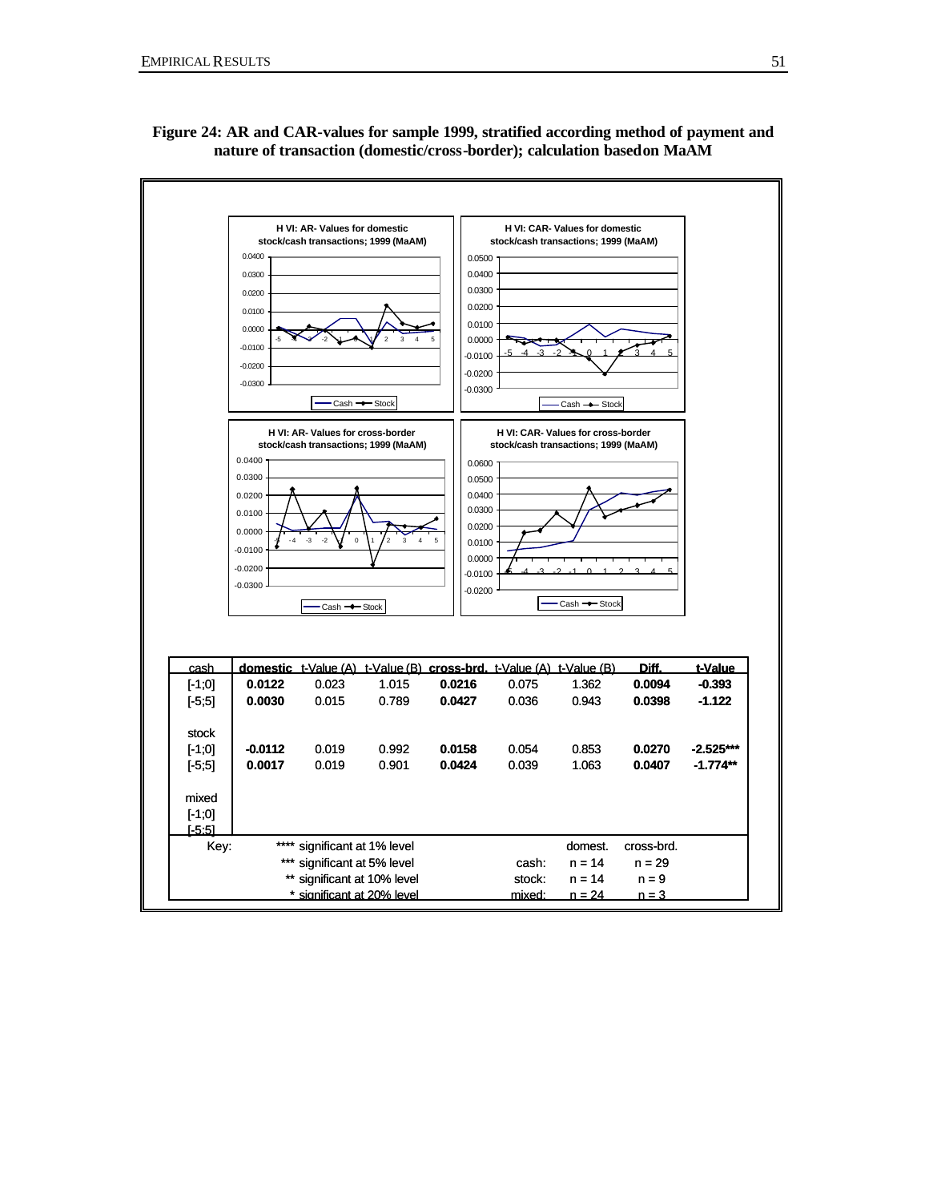**Figure 24: AR and CAR-values for sample 1999, stratified according method of payment and nature of transaction (domestic/cross-border); calculation basedon MaAM**

| cash | domestic | t-Value (A) | t-Value (B) | cross-brd. | t-Value (A) | t-Value (B) | Diff. | t-Value |
|---|---|---|---|---|---|---|---|---|
| [-1;0] | **0.0122** | 0.023 | 1.015 | **0.0216** | 0.075 | 1.362 | **0.0094** | **-0.393** |
| [-5;5] | **0.0030** | 0.015 | 0.789 | **0.0427** | 0.036 | 0.943 | **0.0398** | **-1.122** |
| stock | | | | | | | | |
| [-1;0] | **-0.0112** | 0.019 | 0.992 | **0.0158** | 0.054 | 0.853 | **0.0270** | **-2.525\*\*\*** |
| [-5;5] | **0.0017** | 0.019 | 0.901 | **0.0424** | 0.039 | 1.063 | **0.0407** | **-1.774\*\*** |
| mixed | | | | | | | | |
| [-1;0] | | | | | | | | |
| [-5;5] | | | | | | | | |

| Key: | | | domest. | cross-brd. |
|---|---|---|---|---|
| | **** significant at 1% level | | | |
| | *** significant at 5% level | cash: | n = 14 | n = 29 |
| | ** significant at 10% level | stock: | n = 14 | n = 9 |
| | * significant at 20% level | mixed: | n = 24 | n = 3 |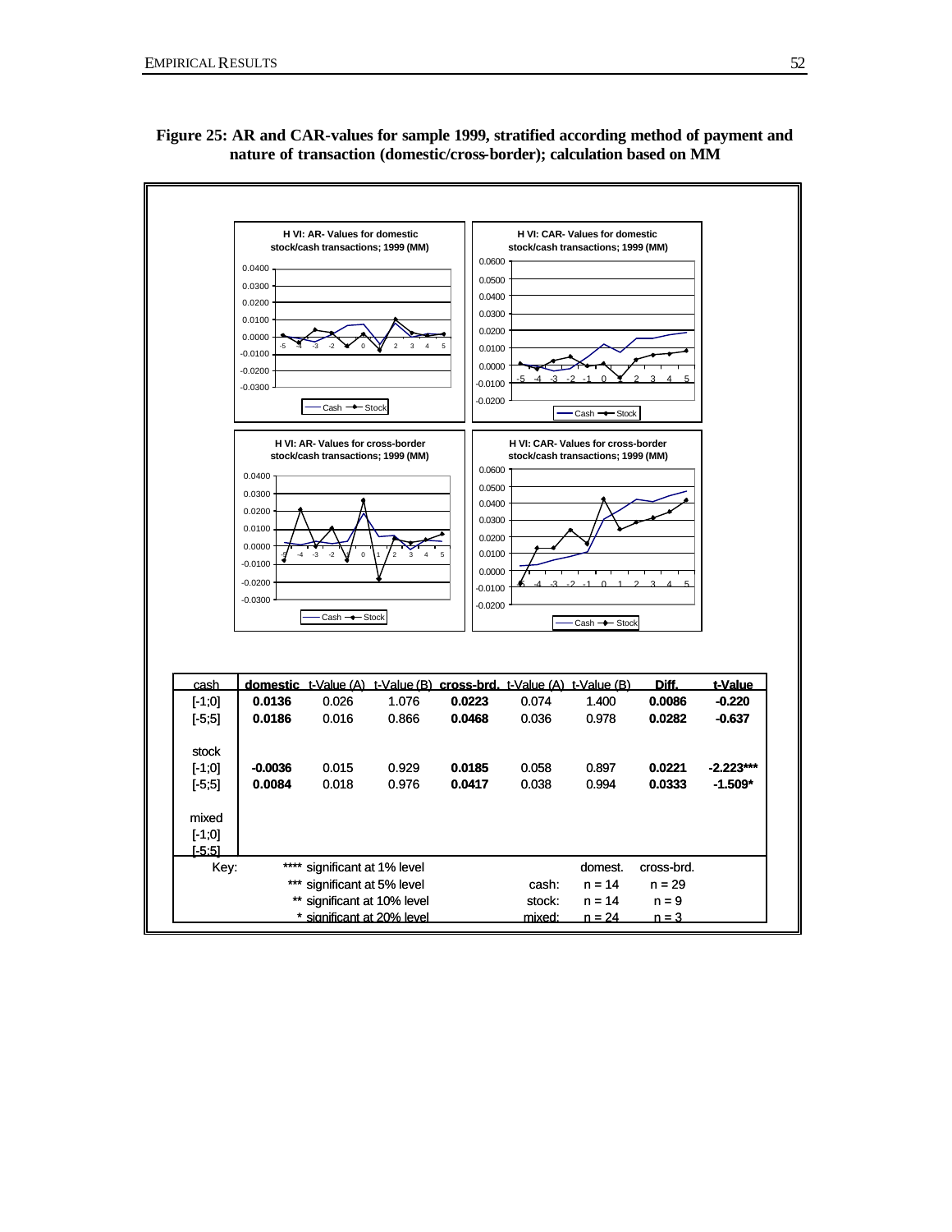**Figure 25: AR and CAR-values for sample 1999, stratified according method of payment and nature of transaction (domestic/cross-border); calculation based on MM**

| cash | domestic | t-Value (A) | t-Value (B) | cross-brd. | t-Value (A) | t-Value (B) | Diff. | t-Value |
|---|---|---|---|---|---|---|---|---|
| [-1;0] | **0.0136** | 0.026 | 1.076 | **0.0223** | 0.074 | 1.400 | **0.0086** | **-0.220** |
| [-5;5] | **0.0186** | 0.016 | 0.866 | **0.0468** | 0.036 | 0.978 | **0.0282** | **-0.637** |
| stock | | | | | | | | |
| [-1;0] | **-0.0036** | 0.015 | 0.929 | **0.0185** | 0.058 | 0.897 | **0.0221** | **-2.223*** ** |
| [-5;5] | **0.0084** | 0.018 | 0.976 | **0.0417** | 0.038 | 0.994 | **0.0333** | **-1.509*** |
| mixed | | | | | | | | |
| [-1;0] | | | | | | | | |
| [-5;5] | | | | | | | | |

| Key: | | | domest. | cross-brd. |
|---|---|---|---|---|
| | **** significant at 1% level | | | |
| | *** significant at 5% level | cash: | n = 14 | n = 29 |
| | ** significant at 10% level | stock: | n = 14 | n = 9 |
| | * significant at 20% level | mixed: | n = 24 | n = 3 |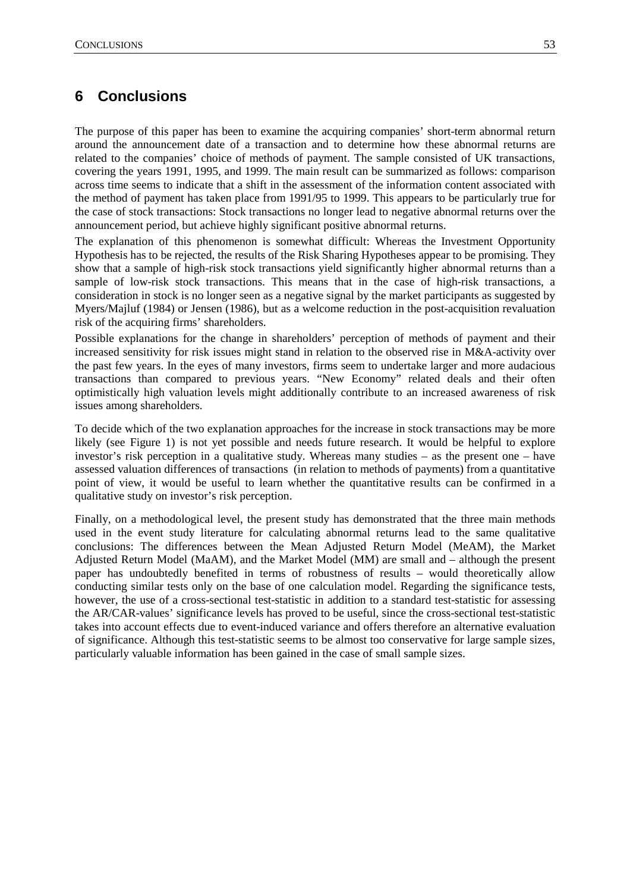# 6 Conclusions

The purpose of this paper has been to examine the acquiring companies' short-term abnormal return around the announcement date of a transaction and to determine how these abnormal returns are related to the companies' choice of methods of payment. The sample consisted of UK transactions, covering the years 1991, 1995, and 1999. The main result can be summarized as follows: comparison across time seems to indicate that a shift in the assessment of the information content associated with the method of payment has taken place from 1991/95 to 1999. This appears to be particularly true for the case of stock transactions: Stock transactions no longer lead to negative abnormal returns over the announcement period, but achieve highly significant positive abnormal returns.

The explanation of this phenomenon is somewhat difficult: Whereas the Investment Opportunity Hypothesis has to be rejected, the results of the Risk Sharing Hypotheses appear to be promising. They show that a sample of high-risk stock transactions yield significantly higher abnormal returns than a sample of low-risk stock transactions. This means that in the case of high-risk transactions, a consideration in stock is no longer seen as a negative signal by the market participants as suggested by Myers/Majluf (1984) or Jensen (1986), but as a welcome reduction in the post-acquisition revaluation risk of the acquiring firms' shareholders.

Possible explanations for the change in shareholders' perception of methods of payment and their increased sensitivity for risk issues might stand in relation to the observed rise in M&A-activity over the past few years. In the eyes of many investors, firms seem to undertake larger and more audacious transactions than compared to previous years. "New Economy" related deals and their often optimistically high valuation levels might additionally contribute to an increased awareness of risk issues among shareholders.

To decide which of the two explanation approaches for the increase in stock transactions may be more likely (see Figure 1) is not yet possible and needs future research. It would be helpful to explore investor's risk perception in a qualitative study. Whereas many studies – as the present one – have assessed valuation differences of transactions (in relation to methods of payments) from a quantitative point of view, it would be useful to learn whether the quantitative results can be confirmed in a qualitative study on investor's risk perception.

Finally, on a methodological level, the present study has demonstrated that the three main methods used in the event study literature for calculating abnormal returns lead to the same qualitative conclusions: The differences between the Mean Adjusted Return Model (MeAM), the Market Adjusted Return Model (MaAM), and the Market Model (MM) are small and – although the present paper has undoubtedly benefited in terms of robustness of results – would theoretically allow conducting similar tests only on the base of one calculation model. Regarding the significance tests, however, the use of a cross-sectional test-statistic in addition to a standard test-statistic for assessing the AR/CAR-values' significance levels has proved to be useful, since the cross-sectional test-statistic takes into account effects due to event-induced variance and offers therefore an alternative evaluation of significance. Although this test-statistic seems to be almost too conservative for large sample sizes, particularly valuable information has been gained in the case of small sample sizes.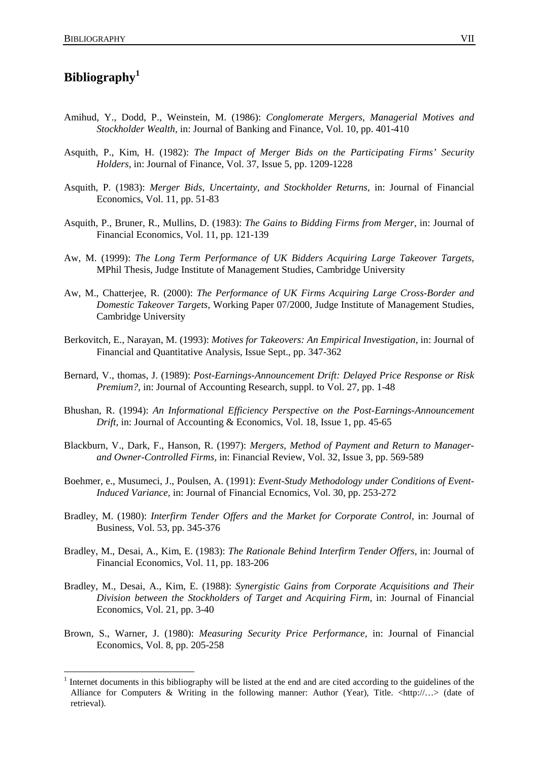# Bibliography[1]

Amihud, Y., Dodd, P., Weinstein, M. (1986): *Conglomerate Mergers, Managerial Motives and Stockholder Wealth,* in: Journal of Banking and Finance, Vol. 10, pp. 401-410

Asquith, P., Kim, H. (1982): *The Impact of Merger Bids on the Participating Firms' Security Holders,* in: Journal of Finance, Vol. 37, Issue 5, pp. 1209-1228

Asquith, P. (1983): *Merger Bids, Uncertainty, and Stockholder Returns,* in: Journal of Financial Economics, Vol. 11, pp. 51-83

Asquith, P., Bruner, R., Mullins, D. (1983): *The Gains to Bidding Firms from Merger,* in: Journal of Financial Economics, Vol. 11, pp. 121-139

Aw, M. (1999): *The Long Term Performance of UK Bidders Acquiring Large Takeover Targets,* MPhil Thesis, Judge Institute of Management Studies, Cambridge University

Aw, M., Chatterjee, R. (2000): *The Performance of UK Firms Acquiring Large Cross-Border and Domestic Takeover Targets,* Working Paper 07/2000, Judge Institute of Management Studies, Cambridge University

Berkovitch, E., Narayan, M. (1993): *Motives for Takeovers: An Empirical Investigation,* in: Journal of Financial and Quantitative Analysis, Issue Sept., pp. 347-362

Bernard, V., thomas, J. (1989): *Post-Earnings-Announcement Drift: Delayed Price Response or Risk Premium?,* in: Journal of Accounting Research, suppl. to Vol. 27, pp. 1-48

Bhushan, R. (1994): *An Informational Efficiency Perspective on the Post-Earnings-Announcement Drift,* in: Journal of Accounting & Economics, Vol. 18, Issue 1, pp. 45-65

Blackburn, V., Dark, F., Hanson, R. (1997): *Mergers, Method of Payment and Return to Manager- and Owner-Controlled Firms,* in: Financial Review, Vol. 32, Issue 3, pp. 569-589

Boehmer, e., Musumeci, J., Poulsen, A. (1991): *Event-Study Methodology under Conditions of Event-Induced Variance,* in: Journal of Financial Ecnomics, Vol. 30, pp. 253-272

Bradley, M. (1980): *Interfirm Tender Offers and the Market for Corporate Control,* in: Journal of Business, Vol. 53, pp. 345-376

Bradley, M., Desai, A., Kim, E. (1983): *The Rationale Behind Interfirm Tender Offers,* in: Journal of Financial Economics, Vol. 11, pp. 183-206

Bradley, M., Desai, A., Kim, E. (1988): *Synergistic Gains from Corporate Acquisitions and Their Division between the Stockholders of Target and Acquiring Firm,* in: Journal of Financial Economics, Vol. 21, pp. 3-40

Brown, S., Warner, J. (1980): *Measuring Security Price Performance,* in: Journal of Financial Economics, Vol. 8, pp. 205-258

[1] Internet documents in this bibliography will be listed at the end and are cited according to the guidelines of the Alliance for Computers & Writing in the following manner: Author (Year), Title. <http://…> (date of retrieval).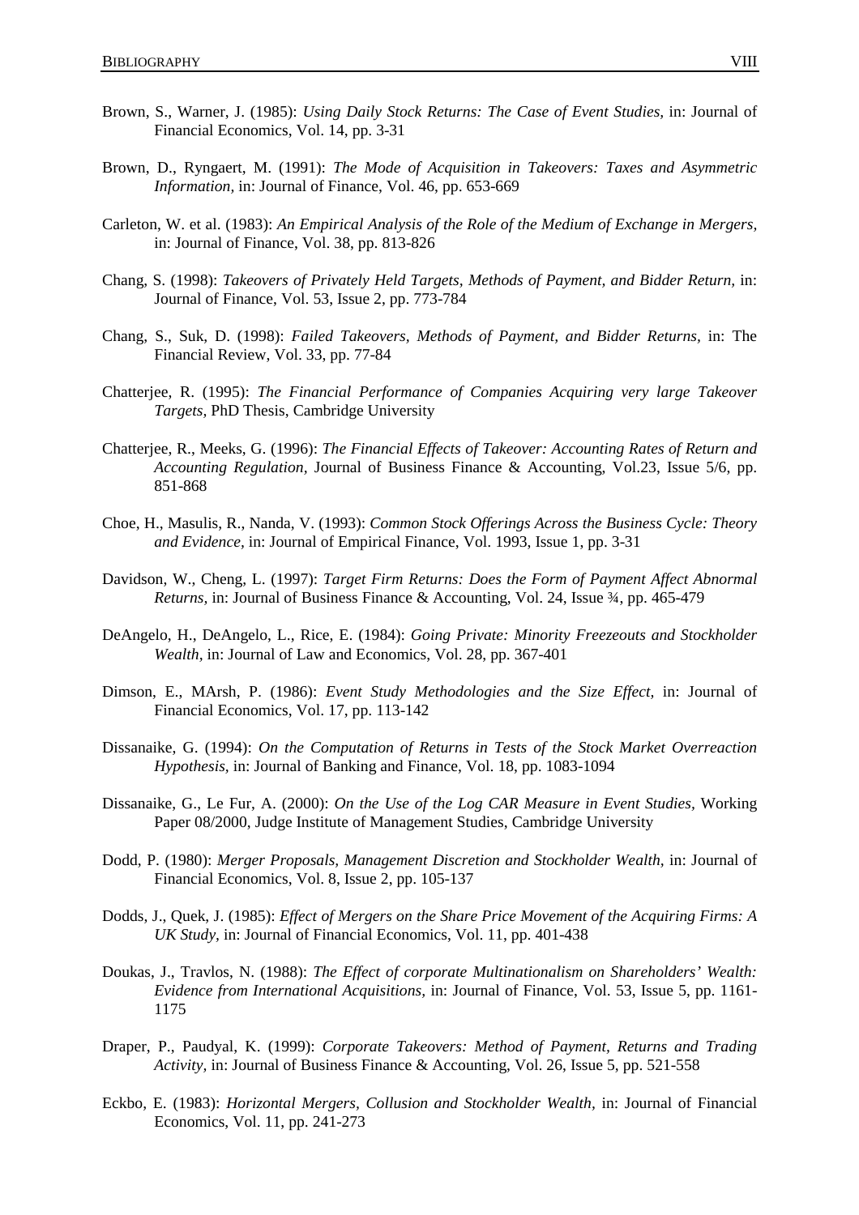Brown, S., Warner, J. (1985): *Using Daily Stock Returns: The Case of Event Studies,* in: Journal of Financial Economics, Vol. 14, pp. 3-31

Brown, D., Ryngaert, M. (1991): *The Mode of Acquisition in Takeovers: Taxes and Asymmetric Information,* in: Journal of Finance, Vol. 46, pp. 653-669

Carleton, W. et al. (1983): *An Empirical Analysis of the Role of the Medium of Exchange in Mergers,* in: Journal of Finance, Vol. 38, pp. 813-826

Chang, S. (1998): *Takeovers of Privately Held Targets, Methods of Payment, and Bidder Return,* in: Journal of Finance, Vol. 53, Issue 2, pp. 773-784

Chang, S., Suk, D. (1998): *Failed Takeovers, Methods of Payment, and Bidder Returns,* in: The Financial Review, Vol. 33, pp. 77-84

Chatterjee, R. (1995): *The Financial Performance of Companies Acquiring very large Takeover Targets,* PhD Thesis, Cambridge University

Chatterjee, R., Meeks, G. (1996): *The Financial Effects of Takeover: Accounting Rates of Return and Accounting Regulation,* Journal of Business Finance & Accounting, Vol.23, Issue 5/6, pp. 851-868

Choe, H., Masulis, R., Nanda, V. (1993): *Common Stock Offerings Across the Business Cycle: Theory and Evidence,* in: Journal of Empirical Finance, Vol. 1993, Issue 1, pp. 3-31

Davidson, W., Cheng, L. (1997): *Target Firm Returns: Does the Form of Payment Affect Abnormal Returns,* in: Journal of Business Finance & Accounting, Vol. 24, Issue ¾, pp. 465-479

DeAngelo, H., DeAngelo, L., Rice, E. (1984): *Going Private: Minority Freezeouts and Stockholder Wealth,* in: Journal of Law and Economics, Vol. 28, pp. 367-401

Dimson, E., MArsh, P. (1986): *Event Study Methodologies and the Size Effect,* in: Journal of Financial Economics, Vol. 17, pp. 113-142

Dissanaike, G. (1994): *On the Computation of Returns in Tests of the Stock Market Overreaction Hypothesis,* in: Journal of Banking and Finance, Vol. 18, pp. 1083-1094

Dissanaike, G., Le Fur, A. (2000): *On the Use of the Log CAR Measure in Event Studies,* Working Paper 08/2000, Judge Institute of Management Studies, Cambridge University

Dodd, P. (1980): *Merger Proposals, Management Discretion and Stockholder Wealth,* in: Journal of Financial Economics, Vol. 8, Issue 2, pp. 105-137

Dodds, J., Quek, J. (1985): *Effect of Mergers on the Share Price Movement of the Acquiring Firms: A UK Study,* in: Journal of Financial Economics, Vol. 11, pp. 401-438

Doukas, J., Travlos, N. (1988): *The Effect of corporate Multinationalism on Shareholders' Wealth: Evidence from International Acquisitions,* in: Journal of Finance, Vol. 53, Issue 5, pp. 1161-1175

Draper, P., Paudyal, K. (1999): *Corporate Takeovers: Method of Payment, Returns and Trading Activity,* in: Journal of Business Finance & Accounting, Vol. 26, Issue 5, pp. 521-558

Eckbo, E. (1983): *Horizontal Mergers, Collusion and Stockholder Wealth,* in: Journal of Financial Economics, Vol. 11, pp. 241-273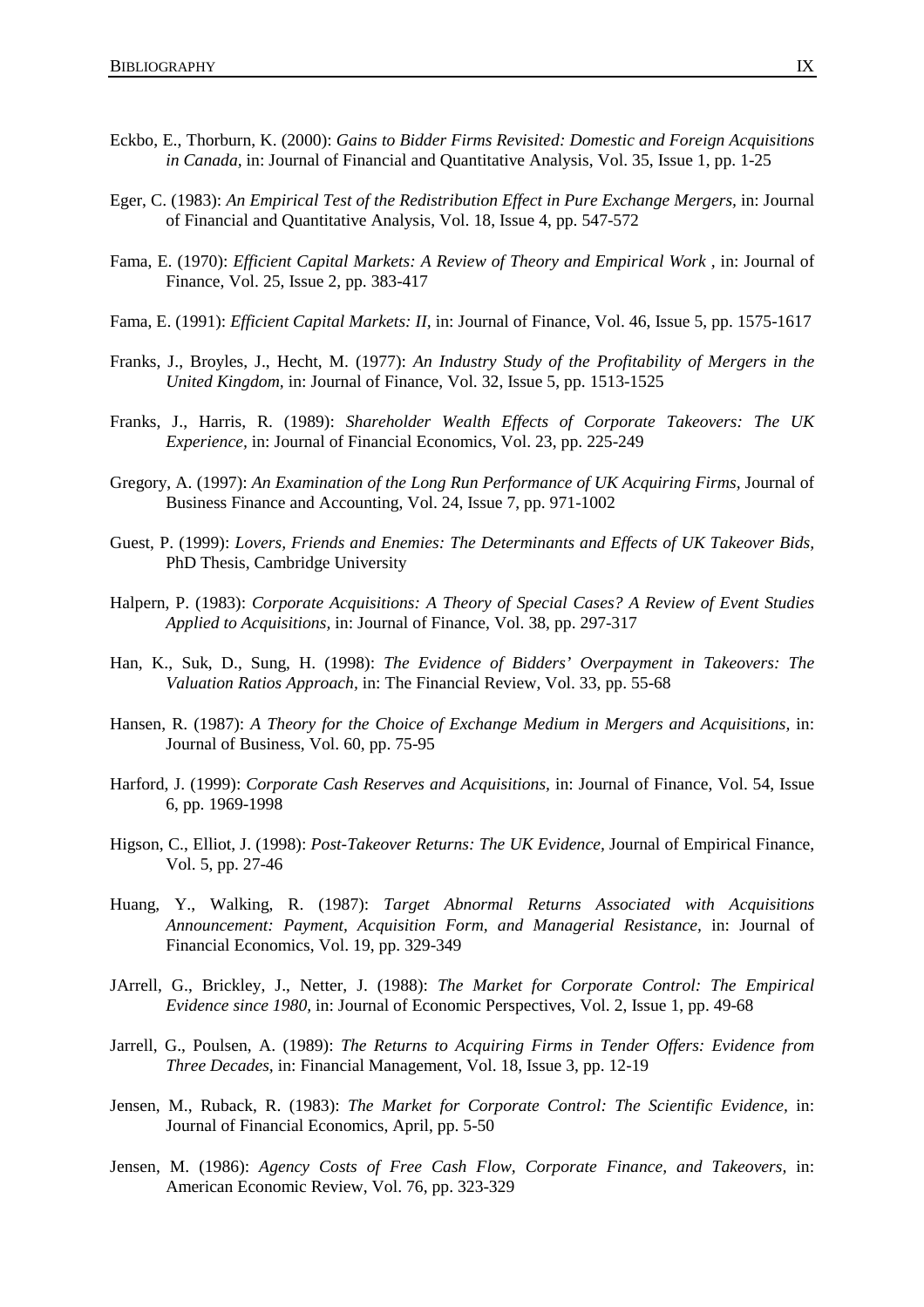Eckbo, E., Thorburn, K. (2000): *Gains to Bidder Firms Revisited: Domestic and Foreign Acquisitions in Canada*, in: Journal of Financial and Quantitative Analysis, Vol. 35, Issue 1, pp. 1-25

Eger, C. (1983): *An Empirical Test of the Redistribution Effect in Pure Exchange Mergers*, in: Journal of Financial and Quantitative Analysis, Vol. 18, Issue 4, pp. 547-572

Fama, E. (1970): *Efficient Capital Markets: A Review of Theory and Empirical Work* , in: Journal of Finance, Vol. 25, Issue 2, pp. 383-417

Fama, E. (1991): *Efficient Capital Markets: II*, in: Journal of Finance, Vol. 46, Issue 5, pp. 1575-1617

Franks, J., Broyles, J., Hecht, M. (1977): *An Industry Study of the Profitability of Mergers in the United Kingdom*, in: Journal of Finance, Vol. 32, Issue 5, pp. 1513-1525

Franks, J., Harris, R. (1989): *Shareholder Wealth Effects of Corporate Takeovers: The UK Experience*, in: Journal of Financial Economics, Vol. 23, pp. 225-249

Gregory, A. (1997): *An Examination of the Long Run Performance of UK Acquiring Firms*, Journal of Business Finance and Accounting, Vol. 24, Issue 7, pp. 971-1002

Guest, P. (1999): *Lovers, Friends and Enemies: The Determinants and Effects of UK Takeover Bids*, PhD Thesis, Cambridge University

Halpern, P. (1983): *Corporate Acquisitions: A Theory of Special Cases? A Review of Event Studies Applied to Acquisitions*, in: Journal of Finance, Vol. 38, pp. 297-317

Han, K., Suk, D., Sung, H. (1998): *The Evidence of Bidders' Overpayment in Takeovers: The Valuation Ratios Approach*, in: The Financial Review, Vol. 33, pp. 55-68

Hansen, R. (1987): *A Theory for the Choice of Exchange Medium in Mergers and Acquisitions*, in: Journal of Business, Vol. 60, pp. 75-95

Harford, J. (1999): *Corporate Cash Reserves and Acquisitions*, in: Journal of Finance, Vol. 54, Issue 6, pp. 1969-1998

Higson, C., Elliot, J. (1998): *Post-Takeover Returns: The UK Evidence*, Journal of Empirical Finance, Vol. 5, pp. 27-46

Huang, Y., Walking, R. (1987): *Target Abnormal Returns Associated with Acquisitions Announcement: Payment, Acquisition Form, and Managerial Resistance*, in: Journal of Financial Economics, Vol. 19, pp. 329-349

JArrell, G., Brickley, J., Netter, J. (1988): *The Market for Corporate Control: The Empirical Evidence since 1980*, in: Journal of Economic Perspectives, Vol. 2, Issue 1, pp. 49-68

Jarrell, G., Poulsen, A. (1989): *The Returns to Acquiring Firms in Tender Offers: Evidence from Three Decades*, in: Financial Management, Vol. 18, Issue 3, pp. 12-19

Jensen, M., Ruback, R. (1983): *The Market for Corporate Control: The Scientific Evidence*, in: Journal of Financial Economics, April, pp. 5-50

Jensen, M. (1986): *Agency Costs of Free Cash Flow, Corporate Finance, and Takeovers*, in: American Economic Review, Vol. 76, pp. 323-329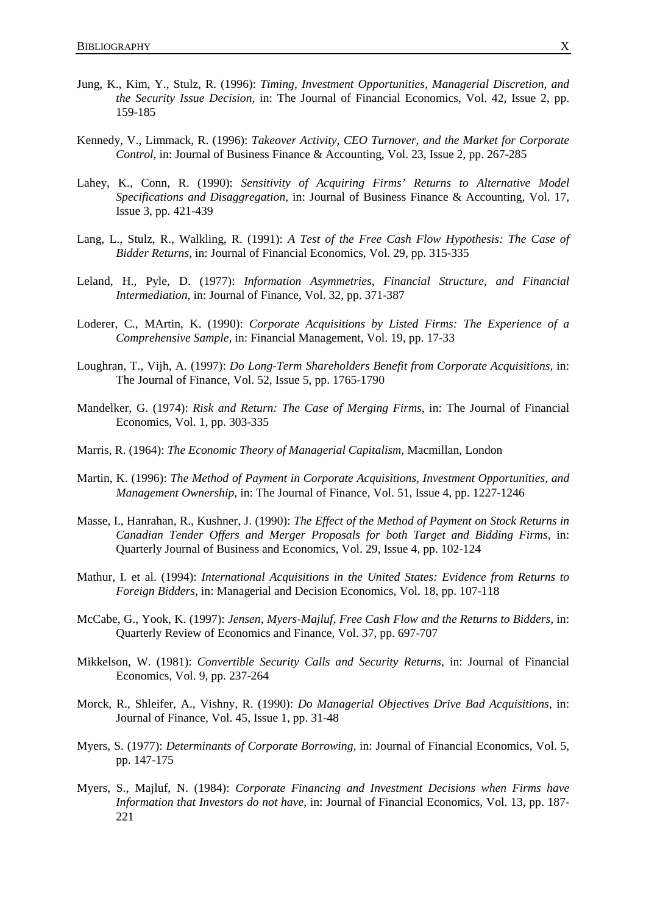Jung, K., Kim, Y., Stulz, R. (1996): *Timing, Investment Opportunities, Managerial Discretion, and the Security Issue Decision,* in: The Journal of Financial Economics, Vol. 42, Issue 2, pp. 159-185

Kennedy, V., Limmack, R. (1996): *Takeover Activity, CEO Turnover, and the Market for Corporate Control,* in: Journal of Business Finance & Accounting, Vol. 23, Issue 2, pp. 267-285

Lahey, K., Conn, R. (1990): *Sensitivity of Acquiring Firms' Returns to Alternative Model Specifications and Disaggregation,* in: Journal of Business Finance & Accounting, Vol. 17, Issue 3, pp. 421-439

Lang, L., Stulz, R., Walkling, R. (1991): *A Test of the Free Cash Flow Hypothesis: The Case of Bidder Returns,* in: Journal of Financial Economics, Vol. 29, pp. 315-335

Leland, H., Pyle, D. (1977): *Information Asymmetries, Financial Structure, and Financial Intermediation,* in: Journal of Finance, Vol. 32, pp. 371-387

Loderer, C., MArtin, K. (1990): *Corporate Acquisitions by Listed Firms: The Experience of a Comprehensive Sample,* in: Financial Management, Vol. 19, pp. 17-33

Loughran, T., Vijh, A. (1997): *Do Long-Term Shareholders Benefit from Corporate Acquisitions,* in: The Journal of Finance, Vol. 52, Issue 5, pp. 1765-1790

Mandelker, G. (1974): *Risk and Return: The Case of Merging Firms,* in: The Journal of Financial Economics, Vol. 1, pp. 303-335

Marris, R. (1964): *The Economic Theory of Managerial Capitalism,* Macmillan, London

Martin, K. (1996): *The Method of Payment in Corporate Acquisitions, Investment Opportunities, and Management Ownership,* in: The Journal of Finance, Vol. 51, Issue 4, pp. 1227-1246

Masse, I., Hanrahan, R., Kushner, J. (1990): *The Effect of the Method of Payment on Stock Returns in Canadian Tender Offers and Merger Proposals for both Target and Bidding Firms,* in: Quarterly Journal of Business and Economics, Vol. 29, Issue 4, pp. 102-124

Mathur, I. et al. (1994): *International Acquisitions in the United States: Evidence from Returns to Foreign Bidders,* in: Managerial and Decision Economics, Vol. 18, pp. 107-118

McCabe, G., Yook, K. (1997): *Jensen, Myers-Majluf, Free Cash Flow and the Returns to Bidders,* in: Quarterly Review of Economics and Finance, Vol. 37, pp. 697-707

Mikkelson, W. (1981): *Convertible Security Calls and Security Returns*, in: Journal of Financial Economics, Vol. 9, pp. 237-264

Morck, R., Shleifer, A., Vishny, R. (1990): *Do Managerial Objectives Drive Bad Acquisitions,* in: Journal of Finance, Vol. 45, Issue 1, pp. 31-48

Myers, S. (1977): *Determinants of Corporate Borrowing,* in: Journal of Financial Economics, Vol. 5, pp. 147-175

Myers, S., Majluf, N. (1984): *Corporate Financing and Investment Decisions when Firms have Information that Investors do not have,* in: Journal of Financial Economics, Vol. 13, pp. 187-221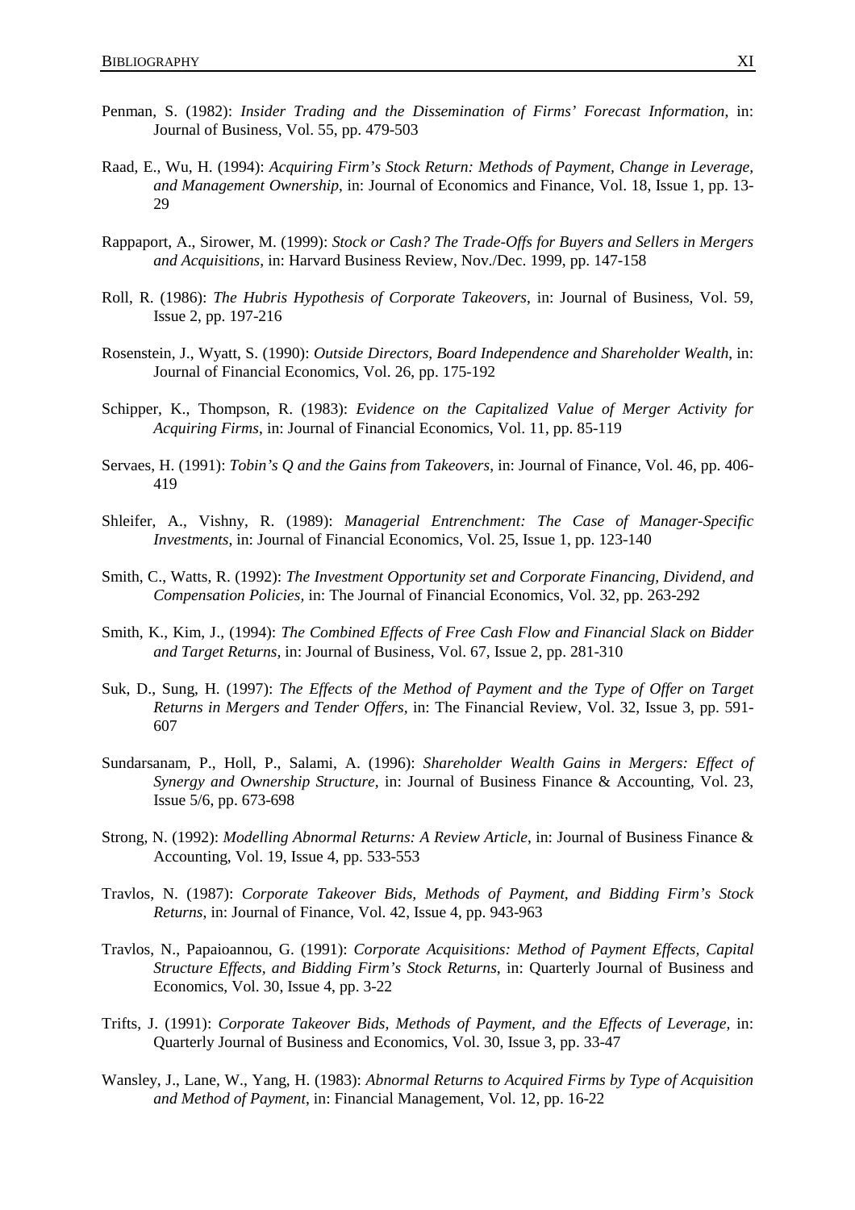Penman, S. (1982): *Insider Trading and the Dissemination of Firms' Forecast Information*, in: Journal of Business, Vol. 55, pp. 479-503

Raad, E., Wu, H. (1994): *Acquiring Firm's Stock Return: Methods of Payment, Change in Leverage, and Management Ownership*, in: Journal of Economics and Finance, Vol. 18, Issue 1, pp. 13-29

Rappaport, A., Sirower, M. (1999): *Stock or Cash? The Trade-Offs for Buyers and Sellers in Mergers and Acquisitions*, in: Harvard Business Review, Nov./Dec. 1999, pp. 147-158

Roll, R. (1986): *The Hubris Hypothesis of Corporate Takeovers*, in: Journal of Business, Vol. 59, Issue 2, pp. 197-216

Rosenstein, J., Wyatt, S. (1990): *Outside Directors, Board Independence and Shareholder Wealth*, in: Journal of Financial Economics, Vol. 26, pp. 175-192

Schipper, K., Thompson, R. (1983): *Evidence on the Capitalized Value of Merger Activity for Acquiring Firms*, in: Journal of Financial Economics, Vol. 11, pp. 85-119

Servaes, H. (1991): *Tobin's Q and the Gains from Takeovers*, in: Journal of Finance, Vol. 46, pp. 406-419

Shleifer, A., Vishny, R. (1989): *Managerial Entrenchment: The Case of Manager-Specific Investments*, in: Journal of Financial Economics, Vol. 25, Issue 1, pp. 123-140

Smith, C., Watts, R. (1992): *The Investment Opportunity set and Corporate Financing, Dividend, and Compensation Policies*, in: The Journal of Financial Economics, Vol. 32, pp. 263-292

Smith, K., Kim, J., (1994): *The Combined Effects of Free Cash Flow and Financial Slack on Bidder and Target Returns*, in: Journal of Business, Vol. 67, Issue 2, pp. 281-310

Suk, D., Sung, H. (1997): *The Effects of the Method of Payment and the Type of Offer on Target Returns in Mergers and Tender Offers*, in: The Financial Review, Vol. 32, Issue 3, pp. 591-607

Sundarsanam, P., Holl, P., Salami, A. (1996): *Shareholder Wealth Gains in Mergers: Effect of Synergy and Ownership Structure*, in: Journal of Business Finance & Accounting, Vol. 23, Issue 5/6, pp. 673-698

Strong, N. (1992): *Modelling Abnormal Returns: A Review Article*, in: Journal of Business Finance & Accounting, Vol. 19, Issue 4, pp. 533-553

Travlos, N. (1987): *Corporate Takeover Bids, Methods of Payment, and Bidding Firm's Stock Returns*, in: Journal of Finance, Vol. 42, Issue 4, pp. 943-963

Travlos, N., Papaioannou, G. (1991): *Corporate Acquisitions: Method of Payment Effects, Capital Structure Effects, and Bidding Firm's Stock Returns*, in: Quarterly Journal of Business and Economics, Vol. 30, Issue 4, pp. 3-22

Trifts, J. (1991): *Corporate Takeover Bids, Methods of Payment, and the Effects of Leverage*, in: Quarterly Journal of Business and Economics, Vol. 30, Issue 3, pp. 33-47

Wansley, J., Lane, W., Yang, H. (1983): *Abnormal Returns to Acquired Firms by Type of Acquisition and Method of Payment*, in: Financial Management, Vol. 12, pp. 16-22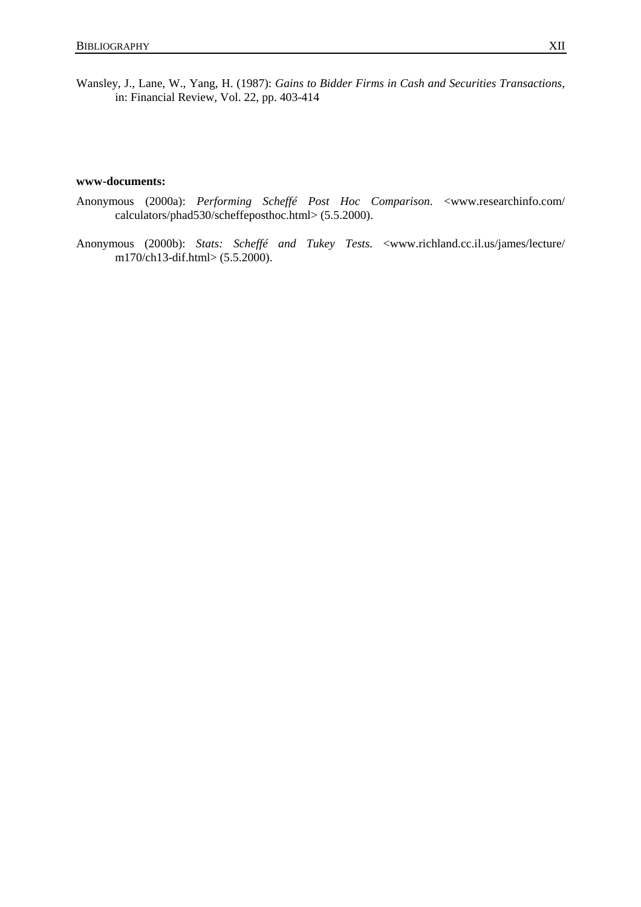Wansley, J., Lane, W., Yang, H. (1987): *Gains to Bidder Firms in Cash and Securities Transactions*, in: Financial Review, Vol. 22, pp. 403-414

**www-documents:**

Anonymous (2000a): *Performing Scheffé Post Hoc Comparison.* <www.researchinfo.com/calculators/phad530/scheffeposthoc.html> (5.5.2000).

Anonymous (2000b): *Stats: Scheffé and Tukey Tests.* <www.richland.cc.il.us/james/lecture/m170/ch13-dif.html> (5.5.2000).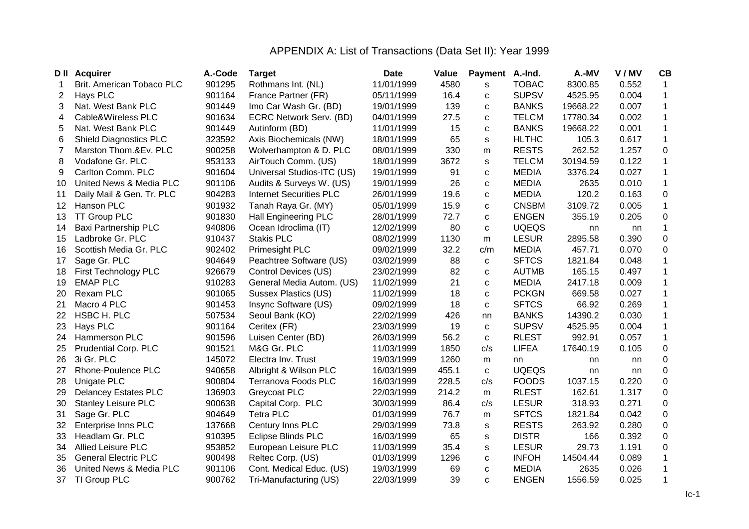# APPENDIX A: List of Transactions (Data Set II): Year 1999

| D II | Acquirer | A.-Code | Target | Date | Value | Payment | A.-Ind. | A.-MV | V / MV | CB |
|---|---|---|---|---|---|---|---|---|---|---|
| 1 | Brit. American Tobaco PLC | 901295 | Rothmans Int. (NL) | 11/01/1999 | 4580 | s | TOBAC | 8300.85 | 0.552 | 1 |
| 2 | Hays PLC | 901164 | France Partner (FR) | 05/11/1999 | 16.4 | c | SUPSV | 4525.95 | 0.004 | 1 |
| 3 | Nat. West Bank PLC | 901449 | Imo Car Wash Gr. (BD) | 19/01/1999 | 139 | c | BANKS | 19668.22 | 0.007 | 1 |
| 4 | Cable&Wireless PLC | 901634 | ECRC Network Serv. (BD) | 04/01/1999 | 27.5 | c | TELCM | 17780.34 | 0.002 | 1 |
| 5 | Nat. West Bank PLC | 901449 | Autinform (BD) | 11/01/1999 | 15 | c | BANKS | 19668.22 | 0.001 | 1 |
| 6 | Shield Diagnostics PLC | 323592 | Axis Biochemicals (NW) | 18/01/1999 | 65 | s | HLTHC | 105.3 | 0.617 | 1 |
| 7 | Marston Thom.&Ev. PLC | 900258 | Wolverhampton & D. PLC | 08/01/1999 | 330 | m | RESTS | 262.52 | 1.257 | 0 |
| 8 | Vodafone Gr. PLC | 953133 | AirTouch Comm. (US) | 18/01/1999 | 3672 | s | TELCM | 30194.59 | 0.122 | 1 |
| 9 | Carlton Comm. PLC | 901604 | Universal Studios-ITC (US) | 19/01/1999 | 91 | c | MEDIA | 3376.24 | 0.027 | 1 |
| 10 | United News & Media PLC | 901106 | Audits & Surveys W. (US) | 19/01/1999 | 26 | c | MEDIA | 2635 | 0.010 | 1 |
| 11 | Daily Mail & Gen. Tr. PLC | 904283 | Internet Securities PLC | 26/01/1999 | 19.6 | c | MEDIA | 120.2 | 0.163 | 0 |
| 12 | Hanson PLC | 901932 | Tanah Raya Gr. (MY) | 05/01/1999 | 15.9 | c | CNSBM | 3109.72 | 0.005 | 1 |
| 13 | TT Group PLC | 901830 | Hall Engineering PLC | 28/01/1999 | 72.7 | c | ENGEN | 355.19 | 0.205 | 0 |
| 14 | Baxi Partnership PLC | 940806 | Ocean Idroclima (IT) | 12/02/1999 | 80 | c | UQEQS | nn | nn | 1 |
| 15 | Ladbroke Gr. PLC | 910437 | Stakis PLC | 08/02/1999 | 1130 | m | LESUR | 2895.58 | 0.390 | 0 |
| 16 | Scottish Media Gr. PLC | 902402 | Primesight PLC | 09/02/1999 | 32.2 | c/m | MEDIA | 457.71 | 0.070 | 0 |
| 17 | Sage Gr. PLC | 904649 | Peachtree Software (US) | 03/02/1999 | 88 | c | SFTCS | 1821.84 | 0.048 | 1 |
| 18 | First Technology PLC | 926679 | Control Devices (US) | 23/02/1999 | 82 | c | AUTMB | 165.15 | 0.497 | 1 |
| 19 | EMAP PLC | 910283 | General Media Autom. (US) | 11/02/1999 | 21 | c | MEDIA | 2417.18 | 0.009 | 1 |
| 20 | Rexam PLC | 901065 | Sussex Plastics (US) | 11/02/1999 | 18 | c | PCKGN | 669.58 | 0.027 | 1 |
| 21 | Macro 4 PLC | 901453 | Insync Software (US) | 09/02/1999 | 18 | c | SFTCS | 66.92 | 0.269 | 1 |
| 22 | HSBC H. PLC | 507534 | Seoul Bank (KO) | 22/02/1999 | 426 | nn | BANKS | 14390.2 | 0.030 | 1 |
| 23 | Hays PLC | 901164 | Ceritex (FR) | 23/03/1999 | 19 | c | SUPSV | 4525.95 | 0.004 | 1 |
| 24 | Hammerson PLC | 901596 | Luisen Center (BD) | 26/03/1999 | 56.2 | c | RLEST | 992.91 | 0.057 | 1 |
| 25 | Prudential Corp. PLC | 901521 | M&G Gr. PLC | 11/03/1999 | 1850 | c/s | LIFEA | 17640.19 | 0.105 | 0 |
| 26 | 3i Gr. PLC | 145072 | Electra Inv. Trust | 19/03/1999 | 1260 | m | nn | nn | nn | 0 |
| 27 | Rhone-Poulence PLC | 940658 | Albright & Wilson PLC | 16/03/1999 | 455.1 | c | UQEQS | nn | nn | 0 |
| 28 | Unigate PLC | 900804 | Terranova Foods PLC | 16/03/1999 | 228.5 | c/s | FOODS | 1037.15 | 0.220 | 0 |
| 29 | Delancey Estates PLC | 136903 | Greycoat PLC | 22/03/1999 | 214.2 | m | RLEST | 162.61 | 1.317 | 0 |
| 30 | Stanley Leisure PLC | 900638 | Capital Corp. PLC | 30/03/1999 | 86.4 | c/s | LESUR | 318.93 | 0.271 | 0 |
| 31 | Sage Gr. PLC | 904649 | Tetra PLC | 01/03/1999 | 76.7 | m | SFTCS | 1821.84 | 0.042 | 0 |
| 32 | Enterprise Inns PLC | 137668 | Century Inns PLC | 29/03/1999 | 73.8 | s | RESTS | 263.92 | 0.280 | 0 |
| 33 | Headlam Gr. PLC | 910395 | Eclipse Blinds PLC | 16/03/1999 | 65 | s | DISTR | 166 | 0.392 | 0 |
| 34 | Allied Leisure PLC | 953852 | European Leisure PLC | 11/03/1999 | 35.4 | s | LESUR | 29.73 | 1.191 | 0 |
| 35 | General Electric PLC | 900498 | Reltec Corp. (US) | 01/03/1999 | 1296 | c | INFOH | 14504.44 | 0.089 | 1 |
| 36 | United News & Media PLC | 901106 | Cont. Medical Educ. (US) | 19/03/1999 | 69 | c | MEDIA | 2635 | 0.026 | 1 |
| 37 | TI Group PLC | 900762 | Tri-Manufacturing (US) | 22/03/1999 | 39 | c | ENGEN | 1556.59 | 0.025 | 1 |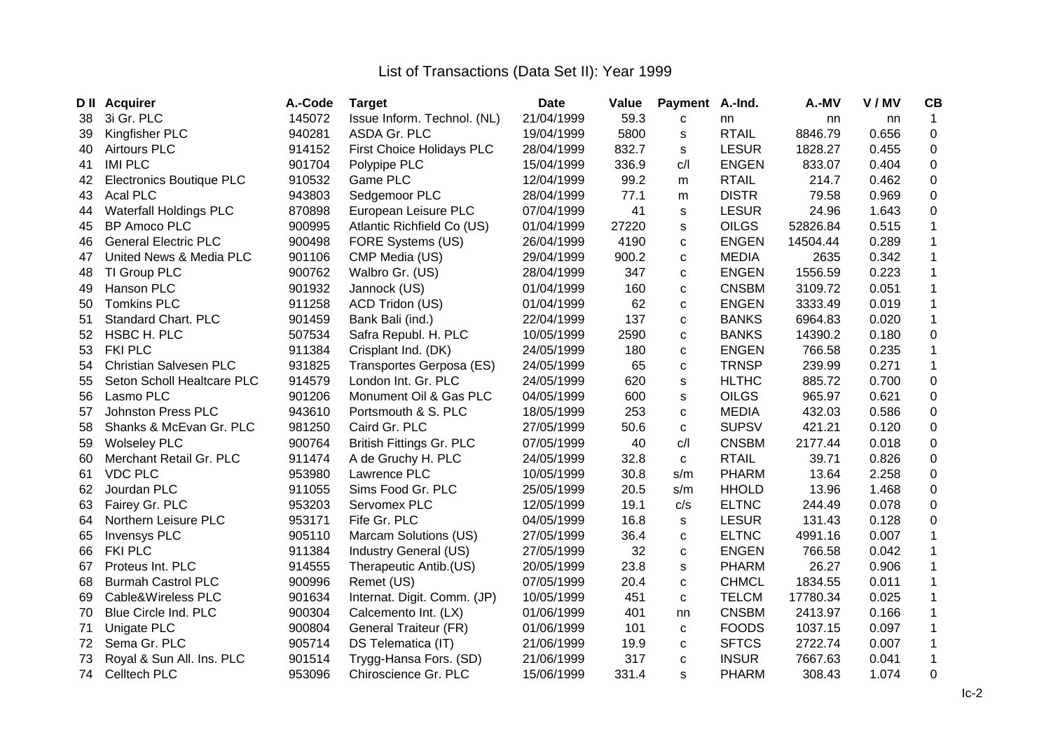# List of Transactions (Data Set II): Year 1999

| D II | Acquirer | A.-Code | Target | Date | Value | Payment | A.-Ind. | A.-MV | V / MV | CB |
|---|---|---|---|---|---|---|---|---|---|---|
| 38 | 3i Gr. PLC | 145072 | Issue Inform. Technol. (NL) | 21/04/1999 | 59.3 | c | nn | nn | nn | 1 |
| 39 | Kingfisher PLC | 940281 | ASDA Gr. PLC | 19/04/1999 | 5800 | s | RTAIL | 8846.79 | 0.656 | 0 |
| 40 | Airtours PLC | 914152 | First Choice Holidays PLC | 28/04/1999 | 832.7 | s | LESUR | 1828.27 | 0.455 | 0 |
| 41 | IMI PLC | 901704 | Polypipe PLC | 15/04/1999 | 336.9 | c/l | ENGEN | 833.07 | 0.404 | 0 |
| 42 | Electronics Boutique PLC | 910532 | Game PLC | 12/04/1999 | 99.2 | m | RTAIL | 214.7 | 0.462 | 0 |
| 43 | Acal PLC | 943803 | Sedgemoor PLC | 28/04/1999 | 77.1 | m | DISTR | 79.58 | 0.969 | 0 |
| 44 | Waterfall Holdings PLC | 870898 | European Leisure PLC | 07/04/1999 | 41 | s | LESUR | 24.96 | 1.643 | 0 |
| 45 | BP Amoco PLC | 900995 | Atlantic Richfield Co (US) | 01/04/1999 | 27220 | s | OILGS | 52826.84 | 0.515 | 1 |
| 46 | General Electric PLC | 900498 | FORE Systems (US) | 26/04/1999 | 4190 | c | ENGEN | 14504.44 | 0.289 | 1 |
| 47 | United News & Media PLC | 901106 | CMP Media (US) | 29/04/1999 | 900.2 | c | MEDIA | 2635 | 0.342 | 1 |
| 48 | TI Group PLC | 900762 | Walbro Gr. (US) | 28/04/1999 | 347 | c | ENGEN | 1556.59 | 0.223 | 1 |
| 49 | Hanson PLC | 901932 | Jannock (US) | 01/04/1999 | 160 | c | CNSBM | 3109.72 | 0.051 | 1 |
| 50 | Tomkins PLC | 911258 | ACD Tridon (US) | 01/04/1999 | 62 | c | ENGEN | 3333.49 | 0.019 | 1 |
| 51 | Standard Chart. PLC | 901459 | Bank Bali (ind.) | 22/04/1999 | 137 | c | BANKS | 6964.83 | 0.020 | 1 |
| 52 | HSBC H. PLC | 507534 | Safra Republ. H. PLC | 10/05/1999 | 2590 | c | BANKS | 14390.2 | 0.180 | 0 |
| 53 | FKI PLC | 911384 | Crisplant Ind. (DK) | 24/05/1999 | 180 | c | ENGEN | 766.58 | 0.235 | 1 |
| 54 | Christian Salvesen PLC | 931825 | Transportes Gerposa (ES) | 24/05/1999 | 65 | c | TRNSP | 239.99 | 0.271 | 1 |
| 55 | Seton Scholl Healtcare PLC | 914579 | London Int. Gr. PLC | 24/05/1999 | 620 | s | HLTHC | 885.72 | 0.700 | 0 |
| 56 | Lasmo PLC | 901206 | Monument Oil & Gas PLC | 04/05/1999 | 600 | s | OILGS | 965.97 | 0.621 | 0 |
| 57 | Johnston Press PLC | 943610 | Portsmouth & S. PLC | 18/05/1999 | 253 | c | MEDIA | 432.03 | 0.586 | 0 |
| 58 | Shanks & McEvan Gr. PLC | 981250 | Caird Gr. PLC | 27/05/1999 | 50.6 | c | SUPSV | 421.21 | 0.120 | 0 |
| 59 | Wolseley PLC | 900764 | British Fittings Gr. PLC | 07/05/1999 | 40 | c/l | CNSBM | 2177.44 | 0.018 | 0 |
| 60 | Merchant Retail Gr. PLC | 911474 | A de Gruchy H. PLC | 24/05/1999 | 32.8 | c | RTAIL | 39.71 | 0.826 | 0 |
| 61 | VDC PLC | 953980 | Lawrence PLC | 10/05/1999 | 30.8 | s/m | PHARM | 13.64 | 2.258 | 0 |
| 62 | Jourdan PLC | 911055 | Sims Food Gr. PLC | 25/05/1999 | 20.5 | s/m | HHOLD | 13.96 | 1.468 | 0 |
| 63 | Fairey Gr. PLC | 953203 | Servomex PLC | 12/05/1999 | 19.1 | c/s | ELTNC | 244.49 | 0.078 | 0 |
| 64 | Northern Leisure PLC | 953171 | Fife Gr. PLC | 04/05/1999 | 16.8 | s | LESUR | 131.43 | 0.128 | 0 |
| 65 | Invensys PLC | 905110 | Marcam Solutions (US) | 27/05/1999 | 36.4 | c | ELTNC | 4991.16 | 0.007 | 1 |
| 66 | FKI PLC | 911384 | Industry General (US) | 27/05/1999 | 32 | c | ENGEN | 766.58 | 0.042 | 1 |
| 67 | Proteus Int. PLC | 914555 | Therapeutic Antib.(US) | 20/05/1999 | 23.8 | s | PHARM | 26.27 | 0.906 | 1 |
| 68 | Burmah Castrol PLC | 900996 | Remet (US) | 07/05/1999 | 20.4 | c | CHMCL | 1834.55 | 0.011 | 1 |
| 69 | Cable&Wireless PLC | 901634 | Internat. Digit. Comm. (JP) | 10/05/1999 | 451 | c | TELCM | 17780.34 | 0.025 | 1 |
| 70 | Blue Circle Ind. PLC | 900304 | Calcemento Int. (LX) | 01/06/1999 | 401 | nn | CNSBM | 2413.97 | 0.166 | 1 |
| 71 | Unigate PLC | 900804 | General Traiteur (FR) | 01/06/1999 | 101 | c | FOODS | 1037.15 | 0.097 | 1 |
| 72 | Sema Gr. PLC | 905714 | DS Telematica (IT) | 21/06/1999 | 19.9 | c | SFTCS | 2722.74 | 0.007 | 1 |
| 73 | Royal & Sun All. Ins. PLC | 901514 | Trygg-Hansa Fors. (SD) | 21/06/1999 | 317 | c | INSUR | 7667.63 | 0.041 | 1 |
| 74 | Celltech PLC | 953096 | Chiroscience Gr. PLC | 15/06/1999 | 331.4 | s | PHARM | 308.43 | 1.074 | 0 |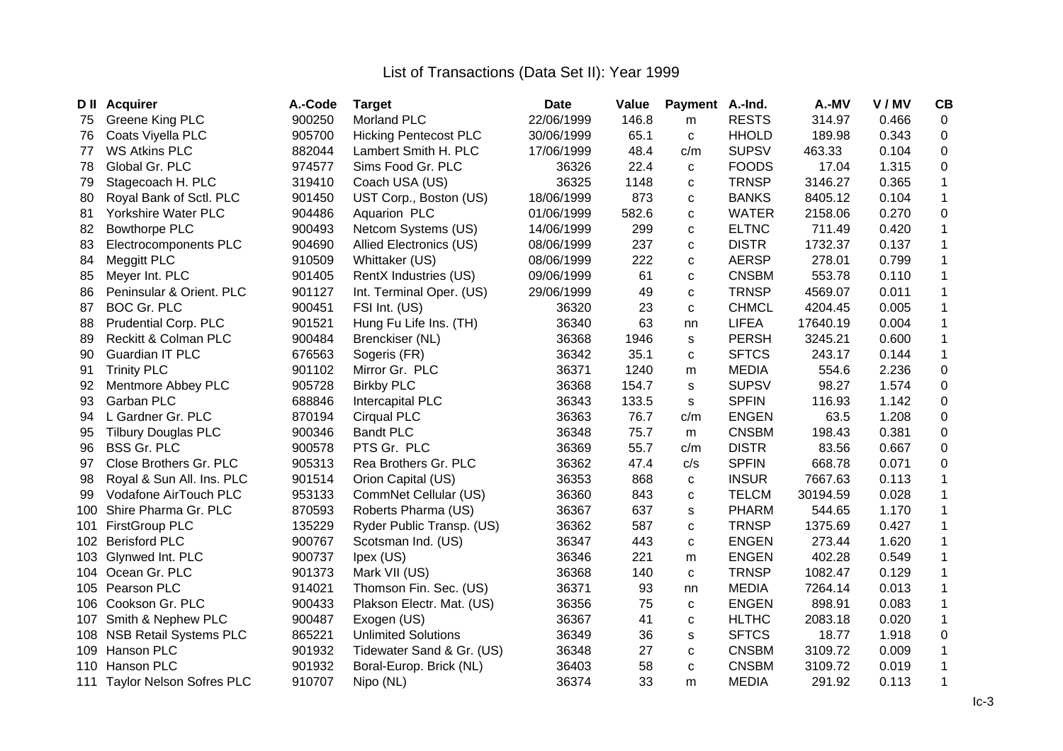# List of Transactions (Data Set II): Year 1999

| D II | Acquirer | A.-Code | Target | Date | Value | Payment | A.-Ind. | A.-MV | V / MV | CB |
|---|---|---|---|---|---|---|---|---|---|---|
| 75 | Greene King PLC | 900250 | Morland PLC | 22/06/1999 | 146.8 | m | RESTS | 314.97 | 0.466 | 0 |
| 76 | Coats Viyella PLC | 905700 | Hicking Pentecost PLC | 30/06/1999 | 65.1 | c | HHOLD | 189.98 | 0.343 | 0 |
| 77 | WS Atkins PLC | 882044 | Lambert Smith H. PLC | 17/06/1999 | 48.4 | c/m | SUPSV | 463.33 | 0.104 | 0 |
| 78 | Global Gr. PLC | 974577 | Sims Food Gr. PLC | 36326 | 22.4 | c | FOODS | 17.04 | 1.315 | 0 |
| 79 | Stagecoach H. PLC | 319410 | Coach USA (US) | 36325 | 1148 | c | TRNSP | 3146.27 | 0.365 | 1 |
| 80 | Royal Bank of Sctl. PLC | 901450 | UST Corp., Boston (US) | 18/06/1999 | 873 | c | BANKS | 8405.12 | 0.104 | 1 |
| 81 | Yorkshire Water PLC | 904486 | Aquarion PLC | 01/06/1999 | 582.6 | c | WATER | 2158.06 | 0.270 | 0 |
| 82 | Bowthorpe PLC | 900493 | Netcom Systems (US) | 14/06/1999 | 299 | c | ELTNC | 711.49 | 0.420 | 1 |
| 83 | Electrocomponents PLC | 904690 | Allied Electronics (US) | 08/06/1999 | 237 | c | DISTR | 1732.37 | 0.137 | 1 |
| 84 | Meggitt PLC | 910509 | Whittaker (US) | 08/06/1999 | 222 | c | AERSP | 278.01 | 0.799 | 1 |
| 85 | Meyer Int. PLC | 901405 | RentX Industries (US) | 09/06/1999 | 61 | c | CNSBM | 553.78 | 0.110 | 1 |
| 86 | Peninsular & Orient. PLC | 901127 | Int. Terminal Oper. (US) | 29/06/1999 | 49 | c | TRNSP | 4569.07 | 0.011 | 1 |
| 87 | BOC Gr. PLC | 900451 | FSI Int. (US) | 36320 | 23 | c | CHMCL | 4204.45 | 0.005 | 1 |
| 88 | Prudential Corp. PLC | 901521 | Hung Fu Life Ins. (TH) | 36340 | 63 | nn | LIFEA | 17640.19 | 0.004 | 1 |
| 89 | Reckitt & Colman PLC | 900484 | Brenckiser (NL) | 36368 | 1946 | s | PERSH | 3245.21 | 0.600 | 1 |
| 90 | Guardian IT PLC | 676563 | Sogeris (FR) | 36342 | 35.1 | c | SFTCS | 243.17 | 0.144 | 1 |
| 91 | Trinity PLC | 901102 | Mirror Gr. PLC | 36371 | 1240 | m | MEDIA | 554.6 | 2.236 | 0 |
| 92 | Mentmore Abbey PLC | 905728 | Birkby PLC | 36368 | 154.7 | s | SUPSV | 98.27 | 1.574 | 0 |
| 93 | Garban PLC | 688846 | Intercapital PLC | 36343 | 133.5 | s | SPFIN | 116.93 | 1.142 | 0 |
| 94 | L Gardner Gr. PLC | 870194 | Cirqual PLC | 36363 | 76.7 | c/m | ENGEN | 63.5 | 1.208 | 0 |
| 95 | Tilbury Douglas PLC | 900346 | Bandt PLC | 36348 | 75.7 | m | CNSBM | 198.43 | 0.381 | 0 |
| 96 | BSS Gr. PLC | 900578 | PTS Gr. PLC | 36369 | 55.7 | c/m | DISTR | 83.56 | 0.667 | 0 |
| 97 | Close Brothers Gr. PLC | 905313 | Rea Brothers Gr. PLC | 36362 | 47.4 | c/s | SPFIN | 668.78 | 0.071 | 0 |
| 98 | Royal & Sun All. Ins. PLC | 901514 | Orion Capital (US) | 36353 | 868 | c | INSUR | 7667.63 | 0.113 | 1 |
| 99 | Vodafone AirTouch PLC | 953133 | CommNet Cellular (US) | 36360 | 843 | c | TELCM | 30194.59 | 0.028 | 1 |
| 100 | Shire Pharma Gr. PLC | 870593 | Roberts Pharma (US) | 36367 | 637 | s | PHARM | 544.65 | 1.170 | 1 |
| 101 | FirstGroup PLC | 135229 | Ryder Public Transp. (US) | 36362 | 587 | c | TRNSP | 1375.69 | 0.427 | 1 |
| 102 | Berisford PLC | 900767 | Scotsman Ind. (US) | 36347 | 443 | c | ENGEN | 273.44 | 1.620 | 1 |
| 103 | Glynwed Int. PLC | 900737 | Ipex (US) | 36346 | 221 | m | ENGEN | 402.28 | 0.549 | 1 |
| 104 | Ocean Gr. PLC | 901373 | Mark VII (US) | 36368 | 140 | c | TRNSP | 1082.47 | 0.129 | 1 |
| 105 | Pearson PLC | 914021 | Thomson Fin. Sec. (US) | 36371 | 93 | nn | MEDIA | 7264.14 | 0.013 | 1 |
| 106 | Cookson Gr. PLC | 900433 | Plakson Electr. Mat. (US) | 36356 | 75 | c | ENGEN | 898.91 | 0.083 | 1 |
| 107 | Smith & Nephew PLC | 900487 | Exogen (US) | 36367 | 41 | c | HLTHC | 2083.18 | 0.020 | 1 |
| 108 | NSB Retail Systems PLC | 865221 | Unlimited Solutions | 36349 | 36 | s | SFTCS | 18.77 | 1.918 | 0 |
| 109 | Hanson PLC | 901932 | Tidewater Sand & Gr. (US) | 36348 | 27 | c | CNSBM | 3109.72 | 0.009 | 1 |
| 110 | Hanson PLC | 901932 | Boral-Europ. Brick (NL) | 36403 | 58 | c | CNSBM | 3109.72 | 0.019 | 1 |
| 111 | Taylor Nelson Sofres PLC | 910707 | Nipo (NL) | 36374 | 33 | m | MEDIA | 291.92 | 0.113 | 1 |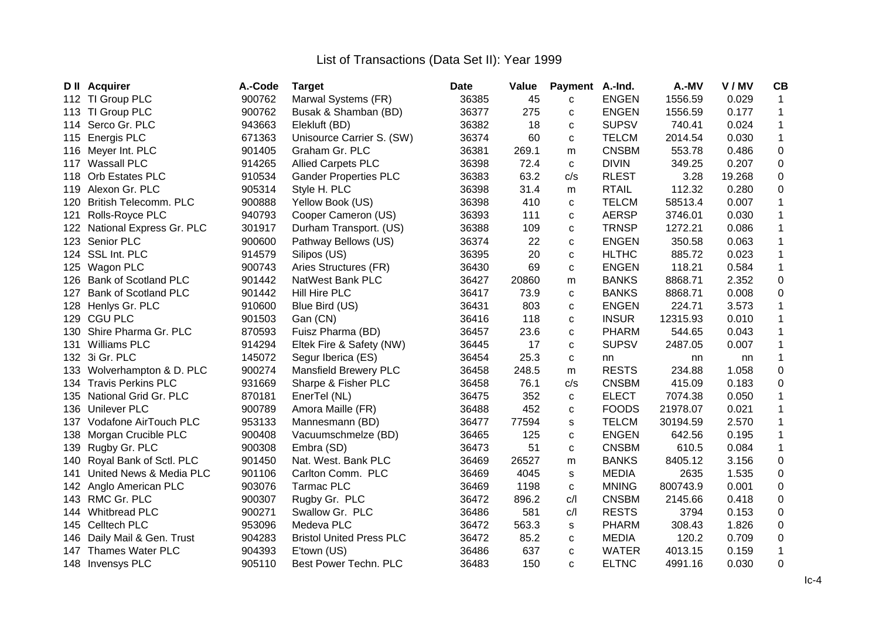# List of Transactions (Data Set II): Year 1999

| D II | Acquirer | A.-Code | Target | Date | Value | Payment | A.-Ind. | A.-MV | V / MV | CB |
|---|---|---|---|---|---|---|---|---|---|---|
| 112 | TI Group PLC | 900762 | Marwal Systems (FR) | 36385 | 45 | c | ENGEN | 1556.59 | 0.029 | 1 |
| 113 | TI Group PLC | 900762 | Busak & Shamban (BD) | 36377 | 275 | c | ENGEN | 1556.59 | 0.177 | 1 |
| 114 | Serco Gr. PLC | 943663 | Elekluft (BD) | 36382 | 18 | c | SUPSV | 740.41 | 0.024 | 1 |
| 115 | Energis PLC | 671363 | Unisource Carrier S. (SW) | 36374 | 60 | c | TELCM | 2014.54 | 0.030 | 1 |
| 116 | Meyer Int. PLC | 901405 | Graham Gr. PLC | 36381 | 269.1 | m | CNSBM | 553.78 | 0.486 | 0 |
| 117 | Wassall PLC | 914265 | Allied Carpets PLC | 36398 | 72.4 | c | DIVIN | 349.25 | 0.207 | 0 |
| 118 | Orb Estates PLC | 910534 | Gander Properties PLC | 36383 | 63.2 | c/s | RLEST | 3.28 | 19.268 | 0 |
| 119 | Alexon Gr. PLC | 905314 | Style H. PLC | 36398 | 31.4 | m | RTAIL | 112.32 | 0.280 | 0 |
| 120 | British Telecomm. PLC | 900888 | Yellow Book (US) | 36398 | 410 | c | TELCM | 58513.4 | 0.007 | 1 |
| 121 | Rolls-Royce PLC | 940793 | Cooper Cameron (US) | 36393 | 111 | c | AERSP | 3746.01 | 0.030 | 1 |
| 122 | National Express Gr. PLC | 301917 | Durham Transport. (US) | 36388 | 109 | c | TRNSP | 1272.21 | 0.086 | 1 |
| 123 | Senior PLC | 900600 | Pathway Bellows (US) | 36374 | 22 | c | ENGEN | 350.58 | 0.063 | 1 |
| 124 | SSL Int. PLC | 914579 | Silipos (US) | 36395 | 20 | c | HLTHC | 885.72 | 0.023 | 1 |
| 125 | Wagon PLC | 900743 | Aries Structures (FR) | 36430 | 69 | c | ENGEN | 118.21 | 0.584 | 1 |
| 126 | Bank of Scotland PLC | 901442 | NatWest Bank PLC | 36427 | 20860 | m | BANKS | 8868.71 | 2.352 | 0 |
| 127 | Bank of Scotland PLC | 901442 | Hill Hire PLC | 36417 | 73.9 | c | BANKS | 8868.71 | 0.008 | 0 |
| 128 | Henlys Gr. PLC | 910600 | Blue Bird (US) | 36431 | 803 | c | ENGEN | 224.71 | 3.573 | 1 |
| 129 | CGU PLC | 901503 | Gan (CN) | 36416 | 118 | c | INSUR | 12315.93 | 0.010 | 1 |
| 130 | Shire Pharma Gr. PLC | 870593 | Fuisz Pharma (BD) | 36457 | 23.6 | c | PHARM | 544.65 | 0.043 | 1 |
| 131 | Williams PLC | 914294 | Eltek Fire & Safety (NW) | 36445 | 17 | c | SUPSV | 2487.05 | 0.007 | 1 |
| 132 | 3i Gr. PLC | 145072 | Segur Iberica (ES) | 36454 | 25.3 | c | nn | nn | nn | 1 |
| 133 | Wolverhampton & D. PLC | 900274 | Mansfield Brewery PLC | 36458 | 248.5 | m | RESTS | 234.88 | 1.058 | 0 |
| 134 | Travis Perkins PLC | 931669 | Sharpe & Fisher PLC | 36458 | 76.1 | c/s | CNSBM | 415.09 | 0.183 | 0 |
| 135 | National Grid Gr. PLC | 870181 | EnerTel (NL) | 36475 | 352 | c | ELECT | 7074.38 | 0.050 | 1 |
| 136 | Unilever PLC | 900789 | Amora Maille (FR) | 36488 | 452 | c | FOODS | 21978.07 | 0.021 | 1 |
| 137 | Vodafone AirTouch PLC | 953133 | Mannesmann (BD) | 36477 | 77594 | s | TELCM | 30194.59 | 2.570 | 1 |
| 138 | Morgan Crucible PLC | 900408 | Vacuumschmelze (BD) | 36465 | 125 | c | ENGEN | 642.56 | 0.195 | 1 |
| 139 | Rugby Gr. PLC | 900308 | Embra (SD) | 36473 | 51 | c | CNSBM | 610.5 | 0.084 | 1 |
| 140 | Royal Bank of Sctl. PLC | 901450 | Nat. West. Bank PLC | 36469 | 26527 | m | BANKS | 8405.12 | 3.156 | 0 |
| 141 | United News & Media PLC | 901106 | Carlton Comm. PLC | 36469 | 4045 | s | MEDIA | 2635 | 1.535 | 0 |
| 142 | Anglo American PLC | 903076 | Tarmac PLC | 36469 | 1198 | c | MNING | 800743.9 | 0.001 | 0 |
| 143 | RMC Gr. PLC | 900307 | Rugby Gr. PLC | 36472 | 896.2 | c/l | CNSBM | 2145.66 | 0.418 | 0 |
| 144 | Whitbread PLC | 900271 | Swallow Gr. PLC | 36486 | 581 | c/l | RESTS | 3794 | 0.153 | 0 |
| 145 | Celltech PLC | 953096 | Medeva PLC | 36472 | 563.3 | s | PHARM | 308.43 | 1.826 | 0 |
| 146 | Daily Mail & Gen. Trust | 904283 | Bristol United Press PLC | 36472 | 85.2 | c | MEDIA | 120.2 | 0.709 | 0 |
| 147 | Thames Water PLC | 904393 | E'town (US) | 36486 | 637 | c | WATER | 4013.15 | 0.159 | 1 |
| 148 | Invensys PLC | 905110 | Best Power Techn. PLC | 36483 | 150 | c | ELTNC | 4991.16 | 0.030 | 0 |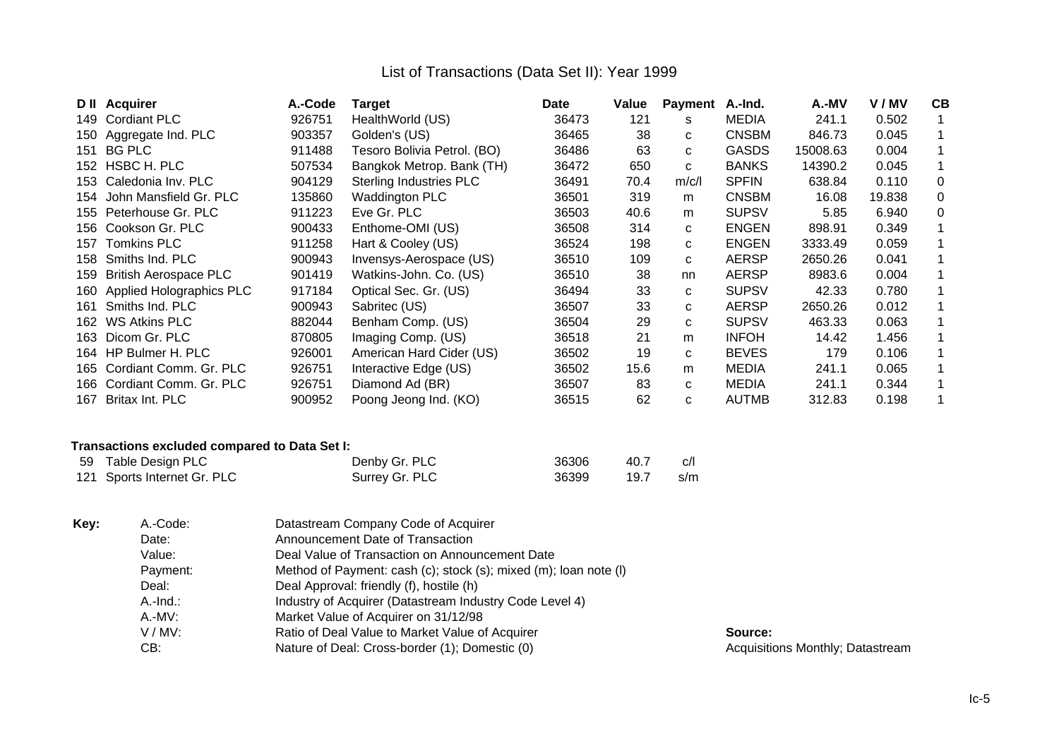# List of Transactions (Data Set II): Year 1999

| D II | Acquirer | A.-Code | Target | Date | Value | Payment | A.-Ind. | A.-MV | V / MV | CB |
|---|---|---|---|---|---|---|---|---|---|---|
| 149 | Cordiant PLC | 926751 | HealthWorld (US) | 36473 | 121 | s | MEDIA | 241.1 | 0.502 | 1 |
| 150 | Aggregate Ind. PLC | 903357 | Golden's (US) | 36465 | 38 | c | CNSBM | 846.73 | 0.045 | 1 |
| 151 | BG PLC | 911488 | Tesoro Bolivia Petrol. (BO) | 36486 | 63 | c | GASDS | 15008.63 | 0.004 | 1 |
| 152 | HSBC H. PLC | 507534 | Bangkok Metrop. Bank (TH) | 36472 | 650 | c | BANKS | 14390.2 | 0.045 | 1 |
| 153 | Caledonia Inv. PLC | 904129 | Sterling Industries PLC | 36491 | 70.4 | m/c/l | SPFIN | 638.84 | 0.110 | 0 |
| 154 | John Mansfield Gr. PLC | 135860 | Waddington PLC | 36501 | 319 | m | CNSBM | 16.08 | 19.838 | 0 |
| 155 | Peterhouse Gr. PLC | 911223 | Eve Gr. PLC | 36503 | 40.6 | m | SUPSV | 5.85 | 6.940 | 0 |
| 156 | Cookson Gr. PLC | 900433 | Enthome-OMI (US) | 36508 | 314 | c | ENGEN | 898.91 | 0.349 | 1 |
| 157 | Tomkins PLC | 911258 | Hart & Cooley (US) | 36524 | 198 | c | ENGEN | 3333.49 | 0.059 | 1 |
| 158 | Smiths Ind. PLC | 900943 | Invensys-Aerospace (US) | 36510 | 109 | c | AERSP | 2650.26 | 0.041 | 1 |
| 159 | British Aerospace PLC | 901419 | Watkins-John. Co. (US) | 36510 | 38 | nn | AERSP | 8983.6 | 0.004 | 1 |
| 160 | Applied Holographics PLC | 917184 | Optical Sec. Gr. (US) | 36494 | 33 | c | SUPSV | 42.33 | 0.780 | 1 |
| 161 | Smiths Ind. PLC | 900943 | Sabritec (US) | 36507 | 33 | c | AERSP | 2650.26 | 0.012 | 1 |
| 162 | WS Atkins PLC | 882044 | Benham Comp. (US) | 36504 | 29 | c | SUPSV | 463.33 | 0.063 | 1 |
| 163 | Dicom Gr. PLC | 870805 | Imaging Comp. (US) | 36518 | 21 | m | INFOH | 14.42 | 1.456 | 1 |
| 164 | HP Bulmer H. PLC | 926001 | American Hard Cider (US) | 36502 | 19 | c | BEVES | 179 | 0.106 | 1 |
| 165 | Cordiant Comm. Gr. PLC | 926751 | Interactive Edge (US) | 36502 | 15.6 | m | MEDIA | 241.1 | 0.065 | 1 |
| 166 | Cordiant Comm. Gr. PLC | 926751 | Diamond Ad (BR) | 36507 | 83 | c | MEDIA | 241.1 | 0.344 | 1 |
| 167 | Britax Int. PLC | 900952 | Poong Jeong Ind. (KO) | 36515 | 62 | c | AUTMB | 312.83 | 0.198 | 1 |

**Transactions excluded compared to Data Set I:**

| D I | Acquirer | Target | Date | Value | Payment |
|---|---|---|---|---|---|
| 59 | Table Design PLC | Denby Gr. PLC | 36306 | 40.7 | c/l |
| 121 | Sports Internet Gr. PLC | Surrey Gr. PLC | 36399 | 19.7 | s/m |

**Key:**

- A.-Code: Datastream Company Code of Acquirer
- Date: Announcement Date of Transaction
- Value: Deal Value of Transaction on Announcement Date
- Payment: Method of Payment: cash (c); stock (s); mixed (m); loan note (l)
- Deal: Deal Approval: friendly (f), hostile (h)
- A.-Ind.: Industry of Acquirer (Datastream Industry Code Level 4)
- A.-MV: Market Value of Acquirer on 31/12/98
- V / MV: Ratio of Deal Value to Market Value of Acquirer
- CB: Nature of Deal: Cross-border (1); Domestic (0)

**Source:** Acquisitions Monthly; Datastream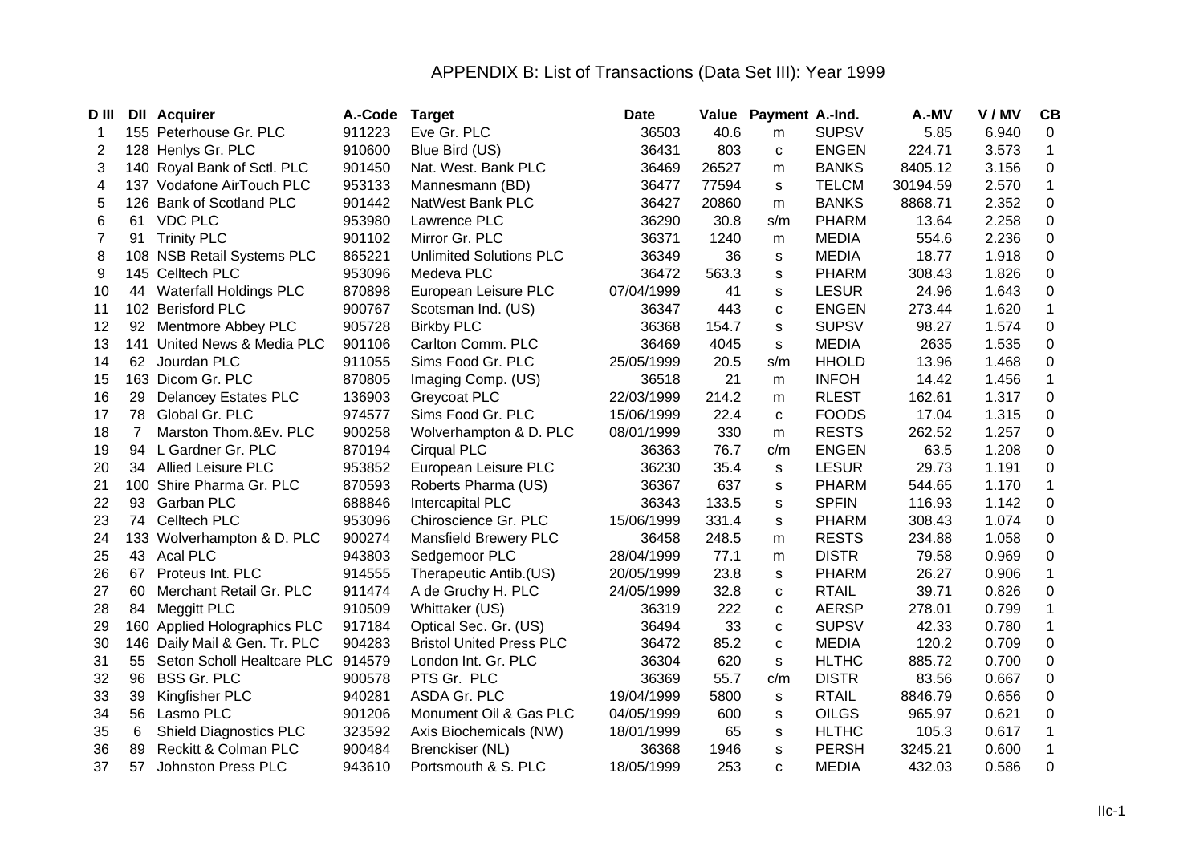# APPENDIX B: List of Transactions (Data Set III): Year 1999

| D III | DII | Acquirer | A.-Code | Target | Date | Value | Payment | A.-Ind. | A.-MV | V / MV | CB |
|---|---|---|---|---|---|---|---|---|---|---|---|
| 1 | 155 | Peterhouse Gr. PLC | 911223 | Eve Gr. PLC | 36503 | 40.6 | m | SUPSV | 5.85 | 6.940 | 0 |
| 2 | 128 | Henlys Gr. PLC | 910600 | Blue Bird (US) | 36431 | 803 | c | ENGEN | 224.71 | 3.573 | 1 |
| 3 | 140 | Royal Bank of Sctl. PLC | 901450 | Nat. West. Bank PLC | 36469 | 26527 | m | BANKS | 8405.12 | 3.156 | 0 |
| 4 | 137 | Vodafone AirTouch PLC | 953133 | Mannesmann (BD) | 36477 | 77594 | s | TELCM | 30194.59 | 2.570 | 1 |
| 5 | 126 | Bank of Scotland PLC | 901442 | NatWest Bank PLC | 36427 | 20860 | m | BANKS | 8868.71 | 2.352 | 0 |
| 6 | 61 | VDC PLC | 953980 | Lawrence PLC | 36290 | 30.8 | s/m | PHARM | 13.64 | 2.258 | 0 |
| 7 | 91 | Trinity PLC | 901102 | Mirror Gr. PLC | 36371 | 1240 | m | MEDIA | 554.6 | 2.236 | 0 |
| 8 | 108 | NSB Retail Systems PLC | 865221 | Unlimited Solutions PLC | 36349 | 36 | s | MEDIA | 18.77 | 1.918 | 0 |
| 9 | 145 | Celltech PLC | 953096 | Medeva PLC | 36472 | 563.3 | s | PHARM | 308.43 | 1.826 | 0 |
| 10 | 44 | Waterfall Holdings PLC | 870898 | European Leisure PLC | 07/04/1999 | 41 | s | LESUR | 24.96 | 1.643 | 0 |
| 11 | 102 | Berisford PLC | 900767 | Scotsman Ind. (US) | 36347 | 443 | c | ENGEN | 273.44 | 1.620 | 1 |
| 12 | 92 | Mentmore Abbey PLC | 905728 | Birkby PLC | 36368 | 154.7 | s | SUPSV | 98.27 | 1.574 | 0 |
| 13 | 141 | United News & Media PLC | 901106 | Carlton Comm. PLC | 36469 | 4045 | s | MEDIA | 2635 | 1.535 | 0 |
| 14 | 62 | Jourdan PLC | 911055 | Sims Food Gr. PLC | 25/05/1999 | 20.5 | s/m | HHOLD | 13.96 | 1.468 | 0 |
| 15 | 163 | Dicom Gr. PLC | 870805 | Imaging Comp. (US) | 36518 | 21 | m | INFOH | 14.42 | 1.456 | 1 |
| 16 | 29 | Delancey Estates PLC | 136903 | Greycoat PLC | 22/03/1999 | 214.2 | m | RLEST | 162.61 | 1.317 | 0 |
| 17 | 78 | Global Gr. PLC | 974577 | Sims Food Gr. PLC | 15/06/1999 | 22.4 | c | FOODS | 17.04 | 1.315 | 0 |
| 18 | 7 | Marston Thom.&Ev. PLC | 900258 | Wolverhampton & D. PLC | 08/01/1999 | 330 | m | RESTS | 262.52 | 1.257 | 0 |
| 19 | 94 | L Gardner Gr. PLC | 870194 | Cirqual PLC | 36363 | 76.7 | c/m | ENGEN | 63.5 | 1.208 | 0 |
| 20 | 34 | Allied Leisure PLC | 953852 | European Leisure PLC | 36230 | 35.4 | s | LESUR | 29.73 | 1.191 | 0 |
| 21 | 100 | Shire Pharma Gr. PLC | 870593 | Roberts Pharma (US) | 36367 | 637 | s | PHARM | 544.65 | 1.170 | 1 |
| 22 | 93 | Garban PLC | 688846 | Intercapital PLC | 36343 | 133.5 | s | SPFIN | 116.93 | 1.142 | 0 |
| 23 | 74 | Celltech PLC | 953096 | Chiroscience Gr. PLC | 15/06/1999 | 331.4 | s | PHARM | 308.43 | 1.074 | 0 |
| 24 | 133 | Wolverhampton & D. PLC | 900274 | Mansfield Brewery PLC | 36458 | 248.5 | m | RESTS | 234.88 | 1.058 | 0 |
| 25 | 43 | Acal PLC | 943803 | Sedgemoor PLC | 28/04/1999 | 77.1 | m | DISTR | 79.58 | 0.969 | 0 |
| 26 | 67 | Proteus Int. PLC | 914555 | Therapeutic Antib.(US) | 20/05/1999 | 23.8 | s | PHARM | 26.27 | 0.906 | 1 |
| 27 | 60 | Merchant Retail Gr. PLC | 911474 | A de Gruchy H. PLC | 24/05/1999 | 32.8 | c | RTAIL | 39.71 | 0.826 | 0 |
| 28 | 84 | Meggitt PLC | 910509 | Whittaker (US) | 36319 | 222 | c | AERSP | 278.01 | 0.799 | 1 |
| 29 | 160 | Applied Holographics PLC | 917184 | Optical Sec. Gr. (US) | 36494 | 33 | c | SUPSV | 42.33 | 0.780 | 1 |
| 30 | 146 | Daily Mail & Gen. Tr. PLC | 904283 | Bristol United Press PLC | 36472 | 85.2 | c | MEDIA | 120.2 | 0.709 | 0 |
| 31 | 55 | Seton Scholl Healtcare PLC | 914579 | London Int. Gr. PLC | 36304 | 620 | s | HLTHC | 885.72 | 0.700 | 0 |
| 32 | 96 | BSS Gr. PLC | 900578 | PTS Gr. PLC | 36369 | 55.7 | c/m | DISTR | 83.56 | 0.667 | 0 |
| 33 | 39 | Kingfisher PLC | 940281 | ASDA Gr. PLC | 19/04/1999 | 5800 | s | RTAIL | 8846.79 | 0.656 | 0 |
| 34 | 56 | Lasmo PLC | 901206 | Monument Oil & Gas PLC | 04/05/1999 | 600 | s | OILGS | 965.97 | 0.621 | 0 |
| 35 | 6 | Shield Diagnostics PLC | 323592 | Axis Biochemicals (NW) | 18/01/1999 | 65 | s | HLTHC | 105.3 | 0.617 | 1 |
| 36 | 89 | Reckitt & Colman PLC | 900484 | Brenckiser (NL) | 36368 | 1946 | s | PERSH | 3245.21 | 0.600 | 1 |
| 37 | 57 | Johnston Press PLC | 943610 | Portsmouth & S. PLC | 18/05/1999 | 253 | c | MEDIA | 432.03 | 0.586 | 0 |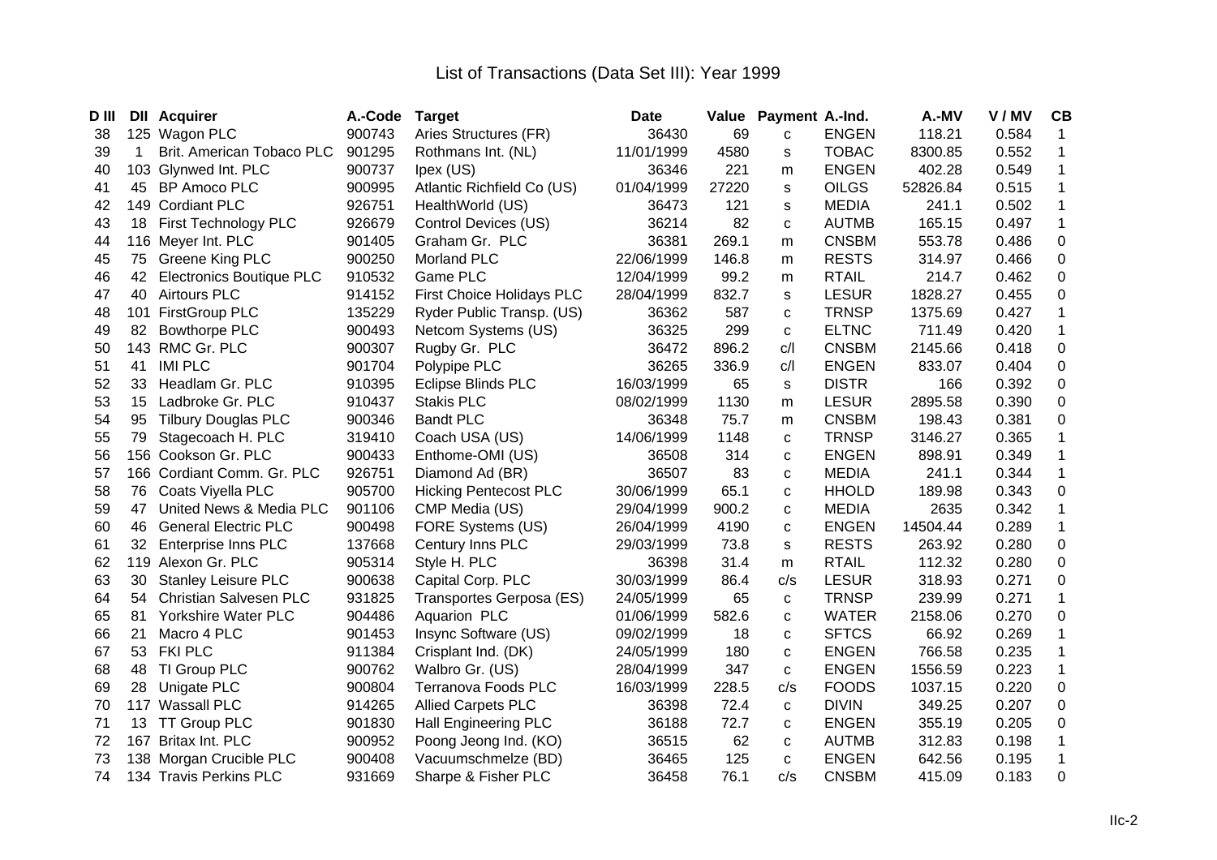# List of Transactions (Data Set III): Year 1999

| D III | DII | Acquirer | A.-Code | Target | Date | Value | Payment | A.-Ind. | A.-MV | V / MV | CB |
|---|---|---|---|---|---|---|---|---|---|---|---|
| 38 | 125 | Wagon PLC | 900743 | Aries Structures (FR) | 36430 | 69 | c | ENGEN | 118.21 | 0.584 | 1 |
| 39 | 1 | Brit. American Tobaco PLC | 901295 | Rothmans Int. (NL) | 11/01/1999 | 4580 | s | TOBAC | 8300.85 | 0.552 | 1 |
| 40 | 103 | Glynwed Int. PLC | 900737 | Ipex (US) | 36346 | 221 | m | ENGEN | 402.28 | 0.549 | 1 |
| 41 | 45 | BP Amoco PLC | 900995 | Atlantic Richfield Co (US) | 01/04/1999 | 27220 | s | OILGS | 52826.84 | 0.515 | 1 |
| 42 | 149 | Cordiant PLC | 926751 | HealthWorld (US) | 36473 | 121 | s | MEDIA | 241.1 | 0.502 | 1 |
| 43 | 18 | First Technology PLC | 926679 | Control Devices (US) | 36214 | 82 | c | AUTMB | 165.15 | 0.497 | 1 |
| 44 | 116 | Meyer Int. PLC | 901405 | Graham Gr. PLC | 36381 | 269.1 | m | CNSBM | 553.78 | 0.486 | 0 |
| 45 | 75 | Greene King PLC | 900250 | Morland PLC | 22/06/1999 | 146.8 | m | RESTS | 314.97 | 0.466 | 0 |
| 46 | 42 | Electronics Boutique PLC | 910532 | Game PLC | 12/04/1999 | 99.2 | m | RTAIL | 214.7 | 0.462 | 0 |
| 47 | 40 | Airtours PLC | 914152 | First Choice Holidays PLC | 28/04/1999 | 832.7 | s | LESUR | 1828.27 | 0.455 | 0 |
| 48 | 101 | FirstGroup PLC | 135229 | Ryder Public Transp. (US) | 36362 | 587 | c | TRNSP | 1375.69 | 0.427 | 1 |
| 49 | 82 | Bowthorpe PLC | 900493 | Netcom Systems (US) | 36325 | 299 | c | ELTNC | 711.49 | 0.420 | 1 |
| 50 | 143 | RMC Gr. PLC | 900307 | Rugby Gr. PLC | 36472 | 896.2 | c/l | CNSBM | 2145.66 | 0.418 | 0 |
| 51 | 41 | IMI PLC | 901704 | Polypipe PLC | 36265 | 336.9 | c/l | ENGEN | 833.07 | 0.404 | 0 |
| 52 | 33 | Headlam Gr. PLC | 910395 | Eclipse Blinds PLC | 16/03/1999 | 65 | s | DISTR | 166 | 0.392 | 0 |
| 53 | 15 | Ladbroke Gr. PLC | 910437 | Stakis PLC | 08/02/1999 | 1130 | m | LESUR | 2895.58 | 0.390 | 0 |
| 54 | 95 | Tilbury Douglas PLC | 900346 | Bandt PLC | 36348 | 75.7 | m | CNSBM | 198.43 | 0.381 | 0 |
| 55 | 79 | Stagecoach H. PLC | 319410 | Coach USA (US) | 14/06/1999 | 1148 | c | TRNSP | 3146.27 | 0.365 | 1 |
| 56 | 156 | Cookson Gr. PLC | 900433 | Enthome-OMI (US) | 36508 | 314 | c | ENGEN | 898.91 | 0.349 | 1 |
| 57 | 166 | Cordiant Comm. Gr. PLC | 926751 | Diamond Ad (BR) | 36507 | 83 | c | MEDIA | 241.1 | 0.344 | 1 |
| 58 | 76 | Coats Viyella PLC | 905700 | Hicking Pentecost PLC | 30/06/1999 | 65.1 | c | HHOLD | 189.98 | 0.343 | 0 |
| 59 | 47 | United News & Media PLC | 901106 | CMP Media (US) | 29/04/1999 | 900.2 | c | MEDIA | 2635 | 0.342 | 1 |
| 60 | 46 | General Electric PLC | 900498 | FORE Systems (US) | 26/04/1999 | 4190 | c | ENGEN | 14504.44 | 0.289 | 1 |
| 61 | 32 | Enterprise Inns PLC | 137668 | Century Inns PLC | 29/03/1999 | 73.8 | s | RESTS | 263.92 | 0.280 | 0 |
| 62 | 119 | Alexon Gr. PLC | 905314 | Style H. PLC | 36398 | 31.4 | m | RTAIL | 112.32 | 0.280 | 0 |
| 63 | 30 | Stanley Leisure PLC | 900638 | Capital Corp. PLC | 30/03/1999 | 86.4 | c/s | LESUR | 318.93 | 0.271 | 0 |
| 64 | 54 | Christian Salvesen PLC | 931825 | Transportes Gerposa (ES) | 24/05/1999 | 65 | c | TRNSP | 239.99 | 0.271 | 1 |
| 65 | 81 | Yorkshire Water PLC | 904486 | Aquarion PLC | 01/06/1999 | 582.6 | c | WATER | 2158.06 | 0.270 | 0 |
| 66 | 21 | Macro 4 PLC | 901453 | Insync Software (US) | 09/02/1999 | 18 | c | SFTCS | 66.92 | 0.269 | 1 |
| 67 | 53 | FKI PLC | 911384 | Crisplant Ind. (DK) | 24/05/1999 | 180 | c | ENGEN | 766.58 | 0.235 | 1 |
| 68 | 48 | TI Group PLC | 900762 | Walbro Gr. (US) | 28/04/1999 | 347 | c | ENGEN | 1556.59 | 0.223 | 1 |
| 69 | 28 | Unigate PLC | 900804 | Terranova Foods PLC | 16/03/1999 | 228.5 | c/s | FOODS | 1037.15 | 0.220 | 0 |
| 70 | 117 | Wassall PLC | 914265 | Allied Carpets PLC | 36398 | 72.4 | c | DIVIN | 349.25 | 0.207 | 0 |
| 71 | 13 | TT Group PLC | 901830 | Hall Engineering PLC | 36188 | 72.7 | c | ENGEN | 355.19 | 0.205 | 0 |
| 72 | 167 | Britax Int. PLC | 900952 | Poong Jeong Ind. (KO) | 36515 | 62 | c | AUTMB | 312.83 | 0.198 | 1 |
| 73 | 138 | Morgan Crucible PLC | 900408 | Vacuumschmelze (BD) | 36465 | 125 | c | ENGEN | 642.56 | 0.195 | 1 |
| 74 | 134 | Travis Perkins PLC | 931669 | Sharpe & Fisher PLC | 36458 | 76.1 | c/s | CNSBM | 415.09 | 0.183 | 0 |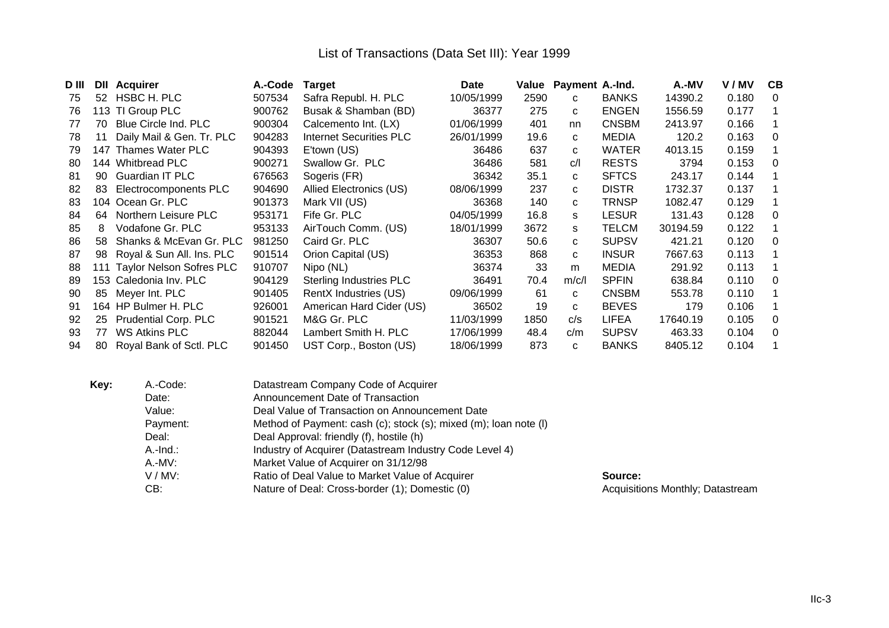# List of Transactions (Data Set III): Year 1999

| D III | DII | Acquirer | A.-Code | Target | Date | Value | Payment | A.-Ind. | A.-MV | V / MV | CB |
|---|---|---|---|---|---|---|---|---|---|---|---|
| 75 | 52 | HSBC H. PLC | 507534 | Safra Republ. H. PLC | 10/05/1999 | 2590 | c | BANKS | 14390.2 | 0.180 | 0 |
| 76 | 113 | TI Group PLC | 900762 | Busak & Shamban (BD) | 36377 | 275 | c | ENGEN | 1556.59 | 0.177 | 1 |
| 77 | 70 | Blue Circle Ind. PLC | 900304 | Calcemento Int. (LX) | 01/06/1999 | 401 | nn | CNSBM | 2413.97 | 0.166 | 1 |
| 78 | 11 | Daily Mail & Gen. Tr. PLC | 904283 | Internet Securities PLC | 26/01/1999 | 19.6 | c | MEDIA | 120.2 | 0.163 | 0 |
| 79 | 147 | Thames Water PLC | 904393 | E'town (US) | 36486 | 637 | c | WATER | 4013.15 | 0.159 | 1 |
| 80 | 144 | Whitbread PLC | 900271 | Swallow Gr. PLC | 36486 | 581 | c/l | RESTS | 3794 | 0.153 | 0 |
| 81 | 90 | Guardian IT PLC | 676563 | Sogeris (FR) | 36342 | 35.1 | c | SFTCS | 243.17 | 0.144 | 1 |
| 82 | 83 | Electrocomponents PLC | 904690 | Allied Electronics (US) | 08/06/1999 | 237 | c | DISTR | 1732.37 | 0.137 | 1 |
| 83 | 104 | Ocean Gr. PLC | 901373 | Mark VII (US) | 36368 | 140 | c | TRNSP | 1082.47 | 0.129 | 1 |
| 84 | 64 | Northern Leisure PLC | 953171 | Fife Gr. PLC | 04/05/1999 | 16.8 | s | LESUR | 131.43 | 0.128 | 0 |
| 85 | 8 | Vodafone Gr. PLC | 953133 | AirTouch Comm. (US) | 18/01/1999 | 3672 | s | TELCM | 30194.59 | 0.122 | 1 |
| 86 | 58 | Shanks & McEvan Gr. PLC | 981250 | Caird Gr. PLC | 36307 | 50.6 | c | SUPSV | 421.21 | 0.120 | 0 |
| 87 | 98 | Royal & Sun All. Ins. PLC | 901514 | Orion Capital (US) | 36353 | 868 | c | INSUR | 7667.63 | 0.113 | 1 |
| 88 | 111 | Taylor Nelson Sofres PLC | 910707 | Nipo (NL) | 36374 | 33 | m | MEDIA | 291.92 | 0.113 | 1 |
| 89 | 153 | Caledonia Inv. PLC | 904129 | Sterling Industries PLC | 36491 | 70.4 | m/c/l | SPFIN | 638.84 | 0.110 | 0 |
| 90 | 85 | Meyer Int. PLC | 901405 | RentX Industries (US) | 09/06/1999 | 61 | c | CNSBM | 553.78 | 0.110 | 1 |
| 91 | 164 | HP Bulmer H. PLC | 926001 | American Hard Cider (US) | 36502 | 19 | c | BEVES | 179 | 0.106 | 1 |
| 92 | 25 | Prudential Corp. PLC | 901521 | M&G Gr. PLC | 11/03/1999 | 1850 | c/s | LIFEA | 17640.19 | 0.105 | 0 |
| 93 | 77 | WS Atkins PLC | 882044 | Lambert Smith H. PLC | 17/06/1999 | 48.4 | c/m | SUPSV | 463.33 | 0.104 | 0 |
| 94 | 80 | Royal Bank of Sctl. PLC | 901450 | UST Corp., Boston (US) | 18/06/1999 | 873 | c | BANKS | 8405.12 | 0.104 | 1 |

**Key:**

- A.-Code: Datastream Company Code of Acquirer
- Date: Announcement Date of Transaction
- Value: Deal Value of Transaction on Announcement Date
- Payment: Method of Payment: cash (c); stock (s); mixed (m); loan note (l)
- Deal: Deal Approval: friendly (f), hostile (h)
- A.-Ind.: Industry of Acquirer (Datastream Industry Code Level 4)
- A.-MV: Market Value of Acquirer on 31/12/98
- V / MV: Ratio of Deal Value to Market Value of Acquirer
- CB: Nature of Deal: Cross-border (1); Domestic (0)

**Source:** Acquisitions Monthly; Datastream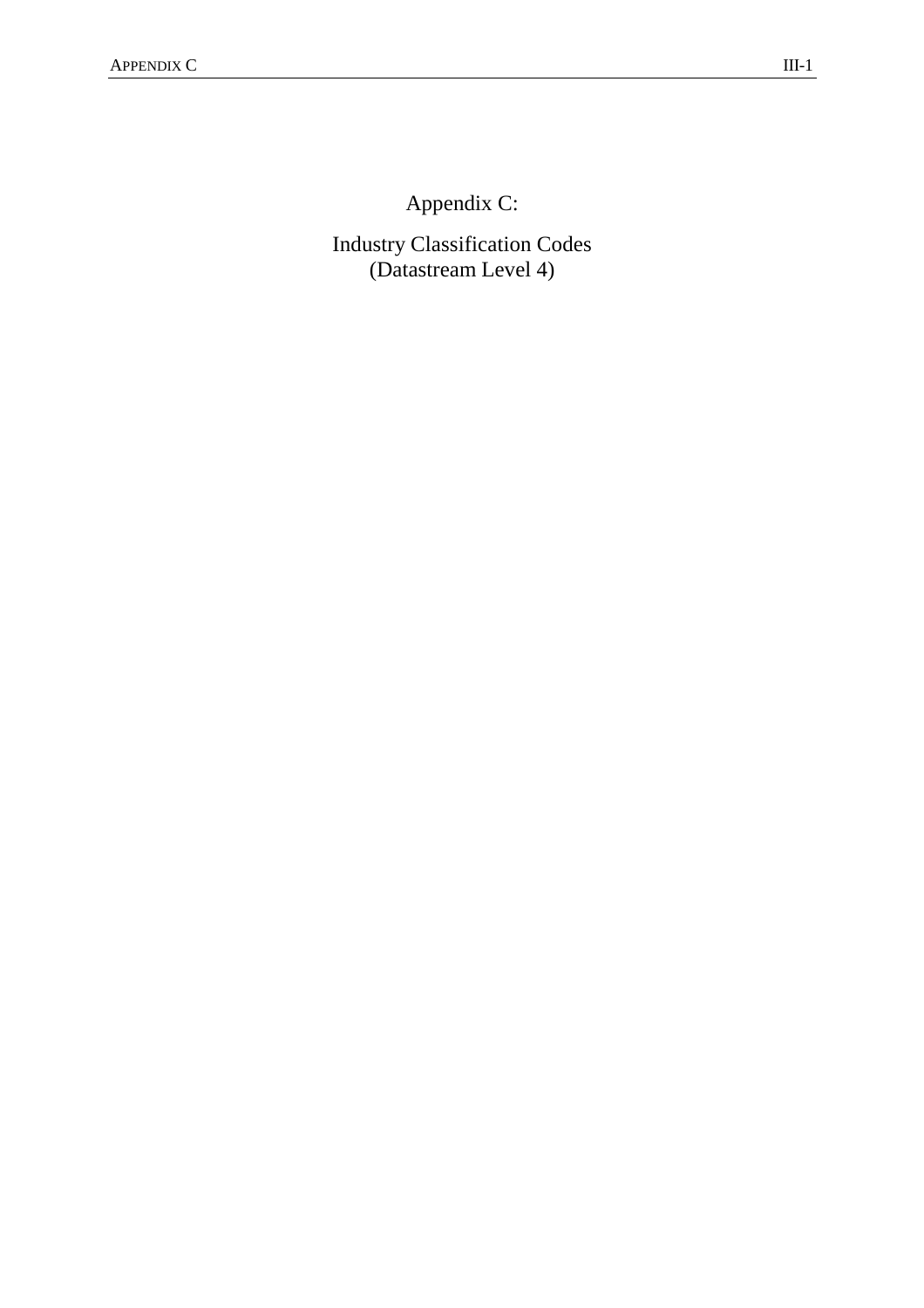# Appendix C:

## Industry Classification Codes
## (Datastream Level 4)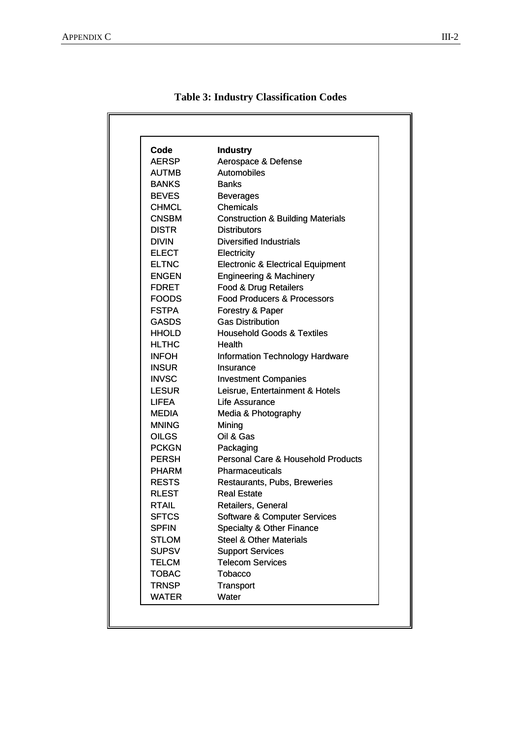**Table 3: Industry Classification Codes**

| Code | Industry |
|---|---|
| AERSP | Aerospace & Defense |
| AUTMB | Automobiles |
| BANKS | Banks |
| BEVES | Beverages |
| CHMCL | Chemicals |
| CNSBM | Construction & Building Materials |
| DISTR | Distributors |
| DIVIN | Diversified Industrials |
| ELECT | Electricity |
| ELTNC | Electronic & Electrical Equipment |
| ENGEN | Engineering & Machinery |
| FDRET | Food & Drug Retailers |
| FOODS | Food Producers & Processors |
| FSTPA | Forestry & Paper |
| GASDS | Gas Distribution |
| HHOLD | Household Goods & Textiles |
| HLTHC | Health |
| INFOH | Information Technology Hardware |
| INSUR | Insurance |
| INVSC | Investment Companies |
| LESUR | Leisrue, Entertainment & Hotels |
| LIFEA | Life Assurance |
| MEDIA | Media & Photography |
| MNING | Mining |
| OILGS | Oil & Gas |
| PCKGN | Packaging |
| PERSH | Personal Care & Household Products |
| PHARM | Pharmaceuticals |
| RESTS | Restaurants, Pubs, Breweries |
| RLEST | Real Estate |
| RTAIL | Retailers, General |
| SFTCS | Software & Computer Services |
| SPFIN | Specialty & Other Finance |
| STLOM | Steel & Other Materials |
| SUPSV | Support Services |
| TELCM | Telecom Services |
| TOBAC | Tobacco |
| TRNSP | Transport |
| WATER | Water |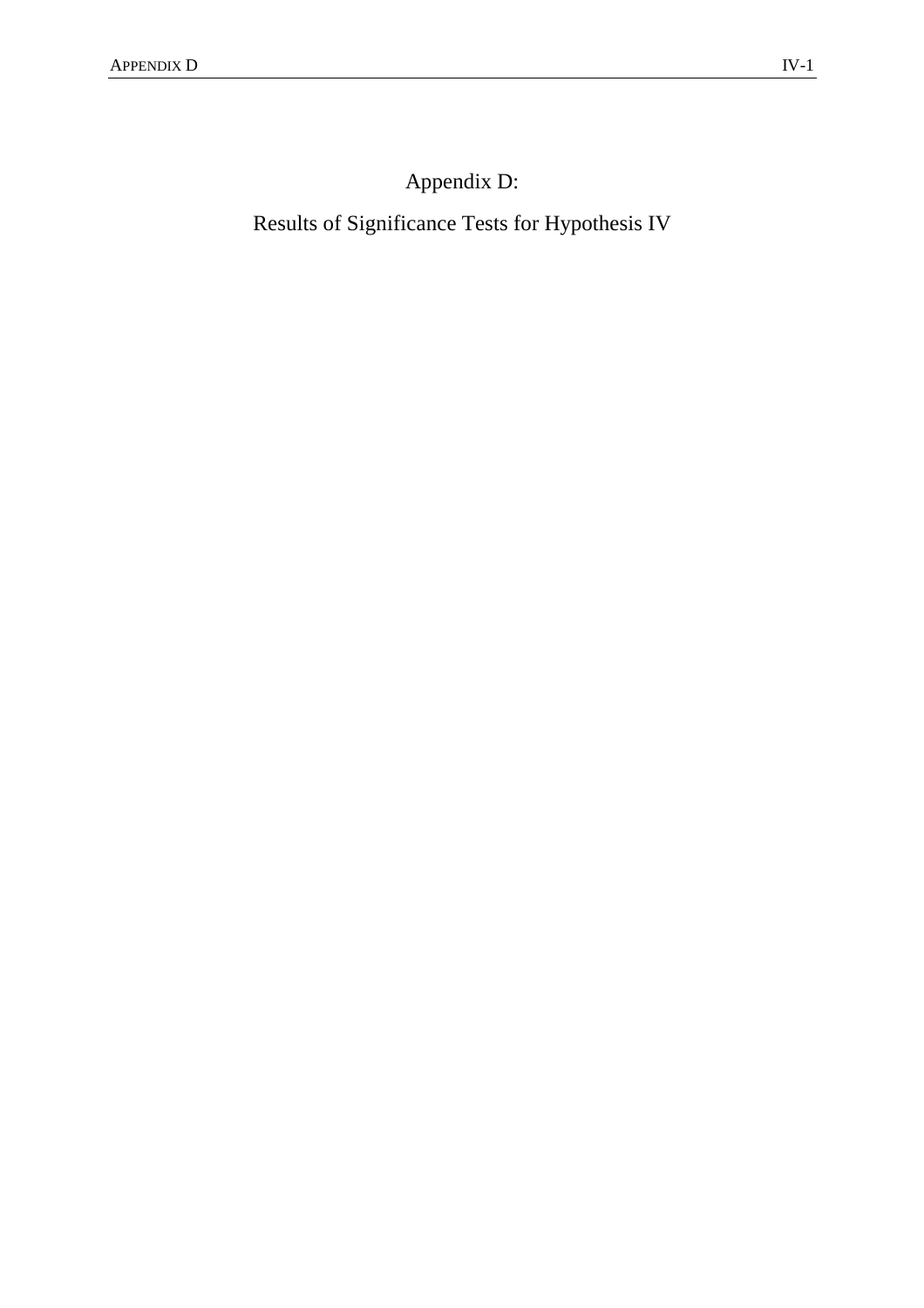# Appendix D:

# Results of Significance Tests for Hypothesis IV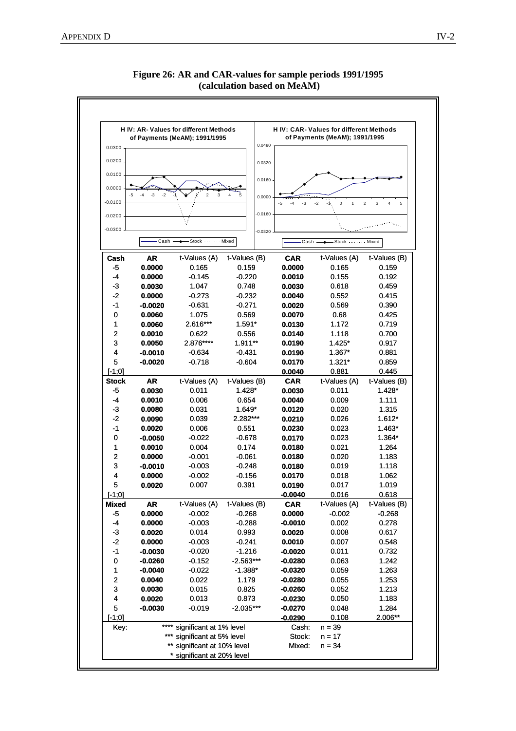**Figure 26: AR and CAR-values for sample periods 1991/1995 (calculation based on MeAM)**

| Cash | AR | t-Values (A) | t-Values (B) | CAR | t-Values (A) | t-Values (B) |
|---|---|---|---|---|---|---|
| -5 | 0.0000 | 0.165 | 0.159 | 0.0000 | 0.165 | 0.159 |
| -4 | 0.0000 | -0.145 | -0.220 | 0.0010 | 0.155 | 0.192 |
| -3 | 0.0030 | 1.047 | 0.748 | 0.0030 | 0.618 | 0.459 |
| -2 | 0.0000 | -0.273 | -0.232 | 0.0040 | 0.552 | 0.415 |
| -1 | -0.0020 | -0.631 | -0.271 | 0.0020 | 0.569 | 0.390 |
| 0 | 0.0060 | 1.075 | 0.569 | 0.0070 | 0.68 | 0.425 |
| 1 | 0.0060 | 2.616*** | 1.591* | 0.0130 | 1.172 | 0.719 |
| 2 | 0.0010 | 0.622 | 0.556 | 0.0140 | 1.118 | 0.700 |
| 3 | 0.0050 | 2.876**** | 1.911** | 0.0190 | 1.425* | 0.917 |
| 4 | -0.0010 | -0.634 | -0.431 | 0.0190 | 1.367* | 0.881 |
| 5 | -0.0020 | -0.718 | -0.604 | 0.0170 | 1.321* | 0.859 |
| [-1;0] | | | | 0.0040 | 0.881 | 0.445 |
| **Stock** | **AR** | t-Values (A) | t-Values (B) | **CAR** | t-Values (A) | t-Values (B) |
| -5 | 0.0030 | 0.011 | 1.428* | 0.0030 | 0.011 | 1.428* |
| -4 | 0.0010 | 0.006 | 0.654 | 0.0040 | 0.009 | 1.111 |
| -3 | 0.0080 | 0.031 | 1.649* | 0.0120 | 0.020 | 1.315 |
| -2 | 0.0090 | 0.039 | 2.282*** | 0.0210 | 0.026 | 1.612* |
| -1 | 0.0020 | 0.006 | 0.551 | 0.0230 | 0.023 | 1.463* |
| 0 | -0.0050 | -0.022 | -0.678 | 0.0170 | 0.023 | 1.364* |
| 1 | 0.0010 | 0.004 | 0.174 | 0.0180 | 0.021 | 1.264 |
| 2 | 0.0000 | -0.001 | -0.061 | 0.0180 | 0.020 | 1.183 |
| 3 | -0.0010 | -0.003 | -0.248 | 0.0180 | 0.019 | 1.118 |
| 4 | 0.0000 | -0.002 | -0.156 | 0.0170 | 0.018 | 1.062 |
| 5 | 0.0020 | 0.007 | 0.391 | 0.0190 | 0.017 | 1.019 |
| [-1;0] | | | | -0.0040 | 0.016 | 0.618 |
| **Mixed** | **AR** | t-Values (A) | t-Values (B) | **CAR** | t-Values (A) | t-Values (B) |
| -5 | 0.0000 | -0.002 | -0.268 | 0.0000 | -0.002 | -0.268 |
| -4 | 0.0000 | -0.003 | -0.288 | -0.0010 | 0.002 | 0.278 |
| -3 | 0.0020 | 0.014 | 0.993 | 0.0020 | 0.008 | 0.617 |
| -2 | 0.0000 | -0.003 | -0.241 | 0.0010 | 0.007 | 0.548 |
| -1 | -0.0030 | -0.020 | -1.216 | -0.0020 | 0.011 | 0.732 |
| 0 | -0.0260 | -0.152 | -2.563*** | -0.0280 | 0.063 | 1.242 |
| 1 | -0.0040 | -0.022 | -1.388* | -0.0320 | 0.059 | 1.263 |
| 2 | 0.0040 | 0.022 | 1.179 | -0.0280 | 0.055 | 1.253 |
| 3 | 0.0030 | 0.015 | 0.825 | -0.0260 | 0.052 | 1.213 |
| 4 | 0.0020 | 0.013 | 0.873 | -0.0230 | 0.050 | 1.183 |
| 5 | -0.0030 | -0.019 | -2.035*** | -0.0270 | 0.048 | 1.284 |
| [-1;0] | | | | -0.0290 | 0.108 | 2.006** |

Key:
- **** significant at 1% level
- *** significant at 5% level
- ** significant at 10% level
- * significant at 20% level

Cash: n = 39
Stock: n = 17
Mixed: n = 34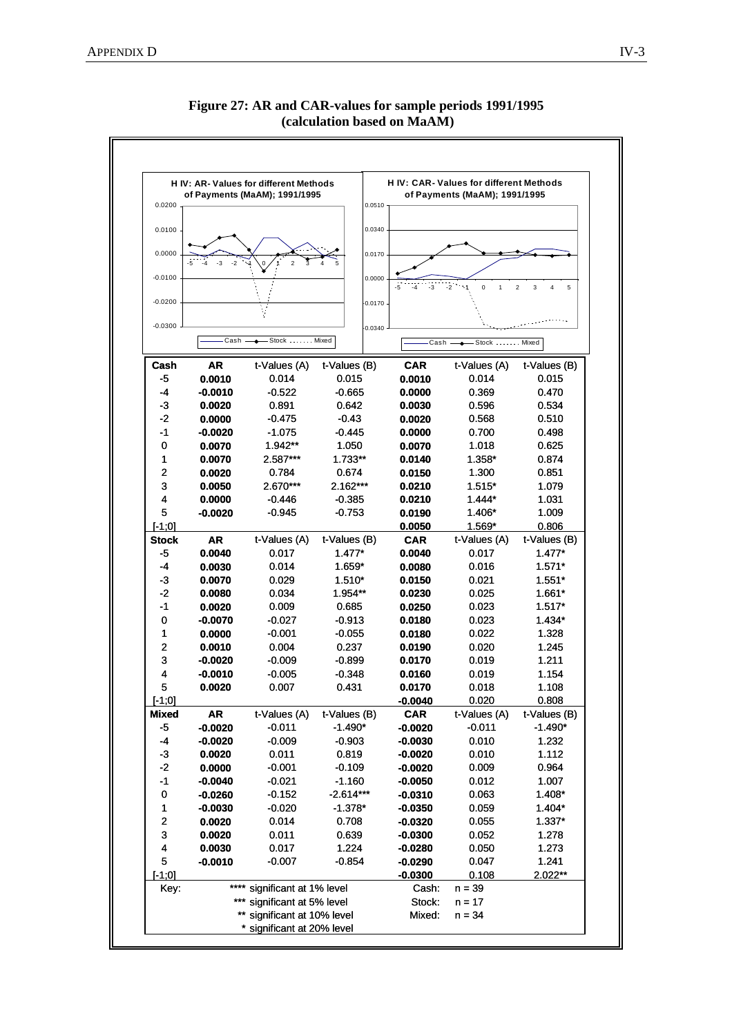**Figure 27: AR and CAR-values for sample periods 1991/1995 (calculation based on MaAM)**

| Cash | AR | t-Values (A) | t-Values (B) | CAR | t-Values (A) | t-Values (B) |
|---|---|---|---|---|---|---|
| -5 | 0.0010 | 0.014 | 0.015 | 0.0010 | 0.014 | 0.015 |
| -4 | -0.0010 | -0.522 | -0.665 | 0.0000 | 0.369 | 0.470 |
| -3 | 0.0020 | 0.891 | 0.642 | 0.0030 | 0.596 | 0.534 |
| -2 | 0.0000 | -0.475 | -0.43 | 0.0020 | 0.568 | 0.510 |
| -1 | -0.0020 | -1.075 | -0.445 | 0.0000 | 0.700 | 0.498 |
| 0 | 0.0070 | 1.942** | 1.050 | 0.0070 | 1.018 | 0.625 |
| 1 | 0.0070 | 2.587*** | 1.733** | 0.0140 | 1.358* | 0.874 |
| 2 | 0.0020 | 0.784 | 0.674 | 0.0150 | 1.300 | 0.851 |
| 3 | 0.0050 | 2.670*** | 2.162*** | 0.0210 | 1.515* | 1.079 |
| 4 | 0.0000 | -0.446 | -0.385 | 0.0210 | 1.444* | 1.031 |
| 5 | -0.0020 | -0.945 | -0.753 | 0.0190 | 1.406* | 1.009 |
| [-1;0] | | | | 0.0050 | 1.569* | 0.806 |
| **Stock** | **AR** | t-Values (A) | t-Values (B) | **CAR** | t-Values (A) | t-Values (B) |
| -5 | 0.0040 | 0.017 | 1.477* | 0.0040 | 0.017 | 1.477* |
| -4 | 0.0030 | 0.014 | 1.659* | 0.0080 | 0.016 | 1.571* |
| -3 | 0.0070 | 0.029 | 1.510* | 0.0150 | 0.021 | 1.551* |
| -2 | 0.0080 | 0.034 | 1.954** | 0.0230 | 0.025 | 1.661* |
| -1 | 0.0020 | 0.009 | 0.685 | 0.0250 | 0.023 | 1.517* |
| 0 | -0.0070 | -0.027 | -0.913 | 0.0180 | 0.023 | 1.434* |
| 1 | 0.0000 | -0.001 | -0.055 | 0.0180 | 0.022 | 1.328 |
| 2 | 0.0010 | 0.004 | 0.237 | 0.0190 | 0.020 | 1.245 |
| 3 | -0.0020 | -0.009 | -0.899 | 0.0170 | 0.019 | 1.211 |
| 4 | -0.0010 | -0.005 | -0.348 | 0.0160 | 0.019 | 1.154 |
| 5 | 0.0020 | 0.007 | 0.431 | 0.0170 | 0.018 | 1.108 |
| [-1;0] | | | | -0.0040 | 0.020 | 0.808 |
| **Mixed** | **AR** | t-Values (A) | t-Values (B) | **CAR** | t-Values (A) | t-Values (B) |
| -5 | -0.0020 | -0.011 | -1.490* | -0.0020 | -0.011 | -1.490* |
| -4 | -0.0020 | -0.009 | -0.903 | -0.0030 | 0.010 | 1.232 |
| -3 | 0.0020 | 0.011 | 0.819 | -0.0020 | 0.010 | 1.112 |
| -2 | 0.0000 | -0.001 | -0.109 | -0.0020 | 0.009 | 0.964 |
| -1 | -0.0040 | -0.021 | -1.160 | -0.0050 | 0.012 | 1.007 |
| 0 | -0.0260 | -0.152 | -2.614*** | -0.0310 | 0.063 | 1.408* |
| 1 | -0.0030 | -0.020 | -1.378* | -0.0350 | 0.059 | 1.404* |
| 2 | 0.0020 | 0.014 | 0.708 | -0.0320 | 0.055 | 1.337* |
| 3 | 0.0020 | 0.011 | 0.639 | -0.0300 | 0.052 | 1.278 |
| 4 | 0.0030 | 0.017 | 1.224 | -0.0280 | 0.050 | 1.273 |
| 5 | -0.0010 | -0.007 | -0.854 | -0.0290 | 0.047 | 1.241 |
| [-1;0] | | | | -0.0300 | 0.108 | 2.022** |

Key:
**** significant at 1% level
*** significant at 5% level
** significant at 10% level
* significant at 20% level

Cash: n = 39
Stock: n = 17
Mixed: n = 34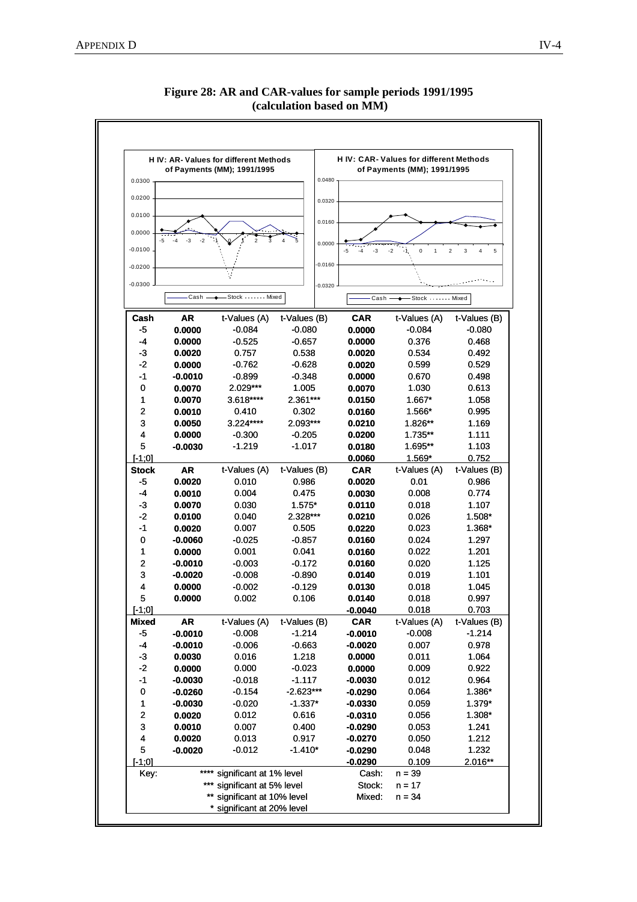**Figure 28: AR and CAR-values for sample periods 1991/1995 (calculation based on MM)**

H IV: AR- Values for different Methods of Payments (MM); 1991/1995

H IV: CAR- Values for different Methods of Payments (MM); 1991/1995

| Cash | AR | t-Values (A) | t-Values (B) | CAR | t-Values (A) | t-Values (B) |
|---|---|---|---|---|---|---|
| -5 | **0.0000** | -0.084 | -0.080 | **0.0000** | -0.084 | -0.080 |
| -4 | **0.0000** | -0.525 | -0.657 | **0.0000** | 0.376 | 0.468 |
| -3 | **0.0020** | 0.757 | 0.538 | **0.0020** | 0.534 | 0.492 |
| -2 | **0.0000** | -0.762 | -0.628 | **0.0020** | 0.599 | 0.529 |
| -1 | **-0.0010** | -0.899 | -0.348 | **0.0000** | 0.670 | 0.498 |
| 0 | **0.0070** | 2.029*** | 1.005 | **0.0070** | 1.030 | 0.613 |
| 1 | **0.0070** | 3.618**** | 2.361*** | **0.0150** | 1.667* | 1.058 |
| 2 | **0.0010** | 0.410 | 0.302 | **0.0160** | 1.566* | 0.995 |
| 3 | **0.0050** | 3.224**** | 2.093*** | **0.0210** | 1.826** | 1.169 |
| 4 | **0.0000** | -0.300 | -0.205 | **0.0200** | 1.735** | 1.111 |
| 5 | **-0.0030** | -1.219 | -1.017 | **0.0180** | 1.695** | 1.103 |
| [-1;0] | | | | **0.0060** | 1.569* | 0.752 |
| **Stock** | **AR** | t-Values (A) | t-Values (B) | **CAR** | t-Values (A) | t-Values (B) |
| -5 | **0.0020** | 0.010 | 0.986 | **0.0020** | 0.01 | 0.986 |
| -4 | **0.0010** | 0.004 | 0.475 | **0.0030** | 0.008 | 0.774 |
| -3 | **0.0070** | 0.030 | 1.575* | **0.0110** | 0.018 | 1.107 |
| -2 | **0.0100** | 0.040 | 2.328*** | **0.0210** | 0.026 | 1.508* |
| -1 | **0.0020** | 0.007 | 0.505 | **0.0220** | 0.023 | 1.368* |
| 0 | **-0.0060** | -0.025 | -0.857 | **0.0160** | 0.024 | 1.297 |
| 1 | **0.0000** | 0.001 | 0.041 | **0.0160** | 0.022 | 1.201 |
| 2 | **-0.0010** | -0.003 | -0.172 | **0.0160** | 0.020 | 1.125 |
| 3 | **-0.0020** | -0.008 | -0.890 | **0.0140** | 0.019 | 1.101 |
| 4 | **0.0000** | -0.002 | -0.129 | **0.0130** | 0.018 | 1.045 |
| 5 | **0.0000** | 0.002 | 0.106 | **0.0140** | 0.018 | 0.997 |
| [-1;0] | | | | **-0.0040** | 0.018 | 0.703 |
| **Mixed** | **AR** | t-Values (A) | t-Values (B) | **CAR** | t-Values (A) | t-Values (B) |
| -5 | **-0.0010** | -0.008 | -1.214 | **-0.0010** | -0.008 | -1.214 |
| -4 | **-0.0010** | -0.006 | -0.663 | **-0.0020** | 0.007 | 0.978 |
| -3 | **0.0030** | 0.016 | 1.218 | **0.0000** | 0.011 | 1.064 |
| -2 | **0.0000** | 0.000 | -0.023 | **0.0000** | 0.009 | 0.922 |
| -1 | **-0.0030** | -0.018 | -1.117 | **-0.0030** | 0.012 | 0.964 |
| 0 | **-0.0260** | -0.154 | -2.623*** | **-0.0290** | 0.064 | 1.386* |
| 1 | **-0.0030** | -0.020 | -1.337* | **-0.0330** | 0.059 | 1.379* |
| 2 | **0.0020** | 0.012 | 0.616 | **-0.0310** | 0.056 | 1.308* |
| 3 | **0.0010** | 0.007 | 0.400 | **-0.0290** | 0.053 | 1.241 |
| 4 | **0.0020** | 0.013 | 0.917 | **-0.0270** | 0.050 | 1.212 |
| 5 | **-0.0020** | -0.012 | -1.410* | **-0.0290** | 0.048 | 1.232 |
| [-1;0] | | | | **-0.0290** | 0.109 | 2.016** |

Key:
**** significant at 1% level
*** significant at 5% level
** significant at 10% level
* significant at 20% level

Cash: n = 39
Stock: n = 17
Mixed: n = 34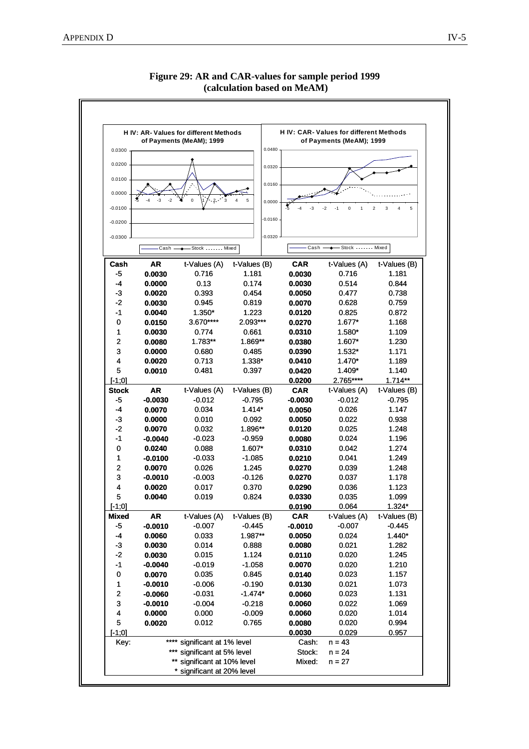**Figure 29: AR and CAR-values for sample period 1999 (calculation based on MeAM)**

| Cash | AR | t-Values (A) | t-Values (B) | CAR | t-Values (A) | t-Values (B) |
|---|---|---|---|---|---|---|
| -5 | 0.0030 | 0.716 | 1.181 | 0.0030 | 0.716 | 1.181 |
| -4 | 0.0000 | 0.13 | 0.174 | 0.0030 | 0.514 | 0.844 |
| -3 | 0.0020 | 0.393 | 0.454 | 0.0050 | 0.477 | 0.738 |
| -2 | 0.0030 | 0.945 | 0.819 | 0.0070 | 0.628 | 0.759 |
| -1 | 0.0040 | 1.350* | 1.223 | 0.0120 | 0.825 | 0.872 |
| 0 | 0.0150 | 3.670**** | 2.093*** | 0.0270 | 1.677* | 1.168 |
| 1 | 0.0030 | 0.774 | 0.661 | 0.0310 | 1.580* | 1.109 |
| 2 | 0.0080 | 1.783** | 1.869** | 0.0380 | 1.607* | 1.230 |
| 3 | 0.0000 | 0.680 | 0.485 | 0.0390 | 1.532* | 1.171 |
| 4 | 0.0020 | 0.713 | 1.338* | 0.0410 | 1.470* | 1.189 |
| 5 | 0.0010 | 0.481 | 0.397 | 0.0420 | 1.409* | 1.140 |
| [-1;0] | | | | 0.0200 | 2.765**** | 1.714** |
| **Stock** | **AR** | t-Values (A) | t-Values (B) | **CAR** | t-Values (A) | t-Values (B) |
| -5 | -0.0030 | -0.012 | -0.795 | -0.0030 | -0.012 | -0.795 |
| -4 | 0.0070 | 0.034 | 1.414* | 0.0050 | 0.026 | 1.147 |
| -3 | 0.0000 | 0.010 | 0.092 | 0.0050 | 0.022 | 0.938 |
| -2 | 0.0070 | 0.032 | 1.896** | 0.0120 | 0.025 | 1.248 |
| -1 | -0.0040 | -0.023 | -0.959 | 0.0080 | 0.024 | 1.196 |
| 0 | 0.0240 | 0.088 | 1.607* | 0.0310 | 0.042 | 1.274 |
| 1 | -0.0100 | -0.033 | -1.085 | 0.0210 | 0.041 | 1.249 |
| 2 | 0.0070 | 0.026 | 1.245 | 0.0270 | 0.039 | 1.248 |
| 3 | -0.0010 | -0.003 | -0.126 | 0.0270 | 0.037 | 1.178 |
| 4 | 0.0020 | 0.017 | 0.370 | 0.0290 | 0.036 | 1.123 |
| 5 | 0.0040 | 0.019 | 0.824 | 0.0330 | 0.035 | 1.099 |
| [-1;0] | | | | 0.0190 | 0.064 | 1.324* |
| **Mixed** | **AR** | t-Values (A) | t-Values (B) | **CAR** | t-Values (A) | t-Values (B) |
| -5 | -0.0010 | -0.007 | -0.445 | -0.0010 | -0.007 | -0.445 |
| -4 | 0.0060 | 0.033 | 1.987** | 0.0050 | 0.024 | 1.440* |
| -3 | 0.0030 | 0.014 | 0.888 | 0.0080 | 0.021 | 1.282 |
| -2 | 0.0030 | 0.015 | 1.124 | 0.0110 | 0.020 | 1.245 |
| -1 | -0.0040 | -0.019 | -1.058 | 0.0070 | 0.020 | 1.210 |
| 0 | 0.0070 | 0.035 | 0.845 | 0.0140 | 0.023 | 1.157 |
| 1 | -0.0010 | -0.006 | -0.190 | 0.0130 | 0.021 | 1.073 |
| 2 | -0.0060 | -0.031 | -1.474* | 0.0060 | 0.023 | 1.131 |
| 3 | -0.0010 | -0.004 | -0.218 | 0.0060 | 0.022 | 1.069 |
| 4 | 0.0000 | 0.000 | -0.009 | 0.0060 | 0.020 | 1.014 |
| 5 | 0.0020 | 0.012 | 0.765 | 0.0080 | 0.020 | 0.994 |
| [-1;0] | | | | 0.0030 | 0.029 | 0.957 |

Key:
- **** significant at 1% level
- *** significant at 5% level
- ** significant at 10% level
- * significant at 20% level

Cash: n = 43
Stock: n = 24
Mixed: n = 27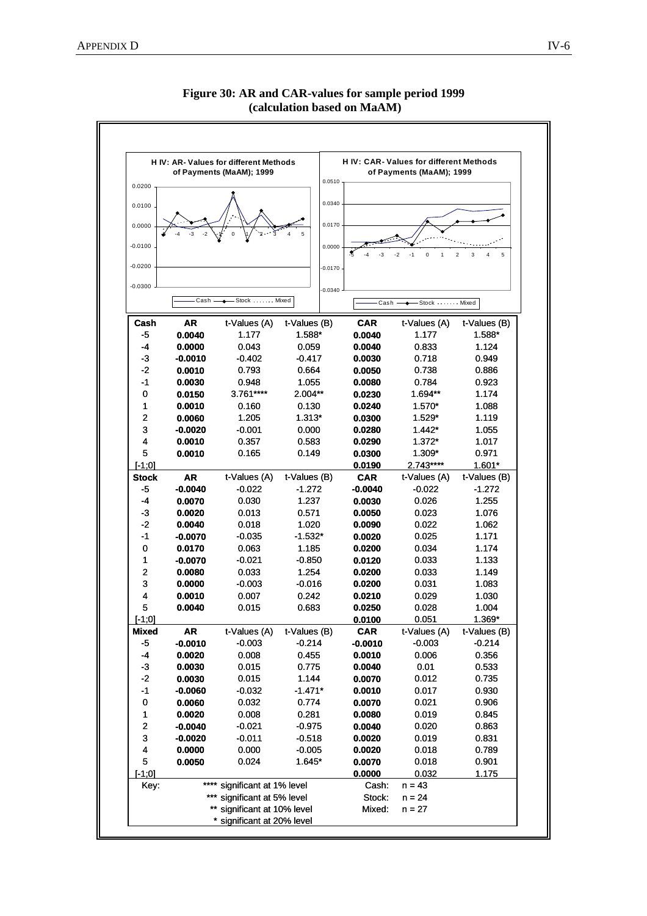**Figure 30: AR and CAR-values for sample period 1999 (calculation based on MaAM)**

| Cash | AR | t-Values (A) | t-Values (B) | CAR | t-Values (A) | t-Values (B) |
|---|---|---|---|---|---|---|
| -5 | 0.0040 | 1.177 | 1.588* | 0.0040 | 1.177 | 1.588* |
| -4 | 0.0000 | 0.043 | 0.059 | 0.0040 | 0.833 | 1.124 |
| -3 | -0.0010 | -0.402 | -0.417 | 0.0030 | 0.718 | 0.949 |
| -2 | 0.0010 | 0.793 | 0.664 | 0.0050 | 0.738 | 0.886 |
| -1 | 0.0030 | 0.948 | 1.055 | 0.0080 | 0.784 | 0.923 |
| 0 | 0.0150 | 3.761**** | 2.004** | 0.0230 | 1.694** | 1.174 |
| 1 | 0.0010 | 0.160 | 0.130 | 0.0240 | 1.570* | 1.088 |
| 2 | 0.0060 | 1.205 | 1.313* | 0.0300 | 1.529* | 1.119 |
| 3 | -0.0020 | -0.001 | 0.000 | 0.0280 | 1.442* | 1.055 |
| 4 | 0.0010 | 0.357 | 0.583 | 0.0290 | 1.372* | 1.017 |
| 5 | 0.0010 | 0.165 | 0.149 | 0.0300 | 1.309* | 0.971 |
| [-1;0] | | | | 0.0190 | 2.743**** | 1.601* |
| **Stock** | **AR** | t-Values (A) | t-Values (B) | **CAR** | t-Values (A) | t-Values (B) |
| -5 | -0.0040 | -0.022 | -1.272 | -0.0040 | -0.022 | -1.272 |
| -4 | 0.0070 | 0.030 | 1.237 | 0.0030 | 0.026 | 1.255 |
| -3 | 0.0020 | 0.013 | 0.571 | 0.0050 | 0.023 | 1.076 |
| -2 | 0.0040 | 0.018 | 1.020 | 0.0090 | 0.022 | 1.062 |
| -1 | -0.0070 | -0.035 | -1.532* | 0.0020 | 0.025 | 1.171 |
| 0 | 0.0170 | 0.063 | 1.185 | 0.0200 | 0.034 | 1.174 |
| 1 | -0.0070 | -0.021 | -0.850 | 0.0120 | 0.033 | 1.133 |
| 2 | 0.0080 | 0.033 | 1.254 | 0.0200 | 0.033 | 1.149 |
| 3 | 0.0000 | -0.003 | -0.016 | 0.0200 | 0.031 | 1.083 |
| 4 | 0.0010 | 0.007 | 0.242 | 0.0210 | 0.029 | 1.030 |
| 5 | 0.0040 | 0.015 | 0.683 | 0.0250 | 0.028 | 1.004 |
| [-1;0] | | | | 0.0100 | 0.051 | 1.369* |
| **Mixed** | **AR** | t-Values (A) | t-Values (B) | **CAR** | t-Values (A) | t-Values (B) |
| -5 | -0.0010 | -0.003 | -0.214 | -0.0010 | -0.003 | -0.214 |
| -4 | 0.0020 | 0.008 | 0.455 | 0.0010 | 0.006 | 0.356 |
| -3 | 0.0030 | 0.015 | 0.775 | 0.0040 | 0.01 | 0.533 |
| -2 | 0.0030 | 0.015 | 1.144 | 0.0070 | 0.012 | 0.735 |
| -1 | -0.0060 | -0.032 | -1.471* | 0.0010 | 0.017 | 0.930 |
| 0 | 0.0060 | 0.032 | 0.774 | 0.0070 | 0.021 | 0.906 |
| 1 | 0.0020 | 0.008 | 0.281 | 0.0080 | 0.019 | 0.845 |
| 2 | -0.0040 | -0.021 | -0.975 | 0.0040 | 0.020 | 0.863 |
| 3 | -0.0020 | -0.011 | -0.518 | 0.0020 | 0.019 | 0.831 |
| 4 | 0.0000 | 0.000 | -0.005 | 0.0020 | 0.018 | 0.789 |
| 5 | 0.0050 | 0.024 | 1.645* | 0.0070 | 0.018 | 0.901 |
| [-1;0] | | | | 0.0000 | 0.032 | 1.175 |

Key:
**** significant at 1% level
*** significant at 5% level
** significant at 10% level
* significant at 20% level

Cash: n = 43
Stock: n = 24
Mixed: n = 27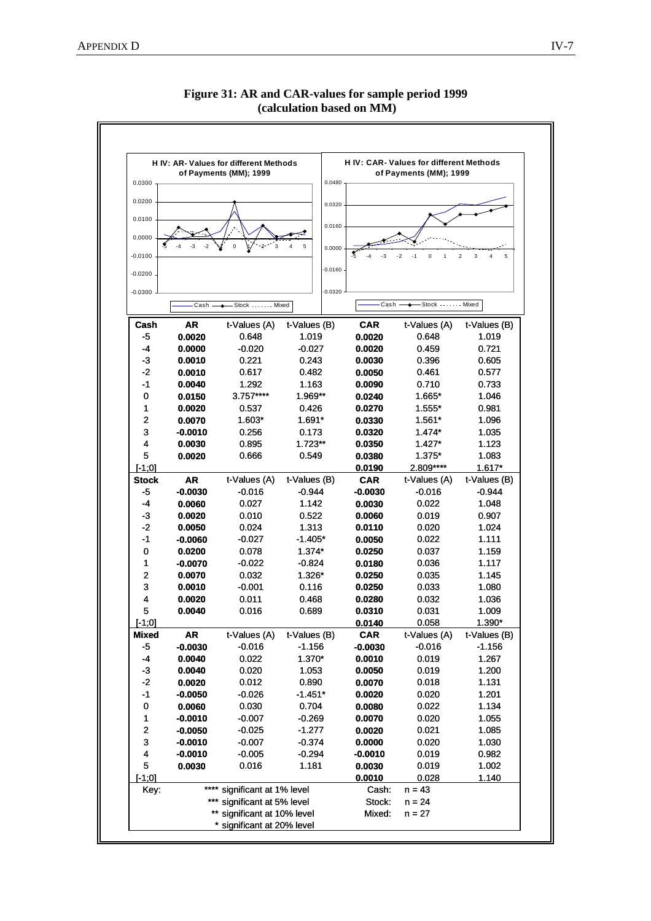**Figure 31: AR and CAR-values for sample period 1999 (calculation based on MM)**

| Cash | AR | t-Values (A) | t-Values (B) | CAR | t-Values (A) | t-Values (B) |
|---|---|---|---|---|---|---|
| -5 | 0.0020 | 0.648 | 1.019 | 0.0020 | 0.648 | 1.019 |
| -4 | 0.0000 | -0.020 | -0.027 | 0.0020 | 0.459 | 0.721 |
| -3 | 0.0010 | 0.221 | 0.243 | 0.0030 | 0.396 | 0.605 |
| -2 | 0.0010 | 0.617 | 0.482 | 0.0050 | 0.461 | 0.577 |
| -1 | 0.0040 | 1.292 | 1.163 | 0.0090 | 0.710 | 0.733 |
| 0 | 0.0150 | 3.757**** | 1.969** | 0.0240 | 1.665* | 1.046 |
| 1 | 0.0020 | 0.537 | 0.426 | 0.0270 | 1.555* | 0.981 |
| 2 | 0.0070 | 1.603* | 1.691* | 0.0330 | 1.561* | 1.096 |
| 3 | -0.0010 | 0.256 | 0.173 | 0.0320 | 1.474* | 1.035 |
| 4 | 0.0030 | 0.895 | 1.723** | 0.0350 | 1.427* | 1.123 |
| 5 | 0.0020 | 0.666 | 0.549 | 0.0380 | 1.375* | 1.083 |
| [-1;0] | | | | 0.0190 | 2.809**** | 1.617* |
| **Stock** | **AR** | t-Values (A) | t-Values (B) | **CAR** | t-Values (A) | t-Values (B) |
| -5 | -0.0030 | -0.016 | -0.944 | -0.0030 | -0.016 | -0.944 |
| -4 | 0.0060 | 0.027 | 1.142 | 0.0030 | 0.022 | 1.048 |
| -3 | 0.0020 | 0.010 | 0.522 | 0.0060 | 0.019 | 0.907 |
| -2 | 0.0050 | 0.024 | 1.313 | 0.0110 | 0.020 | 1.024 |
| -1 | -0.0060 | -0.027 | -1.405* | 0.0050 | 0.022 | 1.111 |
| 0 | 0.0200 | 0.078 | 1.374* | 0.0250 | 0.037 | 1.159 |
| 1 | -0.0070 | -0.022 | -0.824 | 0.0180 | 0.036 | 1.117 |
| 2 | 0.0070 | 0.032 | 1.326* | 0.0250 | 0.035 | 1.145 |
| 3 | 0.0010 | -0.001 | 0.116 | 0.0250 | 0.033 | 1.080 |
| 4 | 0.0020 | 0.011 | 0.468 | 0.0280 | 0.032 | 1.036 |
| 5 | 0.0040 | 0.016 | 0.689 | 0.0310 | 0.031 | 1.009 |
| [-1;0] | | | | 0.0140 | 0.058 | 1.390* |
| **Mixed** | **AR** | t-Values (A) | t-Values (B) | **CAR** | t-Values (A) | t-Values (B) |
| -5 | -0.0030 | -0.016 | -1.156 | -0.0030 | -0.016 | -1.156 |
| -4 | 0.0040 | 0.022 | 1.370* | 0.0010 | 0.019 | 1.267 |
| -3 | 0.0040 | 0.020 | 1.053 | 0.0050 | 0.019 | 1.200 |
| -2 | 0.0020 | 0.012 | 0.890 | 0.0070 | 0.018 | 1.131 |
| -1 | -0.0050 | -0.026 | -1.451* | 0.0020 | 0.020 | 1.201 |
| 0 | 0.0060 | 0.030 | 0.704 | 0.0080 | 0.022 | 1.134 |
| 1 | -0.0010 | -0.007 | -0.269 | 0.0070 | 0.020 | 1.055 |
| 2 | -0.0050 | -0.025 | -1.277 | 0.0020 | 0.021 | 1.085 |
| 3 | -0.0010 | -0.007 | -0.374 | 0.0000 | 0.020 | 1.030 |
| 4 | -0.0010 | -0.005 | -0.294 | -0.0010 | 0.019 | 0.982 |
| 5 | 0.0030 | 0.016 | 1.181 | 0.0030 | 0.019 | 1.002 |
| [-1;0] | | | | 0.0010 | 0.028 | 1.140 |

Key:
**** significant at 1% level
*** significant at 5% level
** significant at 10% level
* significant at 20% level

Cash: n = 43
Stock: n = 24
Mixed: n = 27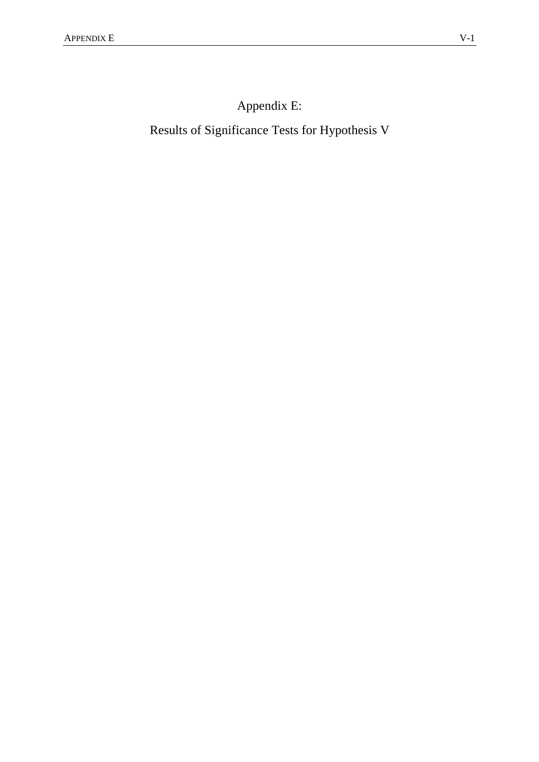# Appendix E:

# Results of Significance Tests for Hypothesis V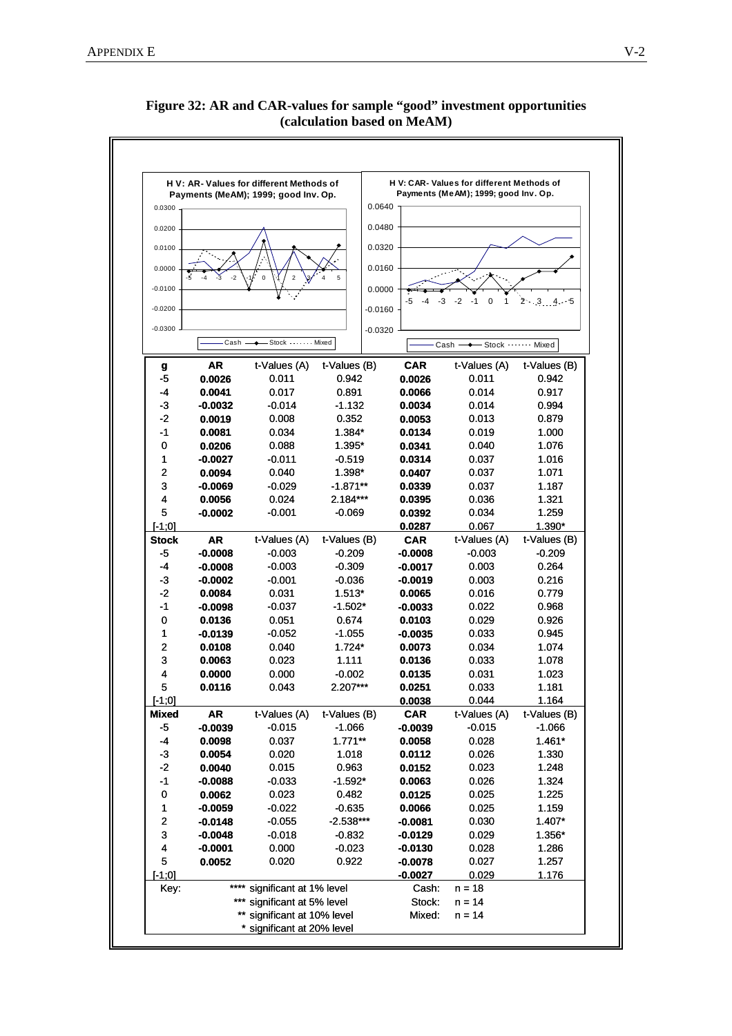**Figure 32: AR and CAR-values for sample "good" investment opportunities (calculation based on MeAM)**

| g | AR | t-Values (A) | t-Values (B) | CAR | t-Values (A) | t-Values (B) |
|---|---|---|---|---|---|---|
| -5 | **0.0026** | 0.011 | 0.942 | **0.0026** | 0.011 | 0.942 |
| -4 | **0.0041** | 0.017 | 0.891 | **0.0066** | 0.014 | 0.917 |
| -3 | **-0.0032** | -0.014 | -1.132 | **0.0034** | 0.014 | 0.994 |
| -2 | **0.0019** | 0.008 | 0.352 | **0.0053** | 0.013 | 0.879 |
| -1 | **0.0081** | 0.034 | 1.384* | **0.0134** | 0.019 | 1.000 |
| 0 | **0.0206** | 0.088 | 1.395* | **0.0341** | 0.040 | 1.076 |
| 1 | **-0.0027** | -0.011 | -0.519 | **0.0314** | 0.037 | 1.016 |
| 2 | **0.0094** | 0.040 | 1.398* | **0.0407** | 0.037 | 1.071 |
| 3 | **-0.0069** | -0.029 | -1.871** | **0.0339** | 0.037 | 1.187 |
| 4 | **0.0056** | 0.024 | 2.184*** | **0.0395** | 0.036 | 1.321 |
| 5 | **-0.0002** | -0.001 | -0.069 | **0.0392** | 0.034 | 1.259 |
| [-1;0] | | | | **0.0287** | 0.067 | 1.390* |
| **Stock** | **AR** | t-Values (A) | t-Values (B) | **CAR** | t-Values (A) | t-Values (B) |
| -5 | **-0.0008** | -0.003 | -0.209 | **-0.0008** | -0.003 | -0.209 |
| -4 | **-0.0008** | -0.003 | -0.309 | **-0.0017** | 0.003 | 0.264 |
| -3 | **-0.0002** | -0.001 | -0.036 | **-0.0019** | 0.003 | 0.216 |
| -2 | **0.0084** | 0.031 | 1.513* | **0.0065** | 0.016 | 0.779 |
| -1 | **-0.0098** | -0.037 | -1.502* | **-0.0033** | 0.022 | 0.968 |
| 0 | **0.0136** | 0.051 | 0.674 | **0.0103** | 0.029 | 0.926 |
| 1 | **-0.0139** | -0.052 | -1.055 | **-0.0035** | 0.033 | 0.945 |
| 2 | **0.0108** | 0.040 | 1.724* | **0.0073** | 0.034 | 1.074 |
| 3 | **0.0063** | 0.023 | 1.111 | **0.0136** | 0.033 | 1.078 |
| 4 | **0.0000** | 0.000 | -0.002 | **0.0135** | 0.031 | 1.023 |
| 5 | **0.0116** | 0.043 | 2.207*** | **0.0251** | 0.033 | 1.181 |
| [-1;0] | | | | **0.0038** | 0.044 | 1.164 |
| **Mixed** | **AR** | t-Values (A) | t-Values (B) | **CAR** | t-Values (A) | t-Values (B) |
| -5 | **-0.0039** | -0.015 | -1.066 | **-0.0039** | -0.015 | -1.066 |
| -4 | **0.0098** | 0.037 | 1.771** | **0.0058** | 0.028 | 1.461* |
| -3 | **0.0054** | 0.020 | 1.018 | **0.0112** | 0.026 | 1.330 |
| -2 | **0.0040** | 0.015 | 0.963 | **0.0152** | 0.023 | 1.248 |
| -1 | **-0.0088** | -0.033 | -1.592* | **0.0063** | 0.026 | 1.324 |
| 0 | **0.0062** | 0.023 | 0.482 | **0.0125** | 0.025 | 1.225 |
| 1 | **-0.0059** | -0.022 | -0.635 | **0.0066** | 0.025 | 1.159 |
| 2 | **-0.0148** | -0.055 | -2.538*** | **-0.0081** | 0.030 | 1.407* |
| 3 | **-0.0048** | -0.018 | -0.832 | **-0.0129** | 0.029 | 1.356* |
| 4 | **-0.0001** | 0.000 | -0.023 | **-0.0130** | 0.028 | 1.286 |
| 5 | **0.0052** | 0.020 | 0.922 | **-0.0078** | 0.027 | 1.257 |
| [-1;0] | | | | **-0.0027** | 0.029 | 1.176 |

Key:
- **** significant at 1% level
- *** significant at 5% level
- ** significant at 10% level
- * significant at 20% level

Cash: n = 18
Stock: n = 14
Mixed: n = 14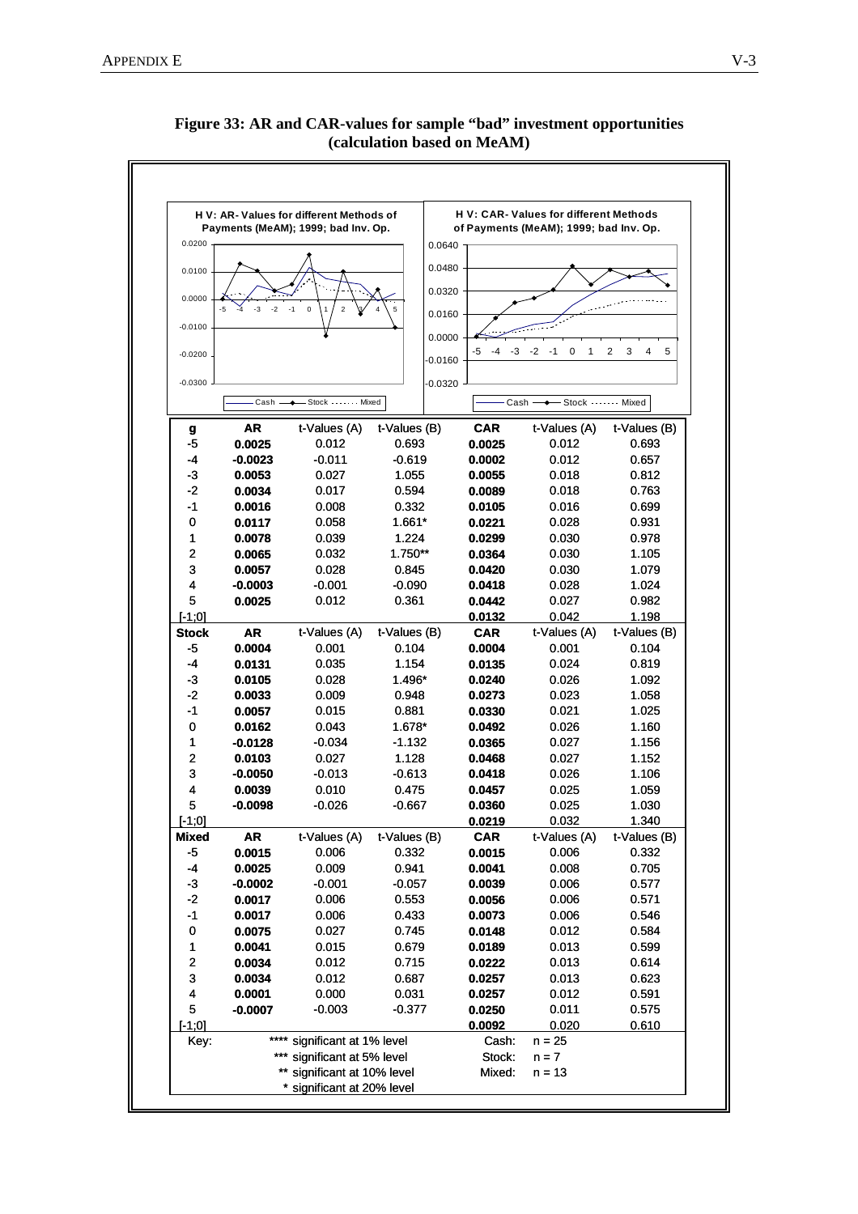**Figure 33: AR and CAR-values for sample "bad" investment opportunities (calculation based on MeAM)**

| g | AR | t-Values (A) | t-Values (B) | CAR | t-Values (A) | t-Values (B) |
|---|---|---|---|---|---|---|
| -5 | **0.0025** | 0.012 | 0.693 | **0.0025** | 0.012 | 0.693 |
| -4 | **-0.0023** | -0.011 | -0.619 | **0.0002** | 0.012 | 0.657 |
| -3 | **0.0053** | 0.027 | 1.055 | **0.0055** | 0.018 | 0.812 |
| -2 | **0.0034** | 0.017 | 0.594 | **0.0089** | 0.018 | 0.763 |
| -1 | **0.0016** | 0.008 | 0.332 | **0.0105** | 0.016 | 0.699 |
| 0 | **0.0117** | 0.058 | 1.661* | **0.0221** | 0.028 | 0.931 |
| 1 | **0.0078** | 0.039 | 1.224 | **0.0299** | 0.030 | 0.978 |
| 2 | **0.0065** | 0.032 | 1.750** | **0.0364** | 0.030 | 1.105 |
| 3 | **0.0057** | 0.028 | 0.845 | **0.0420** | 0.030 | 1.079 |
| 4 | **-0.0003** | -0.001 | -0.090 | **0.0418** | 0.028 | 1.024 |
| 5 | **0.0025** | 0.012 | 0.361 | **0.0442** | 0.027 | 0.982 |
| [-1;0] | | | | **0.0132** | 0.042 | 1.198 |
| **Stock** | **AR** | t-Values (A) | t-Values (B) | **CAR** | t-Values (A) | t-Values (B) |
| -5 | **0.0004** | 0.001 | 0.104 | **0.0004** | 0.001 | 0.104 |
| -4 | **0.0131** | 0.035 | 1.154 | **0.0135** | 0.024 | 0.819 |
| -3 | **0.0105** | 0.028 | 1.496* | **0.0240** | 0.026 | 1.092 |
| -2 | **0.0033** | 0.009 | 0.948 | **0.0273** | 0.023 | 1.058 |
| -1 | **0.0057** | 0.015 | 0.881 | **0.0330** | 0.021 | 1.025 |
| 0 | **0.0162** | 0.043 | 1.678* | **0.0492** | 0.026 | 1.160 |
| 1 | **-0.0128** | -0.034 | -1.132 | **0.0365** | 0.027 | 1.156 |
| 2 | **0.0103** | 0.027 | 1.128 | **0.0468** | 0.027 | 1.152 |
| 3 | **-0.0050** | -0.013 | -0.613 | **0.0418** | 0.026 | 1.106 |
| 4 | **0.0039** | 0.010 | 0.475 | **0.0457** | 0.025 | 1.059 |
| 5 | **-0.0098** | -0.026 | -0.667 | **0.0360** | 0.025 | 1.030 |
| [-1;0] | | | | **0.0219** | 0.032 | 1.340 |
| **Mixed** | **AR** | t-Values (A) | t-Values (B) | **CAR** | t-Values (A) | t-Values (B) |
| -5 | **0.0015** | 0.006 | 0.332 | **0.0015** | 0.006 | 0.332 |
| -4 | **0.0025** | 0.009 | 0.941 | **0.0041** | 0.008 | 0.705 |
| -3 | **-0.0002** | -0.001 | -0.057 | **0.0039** | 0.006 | 0.577 |
| -2 | **0.0017** | 0.006 | 0.553 | **0.0056** | 0.006 | 0.571 |
| -1 | **0.0017** | 0.006 | 0.433 | **0.0073** | 0.006 | 0.546 |
| 0 | **0.0075** | 0.027 | 0.745 | **0.0148** | 0.012 | 0.584 |
| 1 | **0.0041** | 0.015 | 0.679 | **0.0189** | 0.013 | 0.599 |
| 2 | **0.0034** | 0.012 | 0.715 | **0.0222** | 0.013 | 0.614 |
| 3 | **0.0034** | 0.012 | 0.687 | **0.0257** | 0.013 | 0.623 |
| 4 | **0.0001** | 0.000 | 0.031 | **0.0257** | 0.012 | 0.591 |
| 5 | **-0.0007** | -0.003 | -0.377 | **0.0250** | 0.011 | 0.575 |
| [-1;0] | | | | **0.0092** | 0.020 | 0.610 |

Key:
**** significant at 1% level
*** significant at 5% level
** significant at 10% level
* significant at 20% level

Cash: n = 25
Stock: n = 7
Mixed: n = 13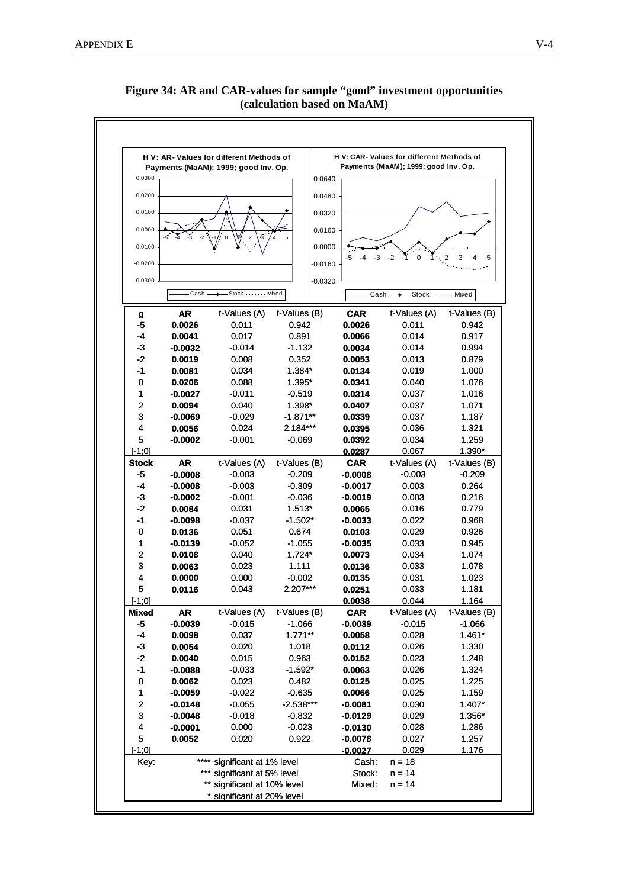**Figure 34: AR and CAR-values for sample "good" investment opportunities (calculation based on MaAM)**

H V: AR- Values for different Methods of Payments (MaAM); 1999; good Inv. Op.

H V: CAR- Values for different Methods of Payments (MaAM); 1999; good Inv. Op.

| g | AR | t-Values (A) | t-Values (B) | CAR | t-Values (A) | t-Values (B) |
|---|---|---|---|---|---|---|
| -5 | **0.0026** | 0.011 | 0.942 | **0.0026** | 0.011 | 0.942 |
| -4 | **0.0041** | 0.017 | 0.891 | **0.0066** | 0.014 | 0.917 |
| -3 | **-0.0032** | -0.014 | -1.132 | **0.0034** | 0.014 | 0.994 |
| -2 | **0.0019** | 0.008 | 0.352 | **0.0053** | 0.013 | 0.879 |
| -1 | **0.0081** | 0.034 | 1.384* | **0.0134** | 0.019 | 1.000 |
| 0 | **0.0206** | 0.088 | 1.395* | **0.0341** | 0.040 | 1.076 |
| 1 | **-0.0027** | -0.011 | -0.519 | **0.0314** | 0.037 | 1.016 |
| 2 | **0.0094** | 0.040 | 1.398* | **0.0407** | 0.037 | 1.071 |
| 3 | **-0.0069** | -0.029 | -1.871** | **0.0339** | 0.037 | 1.187 |
| 4 | **0.0056** | 0.024 | 2.184*** | **0.0395** | 0.036 | 1.321 |
| 5 | **-0.0002** | -0.001 | -0.069 | **0.0392** | 0.034 | 1.259 |
| [-1;0] | | | | **0.0287** | 0.067 | 1.390* |
| **Stock** | **AR** | t-Values (A) | t-Values (B) | **CAR** | t-Values (A) | t-Values (B) |
| -5 | **-0.0008** | -0.003 | -0.209 | **-0.0008** | -0.003 | -0.209 |
| -4 | **-0.0008** | -0.003 | -0.309 | **-0.0017** | 0.003 | 0.264 |
| -3 | **-0.0002** | -0.001 | -0.036 | **-0.0019** | 0.003 | 0.216 |
| -2 | **0.0084** | 0.031 | 1.513* | **0.0065** | 0.016 | 0.779 |
| -1 | **-0.0098** | -0.037 | -1.502* | **-0.0033** | 0.022 | 0.968 |
| 0 | **0.0136** | 0.051 | 0.674 | **0.0103** | 0.029 | 0.926 |
| 1 | **-0.0139** | -0.052 | -1.055 | **-0.0035** | 0.033 | 0.945 |
| 2 | **0.0108** | 0.040 | 1.724* | **0.0073** | 0.034 | 1.074 |
| 3 | **0.0063** | 0.023 | 1.111 | **0.0136** | 0.033 | 1.078 |
| 4 | **0.0000** | 0.000 | -0.002 | **0.0135** | 0.031 | 1.023 |
| 5 | **0.0116** | 0.043 | 2.207*** | **0.0251** | 0.033 | 1.181 |
| [-1;0] | | | | **0.0038** | 0.044 | 1.164 |
| **Mixed** | **AR** | t-Values (A) | t-Values (B) | **CAR** | t-Values (A) | t-Values (B) |
| -5 | **-0.0039** | -0.015 | -1.066 | **-0.0039** | -0.015 | -1.066 |
| -4 | **0.0098** | 0.037 | 1.771** | **0.0058** | 0.028 | 1.461* |
| -3 | **0.0054** | 0.020 | 1.018 | **0.0112** | 0.026 | 1.330 |
| -2 | **0.0040** | 0.015 | 0.963 | **0.0152** | 0.023 | 1.248 |
| -1 | **-0.0088** | -0.033 | -1.592* | **0.0063** | 0.026 | 1.324 |
| 0 | **0.0062** | 0.023 | 0.482 | **0.0125** | 0.025 | 1.225 |
| 1 | **-0.0059** | -0.022 | -0.635 | **0.0066** | 0.025 | 1.159 |
| 2 | **-0.0148** | -0.055 | -2.538*** | **-0.0081** | 0.030 | 1.407* |
| 3 | **-0.0048** | -0.018 | -0.832 | **-0.0129** | 0.029 | 1.356* |
| 4 | **-0.0001** | 0.000 | -0.023 | **-0.0130** | 0.028 | 1.286 |
| 5 | **0.0052** | 0.020 | 0.922 | **-0.0078** | 0.027 | 1.257 |
| [-1;0] | | | | **-0.0027** | 0.029 | 1.176 |

Key:
**** significant at 1% level
*** significant at 5% level
** significant at 10% level
* significant at 20% level

Cash: n = 18
Stock: n = 14
Mixed: n = 14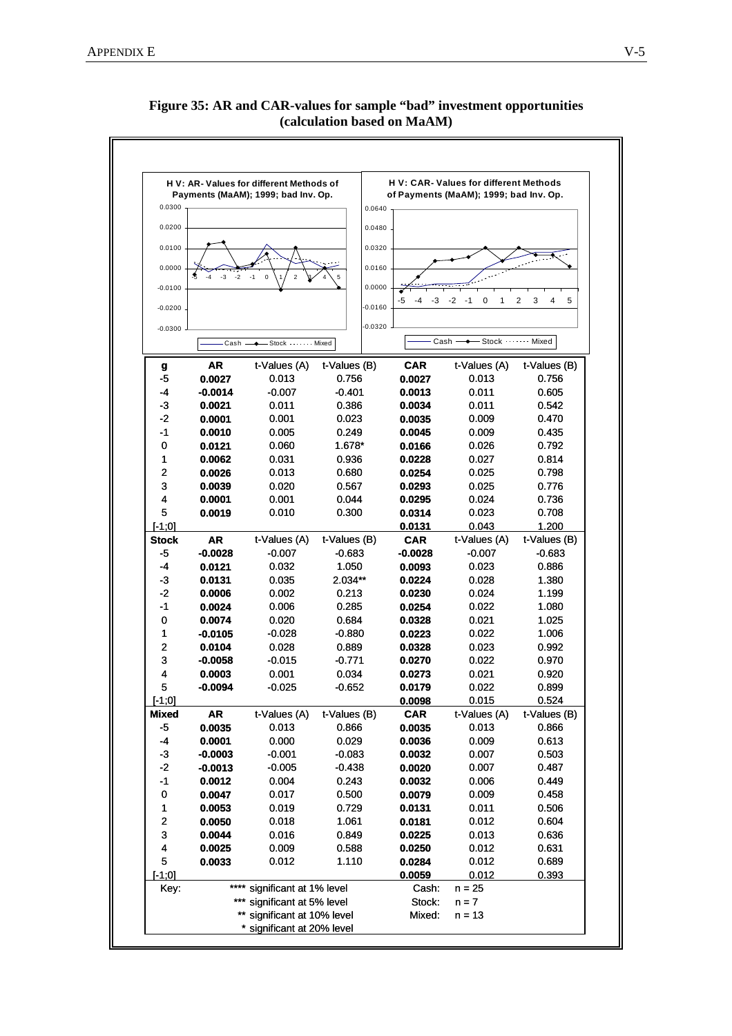**Figure 35: AR and CAR-values for sample "bad" investment opportunities (calculation based on MaAM)**

H V: AR- Values for different Methods of Payments (MaAM); 1999; bad Inv. Op.

H V: CAR- Values for different Methods of Payments (MaAM); 1999; bad Inv. Op.

Cash —◆— Stock ······· Mixed

| g | AR | t-Values (A) | t-Values (B) | CAR | t-Values (A) | t-Values (B) |
|---|---|---|---|---|---|---|
| -5 | **0.0027** | 0.013 | 0.756 | **0.0027** | 0.013 | 0.756 |
| -4 | **-0.0014** | -0.007 | -0.401 | **0.0013** | 0.011 | 0.605 |
| -3 | **0.0021** | 0.011 | 0.386 | **0.0034** | 0.011 | 0.542 |
| -2 | **0.0001** | 0.001 | 0.023 | **0.0035** | 0.009 | 0.470 |
| -1 | **0.0010** | 0.005 | 0.249 | **0.0045** | 0.009 | 0.435 |
| 0 | **0.0121** | 0.060 | 1.678* | **0.0166** | 0.026 | 0.792 |
| 1 | **0.0062** | 0.031 | 0.936 | **0.0228** | 0.027 | 0.814 |
| 2 | **0.0026** | 0.013 | 0.680 | **0.0254** | 0.025 | 0.798 |
| 3 | **0.0039** | 0.020 | 0.567 | **0.0293** | 0.025 | 0.776 |
| 4 | **0.0001** | 0.001 | 0.044 | **0.0295** | 0.024 | 0.736 |
| 5 | **0.0019** | 0.010 | 0.300 | **0.0314** | 0.023 | 0.708 |
| [-1;0] | | | | **0.0131** | 0.043 | 1.200 |
| **Stock** | **AR** | t-Values (A) | t-Values (B) | **CAR** | t-Values (A) | t-Values (B) |
| -5 | **-0.0028** | -0.007 | -0.683 | **-0.0028** | -0.007 | -0.683 |
| -4 | **0.0121** | 0.032 | 1.050 | **0.0093** | 0.023 | 0.886 |
| -3 | **0.0131** | 0.035 | 2.034** | **0.0224** | 0.028 | 1.380 |
| -2 | **0.0006** | 0.002 | 0.213 | **0.0230** | 0.024 | 1.199 |
| -1 | **0.0024** | 0.006 | 0.285 | **0.0254** | 0.022 | 1.080 |
| 0 | **0.0074** | 0.020 | 0.684 | **0.0328** | 0.021 | 1.025 |
| 1 | **-0.0105** | -0.028 | -0.880 | **0.0223** | 0.022 | 1.006 |
| 2 | **0.0104** | 0.028 | 0.889 | **0.0328** | 0.023 | 0.992 |
| 3 | **-0.0058** | -0.015 | -0.771 | **0.0270** | 0.022 | 0.970 |
| 4 | **0.0003** | 0.001 | 0.034 | **0.0273** | 0.021 | 0.920 |
| 5 | **-0.0094** | -0.025 | -0.652 | **0.0179** | 0.022 | 0.899 |
| [-1;0] | | | | **0.0098** | 0.015 | 0.524 |
| **Mixed** | **AR** | t-Values (A) | t-Values (B) | **CAR** | t-Values (A) | t-Values (B) |
| -5 | **0.0035** | 0.013 | 0.866 | **0.0035** | 0.013 | 0.866 |
| -4 | **0.0001** | 0.000 | 0.029 | **0.0036** | 0.009 | 0.613 |
| -3 | **-0.0003** | -0.001 | -0.083 | **0.0032** | 0.007 | 0.503 |
| -2 | **-0.0013** | -0.005 | -0.438 | **0.0020** | 0.007 | 0.487 |
| -1 | **0.0012** | 0.004 | 0.243 | **0.0032** | 0.006 | 0.449 |
| 0 | **0.0047** | 0.017 | 0.500 | **0.0079** | 0.009 | 0.458 |
| 1 | **0.0053** | 0.019 | 0.729 | **0.0131** | 0.011 | 0.506 |
| 2 | **0.0050** | 0.018 | 1.061 | **0.0181** | 0.012 | 0.604 |
| 3 | **0.0044** | 0.016 | 0.849 | **0.0225** | 0.013 | 0.636 |
| 4 | **0.0025** | 0.009 | 0.588 | **0.0250** | 0.012 | 0.631 |
| 5 | **0.0033** | 0.012 | 1.110 | **0.0284** | 0.012 | 0.689 |
| [-1;0] | | | | **0.0059** | 0.012 | 0.393 |

Key:
**** significant at 1% level
*** significant at 5% level
** significant at 10% level
* significant at 20% level

Cash: n = 25
Stock: n = 7
Mixed: n = 13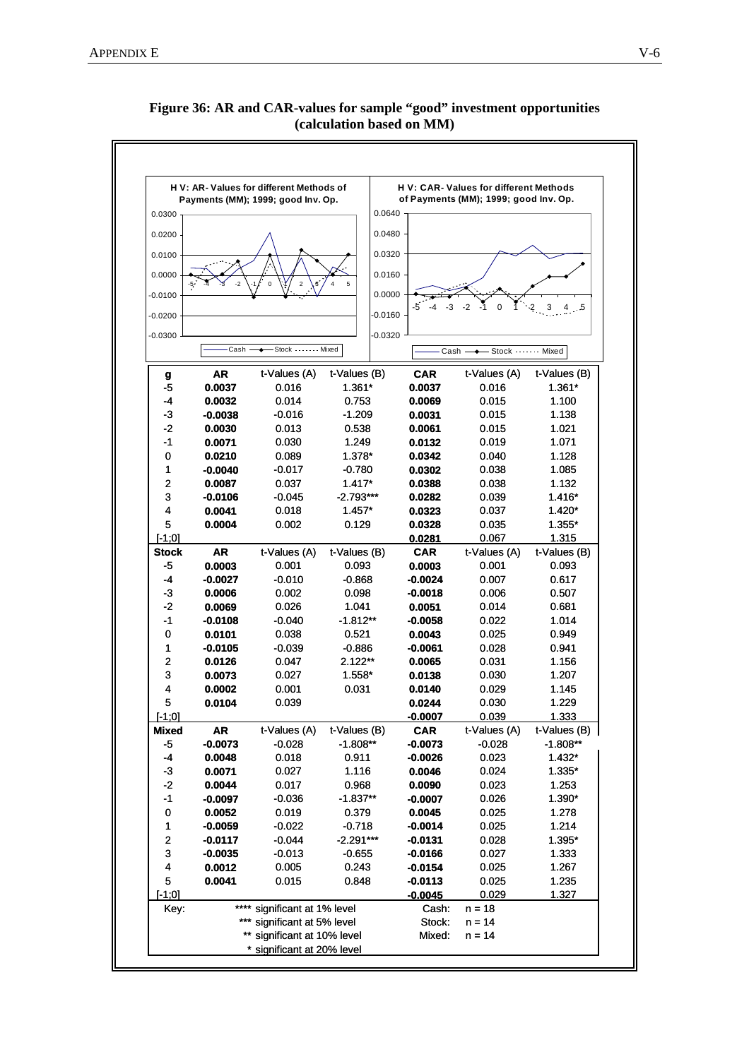**Figure 36: AR and CAR-values for sample "good" investment opportunities (calculation based on MM)**

| g | AR | t-Values (A) | t-Values (B) | CAR | t-Values (A) | t-Values (B) |
|---|---|---|---|---|---|---|
| -5 | 0.0037 | 0.016 | 1.361* | 0.0037 | 0.016 | 1.361* |
| -4 | 0.0032 | 0.014 | 0.753 | 0.0069 | 0.015 | 1.100 |
| -3 | -0.0038 | -0.016 | -1.209 | 0.0031 | 0.015 | 1.138 |
| -2 | 0.0030 | 0.013 | 0.538 | 0.0061 | 0.015 | 1.021 |
| -1 | 0.0071 | 0.030 | 1.249 | 0.0132 | 0.019 | 1.071 |
| 0 | 0.0210 | 0.089 | 1.378* | 0.0342 | 0.040 | 1.128 |
| 1 | -0.0040 | -0.017 | -0.780 | 0.0302 | 0.038 | 1.085 |
| 2 | 0.0087 | 0.037 | 1.417* | 0.0388 | 0.038 | 1.132 |
| 3 | -0.0106 | -0.045 | -2.793*** | 0.0282 | 0.039 | 1.416* |
| 4 | 0.0041 | 0.018 | 1.457* | 0.0323 | 0.037 | 1.420* |
| 5 | 0.0004 | 0.002 | 0.129 | 0.0328 | 0.035 | 1.355* |
| [-1;0] | | | | 0.0281 | 0.067 | 1.315 |
| **Stock** | **AR** | t-Values (A) | t-Values (B) | **CAR** | t-Values (A) | t-Values (B) |
| -5 | 0.0003 | 0.001 | 0.093 | 0.0003 | 0.001 | 0.093 |
| -4 | -0.0027 | -0.010 | -0.868 | -0.0024 | 0.007 | 0.617 |
| -3 | 0.0006 | 0.002 | 0.098 | -0.0018 | 0.006 | 0.507 |
| -2 | 0.0069 | 0.026 | 1.041 | 0.0051 | 0.014 | 0.681 |
| -1 | -0.0108 | -0.040 | -1.812** | -0.0058 | 0.022 | 1.014 |
| 0 | 0.0101 | 0.038 | 0.521 | 0.0043 | 0.025 | 0.949 |
| 1 | -0.0105 | -0.039 | -0.886 | -0.0061 | 0.028 | 0.941 |
| 2 | 0.0126 | 0.047 | 2.122** | 0.0065 | 0.031 | 1.156 |
| 3 | 0.0073 | 0.027 | 1.558* | 0.0138 | 0.030 | 1.207 |
| 4 | 0.0002 | 0.001 | 0.031 | 0.0140 | 0.029 | 1.145 |
| 5 | 0.0104 | 0.039 | | 0.0244 | 0.030 | 1.229 |
| [-1;0] | | | | -0.0007 | 0.039 | 1.333 |
| **Mixed** | **AR** | t-Values (A) | t-Values (B) | **CAR** | t-Values (A) | t-Values (B) |
| -5 | -0.0073 | -0.028 | -1.808** | -0.0073 | -0.028 | -1.808** |
| -4 | 0.0048 | 0.018 | 0.911 | -0.0026 | 0.023 | 1.432* |
| -3 | 0.0071 | 0.027 | 1.116 | 0.0046 | 0.024 | 1.335* |
| -2 | 0.0044 | 0.017 | 0.968 | 0.0090 | 0.023 | 1.253 |
| -1 | -0.0097 | -0.036 | -1.837** | -0.0007 | 0.026 | 1.390* |
| 0 | 0.0052 | 0.019 | 0.379 | 0.0045 | 0.025 | 1.278 |
| 1 | -0.0059 | -0.022 | -0.718 | -0.0014 | 0.025 | 1.214 |
| 2 | -0.0117 | -0.044 | -2.291*** | -0.0131 | 0.028 | 1.395* |
| 3 | -0.0035 | -0.013 | -0.655 | -0.0166 | 0.027 | 1.333 |
| 4 | 0.0012 | 0.005 | 0.243 | -0.0154 | 0.025 | 1.267 |
| 5 | 0.0041 | 0.015 | 0.848 | -0.0113 | 0.025 | 1.235 |
| [-1;0] | | | | -0.0045 | 0.029 | 1.327 |

Key:
**** significant at 1% level
*** significant at 5% level
** significant at 10% level
* significant at 20% level

Cash: n = 18
Stock: n = 14
Mixed: n = 14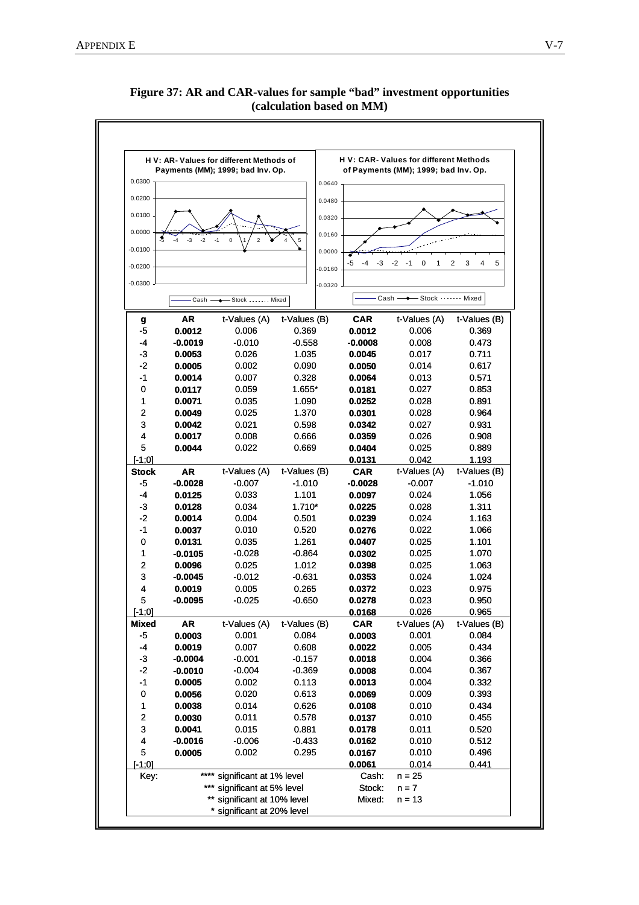**Figure 37: AR and CAR-values for sample "bad" investment opportunities (calculation based on MM)**

H V: AR- Values for different Methods of Payments (MM); 1999; bad Inv. Op.

H V: CAR- Values for different Methods of Payments (MM); 1999; bad Inv. Op.

| g | AR | t-Values (A) | t-Values (B) | CAR | t-Values (A) | t-Values (B) |
|---|---|---|---|---|---|---|
| -5 | **0.0012** | 0.006 | 0.369 | **0.0012** | 0.006 | 0.369 |
| -4 | **-0.0019** | -0.010 | -0.558 | **-0.0008** | 0.008 | 0.473 |
| -3 | **0.0053** | 0.026 | 1.035 | **0.0045** | 0.017 | 0.711 |
| -2 | **0.0005** | 0.002 | 0.090 | **0.0050** | 0.014 | 0.617 |
| -1 | **0.0014** | 0.007 | 0.328 | **0.0064** | 0.013 | 0.571 |
| 0 | **0.0117** | 0.059 | 1.655* | **0.0181** | 0.027 | 0.853 |
| 1 | **0.0071** | 0.035 | 1.090 | **0.0252** | 0.028 | 0.891 |
| 2 | **0.0049** | 0.025 | 1.370 | **0.0301** | 0.028 | 0.964 |
| 3 | **0.0042** | 0.021 | 0.598 | **0.0342** | 0.027 | 0.931 |
| 4 | **0.0017** | 0.008 | 0.666 | **0.0359** | 0.026 | 0.908 |
| 5 | **0.0044** | 0.022 | 0.669 | **0.0404** | 0.025 | 0.889 |
| [-1;0] | | | | **0.0131** | 0.042 | 1.193 |
| **Stock** | **AR** | t-Values (A) | t-Values (B) | **CAR** | t-Values (A) | t-Values (B) |
| -5 | **-0.0028** | -0.007 | -1.010 | **-0.0028** | -0.007 | -1.010 |
| -4 | **0.0125** | 0.033 | 1.101 | **0.0097** | 0.024 | 1.056 |
| -3 | **0.0128** | 0.034 | 1.710* | **0.0225** | 0.028 | 1.311 |
| -2 | **0.0014** | 0.004 | 0.501 | **0.0239** | 0.024 | 1.163 |
| -1 | **0.0037** | 0.010 | 0.520 | **0.0276** | 0.022 | 1.066 |
| 0 | **0.0131** | 0.035 | 1.261 | **0.0407** | 0.025 | 1.101 |
| 1 | **-0.0105** | -0.028 | -0.864 | **0.0302** | 0.025 | 1.070 |
| 2 | **0.0096** | 0.025 | 1.012 | **0.0398** | 0.025 | 1.063 |
| 3 | **-0.0045** | -0.012 | -0.631 | **0.0353** | 0.024 | 1.024 |
| 4 | **0.0019** | 0.005 | 0.265 | **0.0372** | 0.023 | 0.975 |
| 5 | **-0.0095** | -0.025 | -0.650 | **0.0278** | 0.023 | 0.950 |
| [-1;0] | | | | **0.0168** | 0.026 | 0.965 |
| **Mixed** | **AR** | t-Values (A) | t-Values (B) | **CAR** | t-Values (A) | t-Values (B) |
| -5 | **0.0003** | 0.001 | 0.084 | **0.0003** | 0.001 | 0.084 |
| -4 | **0.0019** | 0.007 | 0.608 | **0.0022** | 0.005 | 0.434 |
| -3 | **-0.0004** | -0.001 | -0.157 | **0.0018** | 0.004 | 0.366 |
| -2 | **-0.0010** | -0.004 | -0.369 | **0.0008** | 0.004 | 0.367 |
| -1 | **0.0005** | 0.002 | 0.113 | **0.0013** | 0.004 | 0.332 |
| 0 | **0.0056** | 0.020 | 0.613 | **0.0069** | 0.009 | 0.393 |
| 1 | **0.0038** | 0.014 | 0.626 | **0.0108** | 0.010 | 0.434 |
| 2 | **0.0030** | 0.011 | 0.578 | **0.0137** | 0.010 | 0.455 |
| 3 | **0.0041** | 0.015 | 0.881 | **0.0178** | 0.011 | 0.520 |
| 4 | **-0.0016** | -0.006 | -0.433 | **0.0162** | 0.010 | 0.512 |
| 5 | **0.0005** | 0.002 | 0.295 | **0.0167** | 0.010 | 0.496 |
| [-1;0] | | | | **0.0061** | 0.014 | 0.441 |

Key:
- **** significant at 1% level
- *** significant at 5% level
- ** significant at 10% level
- \* significant at 20% level

Cash: n = 25
Stock: n = 7
Mixed: n = 13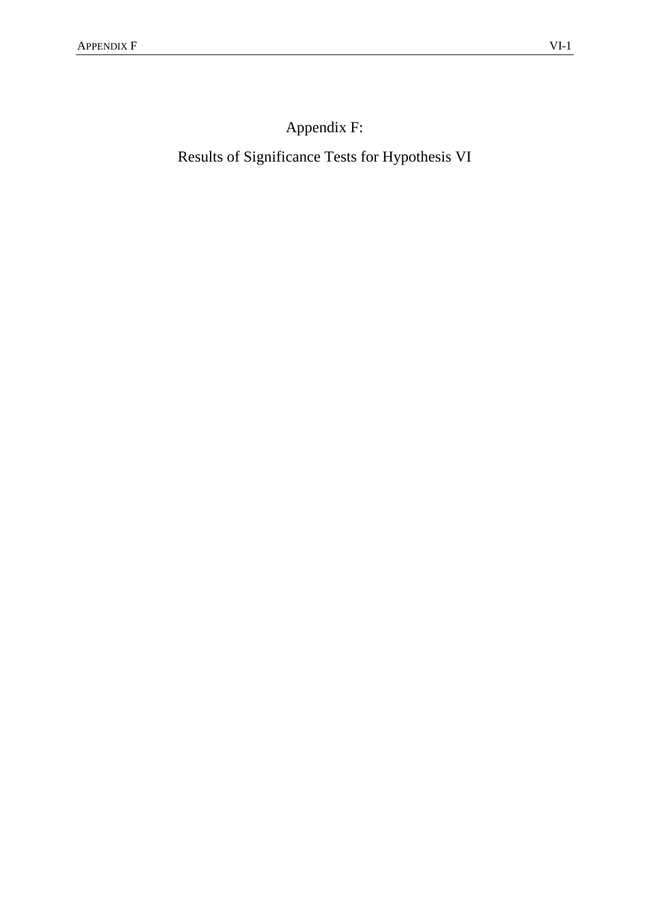# Appendix F:

# Results of Significance Tests for Hypothesis VI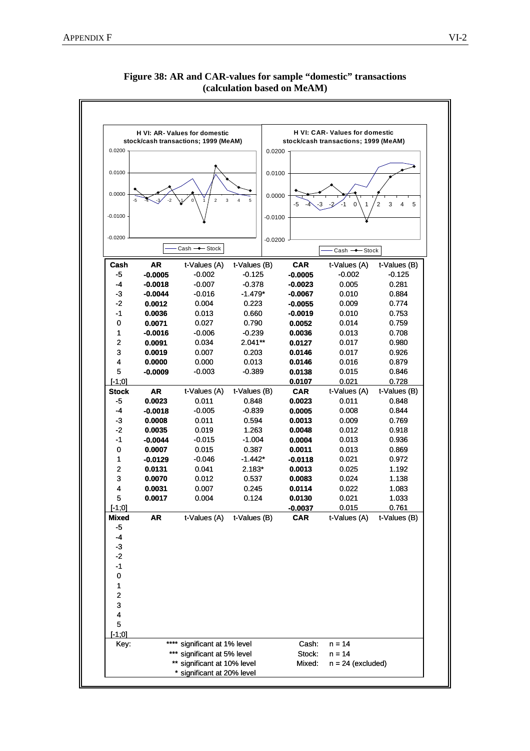**Figure 38: AR and CAR-values for sample "domestic" transactions (calculation based on MeAM)**

H VI: AR- Values for domestic stock/cash transactions; 1999 (MeAM)

H VI: CAR- Values for domestic stock/cash transactions; 1999 (MeAM)

| Cash | AR | t-Values (A) | t-Values (B) | CAR | t-Values (A) | t-Values (B) |
|---|---|---|---|---|---|---|
| -5 | **-0.0005** | -0.002 | -0.125 | **-0.0005** | -0.002 | -0.125 |
| -4 | **-0.0018** | -0.007 | -0.378 | **-0.0023** | 0.005 | 0.281 |
| -3 | **-0.0044** | -0.016 | -1.479* | **-0.0067** | 0.010 | 0.884 |
| -2 | **0.0012** | 0.004 | 0.223 | **-0.0055** | 0.009 | 0.774 |
| -1 | **0.0036** | 0.013 | 0.660 | **-0.0019** | 0.010 | 0.753 |
| 0 | **0.0071** | 0.027 | 0.790 | **0.0052** | 0.014 | 0.759 |
| 1 | **-0.0016** | -0.006 | -0.239 | **0.0036** | 0.013 | 0.708 |
| 2 | **0.0091** | 0.034 | 2.041** | **0.0127** | 0.017 | 0.980 |
| 3 | **0.0019** | 0.007 | 0.203 | **0.0146** | 0.017 | 0.926 |
| 4 | **0.0000** | 0.000 | 0.013 | **0.0146** | 0.016 | 0.879 |
| 5 | **-0.0009** | -0.003 | -0.389 | **0.0138** | 0.015 | 0.846 |
| [-1;0] | | | | **0.0107** | 0.021 | 0.728 |
| **Stock** | **AR** | t-Values (A) | t-Values (B) | **CAR** | t-Values (A) | t-Values (B) |
| -5 | **0.0023** | 0.011 | 0.848 | **0.0023** | 0.011 | 0.848 |
| -4 | **-0.0018** | -0.005 | -0.839 | **0.0005** | 0.008 | 0.844 |
| -3 | **0.0008** | 0.011 | 0.594 | **0.0013** | 0.009 | 0.769 |
| -2 | **0.0035** | 0.019 | 1.263 | **0.0048** | 0.012 | 0.918 |
| -1 | **-0.0044** | -0.015 | -1.004 | **0.0004** | 0.013 | 0.936 |
| 0 | **0.0007** | 0.015 | 0.387 | **0.0011** | 0.013 | 0.869 |
| 1 | **-0.0129** | -0.046 | -1.442* | **-0.0118** | 0.021 | 0.972 |
| 2 | **0.0131** | 0.041 | 2.183* | **0.0013** | 0.025 | 1.192 |
| 3 | **0.0070** | 0.012 | 0.537 | **0.0083** | 0.024 | 1.138 |
| 4 | **0.0031** | 0.007 | 0.245 | **0.0114** | 0.022 | 1.083 |
| 5 | **0.0017** | 0.004 | 0.124 | **0.0130** | 0.021 | 1.033 |
| [-1;0] | | | | **-0.0037** | 0.015 | 0.761 |
| **Mixed** | **AR** | t-Values (A) | t-Values (B) | **CAR** | t-Values (A) | t-Values (B) |
| -5 | | | | | | |
| -4 | | | | | | |
| -3 | | | | | | |
| -2 | | | | | | |
| -1 | | | | | | |
| 0 | | | | | | |
| 1 | | | | | | |
| 2 | | | | | | |
| 3 | | | | | | |
| 4 | | | | | | |
| 5 | | | | | | |
| [-1;0] | | | | | | |

Key:
**** significant at 1% level
*** significant at 5% level
** significant at 10% level
* significant at 20% level

Cash: n = 14
Stock: n = 14
Mixed: n = 24 (excluded)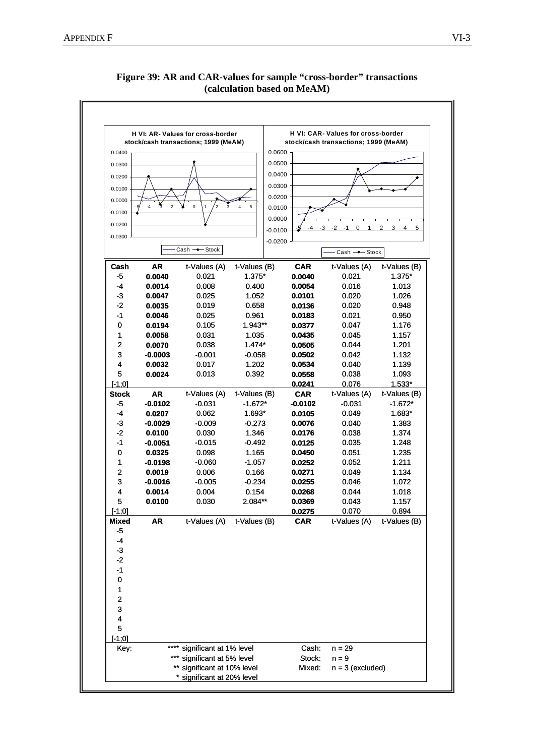**Figure 39: AR and CAR-values for sample "cross-border" transactions (calculation based on MeAM)**

H VI: AR- Values for cross-border stock/cash transactions; 1999 (MeAM)

H VI: CAR- Values for cross-border stock/cash transactions; 1999 (MeAM)

| Cash | AR | t-Values (A) | t-Values (B) | CAR | t-Values (A) | t-Values (B) |
|---|---|---|---|---|---|---|
| -5 | **0.0040** | 0.021 | 1.375* | **0.0040** | 0.021 | 1.375* |
| -4 | **0.0014** | 0.008 | 0.400 | **0.0054** | 0.016 | 1.013 |
| -3 | **0.0047** | 0.025 | 1.052 | **0.0101** | 0.020 | 1.026 |
| -2 | **0.0035** | 0.019 | 0.658 | **0.0136** | 0.020 | 0.948 |
| -1 | **0.0046** | 0.025 | 0.961 | **0.0183** | 0.021 | 0.950 |
| 0 | **0.0194** | 0.105 | 1.943** | **0.0377** | 0.047 | 1.176 |
| 1 | **0.0058** | 0.031 | 1.035 | **0.0435** | 0.045 | 1.157 |
| 2 | **0.0070** | 0.038 | 1.474* | **0.0505** | 0.044 | 1.201 |
| 3 | **-0.0003** | -0.001 | -0.058 | **0.0502** | 0.042 | 1.132 |
| 4 | **0.0032** | 0.017 | 1.202 | **0.0534** | 0.040 | 1.139 |
| 5 | **0.0024** | 0.013 | 0.392 | **0.0558** | 0.038 | 1.093 |
| [-1;0] | | | | **0.0241** | 0.076 | 1.533* |
| **Stock** | **AR** | t-Values (A) | t-Values (B) | **CAR** | t-Values (A) | t-Values (B) |
| -5 | **-0.0102** | -0.031 | -1.672* | **-0.0102** | -0.031 | -1.672* |
| -4 | **0.0207** | 0.062 | 1.693* | **0.0105** | 0.049 | 1.683* |
| -3 | **-0.0029** | -0.009 | -0.273 | **0.0076** | 0.040 | 1.383 |
| -2 | **0.0100** | 0.030 | 1.346 | **0.0176** | 0.038 | 1.374 |
| -1 | **-0.0051** | -0.015 | -0.492 | **0.0125** | 0.035 | 1.248 |
| 0 | **0.0325** | 0.098 | 1.165 | **0.0450** | 0.051 | 1.235 |
| 1 | **-0.0198** | -0.060 | -1.057 | **0.0252** | 0.052 | 1.211 |
| 2 | **0.0019** | 0.006 | 0.166 | **0.0271** | 0.049 | 1.134 |
| 3 | **-0.0016** | -0.005 | -0.234 | **0.0255** | 0.046 | 1.072 |
| 4 | **0.0014** | 0.004 | 0.154 | **0.0268** | 0.044 | 1.018 |
| 5 | **0.0100** | 0.030 | 2.084** | **0.0369** | 0.043 | 1.157 |
| [-1;0] | | | | **0.0275** | 0.070 | 0.894 |
| **Mixed** | **AR** | t-Values (A) | t-Values (B) | **CAR** | t-Values (A) | t-Values (B) |
| -5 | | | | | | |
| -4 | | | | | | |
| -3 | | | | | | |
| -2 | | | | | | |
| -1 | | | | | | |
| 0 | | | | | | |
| 1 | | | | | | |
| 2 | | | | | | |
| 3 | | | | | | |
| 4 | | | | | | |
| 5 | | | | | | |
| [-1;0] | | | | | | |

Key:
- **** significant at 1% level
- *** significant at 5% level
- ** significant at 10% level
- * significant at 20% level

Cash: n = 29
Stock: n = 9
Mixed: n = 3 (excluded)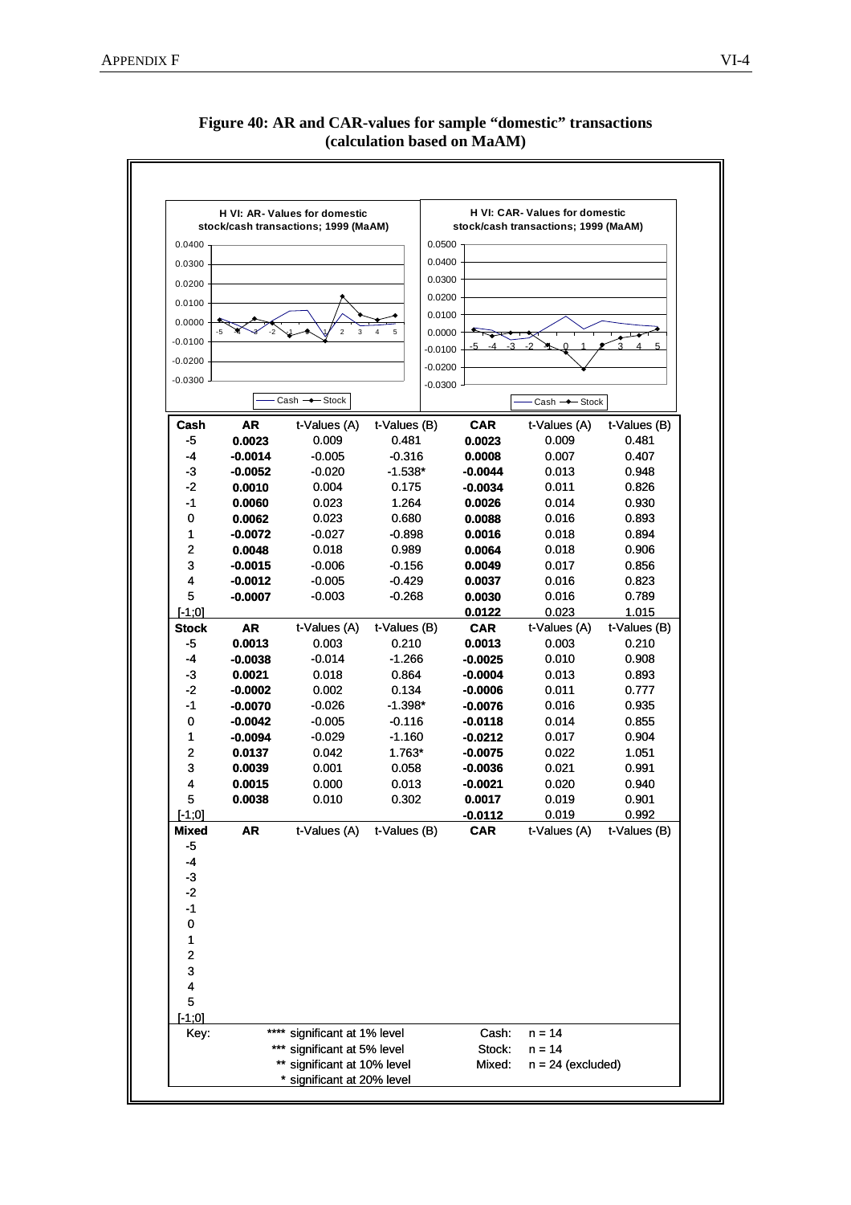**Figure 40: AR and CAR-values for sample "domestic" transactions (calculation based on MaAM)**

H VI: AR- Values for domestic stock/cash transactions; 1999 (MaAM)

H VI: CAR- Values for domestic stock/cash transactions; 1999 (MaAM)

| Cash | AR | t-Values (A) | t-Values (B) | CAR | t-Values (A) | t-Values (B) |
|---|---|---|---|---|---|---|
| -5 | **0.0023** | 0.009 | 0.481 | **0.0023** | 0.009 | 0.481 |
| -4 | **-0.0014** | -0.005 | -0.316 | **0.0008** | 0.007 | 0.407 |
| -3 | **-0.0052** | -0.020 | -1.538* | **-0.0044** | 0.013 | 0.948 |
| -2 | **0.0010** | 0.004 | 0.175 | **-0.0034** | 0.011 | 0.826 |
| -1 | **0.0060** | 0.023 | 1.264 | **0.0026** | 0.014 | 0.930 |
| 0 | **0.0062** | 0.023 | 0.680 | **0.0088** | 0.016 | 0.893 |
| 1 | **-0.0072** | -0.027 | -0.898 | **0.0016** | 0.018 | 0.894 |
| 2 | **0.0048** | 0.018 | 0.989 | **0.0064** | 0.018 | 0.906 |
| 3 | **-0.0015** | -0.006 | -0.156 | **0.0049** | 0.017 | 0.856 |
| 4 | **-0.0012** | -0.005 | -0.429 | **0.0037** | 0.016 | 0.823 |
| 5 | **-0.0007** | -0.003 | -0.268 | **0.0030** | 0.016 | 0.789 |
| [-1;0] | | | | **0.0122** | 0.023 | 1.015 |
| **Stock** | **AR** | t-Values (A) | t-Values (B) | **CAR** | t-Values (A) | t-Values (B) |
| -5 | **0.0013** | 0.003 | 0.210 | **0.0013** | 0.003 | 0.210 |
| -4 | **-0.0038** | -0.014 | -1.266 | **-0.0025** | 0.010 | 0.908 |
| -3 | **0.0021** | 0.018 | 0.864 | **-0.0004** | 0.013 | 0.893 |
| -2 | **-0.0002** | 0.002 | 0.134 | **-0.0006** | 0.011 | 0.777 |
| -1 | **-0.0070** | -0.026 | -1.398* | **-0.0076** | 0.016 | 0.935 |
| 0 | **-0.0042** | -0.005 | -0.116 | **-0.0118** | 0.014 | 0.855 |
| 1 | **-0.0094** | -0.029 | -1.160 | **-0.0212** | 0.017 | 0.904 |
| 2 | **0.0137** | 0.042 | 1.763* | **-0.0075** | 0.022 | 1.051 |
| 3 | **0.0039** | 0.001 | 0.058 | **-0.0036** | 0.021 | 0.991 |
| 4 | **0.0015** | 0.000 | 0.013 | **-0.0021** | 0.020 | 0.940 |
| 5 | **0.0038** | 0.010 | 0.302 | **0.0017** | 0.019 | 0.901 |
| [-1;0] | | | | **-0.0112** | 0.019 | 0.992 |
| **Mixed** | **AR** | t-Values (A) | t-Values (B) | **CAR** | t-Values (A) | t-Values (B) |
| -5 | | | | | | |
| -4 | | | | | | |
| -3 | | | | | | |
| -2 | | | | | | |
| -1 | | | | | | |
| 0 | | | | | | |
| 1 | | | | | | |
| 2 | | | | | | |
| 3 | | | | | | |
| 4 | | | | | | |
| 5 | | | | | | |
| [-1;0] | | | | | | |

Key:
- **** significant at 1% level
- *** significant at 5% level
- ** significant at 10% level
- * significant at 20% level

Cash: n = 14
Stock: n = 14
Mixed: n = 24 (excluded)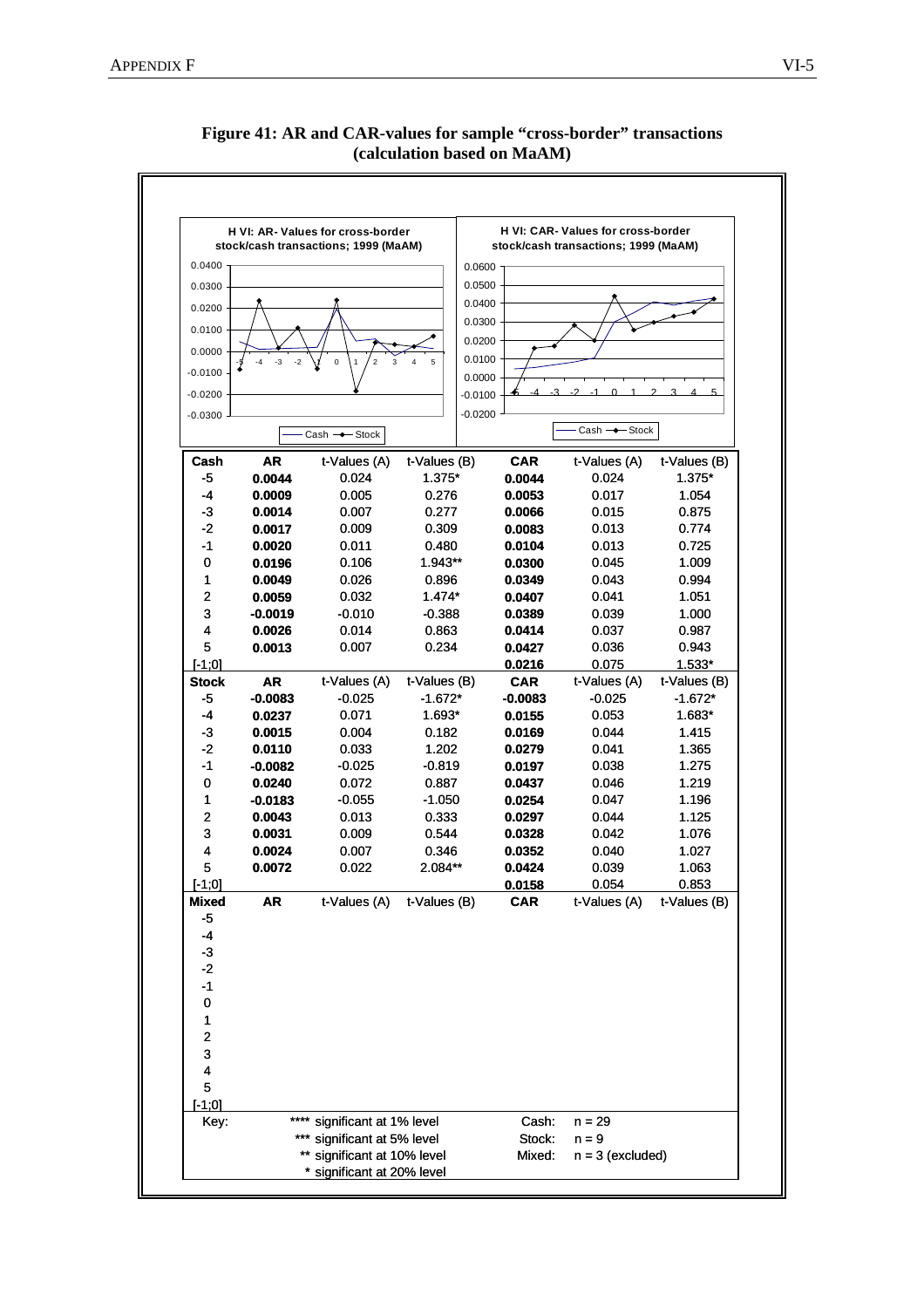**Figure 41: AR and CAR-values for sample "cross-border" transactions (calculation based on MaAM)**

H VI: AR- Values for cross-border stock/cash transactions; 1999 (MaAM)

H VI: CAR- Values for cross-border stock/cash transactions; 1999 (MaAM)

| Cash | AR | t-Values (A) | t-Values (B) | CAR | t-Values (A) | t-Values (B) |
|---|---|---|---|---|---|---|
| -5 | 0.0044 | 0.024 | 1.375* | 0.0044 | 0.024 | 1.375* |
| -4 | 0.0009 | 0.005 | 0.276 | 0.0053 | 0.017 | 1.054 |
| -3 | 0.0014 | 0.007 | 0.277 | 0.0066 | 0.015 | 0.875 |
| -2 | 0.0017 | 0.009 | 0.309 | 0.0083 | 0.013 | 0.774 |
| -1 | 0.0020 | 0.011 | 0.480 | 0.0104 | 0.013 | 0.725 |
| 0 | 0.0196 | 0.106 | 1.943** | 0.0300 | 0.045 | 1.009 |
| 1 | 0.0049 | 0.026 | 0.896 | 0.0349 | 0.043 | 0.994 |
| 2 | 0.0059 | 0.032 | 1.474* | 0.0407 | 0.041 | 1.051 |
| 3 | -0.0019 | -0.010 | -0.388 | 0.0389 | 0.039 | 1.000 |
| 4 | 0.0026 | 0.014 | 0.863 | 0.0414 | 0.037 | 0.987 |
| 5 | 0.0013 | 0.007 | 0.234 | 0.0427 | 0.036 | 0.943 |
| [-1;0] | | | | 0.0216 | 0.075 | 1.533* |
| **Stock** | **AR** | t-Values (A) | t-Values (B) | **CAR** | t-Values (A) | t-Values (B) |
| -5 | -0.0083 | -0.025 | -1.672* | -0.0083 | -0.025 | -1.672* |
| -4 | 0.0237 | 0.071 | 1.693* | 0.0155 | 0.053 | 1.683* |
| -3 | 0.0015 | 0.004 | 0.182 | 0.0169 | 0.044 | 1.415 |
| -2 | 0.0110 | 0.033 | 1.202 | 0.0279 | 0.041 | 1.365 |
| -1 | -0.0082 | -0.025 | -0.819 | 0.0197 | 0.038 | 1.275 |
| 0 | 0.0240 | 0.072 | 0.887 | 0.0437 | 0.046 | 1.219 |
| 1 | -0.0183 | -0.055 | -1.050 | 0.0254 | 0.047 | 1.196 |
| 2 | 0.0043 | 0.013 | 0.333 | 0.0297 | 0.044 | 1.125 |
| 3 | 0.0031 | 0.009 | 0.544 | 0.0328 | 0.042 | 1.076 |
| 4 | 0.0024 | 0.007 | 0.346 | 0.0352 | 0.040 | 1.027 |
| 5 | 0.0072 | 0.022 | 2.084** | 0.0424 | 0.039 | 1.063 |
| [-1;0] | | | | 0.0158 | 0.054 | 0.853 |
| **Mixed** | **AR** | t-Values (A) | t-Values (B) | **CAR** | t-Values (A) | t-Values (B) |
| -5 | | | | | | |
| -4 | | | | | | |
| -3 | | | | | | |
| -2 | | | | | | |
| -1 | | | | | | |
| 0 | | | | | | |
| 1 | | | | | | |
| 2 | | | | | | |
| 3 | | | | | | |
| 4 | | | | | | |
| 5 | | | | | | |
| [-1;0] | | | | | | |

Key:
- **** significant at 1% level
- *** significant at 5% level
- ** significant at 10% level
- * significant at 20% level

Cash: n = 29
Stock: n = 9
Mixed: n = 3 (excluded)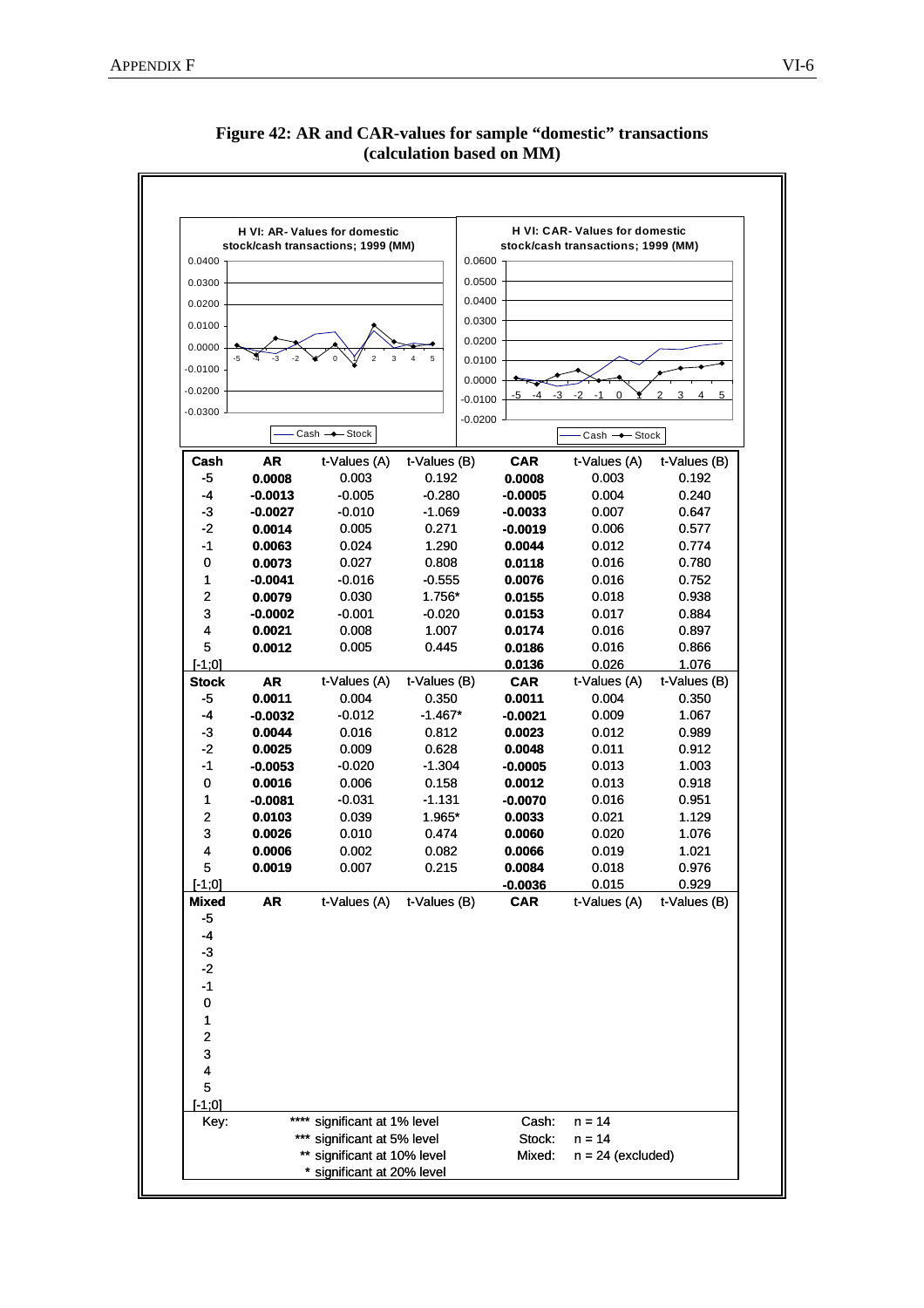**Figure 42: AR and CAR-values for sample "domestic" transactions (calculation based on MM)**

H VI: AR- Values for domestic stock/cash transactions; 1999 (MM)

H VI: CAR- Values for domestic stock/cash transactions; 1999 (MM)

| Cash | AR | t-Values (A) | t-Values (B) | CAR | t-Values (A) | t-Values (B) |
|---|---|---|---|---|---|---|
| -5 | **0.0008** | 0.003 | 0.192 | **0.0008** | 0.003 | 0.192 |
| -4 | **-0.0013** | -0.005 | -0.280 | **-0.0005** | 0.004 | 0.240 |
| -3 | **-0.0027** | -0.010 | -1.069 | **-0.0033** | 0.007 | 0.647 |
| -2 | **0.0014** | 0.005 | 0.271 | **-0.0019** | 0.006 | 0.577 |
| -1 | **0.0063** | 0.024 | 1.290 | **0.0044** | 0.012 | 0.774 |
| 0 | **0.0073** | 0.027 | 0.808 | **0.0118** | 0.016 | 0.780 |
| 1 | **-0.0041** | -0.016 | -0.555 | **0.0076** | 0.016 | 0.752 |
| 2 | **0.0079** | 0.030 | 1.756* | **0.0155** | 0.018 | 0.938 |
| 3 | **-0.0002** | -0.001 | -0.020 | **0.0153** | 0.017 | 0.884 |
| 4 | **0.0021** | 0.008 | 1.007 | **0.0174** | 0.016 | 0.897 |
| 5 | **0.0012** | 0.005 | 0.445 | **0.0186** | 0.016 | 0.866 |
| [-1;0] | | | | **0.0136** | 0.026 | 1.076 |
| **Stock** | **AR** | t-Values (A) | t-Values (B) | **CAR** | t-Values (A) | t-Values (B) |
| -5 | **0.0011** | 0.004 | 0.350 | **0.0011** | 0.004 | 0.350 |
| -4 | **-0.0032** | -0.012 | -1.467* | **-0.0021** | 0.009 | 1.067 |
| -3 | **0.0044** | 0.016 | 0.812 | **0.0023** | 0.012 | 0.989 |
| -2 | **0.0025** | 0.009 | 0.628 | **0.0048** | 0.011 | 0.912 |
| -1 | **-0.0053** | -0.020 | -1.304 | **-0.0005** | 0.013 | 1.003 |
| 0 | **0.0016** | 0.006 | 0.158 | **0.0012** | 0.013 | 0.918 |
| 1 | **-0.0081** | -0.031 | -1.131 | **-0.0070** | 0.016 | 0.951 |
| 2 | **0.0103** | 0.039 | 1.965* | **0.0033** | 0.021 | 1.129 |
| 3 | **0.0026** | 0.010 | 0.474 | **0.0060** | 0.020 | 1.076 |
| 4 | **0.0006** | 0.002 | 0.082 | **0.0066** | 0.019 | 1.021 |
| 5 | **0.0019** | 0.007 | 0.215 | **0.0084** | 0.018 | 0.976 |
| [-1;0] | | | | **-0.0036** | 0.015 | 0.929 |
| **Mixed** | **AR** | t-Values (A) | t-Values (B) | **CAR** | t-Values (A) | t-Values (B) |
| -5 | | | | | | |
| -4 | | | | | | |
| -3 | | | | | | |
| -2 | | | | | | |
| -1 | | | | | | |
| 0 | | | | | | |
| 1 | | | | | | |
| 2 | | | | | | |
| 3 | | | | | | |
| 4 | | | | | | |
| 5 | | | | | | |
| [-1;0] | | | | | | |

Key:
- **** significant at 1% level
- *** significant at 5% level
- ** significant at 10% level
- * significant at 20% level

Cash: n = 14
Stock: n = 14
Mixed: n = 24 (excluded)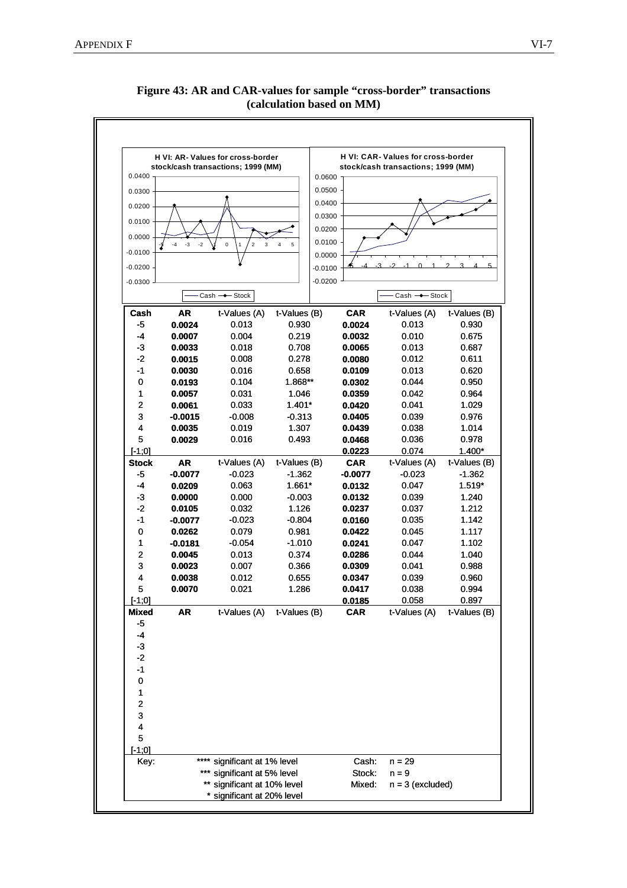**Figure 43: AR and CAR-values for sample "cross-border" transactions (calculation based on MM)**

H VI: AR- Values for cross-border stock/cash transactions; 1999 (MM)

0.0400
0.0300
0.0200
0.0100
0.0000
-0.0100
-0.0200
-0.0300

-5 -4 -3 -2 -1 0 1 2 3 4 5

Cash — Stock

H VI: CAR- Values for cross-border stock/cash transactions; 1999 (MM)

0.0600
0.0500
0.0400
0.0300
0.0200
0.0100
0.0000
-0.0100
-0.0200

-5 -4 -3 -2 -1 0 1 2 3 4 5

Cash — Stock

| Cash | AR | t-Values (A) | t-Values (B) | CAR | t-Values (A) | t-Values (B) |
|---|---|---|---|---|---|---|
| -5 | **0.0024** | 0.013 | 0.930 | **0.0024** | 0.013 | 0.930 |
| -4 | **0.0007** | 0.004 | 0.219 | **0.0032** | 0.010 | 0.675 |
| -3 | **0.0033** | 0.018 | 0.708 | **0.0065** | 0.013 | 0.687 |
| -2 | **0.0015** | 0.008 | 0.278 | **0.0080** | 0.012 | 0.611 |
| -1 | **0.0030** | 0.016 | 0.658 | **0.0109** | 0.013 | 0.620 |
| 0 | **0.0193** | 0.104 | 1.868** | **0.0302** | 0.044 | 0.950 |
| 1 | **0.0057** | 0.031 | 1.046 | **0.0359** | 0.042 | 0.964 |
| 2 | **0.0061** | 0.033 | 1.401* | **0.0420** | 0.041 | 1.029 |
| 3 | **-0.0015** | -0.008 | -0.313 | **0.0405** | 0.039 | 0.976 |
| 4 | **0.0035** | 0.019 | 1.307 | **0.0439** | 0.038 | 1.014 |
| 5 | **0.0029** | 0.016 | 0.493 | **0.0468** | 0.036 | 0.978 |
| [-1;0] | | | | **0.0223** | 0.074 | 1.400* |
| **Stock** | **AR** | t-Values (A) | t-Values (B) | **CAR** | t-Values (A) | t-Values (B) |
| -5 | **-0.0077** | -0.023 | -1.362 | **-0.0077** | -0.023 | -1.362 |
| -4 | **0.0209** | 0.063 | 1.661* | **0.0132** | 0.047 | 1.519* |
| -3 | **0.0000** | 0.000 | -0.003 | **0.0132** | 0.039 | 1.240 |
| -2 | **0.0105** | 0.032 | 1.126 | **0.0237** | 0.037 | 1.212 |
| -1 | **-0.0077** | -0.023 | -0.804 | **0.0160** | 0.035 | 1.142 |
| 0 | **0.0262** | 0.079 | 0.981 | **0.0422** | 0.045 | 1.117 |
| 1 | **-0.0181** | -0.054 | -1.010 | **0.0241** | 0.047 | 1.102 |
| 2 | **0.0045** | 0.013 | 0.374 | **0.0286** | 0.044 | 1.040 |
| 3 | **0.0023** | 0.007 | 0.366 | **0.0309** | 0.041 | 0.988 |
| 4 | **0.0038** | 0.012 | 0.655 | **0.0347** | 0.039 | 0.960 |
| 5 | **0.0070** | 0.021 | 1.286 | **0.0417** | 0.038 | 0.994 |
| [-1;0] | | | | **0.0185** | 0.058 | 0.897 |
| **Mixed** | **AR** | t-Values (A) | t-Values (B) | **CAR** | t-Values (A) | t-Values (B) |
| -5 | | | | | | |
| -4 | | | | | | |
| -3 | | | | | | |
| -2 | | | | | | |
| -1 | | | | | | |
| 0 | | | | | | |
| 1 | | | | | | |
| 2 | | | | | | |
| 3 | | | | | | |
| 4 | | | | | | |
| 5 | | | | | | |
| [-1;0] | | | | | | |

| | | |
|---|---|---|
| Key: | **** significant at 1% level | Cash: n = 29 |
| | *** significant at 5% level | Stock: n = 9 |
| | ** significant at 10% level | Mixed: n = 3 (excluded) |
| | * significant at 20% level | |